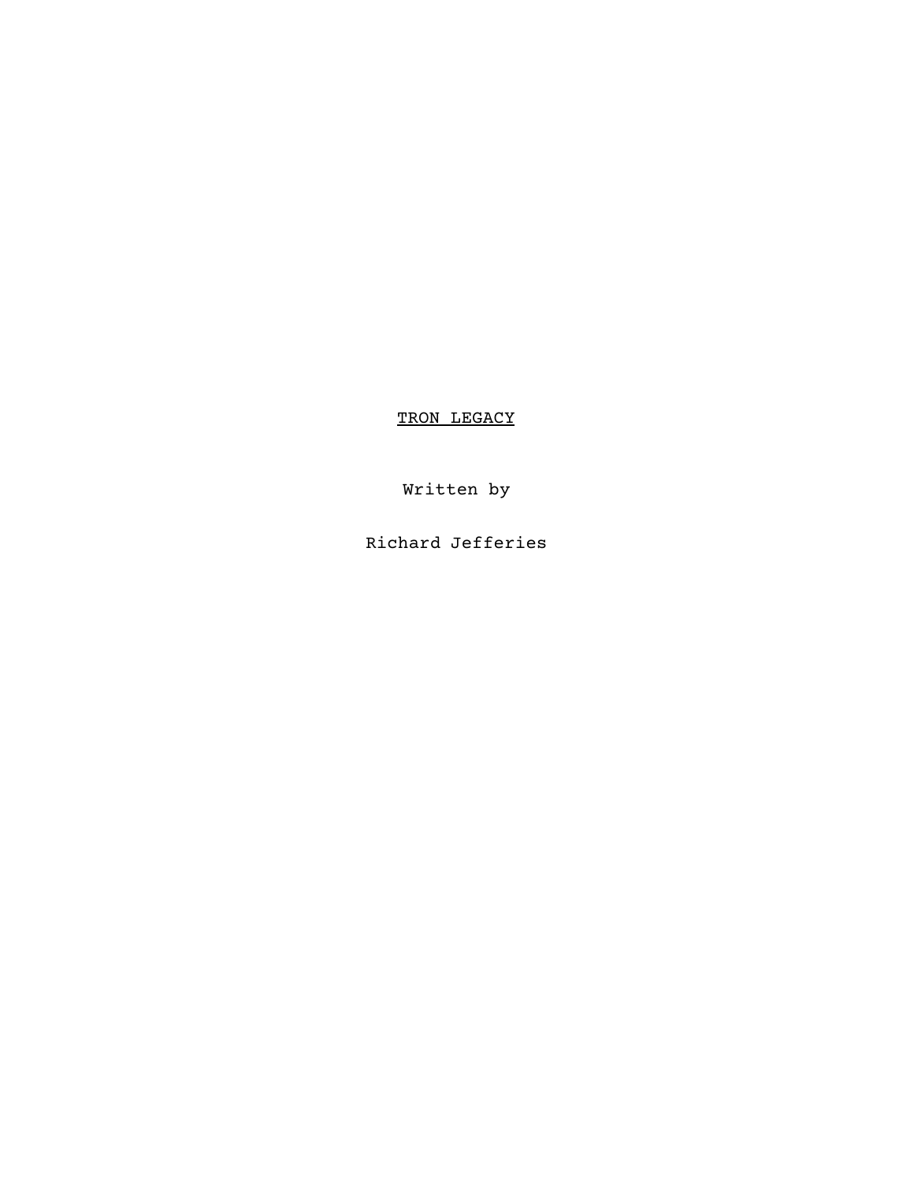<u>TRON LEGACY</u>

Written by

Richard Jefferies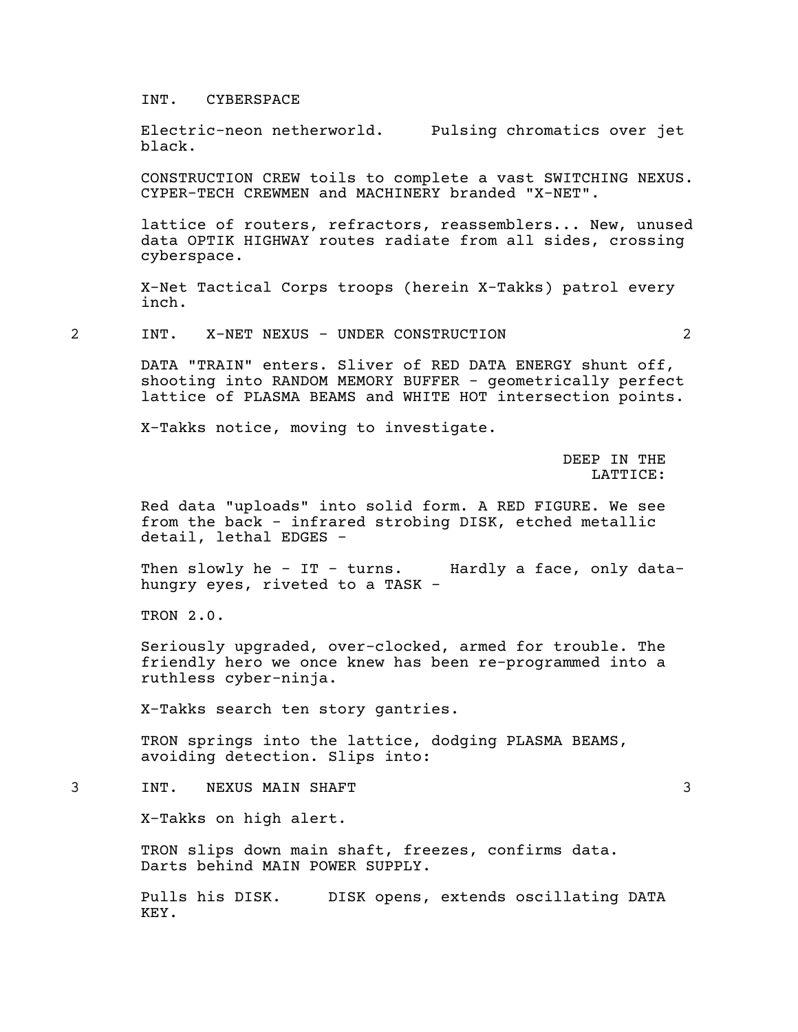INT. CYBERSPACE

Electric-neon netherworld. Pulsing chromatics over jet black.

CONSTRUCTION CREW toils to complete a vast SWITCHING NEXUS. CYPER-TECH CREWMEN and MACHINERY branded "X-NET".

lattice of routers, refractors, reassemblers... New, unused data OPTIK HIGHWAY routes radiate from all sides, crossing cyberspace.

X-Net Tactical Corps troops (herein X-Takks) patrol every inch.

2 INT. X-NET NEXUS - UNDER CONSTRUCTION 2

DATA "TRAIN" enters. Sliver of RED DATA ENERGY shunt off, shooting into RANDOM MEMORY BUFFER - geometrically perfect lattice of PLASMA BEAMS and WHITE HOT intersection points.

X-Takks notice, moving to investigate.

DEEP IN THE LATTICE:

Red data "uploads" into solid form. A RED FIGURE. We see from the back - infrared strobing DISK, etched metallic detail, lethal EDGES -

Then slowly he - IT - turns. Hardly a face, only data-hungry eyes, riveted to a TASK -

TRON 2.0.

Seriously upgraded, over-clocked, armed for trouble. The friendly hero we once knew has been re-programmed into a ruthless cyber-ninja.

X-Takks search ten story gantries.

TRON springs into the lattice, dodging PLASMA BEAMS, avoiding detection. Slips into:

3 INT. NEXUS MAIN SHAFT 3

X-Takks on high alert.

TRON slips down main shaft, freezes, confirms data. Darts behind MAIN POWER SUPPLY.

Pulls his DISK. DISK opens, extends oscillating DATA KEY.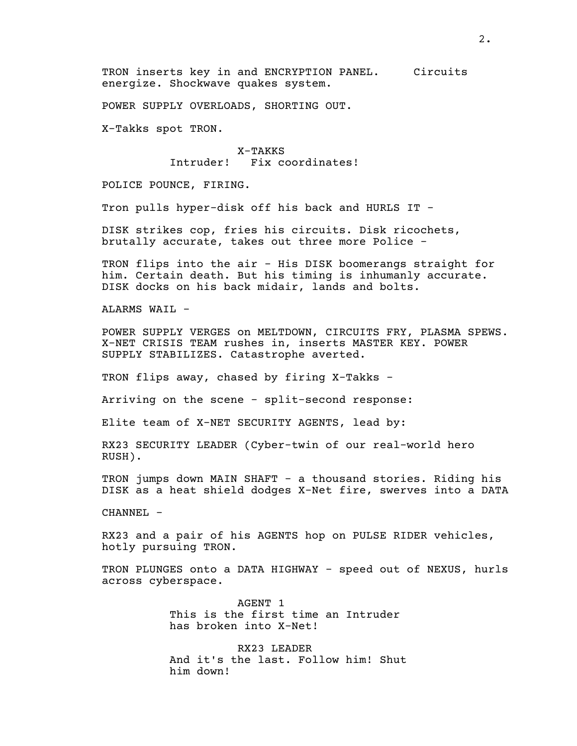TRON inserts key in and ENCRYPTION PANEL.     Circuits energize. Shockwave quakes system.

POWER SUPPLY OVERLOADS, SHORTING OUT.

X-Takks spot TRON.

X-TAKKS
Intruder!   Fix coordinates!

POLICE POUNCE, FIRING.

Tron pulls hyper-disk off his back and HURLS IT -

DISK strikes cop, fries his circuits. Disk ricochets, brutally accurate, takes out three more Police -

TRON flips into the air - His DISK boomerangs straight for him. Certain death. But his timing is inhumanly accurate. DISK docks on his back midair, lands and bolts.

ALARMS WAIL -

POWER SUPPLY VERGES on MELTDOWN, CIRCUITS FRY, PLASMA SPEWS. X-NET CRISIS TEAM rushes in, inserts MASTER KEY. POWER SUPPLY STABILIZES. Catastrophe averted.

TRON flips away, chased by firing X-Takks -

Arriving on the scene - split-second response:

Elite team of X-NET SECURITY AGENTS, lead by:

RX23 SECURITY LEADER (Cyber-twin of our real-world hero RUSH).

TRON jumps down MAIN SHAFT - a thousand stories. Riding his DISK as a heat shield dodges X-Net fire, swerves into a DATA

CHANNEL -

RX23 and a pair of his AGENTS hop on PULSE RIDER vehicles, hotly pursuing TRON.

TRON PLUNGES onto a DATA HIGHWAY - speed out of NEXUS, hurls across cyberspace.

AGENT 1
This is the first time an Intruder has broken into X-Net!

RX23 LEADER
And it's the last. Follow him! Shut him down!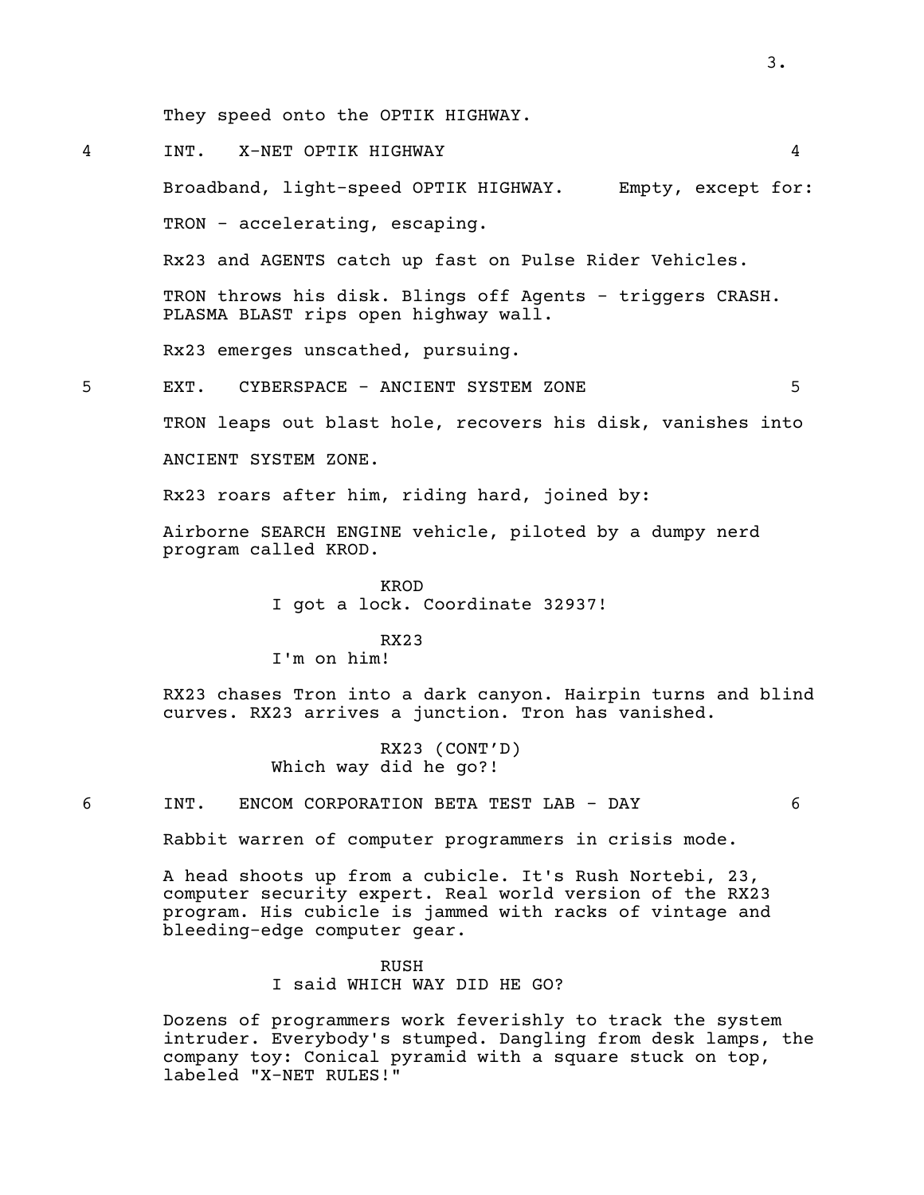They speed onto the OPTIK HIGHWAY.

4 INT. X-NET OPTIK HIGHWAY 4

Broadband, light-speed OPTIK HIGHWAY. Empty, except for:

TRON - accelerating, escaping.

Rx23 and AGENTS catch up fast on Pulse Rider Vehicles.

TRON throws his disk. Blings off Agents - triggers CRASH. PLASMA BLAST rips open highway wall.

Rx23 emerges unscathed, pursuing.

5 EXT. CYBERSPACE - ANCIENT SYSTEM ZONE 5

TRON leaps out blast hole, recovers his disk, vanishes into

ANCIENT SYSTEM ZONE.

Rx23 roars after him, riding hard, joined by:

Airborne SEARCH ENGINE vehicle, piloted by a dumpy nerd program called KROD.

KROD
I got a lock. Coordinate 32937!

RX23
I'm on him!

RX23 chases Tron into a dark canyon. Hairpin turns and blind curves. RX23 arrives a junction. Tron has vanished.

RX23 (CONT'D)
Which way did he go?!

6 INT. ENCOM CORPORATION BETA TEST LAB - DAY 6

Rabbit warren of computer programmers in crisis mode.

A head shoots up from a cubicle. It's Rush Nortebi, 23, computer security expert. Real world version of the RX23 program. His cubicle is jammed with racks of vintage and bleeding-edge computer gear.

RUSH
I said WHICH WAY DID HE GO?

Dozens of programmers work feverishly to track the system intruder. Everybody's stumped. Dangling from desk lamps, the company toy: Conical pyramid with a square stuck on top, labeled "X-NET RULES!"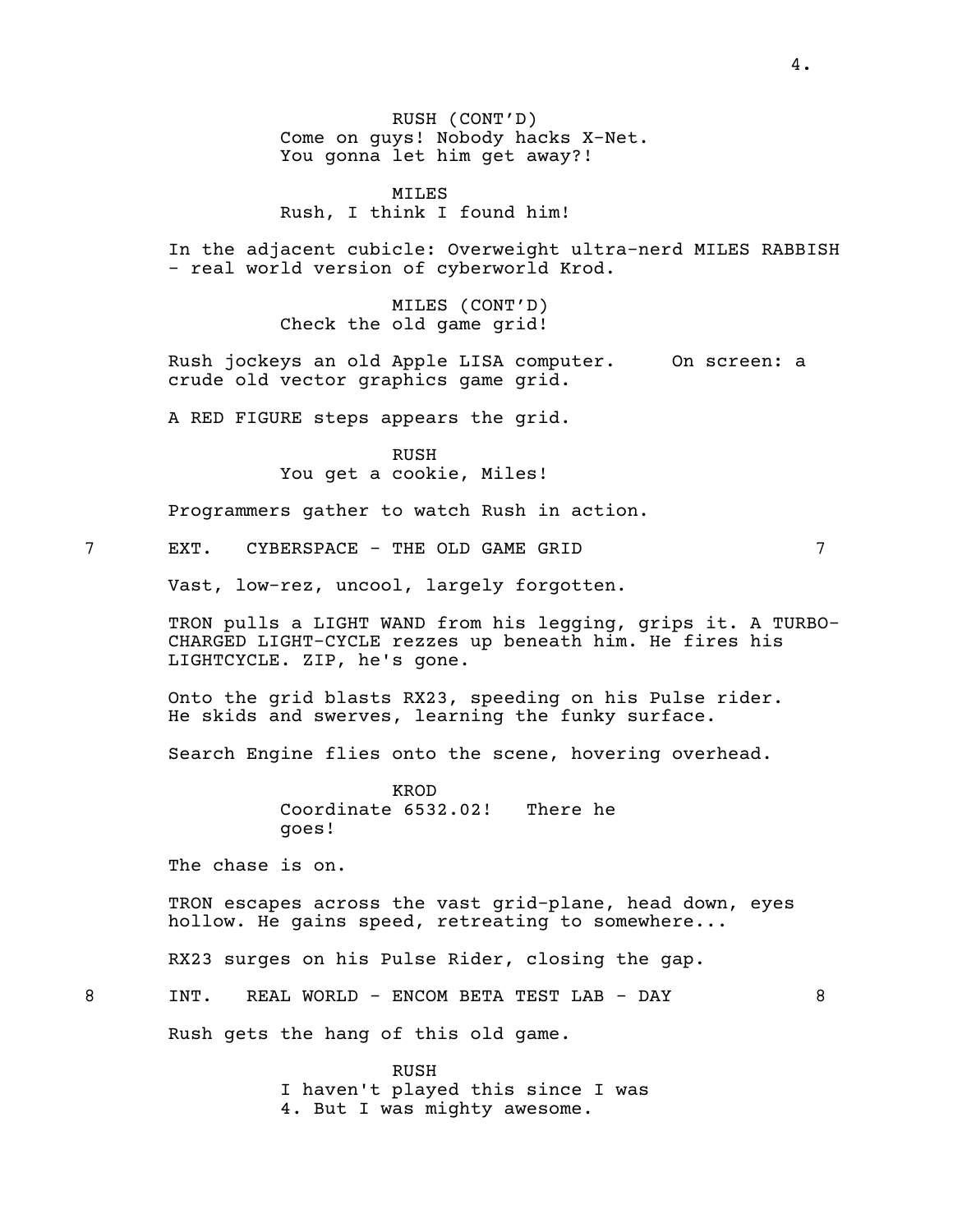RUSH (CONT'D)
Come on guys! Nobody hacks X-Net. You gonna let him get away?!

MILES
Rush, I think I found him!

In the adjacent cubicle: Overweight ultra-nerd MILES RABBISH - real world version of cyberworld Krod.

MILES (CONT'D)
Check the old game grid!

Rush jockeys an old Apple LISA computer. On screen: a crude old vector graphics game grid.

A RED FIGURE steps appears the grid.

RUSH
You get a cookie, Miles!

Programmers gather to watch Rush in action.

7 EXT. CYBERSPACE - THE OLD GAME GRID 7

Vast, low-rez, uncool, largely forgotten.

TRON pulls a LIGHT WAND from his legging, grips it. A TURBO-CHARGED LIGHT-CYCLE rezzes up beneath him. He fires his LIGHTCYCLE. ZIP, he's gone.

Onto the grid blasts RX23, speeding on his Pulse rider. He skids and swerves, learning the funky surface.

Search Engine flies onto the scene, hovering overhead.

KROD
Coordinate 6532.02! There he goes!

The chase is on.

TRON escapes across the vast grid-plane, head down, eyes hollow. He gains speed, retreating to somewhere...

RX23 surges on his Pulse Rider, closing the gap.

8 INT. REAL WORLD - ENCOM BETA TEST LAB - DAY 8

Rush gets the hang of this old game.

RUSH
I haven't played this since I was 4. But I was mighty awesome.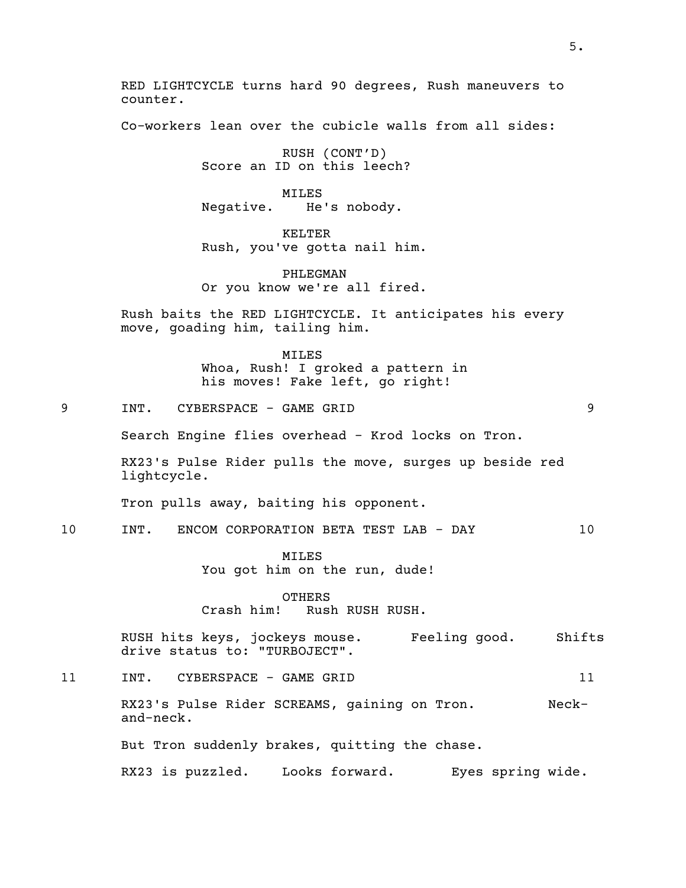RED LIGHTCYCLE turns hard 90 degrees, Rush maneuvers to counter.

Co-workers lean over the cubicle walls from all sides:

RUSH (CONT'D)
Score an ID on this leech?

MILES
Negative. He's nobody.

KELTER
Rush, you've gotta nail him.

PHLEGMAN
Or you know we're all fired.

Rush baits the RED LIGHTCYCLE. It anticipates his every move, goading him, tailing him.

MILES
Whoa, Rush! I groked a pattern in his moves! Fake left, go right!

9 INT. CYBERSPACE - GAME GRID 9

Search Engine flies overhead - Krod locks on Tron.

RX23's Pulse Rider pulls the move, surges up beside red lightcycle.

Tron pulls away, baiting his opponent.

10 INT. ENCOM CORPORATION BETA TEST LAB - DAY 10

MILES
You got him on the run, dude!

OTHERS
Crash him! Rush RUSH RUSH.

RUSH hits keys, jockeys mouse. Feeling good. Shifts drive status to: "TURBOJECT".

11 INT. CYBERSPACE - GAME GRID 11

RX23's Pulse Rider SCREAMS, gaining on Tron. Neck-and-neck.

But Tron suddenly brakes, quitting the chase.

RX23 is puzzled. Looks forward. Eyes spring wide.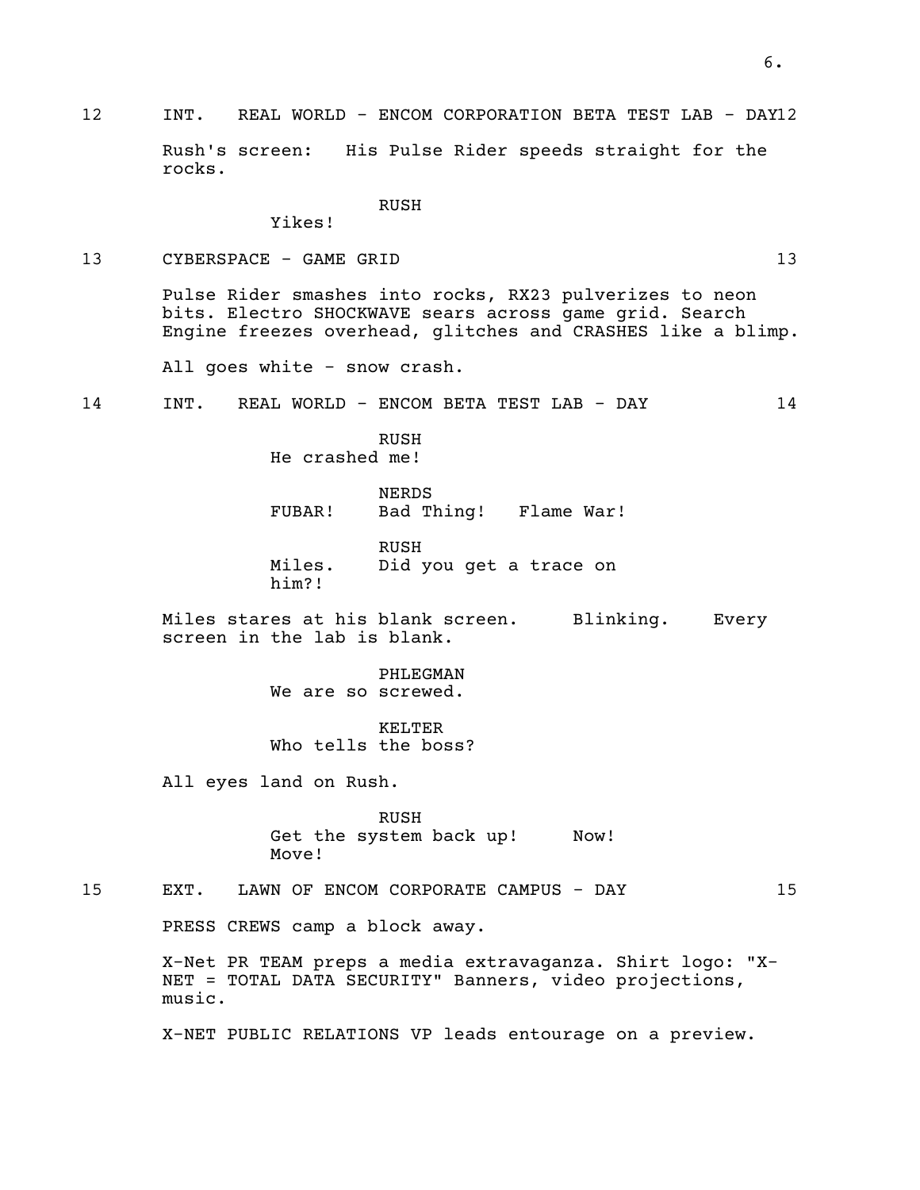12 INT. REAL WORLD - ENCOM CORPORATION BETA TEST LAB - DAY 12

Rush's screen: His Pulse Rider speeds straight for the rocks.

RUSH
Yikes!

13 CYBERSPACE - GAME GRID 13

Pulse Rider smashes into rocks, RX23 pulverizes to neon bits. Electro SHOCKWAVE sears across game grid. Search Engine freezes overhead, glitches and CRASHES like a blimp.

All goes white - snow crash.

14 INT. REAL WORLD - ENCOM BETA TEST LAB - DAY 14

RUSH
He crashed me!

NERDS
FUBAR! Bad Thing! Flame War!

RUSH
Miles. Did you get a trace on him?!

Miles stares at his blank screen. Blinking. Every screen in the lab is blank.

PHLEGMAN
We are so screwed.

KELTER
Who tells the boss?

All eyes land on Rush.

RUSH
Get the system back up! Now! Move!

15 EXT. LAWN OF ENCOM CORPORATE CAMPUS - DAY 15

PRESS CREWS camp a block away.

X-Net PR TEAM preps a media extravaganza. Shirt logo: "X-NET = TOTAL DATA SECURITY" Banners, video projections, music.

X-NET PUBLIC RELATIONS VP leads entourage on a preview.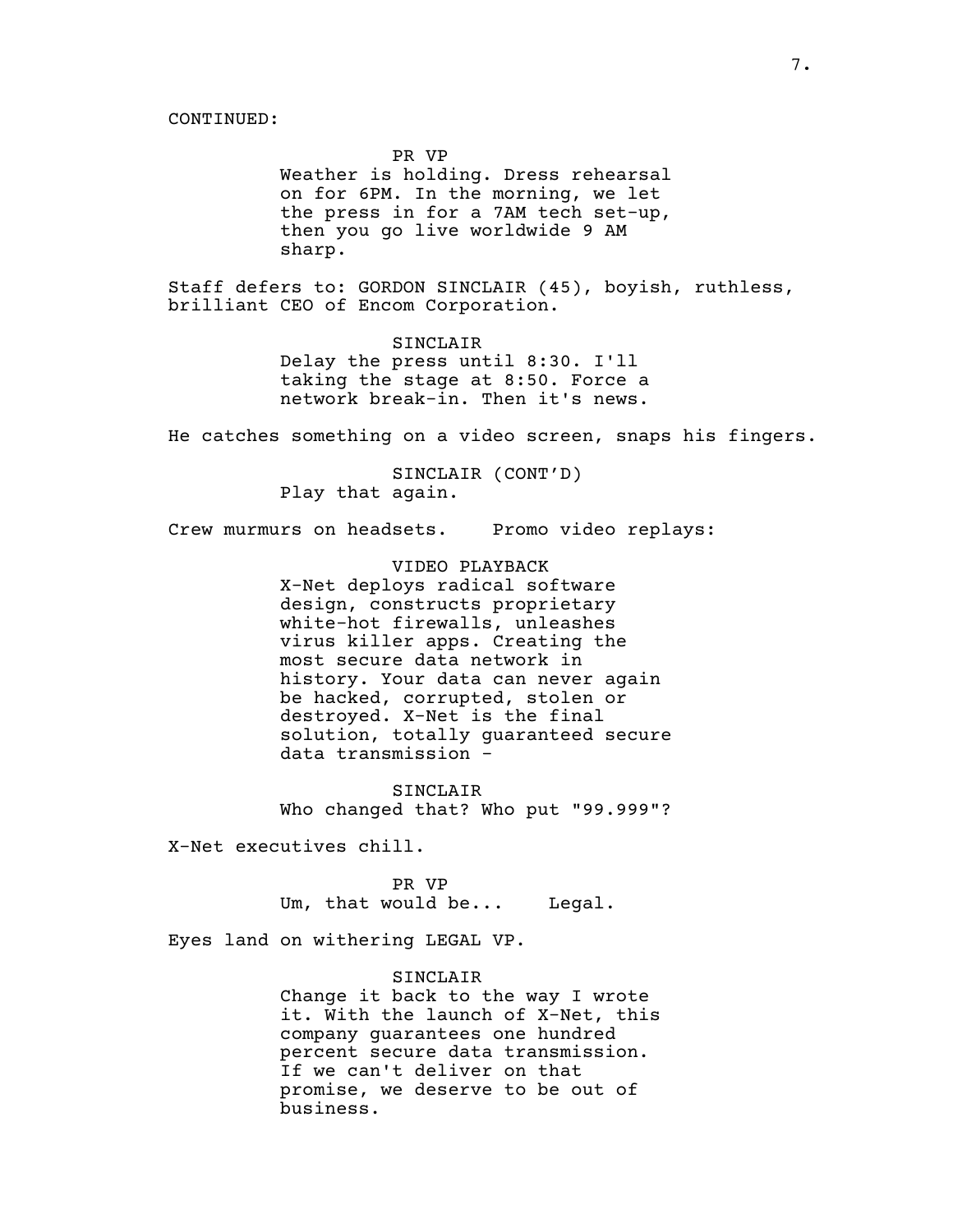CONTINUED:

PR VP
Weather is holding. Dress rehearsal on for 6PM. In the morning, we let the press in for a 7AM tech set-up, then you go live worldwide 9 AM sharp.

Staff defers to: GORDON SINCLAIR (45), boyish, ruthless, brilliant CEO of Encom Corporation.

SINCLAIR
Delay the press until 8:30. I'll taking the stage at 8:50. Force a network break-in. Then it's news.

He catches something on a video screen, snaps his fingers.

SINCLAIR (CONT'D)
Play that again.

Crew murmurs on headsets. Promo video replays:

VIDEO PLAYBACK
X-Net deploys radical software design, constructs proprietary white-hot firewalls, unleashes virus killer apps. Creating the most secure data network in history. Your data can never again be hacked, corrupted, stolen or destroyed. X-Net is the final solution, totally guaranteed secure data transmission -

SINCLAIR
Who changed that? Who put "99.999"?

X-Net executives chill.

PR VP
Um, that would be... Legal.

Eyes land on withering LEGAL VP.

SINCLAIR
Change it back to the way I wrote it. With the launch of X-Net, this company guarantees one hundred percent secure data transmission. If we can't deliver on that promise, we deserve to be out of business.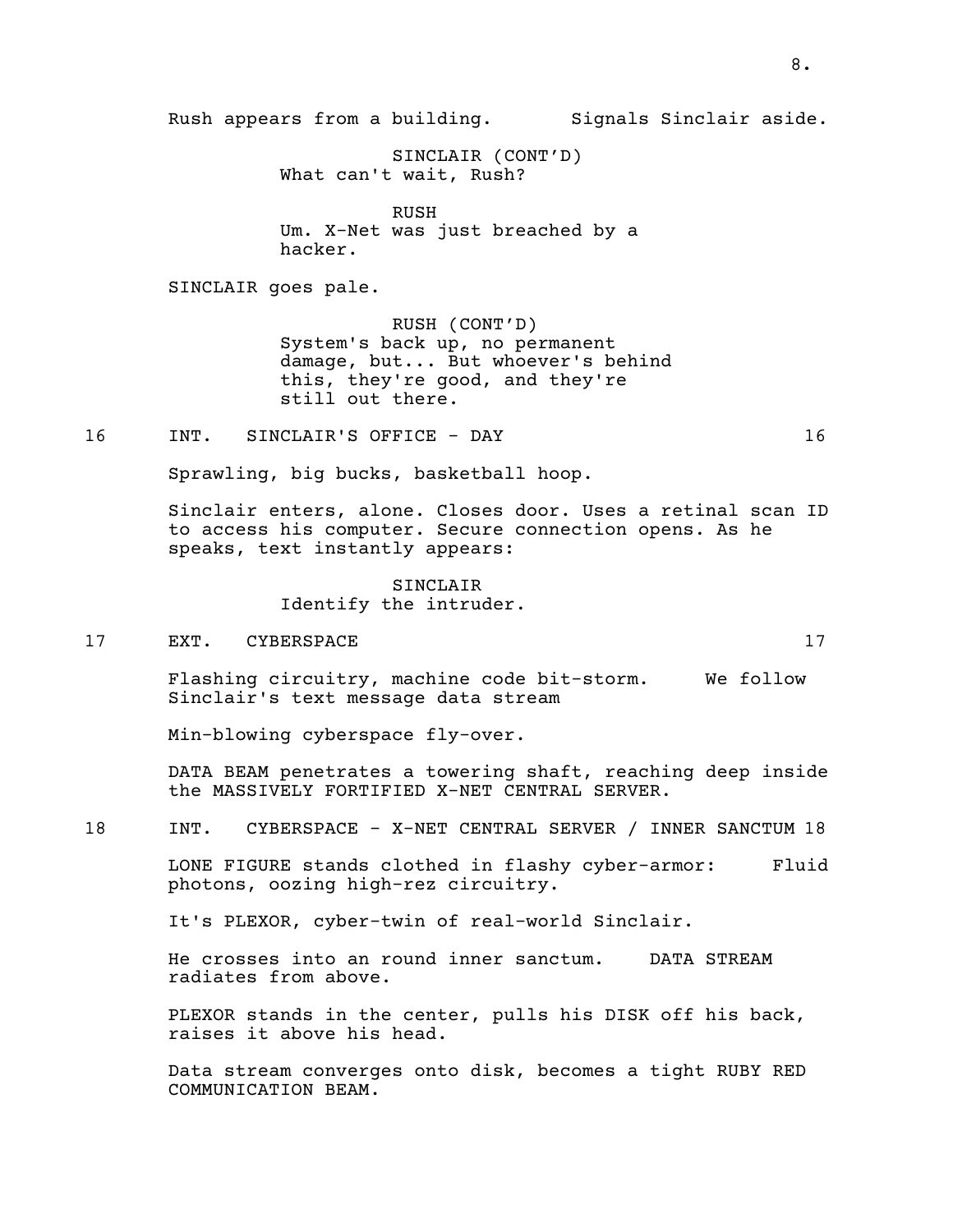Rush appears from a building. Signals Sinclair aside.

SINCLAIR (CONT'D)
What can't wait, Rush?

RUSH
Um. X-Net was just breached by a hacker.

SINCLAIR goes pale.

RUSH (CONT'D)
System's back up, no permanent damage, but... But whoever's behind this, they're good, and they're still out there.

16 INT. SINCLAIR'S OFFICE - DAY 16

Sprawling, big bucks, basketball hoop.

Sinclair enters, alone. Closes door. Uses a retinal scan ID to access his computer. Secure connection opens. As he speaks, text instantly appears:

SINCLAIR
Identify the intruder.

17 EXT. CYBERSPACE 17

Flashing circuitry, machine code bit-storm. We follow Sinclair's text message data stream

Min-blowing cyberspace fly-over.

DATA BEAM penetrates a towering shaft, reaching deep inside the MASSIVELY FORTIFIED X-NET CENTRAL SERVER.

18 INT. CYBERSPACE - X-NET CENTRAL SERVER / INNER SANCTUM 18

LONE FIGURE stands clothed in flashy cyber-armor: Fluid photons, oozing high-rez circuitry.

It's PLEXOR, cyber-twin of real-world Sinclair.

He crosses into an round inner sanctum. DATA STREAM radiates from above.

PLEXOR stands in the center, pulls his DISK off his back, raises it above his head.

Data stream converges onto disk, becomes a tight RUBY RED COMMUNICATION BEAM.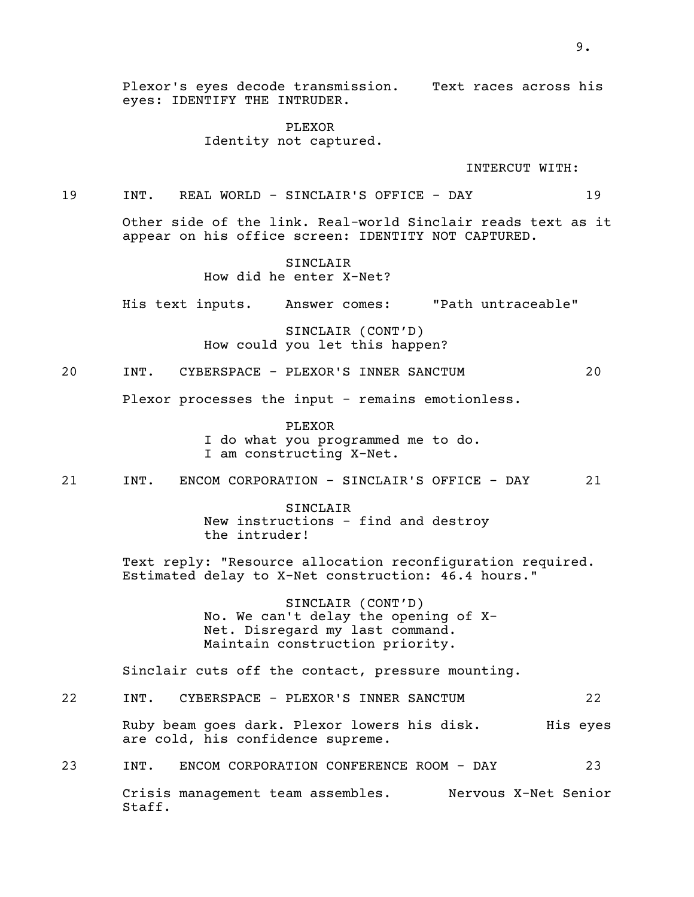Plexor's eyes decode transmission. Text races across his eyes: IDENTIFY THE INTRUDER.

PLEXOR
Identity not captured.

INTERCUT WITH:

19 INT. REAL WORLD - SINCLAIR'S OFFICE - DAY 19

Other side of the link. Real-world Sinclair reads text as it appear on his office screen: IDENTITY NOT CAPTURED.

SINCLAIR
How did he enter X-Net?

His text inputs. Answer comes: "Path untraceable"

SINCLAIR (CONT'D)
How could you let this happen?

20 INT. CYBERSPACE - PLEXOR'S INNER SANCTUM 20

Plexor processes the input - remains emotionless.

PLEXOR
I do what you programmed me to do.
I am constructing X-Net.

21 INT. ENCOM CORPORATION - SINCLAIR'S OFFICE - DAY 21

SINCLAIR
New instructions - find and destroy the intruder!

Text reply: "Resource allocation reconfiguration required. Estimated delay to X-Net construction: 46.4 hours."

SINCLAIR (CONT'D)
No. We can't delay the opening of X-Net. Disregard my last command. Maintain construction priority.

Sinclair cuts off the contact, pressure mounting.

22 INT. CYBERSPACE - PLEXOR'S INNER SANCTUM 22

Ruby beam goes dark. Plexor lowers his disk. His eyes are cold, his confidence supreme.

23 INT. ENCOM CORPORATION CONFERENCE ROOM - DAY 23

Crisis management team assembles. Nervous X-Net Senior Staff.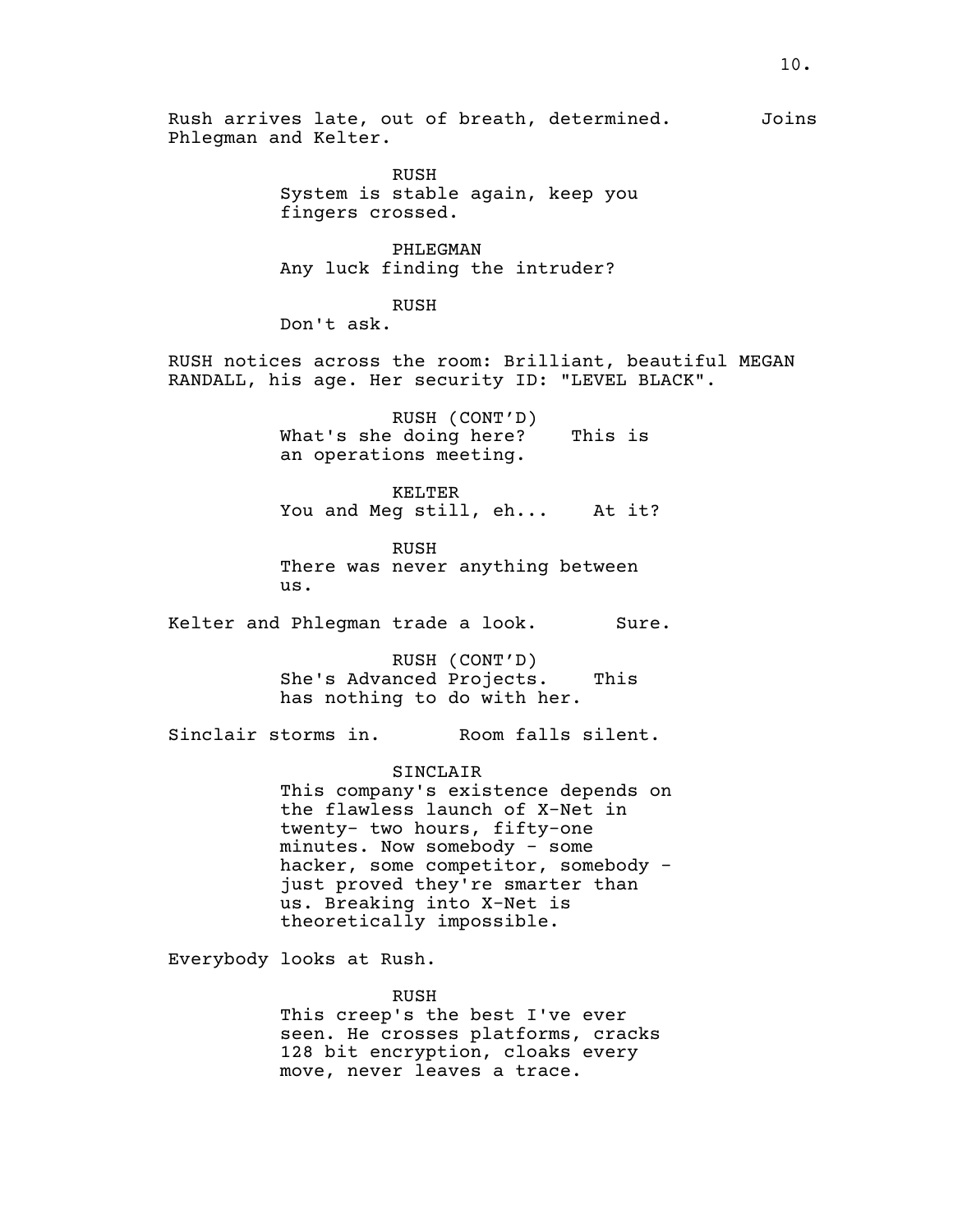Rush arrives late, out of breath, determined. Joins Phlegman and Kelter.

RUSH
System is stable again, keep you fingers crossed.

PHLEGMAN
Any luck finding the intruder?

RUSH
Don't ask.

RUSH notices across the room: Brilliant, beautiful MEGAN RANDALL, his age. Her security ID: "LEVEL BLACK".

RUSH (CONT'D)
What's she doing here? This is an operations meeting.

KELTER
You and Meg still, eh... At it?

RUSH
There was never anything between us.

Kelter and Phlegman trade a look. Sure.

RUSH (CONT'D)
She's Advanced Projects. This has nothing to do with her.

Sinclair storms in. Room falls silent.

SINCLAIR
This company's existence depends on the flawless launch of X-Net in twenty- two hours, fifty-one minutes. Now somebody - some hacker, some competitor, somebody - just proved they're smarter than us. Breaking into X-Net is theoretically impossible.

Everybody looks at Rush.

RUSH
This creep's the best I've ever seen. He crosses platforms, cracks 128 bit encryption, cloaks every move, never leaves a trace.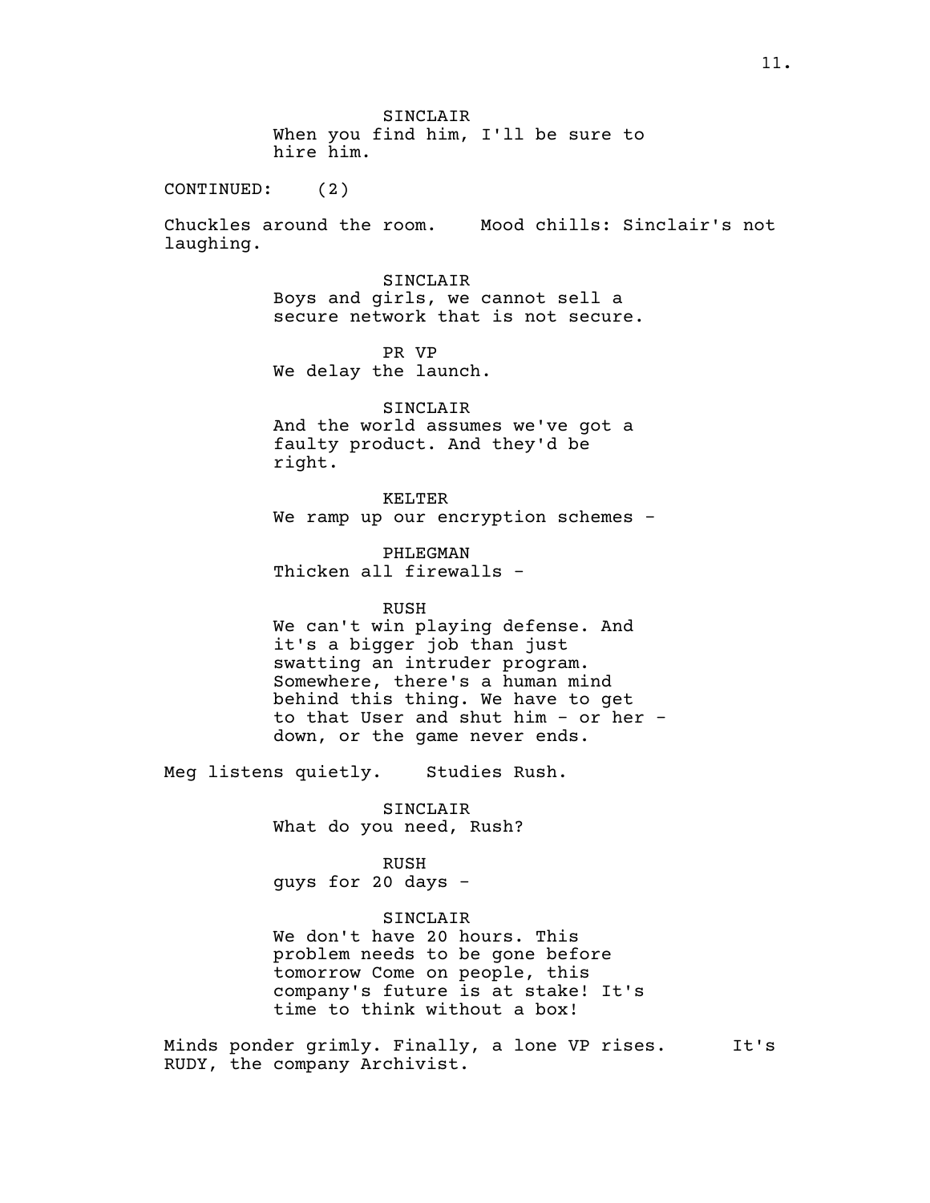SINCLAIR
When you find him, I'll be sure to hire him.

CONTINUED: (2)

Chuckles around the room. Mood chills: Sinclair's not laughing.

SINCLAIR
Boys and girls, we cannot sell a secure network that is not secure.

PR VP
We delay the launch.

SINCLAIR
And the world assumes we've got a faulty product. And they'd be right.

KELTER
We ramp up our encryption schemes -

PHLEGMAN
Thicken all firewalls -

RUSH
We can't win playing defense. And it's a bigger job than just swatting an intruder program. Somewhere, there's a human mind behind this thing. We have to get to that User and shut him - or her - down, or the game never ends.

Meg listens quietly. Studies Rush.

SINCLAIR
What do you need, Rush?

RUSH
guys for 20 days -

SINCLAIR
We don't have 20 hours. This problem needs to be gone before tomorrow Come on people, this company's future is at stake! It's time to think without a box!

Minds ponder grimly. Finally, a lone VP rises. It's RUDY, the company Archivist.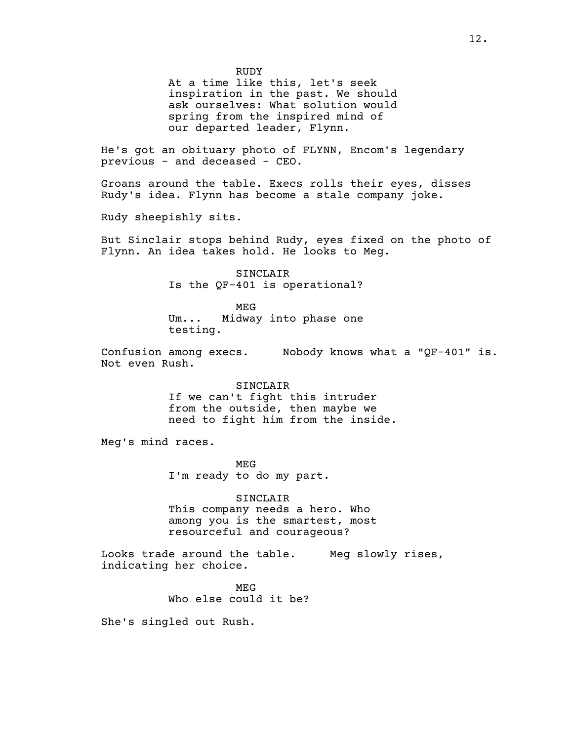RUDY
At a time like this, let's seek inspiration in the past. We should ask ourselves: What solution would spring from the inspired mind of our departed leader, Flynn.

He's got an obituary photo of FLYNN, Encom's legendary previous - and deceased - CEO.

Groans around the table. Execs rolls their eyes, disses Rudy's idea. Flynn has become a stale company joke.

Rudy sheepishly sits.

But Sinclair stops behind Rudy, eyes fixed on the photo of Flynn. An idea takes hold. He looks to Meg.

SINCLAIR
Is the QF-401 is operational?

MEG
Um... Midway into phase one testing.

Confusion among execs. Nobody knows what a "QF-401" is. Not even Rush.

SINCLAIR
If we can't fight this intruder from the outside, then maybe we need to fight him from the inside.

Meg's mind races.

MEG
I'm ready to do my part.

SINCLAIR
This company needs a hero. Who among you is the smartest, most resourceful and courageous?

Looks trade around the table. Meg slowly rises, indicating her choice.

MEG
Who else could it be?

She's singled out Rush.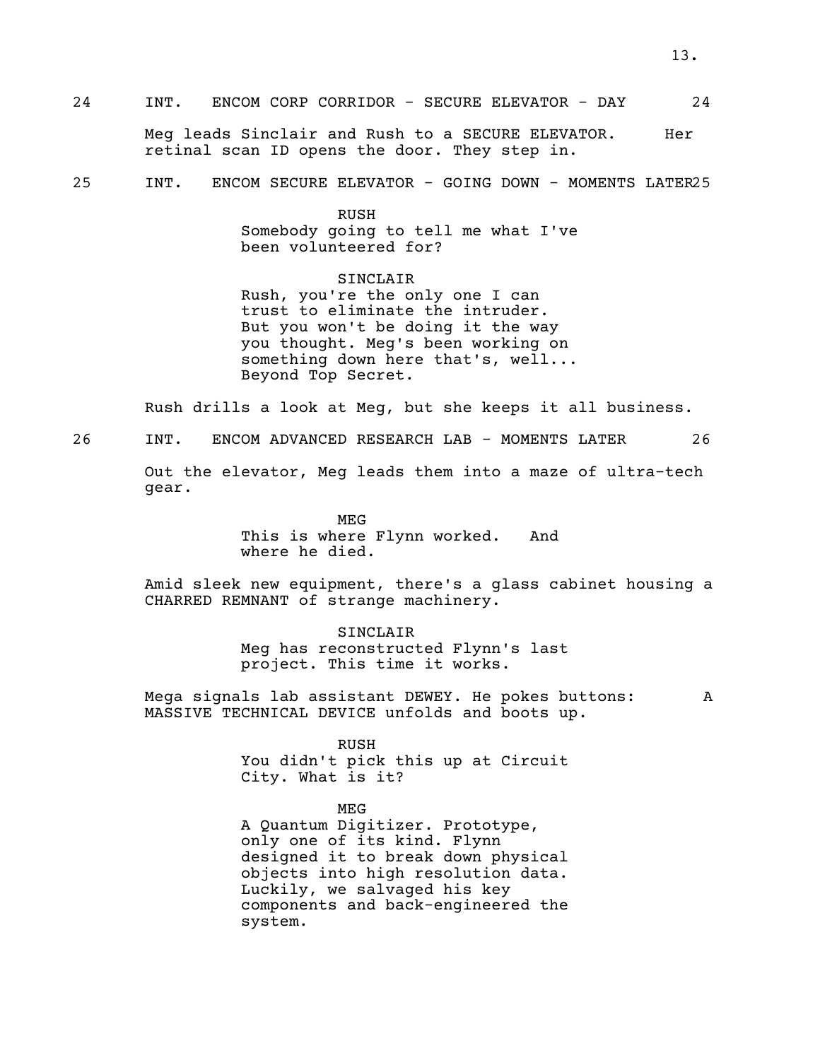24 INT. ENCOM CORP CORRIDOR - SECURE ELEVATOR - DAY 24

Meg leads Sinclair and Rush to a SECURE ELEVATOR. Her retinal scan ID opens the door. They step in.

25 INT. ENCOM SECURE ELEVATOR - GOING DOWN - MOMENTS LATER 25

RUSH
Somebody going to tell me what I've been volunteered for?

SINCLAIR
Rush, you're the only one I can trust to eliminate the intruder. But you won't be doing it the way you thought. Meg's been working on something down here that's, well... Beyond Top Secret.

Rush drills a look at Meg, but she keeps it all business.

26 INT. ENCOM ADVANCED RESEARCH LAB - MOMENTS LATER 26

Out the elevator, Meg leads them into a maze of ultra-tech gear.

MEG
This is where Flynn worked. And where he died.

Amid sleek new equipment, there's a glass cabinet housing a CHARRED REMNANT of strange machinery.

SINCLAIR
Meg has reconstructed Flynn's last project. This time it works.

Mega signals lab assistant DEWEY. He pokes buttons: A MASSIVE TECHNICAL DEVICE unfolds and boots up.

RUSH
You didn't pick this up at Circuit City. What is it?

MEG
A Quantum Digitizer. Prototype, only one of its kind. Flynn designed it to break down physical objects into high resolution data. Luckily, we salvaged his key components and back-engineered the system.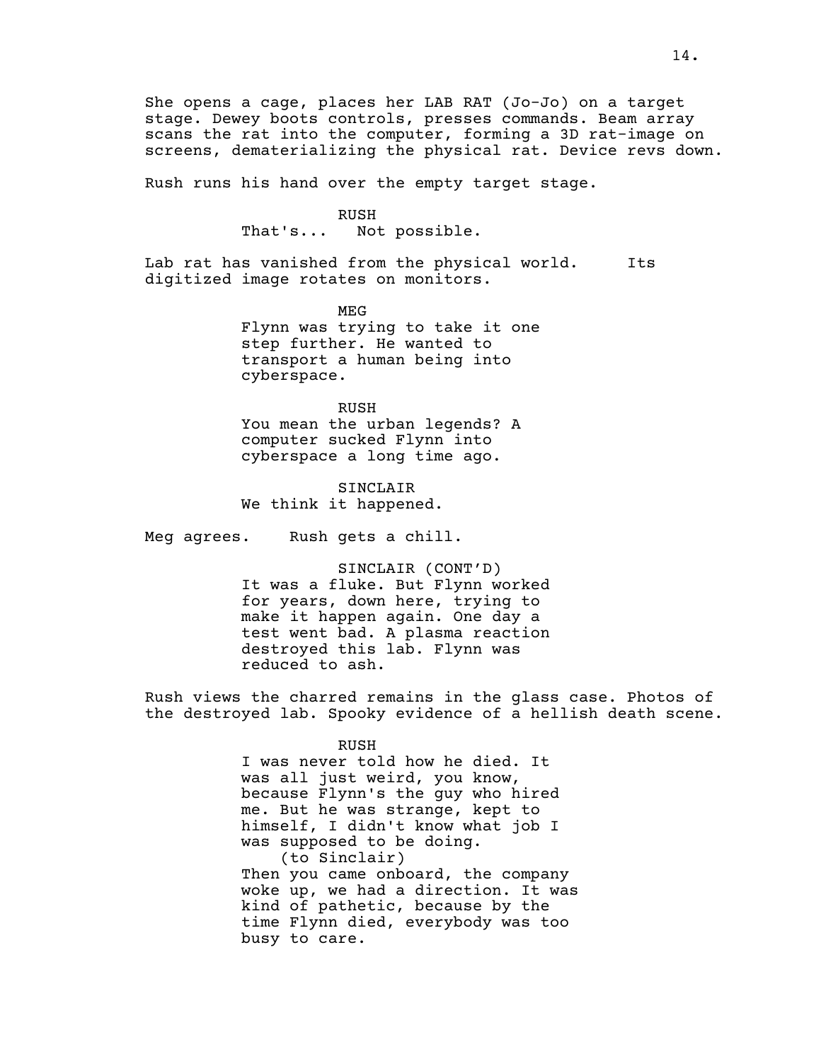She opens a cage, places her LAB RAT (Jo-Jo) on a target stage. Dewey boots controls, presses commands. Beam array scans the rat into the computer, forming a 3D rat-image on screens, dematerializing the physical rat. Device revs down.

Rush runs his hand over the empty target stage.

RUSH
That's... Not possible.

Lab rat has vanished from the physical world. Its digitized image rotates on monitors.

MEG
Flynn was trying to take it one step further. He wanted to transport a human being into cyberspace.

RUSH
You mean the urban legends? A computer sucked Flynn into cyberspace a long time ago.

SINCLAIR
We think it happened.

Meg agrees. Rush gets a chill.

SINCLAIR (CONT'D)
It was a fluke. But Flynn worked for years, down here, trying to make it happen again. One day a test went bad. A plasma reaction destroyed this lab. Flynn was reduced to ash.

Rush views the charred remains in the glass case. Photos of the destroyed lab. Spooky evidence of a hellish death scene.

RUSH
I was never told how he died. It was all just weird, you know, because Flynn's the guy who hired me. But he was strange, kept to himself, I didn't know what job I was supposed to be doing.
(to Sinclair)
Then you came onboard, the company woke up, we had a direction. It was kind of pathetic, because by the time Flynn died, everybody was too busy to care.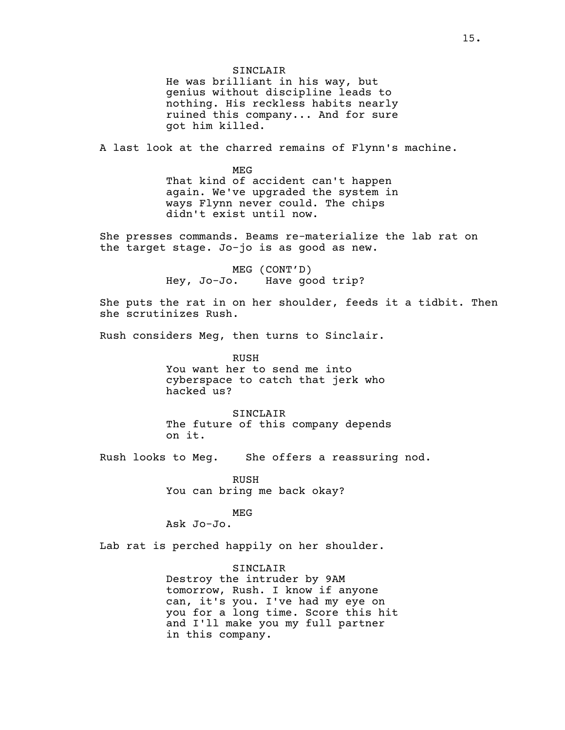SINCLAIR
He was brilliant in his way, but genius without discipline leads to nothing. His reckless habits nearly ruined this company... And for sure got him killed.

A last look at the charred remains of Flynn's machine.

MEG
That kind of accident can't happen again. We've upgraded the system in ways Flynn never could. The chips didn't exist until now.

She presses commands. Beams re-materialize the lab rat on the target stage. Jo-jo is as good as new.

MEG (CONT'D)
Hey, Jo-Jo. Have good trip?

She puts the rat in on her shoulder, feeds it a tidbit. Then she scrutinizes Rush.

Rush considers Meg, then turns to Sinclair.

RUSH
You want her to send me into cyberspace to catch that jerk who hacked us?

SINCLAIR
The future of this company depends on it.

Rush looks to Meg. She offers a reassuring nod.

RUSH
You can bring me back okay?

MEG
Ask Jo-Jo.

Lab rat is perched happily on her shoulder.

SINCLAIR
Destroy the intruder by 9AM tomorrow, Rush. I know if anyone can, it's you. I've had my eye on you for a long time. Score this hit and I'll make you my full partner in this company.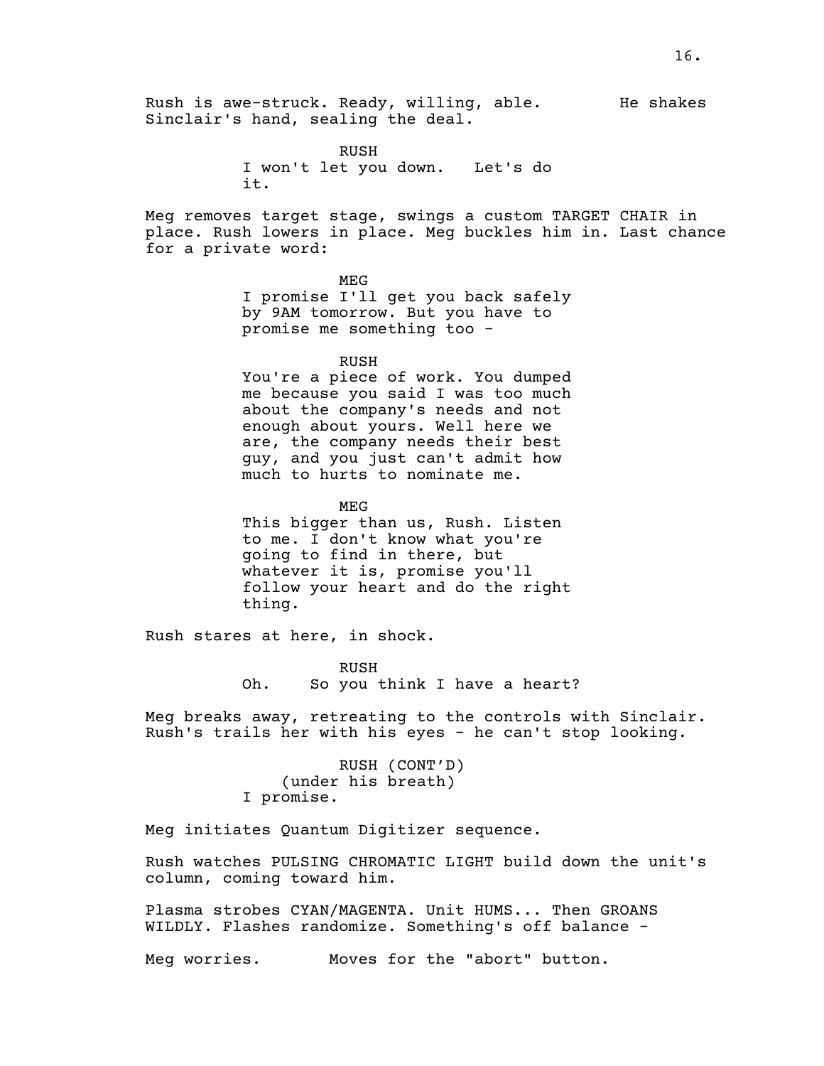Rush is awe-struck. Ready, willing, able. He shakes Sinclair's hand, sealing the deal.

RUSH
I won't let you down. Let's do it.

Meg removes target stage, swings a custom TARGET CHAIR in place. Rush lowers in place. Meg buckles him in. Last chance for a private word:

MEG
I promise I'll get you back safely by 9AM tomorrow. But you have to promise me something too -

RUSH
You're a piece of work. You dumped me because you said I was too much about the company's needs and not enough about yours. Well here we are, the company needs their best guy, and you just can't admit how much to hurts to nominate me.

MEG
This bigger than us, Rush. Listen to me. I don't know what you're going to find in there, but whatever it is, promise you'll follow your heart and do the right thing.

Rush stares at here, in shock.

RUSH
Oh. So you think I have a heart?

Meg breaks away, retreating to the controls with Sinclair. Rush's trails her with his eyes - he can't stop looking.

RUSH (CONT'D)
(under his breath)
I promise.

Meg initiates Quantum Digitizer sequence.

Rush watches PULSING CHROMATIC LIGHT build down the unit's column, coming toward him.

Plasma strobes CYAN/MAGENTA. Unit HUMS... Then GROANS WILDLY. Flashes randomize. Something's off balance -

Meg worries. Moves for the "abort" button.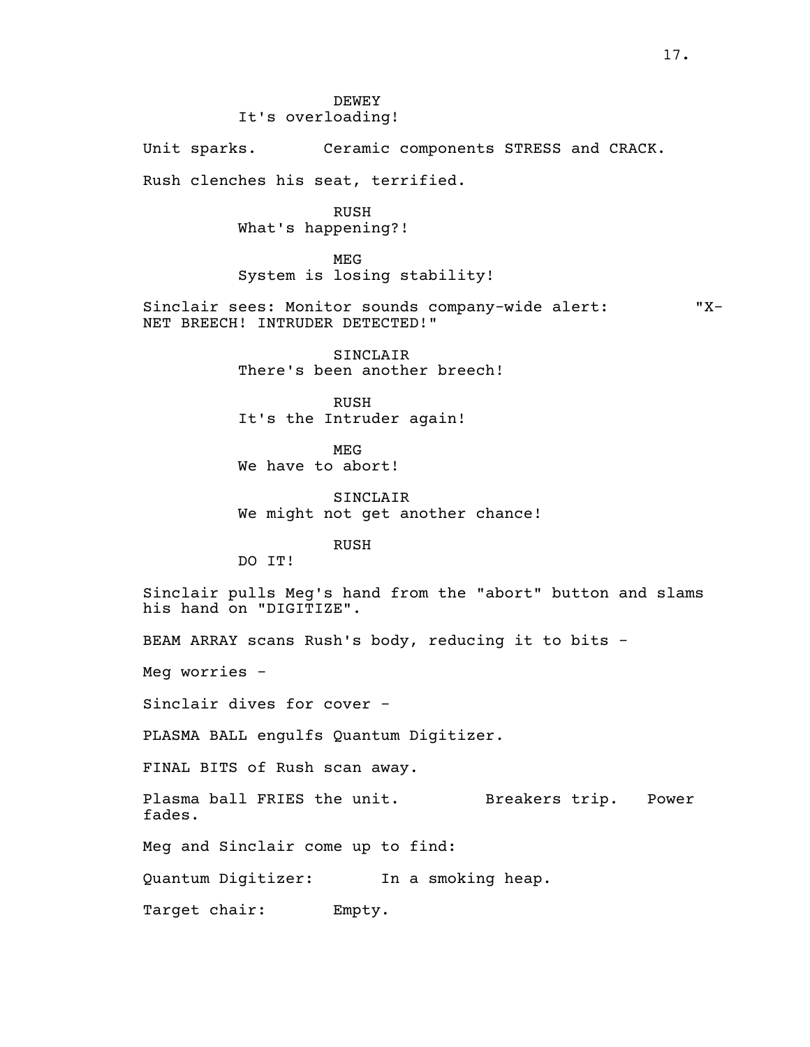DEWEY
It's overloading!

Unit sparks. Ceramic components STRESS and CRACK.

Rush clenches his seat, terrified.

RUSH
What's happening?!

MEG
System is losing stability!

Sinclair sees: Monitor sounds company-wide alert: "X-NET BREECH! INTRUDER DETECTED!"

SINCLAIR
There's been another breech!

RUSH
It's the Intruder again!

MEG
We have to abort!

SINCLAIR
We might not get another chance!

RUSH
DO IT!

Sinclair pulls Meg's hand from the "abort" button and slams his hand on "DIGITIZE".

BEAM ARRAY scans Rush's body, reducing it to bits -

Meg worries -

Sinclair dives for cover -

PLASMA BALL engulfs Quantum Digitizer.

FINAL BITS of Rush scan away.

Plasma ball FRIES the unit. Breakers trip. Power fades.

Meg and Sinclair come up to find:

Quantum Digitizer: In a smoking heap.

Target chair: Empty.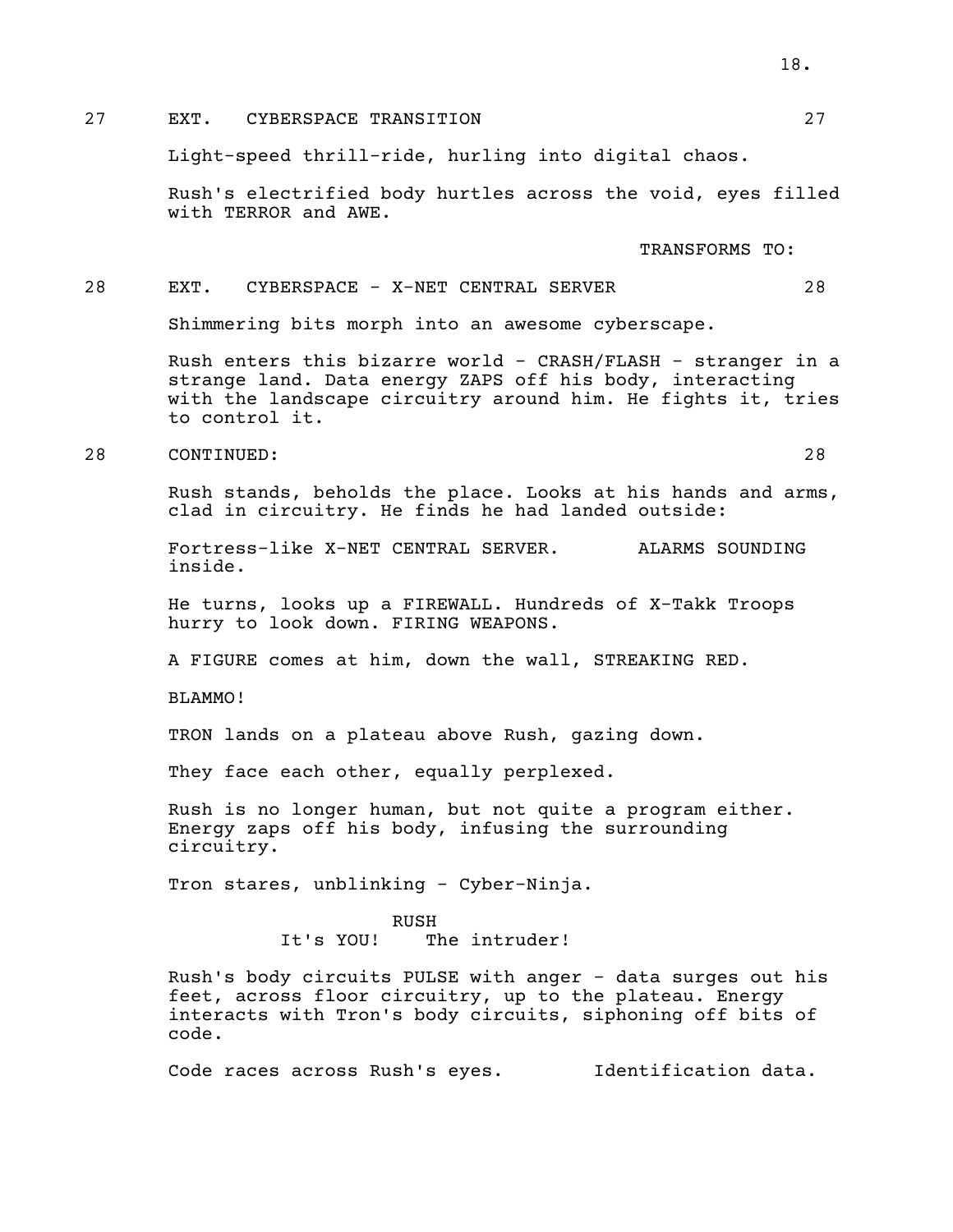27 EXT. CYBERSPACE TRANSITION 27

Light-speed thrill-ride, hurling into digital chaos.

Rush's electrified body hurtles across the void, eyes filled with TERROR and AWE.

TRANSFORMS TO:

28 EXT. CYBERSPACE - X-NET CENTRAL SERVER 28

Shimmering bits morph into an awesome cyberscape.

Rush enters this bizarre world - CRASH/FLASH - stranger in a strange land. Data energy ZAPS off his body, interacting with the landscape circuitry around him. He fights it, tries to control it.

28 CONTINUED: 28

Rush stands, beholds the place. Looks at his hands and arms, clad in circuitry. He finds he had landed outside:

Fortress-like X-NET CENTRAL SERVER. ALARMS SOUNDING inside.

He turns, looks up a FIREWALL. Hundreds of X-Takk Troops hurry to look down. FIRING WEAPONS.

A FIGURE comes at him, down the wall, STREAKING RED.

BLAMMO!

TRON lands on a plateau above Rush, gazing down.

They face each other, equally perplexed.

Rush is no longer human, but not quite a program either. Energy zaps off his body, infusing the surrounding circuitry.

Tron stares, unblinking - Cyber-Ninja.

RUSH
It's YOU! The intruder!

Rush's body circuits PULSE with anger - data surges out his feet, across floor circuitry, up to the plateau. Energy interacts with Tron's body circuits, siphoning off bits of code.

Code races across Rush's eyes. Identification data.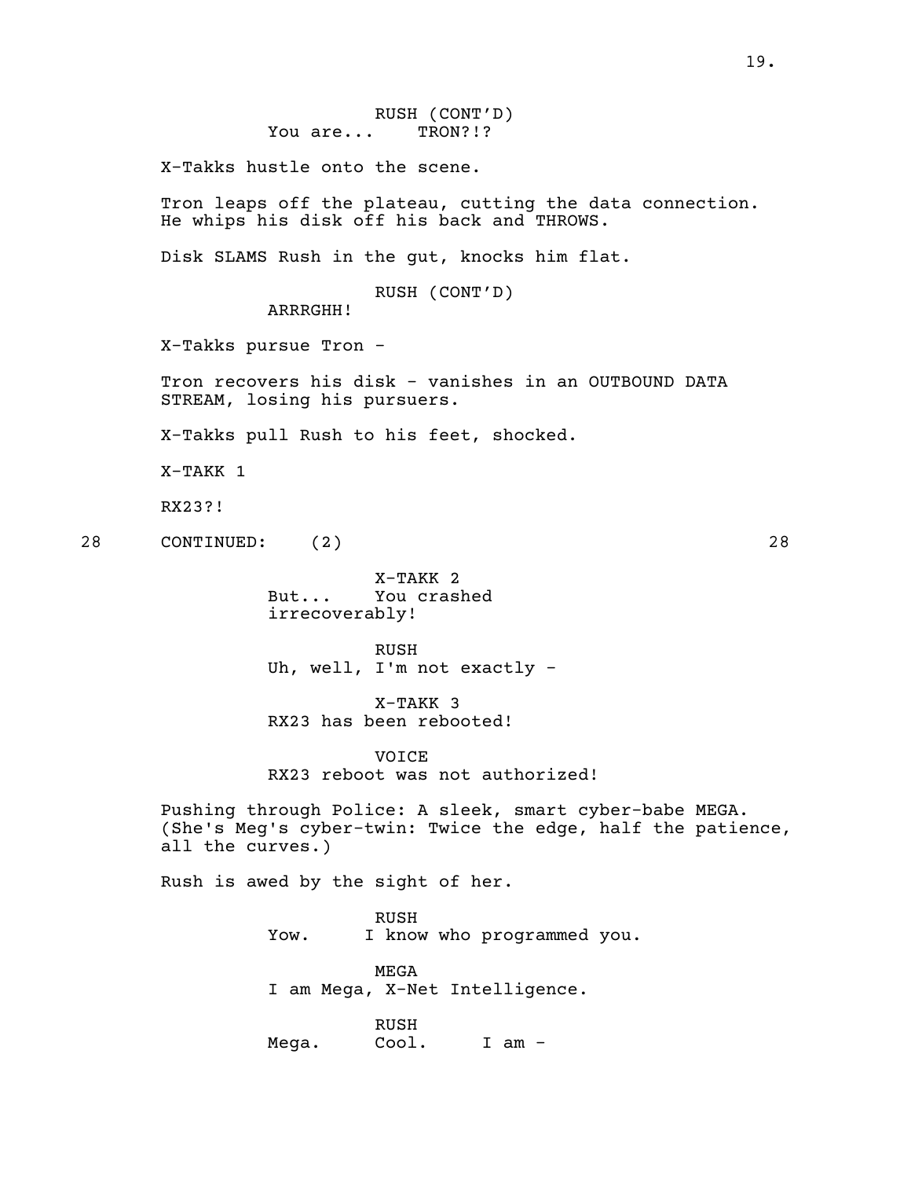RUSH (CONT'D)
You are... TRON?!?

X-Takks hustle onto the scene.

Tron leaps off the plateau, cutting the data connection. He whips his disk off his back and THROWS.

Disk SLAMS Rush in the gut, knocks him flat.

RUSH (CONT'D)
ARRRGHH!

X-Takks pursue Tron -

Tron recovers his disk - vanishes in an OUTBOUND DATA STREAM, losing his pursuers.

X-Takks pull Rush to his feet, shocked.

X-TAKK 1

RX23?!

28 CONTINUED: (2) 28

X-TAKK 2
But... You crashed irrecoverably!

RUSH
Uh, well, I'm not exactly -

X-TAKK 3
RX23 has been rebooted!

VOICE
RX23 reboot was not authorized!

Pushing through Police: A sleek, smart cyber-babe MEGA. (She's Meg's cyber-twin: Twice the edge, half the patience, all the curves.)

Rush is awed by the sight of her.

RUSH
Yow. I know who programmed you.

MEGA
I am Mega, X-Net Intelligence.

RUSH
Mega. Cool. I am -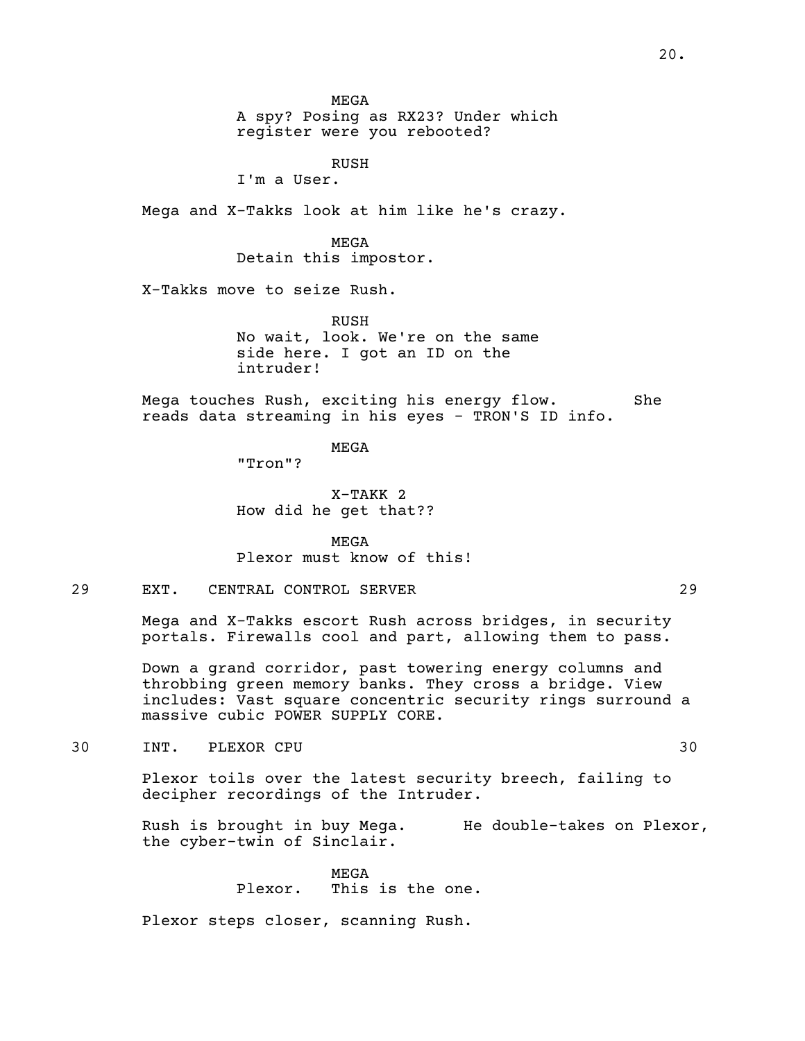MEGA
A spy? Posing as RX23? Under which register were you rebooted?

RUSH
I'm a User.

Mega and X-Takks look at him like he's crazy.

MEGA
Detain this impostor.

X-Takks move to seize Rush.

RUSH
No wait, look. We're on the same side here. I got an ID on the intruder!

Mega touches Rush, exciting his energy flow. She reads data streaming in his eyes - TRON'S ID info.

MEGA
"Tron"?

X-TAKK 2
How did he get that??

MEGA
Plexor must know of this!

29 EXT. CENTRAL CONTROL SERVER 29

Mega and X-Takks escort Rush across bridges, in security portals. Firewalls cool and part, allowing them to pass.

Down a grand corridor, past towering energy columns and throbbing green memory banks. They cross a bridge. View includes: Vast square concentric security rings surround a massive cubic POWER SUPPLY CORE.

30 INT. PLEXOR CPU 30

Plexor toils over the latest security breech, failing to decipher recordings of the Intruder.

Rush is brought in buy Mega. He double-takes on Plexor, the cyber-twin of Sinclair.

MEGA
Plexor. This is the one.

Plexor steps closer, scanning Rush.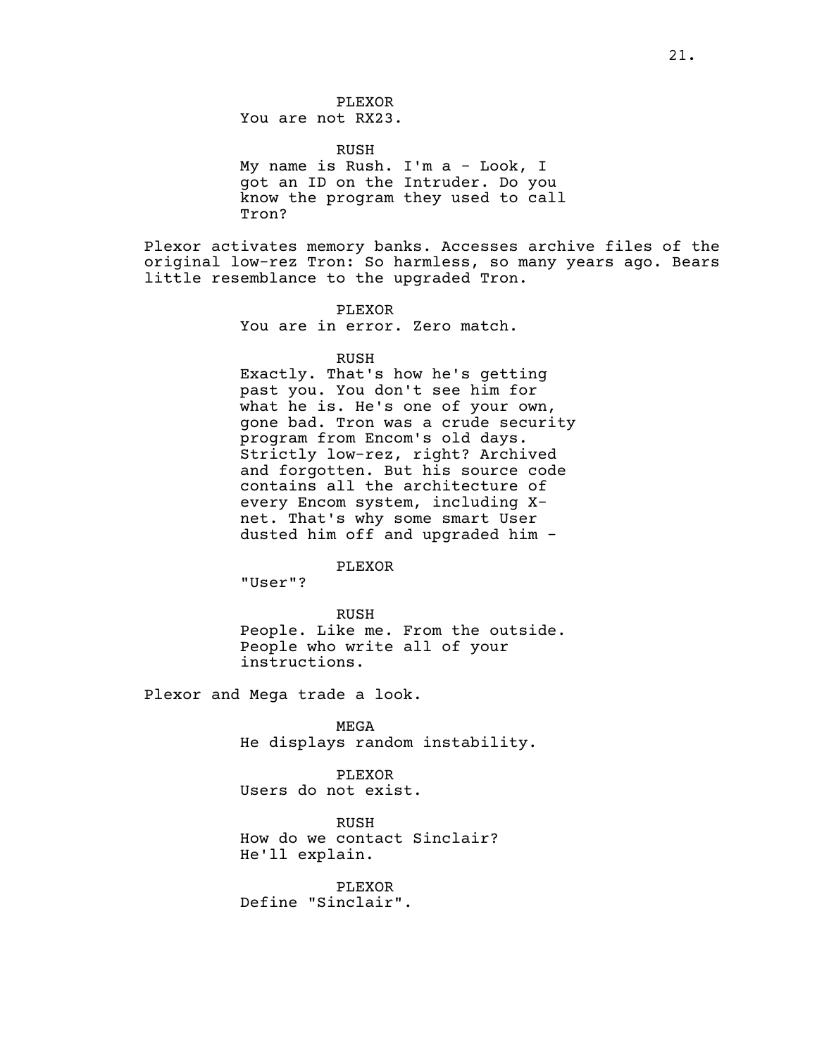PLEXOR
You are not RX23.

RUSH
My name is Rush. I'm a - Look, I got an ID on the Intruder. Do you know the program they used to call Tron?

Plexor activates memory banks. Accesses archive files of the original low-rez Tron: So harmless, so many years ago. Bears little resemblance to the upgraded Tron.

PLEXOR
You are in error. Zero match.

RUSH
Exactly. That's how he's getting past you. You don't see him for what he is. He's one of your own, gone bad. Tron was a crude security program from Encom's old days. Strictly low-rez, right? Archived and forgotten. But his source code contains all the architecture of every Encom system, including X-net. That's why some smart User dusted him off and upgraded him -

PLEXOR
"User"?

RUSH
People. Like me. From the outside. People who write all of your instructions.

Plexor and Mega trade a look.

MEGA
He displays random instability.

PLEXOR
Users do not exist.

RUSH
How do we contact Sinclair? He'll explain.

PLEXOR
Define "Sinclair".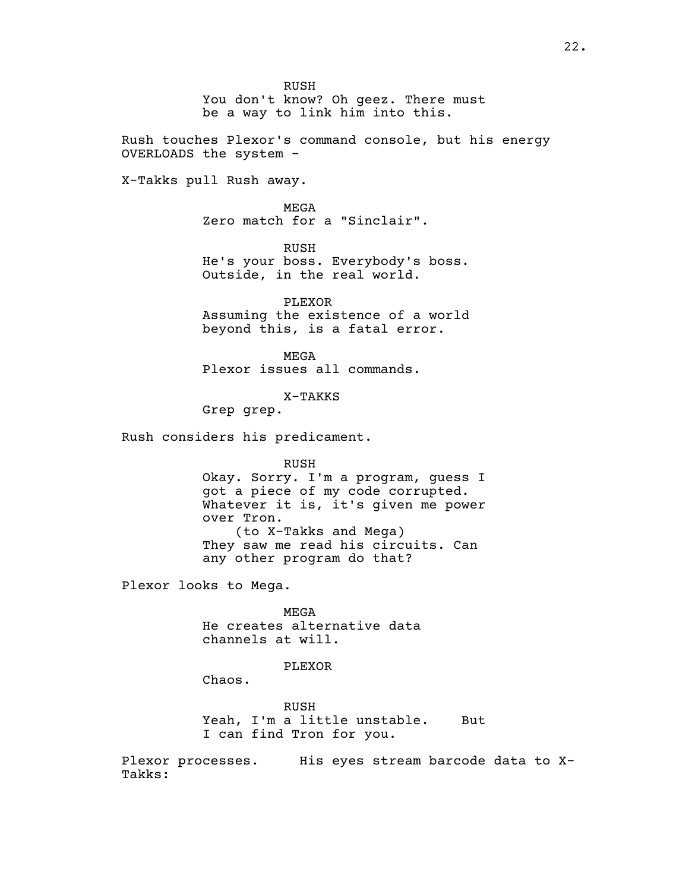RUSH
You don't know? Oh geez. There must be a way to link him into this.

Rush touches Plexor's command console, but his energy OVERLOADS the system -

X-Takks pull Rush away.

MEGA
Zero match for a "Sinclair".

RUSH
He's your boss. Everybody's boss. Outside, in the real world.

PLEXOR
Assuming the existence of a world beyond this, is a fatal error.

MEGA
Plexor issues all commands.

X-TAKKS
Grep grep.

Rush considers his predicament.

RUSH
Okay. Sorry. I'm a program, guess I got a piece of my code corrupted. Whatever it is, it's given me power over Tron.
(to X-Takks and Mega)
They saw me read his circuits. Can any other program do that?

Plexor looks to Mega.

MEGA
He creates alternative data channels at will.

PLEXOR
Chaos.

RUSH
Yeah, I'm a little unstable. But I can find Tron for you.

Plexor processes. His eyes stream barcode data to X-Takks: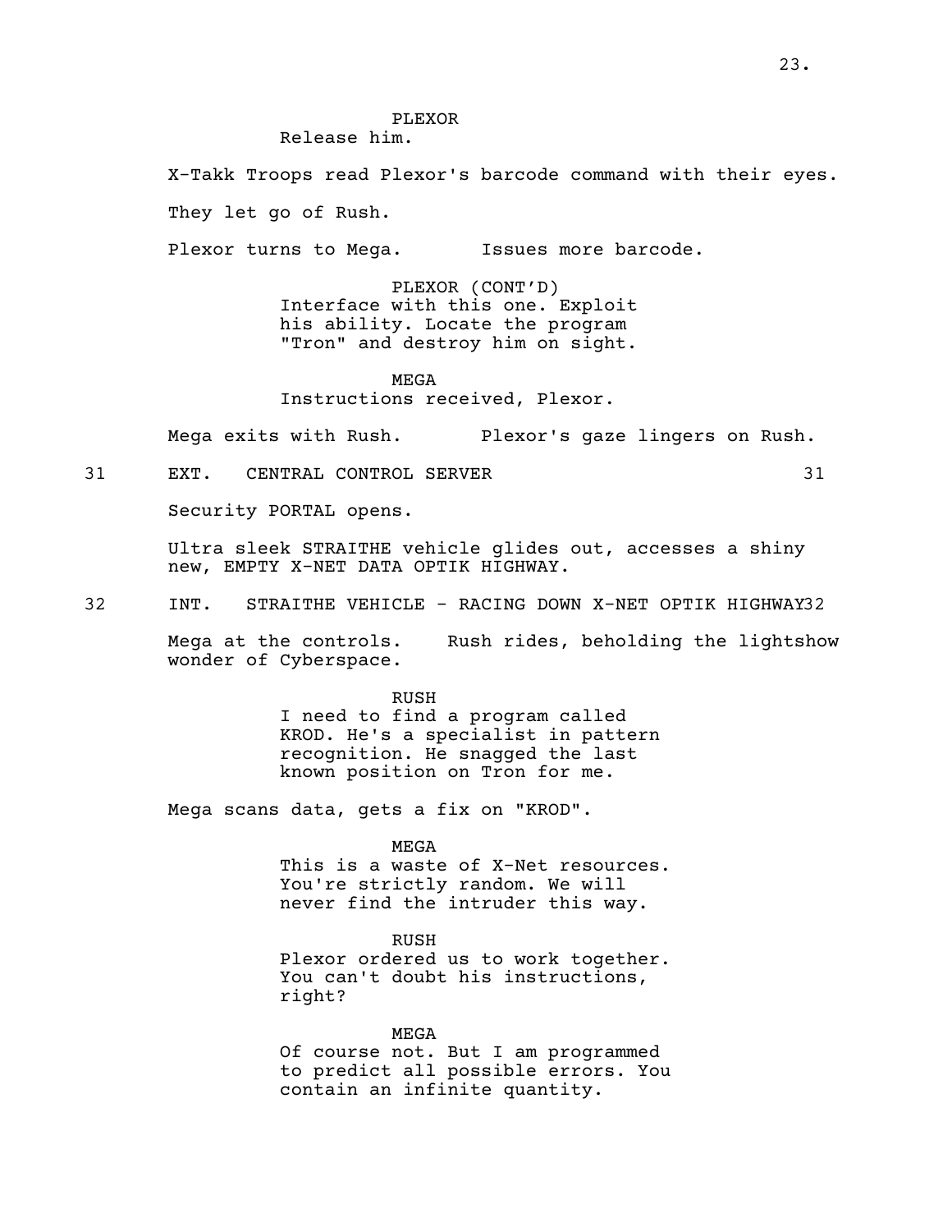PLEXOR
Release him.

X-Takk Troops read Plexor's barcode command with their eyes.

They let go of Rush.

Plexor turns to Mega. Issues more barcode.

PLEXOR (CONT'D)
Interface with this one. Exploit his ability. Locate the program "Tron" and destroy him on sight.

MEGA
Instructions received, Plexor.

Mega exits with Rush. Plexor's gaze lingers on Rush.

31 EXT. CENTRAL CONTROL SERVER 31

Security PORTAL opens.

Ultra sleek STRAITHE vehicle glides out, accesses a shiny new, EMPTY X-NET DATA OPTIK HIGHWAY.

32 INT. STRAITHE VEHICLE - RACING DOWN X-NET OPTIK HIGHWAY32

Mega at the controls. Rush rides, beholding the lightshow wonder of Cyberspace.

RUSH
I need to find a program called KROD. He's a specialist in pattern recognition. He snagged the last known position on Tron for me.

Mega scans data, gets a fix on "KROD".

MEGA
This is a waste of X-Net resources. You're strictly random. We will never find the intruder this way.

RUSH
Plexor ordered us to work together. You can't doubt his instructions, right?

MEGA
Of course not. But I am programmed to predict all possible errors. You contain an infinite quantity.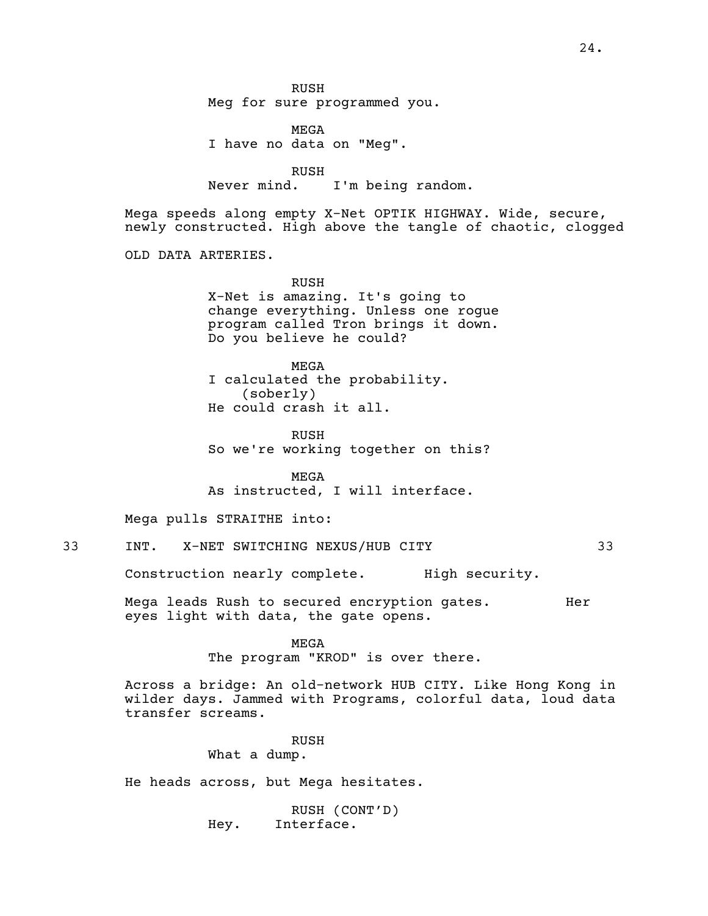RUSH
Meg for sure programmed you.

MEGA
I have no data on "Meg".

RUSH
Never mind. I'm being random.

Mega speeds along empty X-Net OPTIK HIGHWAY. Wide, secure, newly constructed. High above the tangle of chaotic, clogged

OLD DATA ARTERIES.

RUSH
X-Net is amazing. It's going to change everything. Unless one rogue program called Tron brings it down. Do you believe he could?

MEGA
I calculated the probability.
(soberly)
He could crash it all.

RUSH
So we're working together on this?

MEGA
As instructed, I will interface.

Mega pulls STRAITHE into:

33 INT. X-NET SWITCHING NEXUS/HUB CITY 33

Construction nearly complete. High security.

Mega leads Rush to secured encryption gates. Her eyes light with data, the gate opens.

MEGA
The program "KROD" is over there.

Across a bridge: An old-network HUB CITY. Like Hong Kong in wilder days. Jammed with Programs, colorful data, loud data transfer screams.

RUSH
What a dump.

He heads across, but Mega hesitates.

RUSH (CONT'D)
Hey. Interface.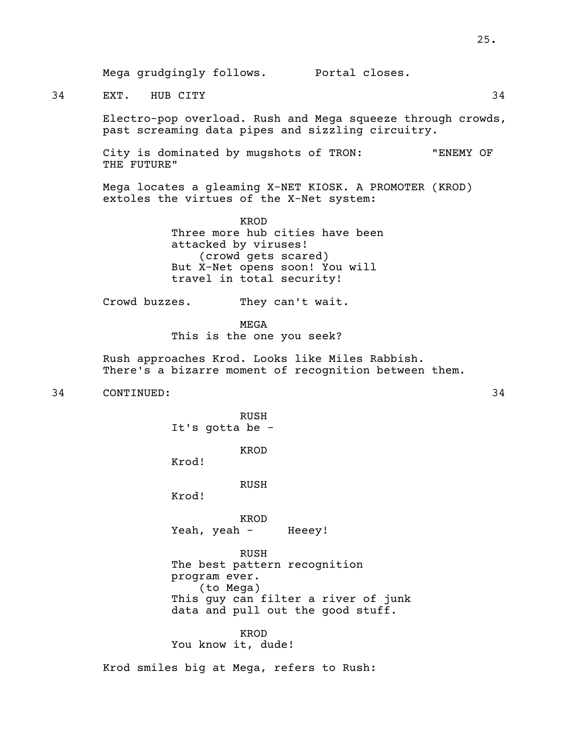Mega grudgingly follows.      Portal closes.

34    EXT.  HUB CITY    34

Electro-pop overload. Rush and Mega squeeze through crowds, past screaming data pipes and sizzling circuitry.

City is dominated by mugshots of TRON:      "ENEMY OF THE FUTURE"

Mega locates a gleaming X-NET KIOSK. A PROMOTER (KROD) extoles the virtues of the X-Net system:

KROD
Three more hub cities have been attacked by viruses!
(crowd gets scared)
But X-Net opens soon! You will travel in total security!

Crowd buzzes.      They can't wait.

MEGA
This is the one you seek?

Rush approaches Krod. Looks like Miles Rabbish. There's a bizarre moment of recognition between them.

34    CONTINUED:    34

RUSH
It's gotta be -

KROD
Krod!

RUSH
Krod!

KROD
Yeah, yeah -      Heeey!

RUSH
The best pattern recognition program ever.
(to Mega)
This guy can filter a river of junk data and pull out the good stuff.

KROD
You know it, dude!

Krod smiles big at Mega, refers to Rush: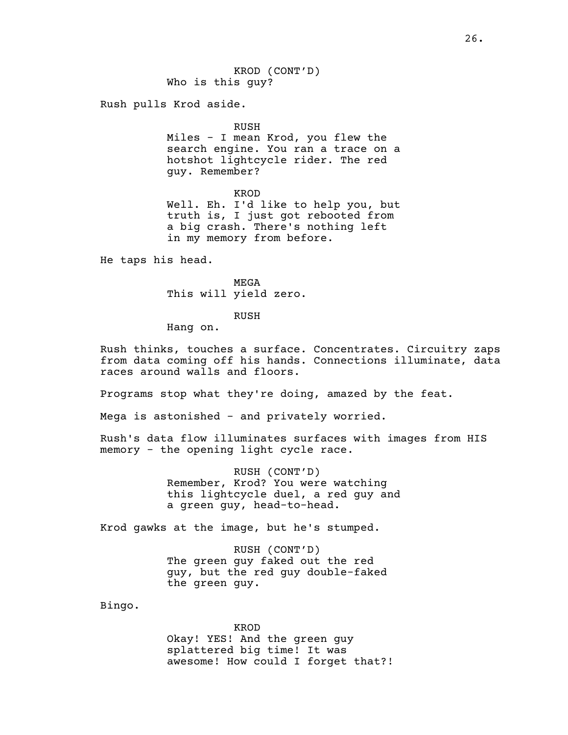KROD (CONT'D)
Who is this guy?

Rush pulls Krod aside.

RUSH
Miles - I mean Krod, you flew the search engine. You ran a trace on a hotshot lightcycle rider. The red guy. Remember?

KROD
Well. Eh. I'd like to help you, but truth is, I just got rebooted from a big crash. There's nothing left in my memory from before.

He taps his head.

MEGA
This will yield zero.

RUSH
Hang on.

Rush thinks, touches a surface. Concentrates. Circuitry zaps from data coming off his hands. Connections illuminate, data races around walls and floors.

Programs stop what they're doing, amazed by the feat.

Mega is astonished - and privately worried.

Rush's data flow illuminates surfaces with images from HIS memory - the opening light cycle race.

RUSH (CONT'D)
Remember, Krod? You were watching this lightcycle duel, a red guy and a green guy, head-to-head.

Krod gawks at the image, but he's stumped.

RUSH (CONT'D)
The green guy faked out the red guy, but the red guy double-faked the green guy.

Bingo.

KROD
Okay! YES! And the green guy splattered big time! It was awesome! How could I forget that?!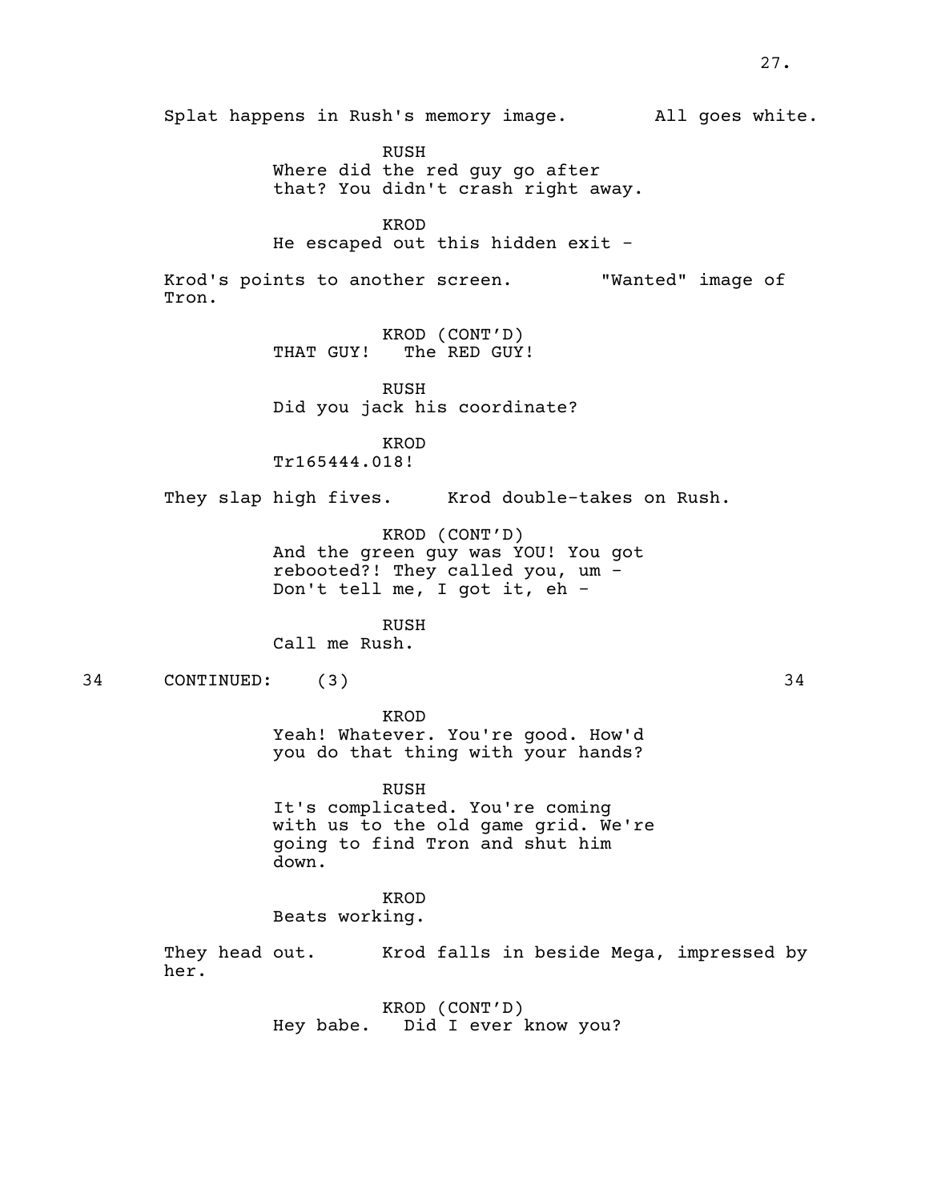Splat happens in Rush's memory image. All goes white.

RUSH
Where did the red guy go after that? You didn't crash right away.

KROD
He escaped out this hidden exit -

Krod's points to another screen. "Wanted" image of Tron.

KROD (CONT'D)
THAT GUY! The RED GUY!

RUSH
Did you jack his coordinate?

KROD
Tr165444.018!

They slap high fives. Krod double-takes on Rush.

KROD (CONT'D)
And the green guy was YOU! You got rebooted?! They called you, um - Don't tell me, I got it, eh -

RUSH
Call me Rush.

34 CONTINUED: (3) 34

KROD
Yeah! Whatever. You're good. How'd you do that thing with your hands?

RUSH
It's complicated. You're coming with us to the old game grid. We're going to find Tron and shut him down.

KROD
Beats working.

They head out. Krod falls in beside Mega, impressed by her.

KROD (CONT'D)
Hey babe. Did I ever know you?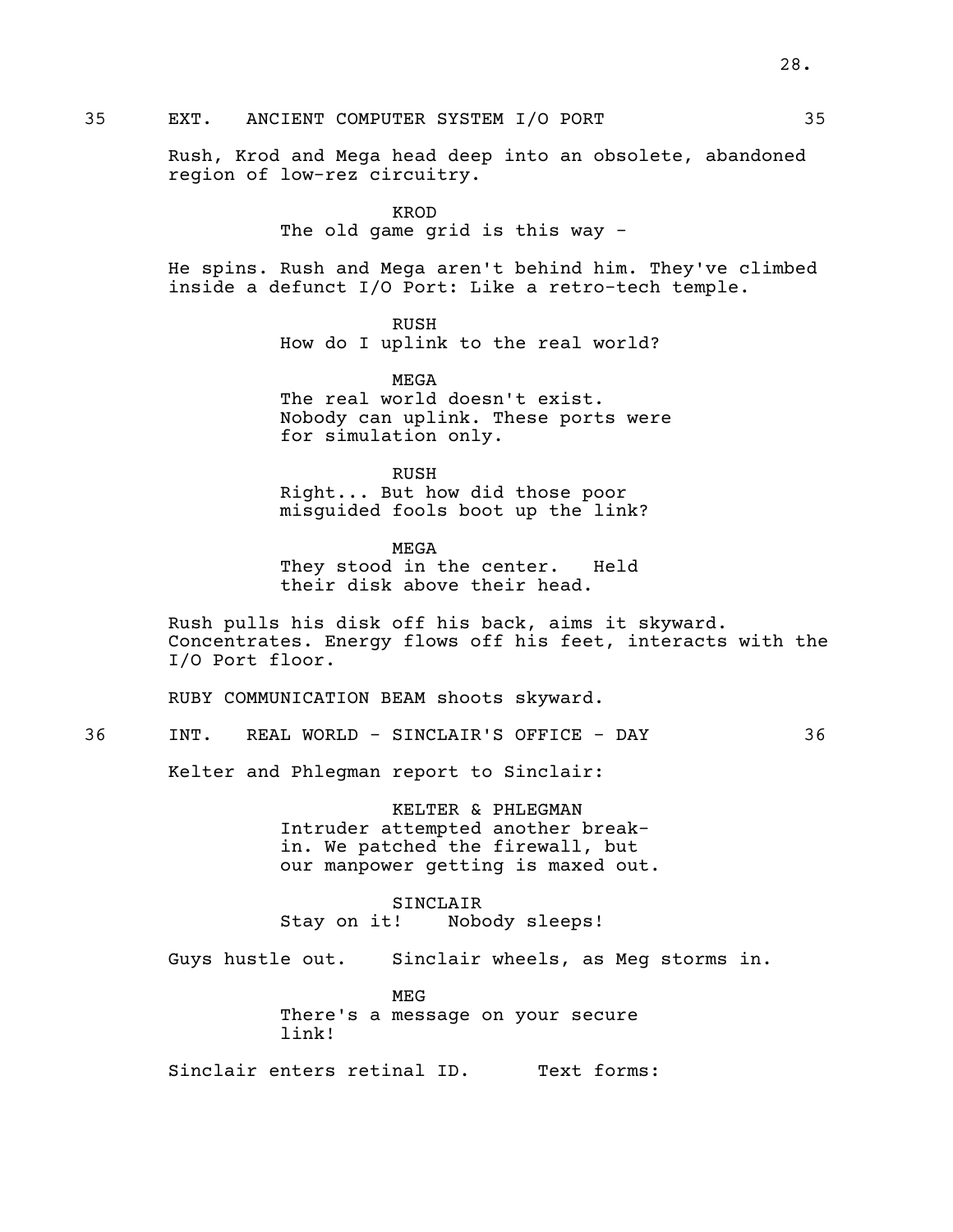35 EXT. ANCIENT COMPUTER SYSTEM I/O PORT 35

Rush, Krod and Mega head deep into an obsolete, abandoned region of low-rez circuitry.

KROD
The old game grid is this way -

He spins. Rush and Mega aren't behind him. They've climbed inside a defunct I/O Port: Like a retro-tech temple.

RUSH
How do I uplink to the real world?

MEGA
The real world doesn't exist. Nobody can uplink. These ports were for simulation only.

RUSH
Right... But how did those poor misguided fools boot up the link?

MEGA
They stood in the center. Held their disk above their head.

Rush pulls his disk off his back, aims it skyward. Concentrates. Energy flows off his feet, interacts with the I/O Port floor.

RUBY COMMUNICATION BEAM shoots skyward.

36 INT. REAL WORLD - SINCLAIR'S OFFICE - DAY 36

Kelter and Phlegman report to Sinclair:

KELTER & PHLEGMAN
Intruder attempted another break-in. We patched the firewall, but our manpower getting is maxed out.

SINCLAIR
Stay on it! Nobody sleeps!

Guys hustle out. Sinclair wheels, as Meg storms in.

MEG
There's a message on your secure link!

Sinclair enters retinal ID. Text forms: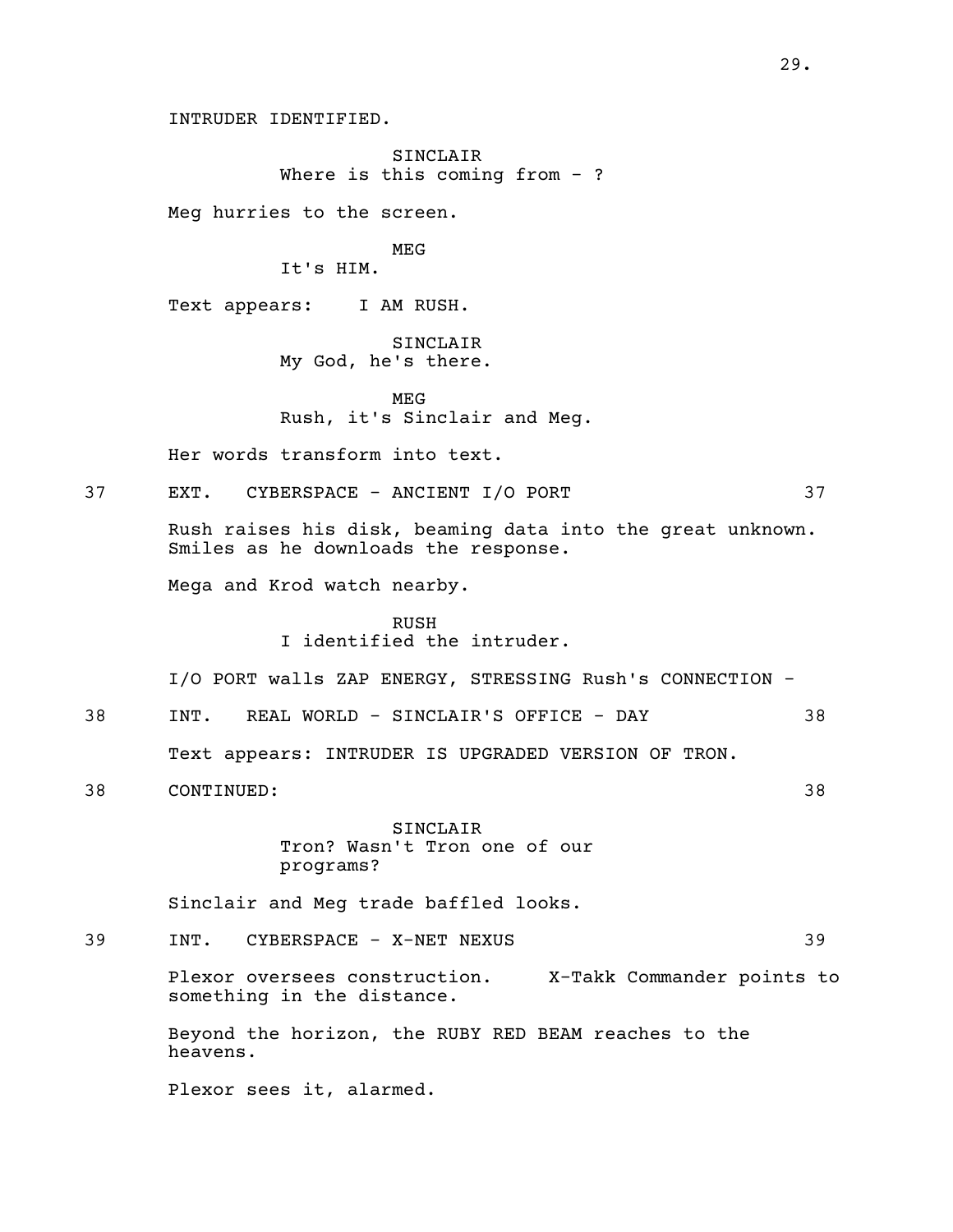INTRUDER IDENTIFIED.

SINCLAIR
Where is this coming from - ?

Meg hurries to the screen.

MEG
It's HIM.

Text appears: I AM RUSH.

SINCLAIR
My God, he's there.

MEG
Rush, it's Sinclair and Meg.

Her words transform into text.

37 EXT. CYBERSPACE - ANCIENT I/O PORT 37

Rush raises his disk, beaming data into the great unknown. Smiles as he downloads the response.

Mega and Krod watch nearby.

RUSH
I identified the intruder.

I/O PORT walls ZAP ENERGY, STRESSING Rush's CONNECTION -

38 INT. REAL WORLD - SINCLAIR'S OFFICE - DAY 38

Text appears: INTRUDER IS UPGRADED VERSION OF TRON.

38 CONTINUED: 38

SINCLAIR
Tron? Wasn't Tron one of our programs?

Sinclair and Meg trade baffled looks.

39 INT. CYBERSPACE - X-NET NEXUS 39

Plexor oversees construction. X-Takk Commander points to something in the distance.

Beyond the horizon, the RUBY RED BEAM reaches to the heavens.

Plexor sees it, alarmed.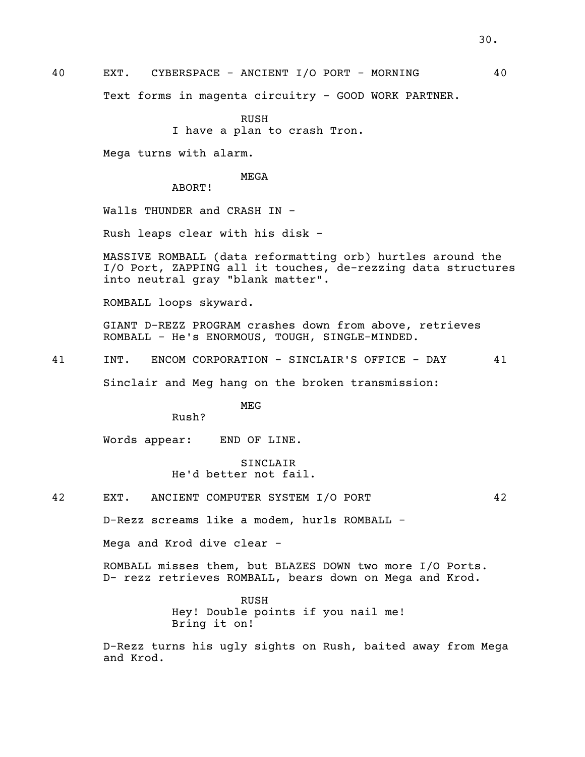40 EXT. CYBERSPACE - ANCIENT I/O PORT - MORNING 40

Text forms in magenta circuitry - GOOD WORK PARTNER.

RUSH
I have a plan to crash Tron.

Mega turns with alarm.

MEGA
ABORT!

Walls THUNDER and CRASH IN -

Rush leaps clear with his disk -

MASSIVE ROMBALL (data reformatting orb) hurtles around the I/O Port, ZAPPING all it touches, de-rezzing data structures into neutral gray "blank matter".

ROMBALL loops skyward.

GIANT D-REZZ PROGRAM crashes down from above, retrieves ROMBALL - He's ENORMOUS, TOUGH, SINGLE-MINDED.

41 INT. ENCOM CORPORATION - SINCLAIR'S OFFICE - DAY 41

Sinclair and Meg hang on the broken transmission:

MEG
Rush?

Words appear: END OF LINE.

SINCLAIR
He'd better not fail.

42 EXT. ANCIENT COMPUTER SYSTEM I/O PORT 42

D-Rezz screams like a modem, hurls ROMBALL -

Mega and Krod dive clear -

ROMBALL misses them, but BLAZES DOWN two more I/O Ports. D- rezz retrieves ROMBALL, bears down on Mega and Krod.

RUSH
Hey! Double points if you nail me! Bring it on!

D-Rezz turns his ugly sights on Rush, baited away from Mega and Krod.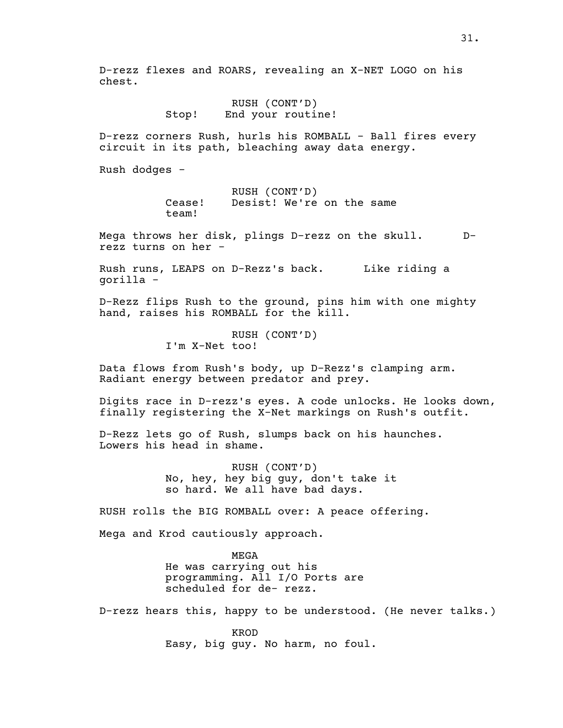D-rezz flexes and ROARS, revealing an X-NET LOGO on his chest.

RUSH (CONT'D)
Stop! End your routine!

D-rezz corners Rush, hurls his ROMBALL - Ball fires every circuit in its path, bleaching away data energy.

Rush dodges -

RUSH (CONT'D)
Cease! Desist! We're on the same team!

Mega throws her disk, plings D-rezz on the skull. D-rezz turns on her -

Rush runs, LEAPS on D-Rezz's back. Like riding a gorilla -

D-Rezz flips Rush to the ground, pins him with one mighty hand, raises his ROMBALL for the kill.

RUSH (CONT'D)
I'm X-Net too!

Data flows from Rush's body, up D-Rezz's clamping arm. Radiant energy between predator and prey.

Digits race in D-rezz's eyes. A code unlocks. He looks down, finally registering the X-Net markings on Rush's outfit.

D-Rezz lets go of Rush, slumps back on his haunches. Lowers his head in shame.

RUSH (CONT'D)
No, hey, hey big guy, don't take it so hard. We all have bad days.

RUSH rolls the BIG ROMBALL over: A peace offering.

Mega and Krod cautiously approach.

MEGA
He was carrying out his programming. All I/O Ports are scheduled for de- rezz.

D-rezz hears this, happy to be understood. (He never talks.)

KROD
Easy, big guy. No harm, no foul.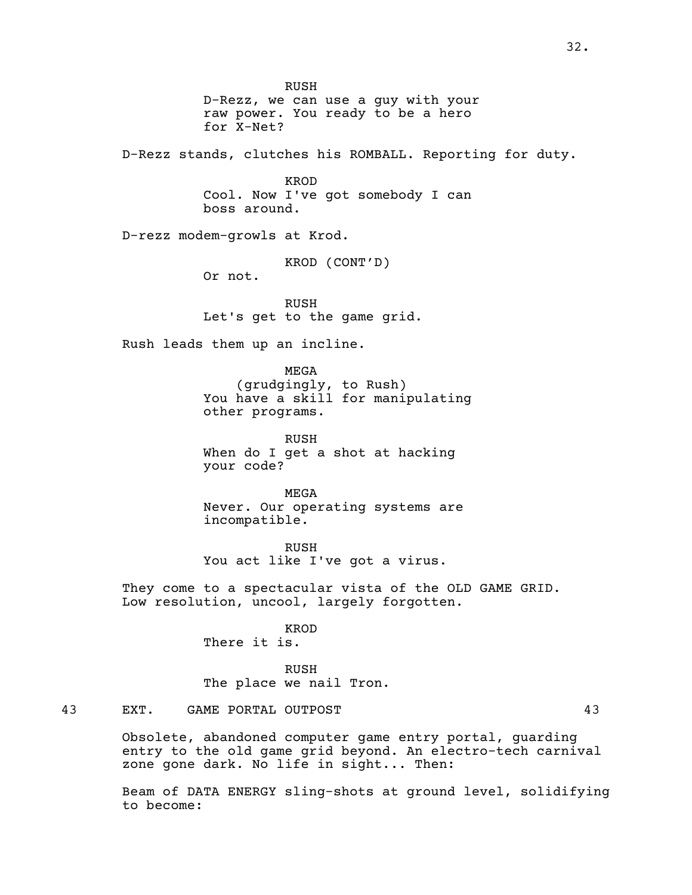RUSH
D-Rezz, we can use a guy with your raw power. You ready to be a hero for X-Net?

D-Rezz stands, clutches his ROMBALL. Reporting for duty.

KROD
Cool. Now I've got somebody I can boss around.

D-rezz modem-growls at Krod.

KROD (CONT'D)
Or not.

RUSH
Let's get to the game grid.

Rush leads them up an incline.

MEGA
(grudgingly, to Rush)
You have a skill for manipulating other programs.

RUSH
When do I get a shot at hacking your code?

MEGA
Never. Our operating systems are incompatible.

RUSH
You act like I've got a virus.

They come to a spectacular vista of the OLD GAME GRID. Low resolution, uncool, largely forgotten.

KROD
There it is.

RUSH
The place we nail Tron.

43 EXT. GAME PORTAL OUTPOST 43

Obsolete, abandoned computer game entry portal, guarding entry to the old game grid beyond. An electro-tech carnival zone gone dark. No life in sight... Then:

Beam of DATA ENERGY sling-shots at ground level, solidifying to become: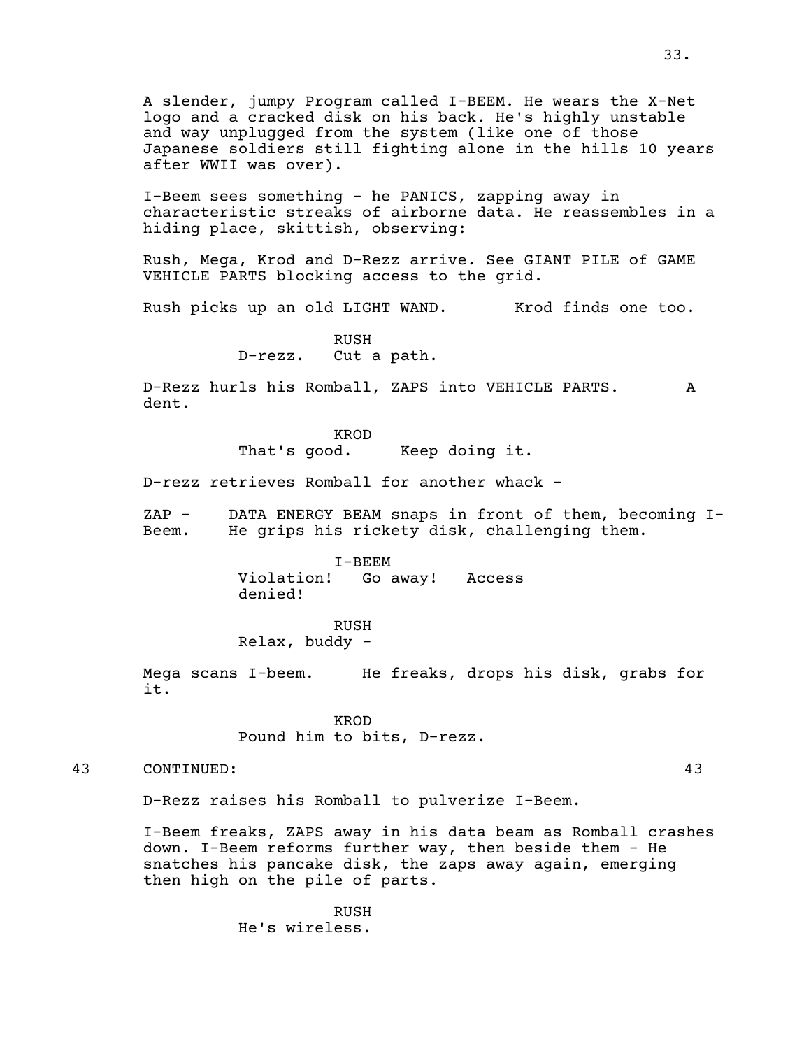A slender, jumpy Program called I-BEEM. He wears the X-Net logo and a cracked disk on his back. He's highly unstable and way unplugged from the system (like one of those Japanese soldiers still fighting alone in the hills 10 years after WWII was over).

I-Beem sees something - he PANICS, zapping away in characteristic streaks of airborne data. He reassembles in a hiding place, skittish, observing:

Rush, Mega, Krod and D-Rezz arrive. See GIANT PILE of GAME VEHICLE PARTS blocking access to the grid.

Rush picks up an old LIGHT WAND. Krod finds one too.

RUSH
D-rezz. Cut a path.

D-Rezz hurls his Romball, ZAPS into VEHICLE PARTS. A dent.

KROD
That's good. Keep doing it.

D-rezz retrieves Romball for another whack -

ZAP - DATA ENERGY BEAM snaps in front of them, becoming I-Beem. He grips his rickety disk, challenging them.

I-BEEM
Violation! Go away! Access denied!

RUSH
Relax, buddy -

Mega scans I-beem. He freaks, drops his disk, grabs for it.

KROD
Pound him to bits, D-rezz.

43 CONTINUED: 43

D-Rezz raises his Romball to pulverize I-Beem.

I-Beem freaks, ZAPS away in his data beam as Romball crashes down. I-Beem reforms further way, then beside them - He snatches his pancake disk, the zaps away again, emerging then high on the pile of parts.

RUSH
He's wireless.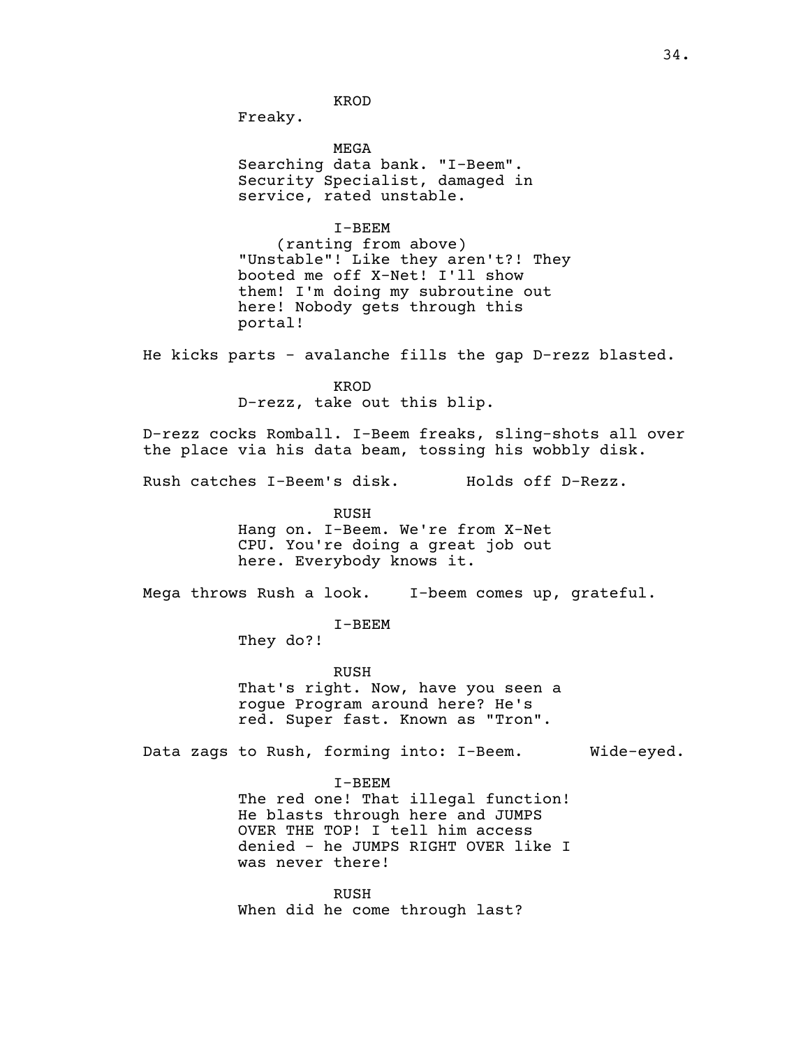KROD

Freaky.

MEGA

Searching data bank. "I-Beem". Security Specialist, damaged in service, rated unstable.

I-BEEM

(ranting from above)

"Unstable"! Like they aren't?! They booted me off X-Net! I'll show them! I'm doing my subroutine out here! Nobody gets through this portal!

He kicks parts - avalanche fills the gap D-rezz blasted.

KROD

D-rezz, take out this blip.

D-rezz cocks Romball. I-Beem freaks, sling-shots all over the place via his data beam, tossing his wobbly disk.

Rush catches I-Beem's disk. Holds off D-Rezz.

RUSH

Hang on. I-Beem. We're from X-Net CPU. You're doing a great job out here. Everybody knows it.

Mega throws Rush a look. I-beem comes up, grateful.

I-BEEM

They do?!

RUSH

That's right. Now, have you seen a rogue Program around here? He's red. Super fast. Known as "Tron".

Data zags to Rush, forming into: I-Beem. Wide-eyed.

I-BEEM

The red one! That illegal function! He blasts through here and JUMPS OVER THE TOP! I tell him access denied - he JUMPS RIGHT OVER like I was never there!

RUSH

When did he come through last?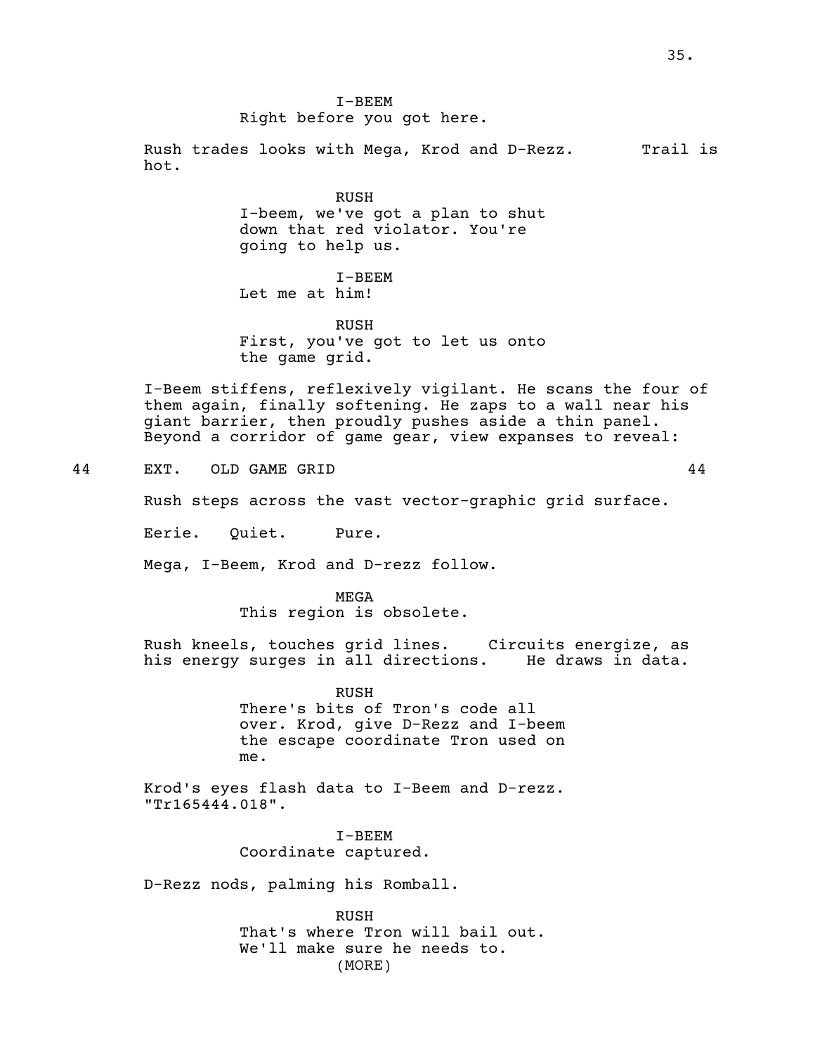I-BEEM
Right before you got here.

Rush trades looks with Mega, Krod and D-Rezz. Trail is hot.

RUSH
I-beem, we've got a plan to shut down that red violator. You're going to help us.

I-BEEM
Let me at him!

RUSH
First, you've got to let us onto the game grid.

I-Beem stiffens, reflexively vigilant. He scans the four of them again, finally softening. He zaps to a wall near his giant barrier, then proudly pushes aside a thin panel. Beyond a corridor of game gear, view expanses to reveal:

44 EXT. OLD GAME GRID 44

Rush steps across the vast vector-graphic grid surface.

Eerie. Quiet. Pure.

Mega, I-Beem, Krod and D-rezz follow.

MEGA
This region is obsolete.

Rush kneels, touches grid lines. Circuits energize, as his energy surges in all directions. He draws in data.

RUSH
There's bits of Tron's code all over. Krod, give D-Rezz and I-beem the escape coordinate Tron used on me.

Krod's eyes flash data to I-Beem and D-rezz. "Tr165444.018".

I-BEEM
Coordinate captured.

D-Rezz nods, palming his Romball.

RUSH
That's where Tron will bail out. We'll make sure he needs to.
(MORE)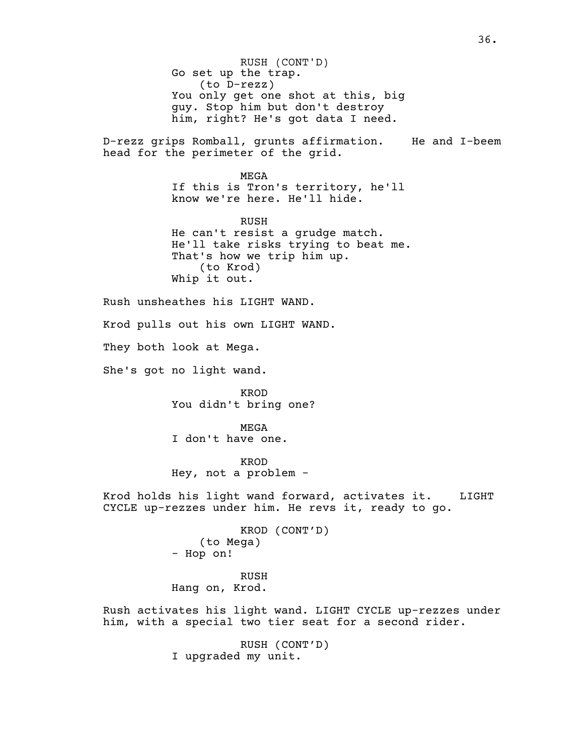RUSH (CONT'D)
Go set up the trap.
(to D-rezz)
You only get one shot at this, big guy. Stop him but don't destroy him, right? He's got data I need.

D-rezz grips Romball, grunts affirmation. He and I-beem head for the perimeter of the grid.

MEGA
If this is Tron's territory, he'll know we're here. He'll hide.

RUSH
He can't resist a grudge match. He'll take risks trying to beat me. That's how we trip him up.
(to Krod)
Whip it out.

Rush unsheathes his LIGHT WAND.

Krod pulls out his own LIGHT WAND.

They both look at Mega.

She's got no light wand.

KROD
You didn't bring one?

MEGA
I don't have one.

KROD
Hey, not a problem -

Krod holds his light wand forward, activates it. LIGHT CYCLE up-rezzes under him. He revs it, ready to go.

KROD (CONT'D)
(to Mega)
- Hop on!

RUSH
Hang on, Krod.

Rush activates his light wand. LIGHT CYCLE up-rezzes under him, with a special two tier seat for a second rider.

RUSH (CONT'D)
I upgraded my unit.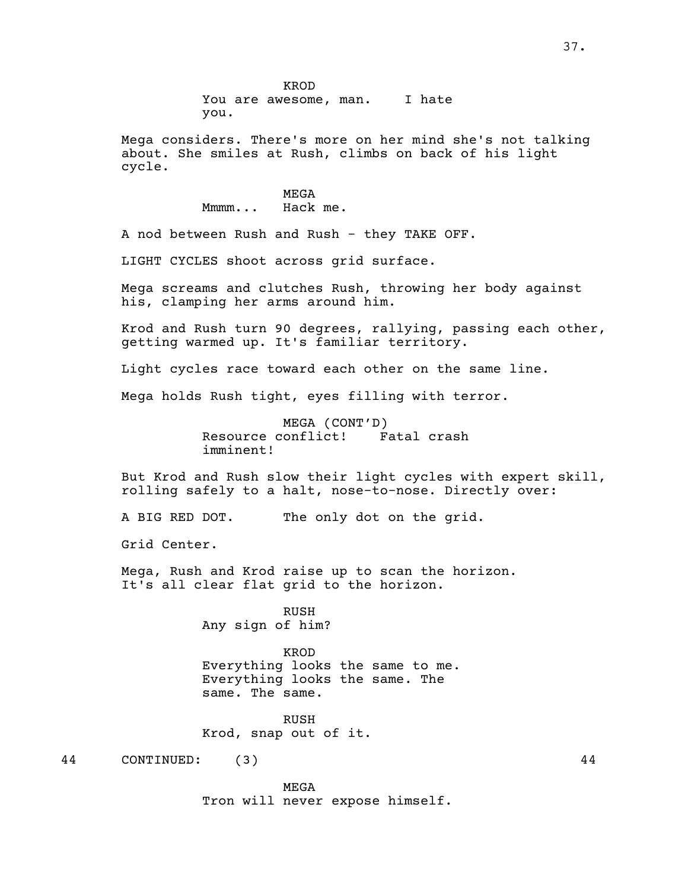KROD
You are awesome, man.   I hate you.

Mega considers. There's more on her mind she's not talking about. She smiles at Rush, climbs on back of his light cycle.

MEGA
Mmmm...   Hack me.

A nod between Rush and Rush - they TAKE OFF.

LIGHT CYCLES shoot across grid surface.

Mega screams and clutches Rush, throwing her body against his, clamping her arms around him.

Krod and Rush turn 90 degrees, rallying, passing each other, getting warmed up. It's familiar territory.

Light cycles race toward each other on the same line.

Mega holds Rush tight, eyes filling with terror.

MEGA (CONT'D)
Resource conflict!   Fatal crash imminent!

But Krod and Rush slow their light cycles with expert skill, rolling safely to a halt, nose-to-nose. Directly over:

A BIG RED DOT.      The only dot on the grid.

Grid Center.

Mega, Rush and Krod raise up to scan the horizon. It's all clear flat grid to the horizon.

RUSH
Any sign of him?

KROD
Everything looks the same to me. Everything looks the same. The same. The same.

RUSH
Krod, snap out of it.

44      CONTINUED:   (3)      44

MEGA
Tron will never expose himself.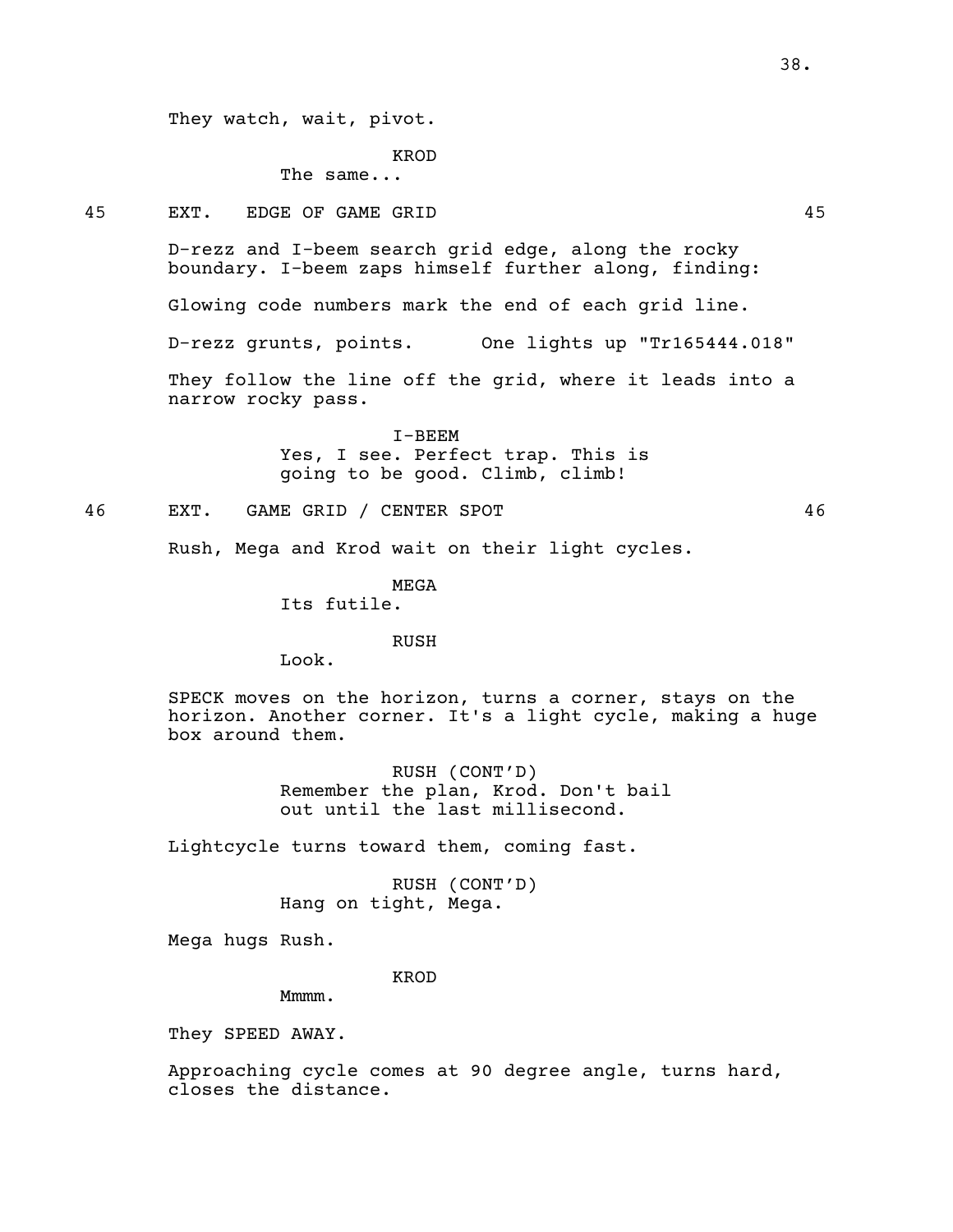They watch, wait, pivot.

KROD
The same...

45 EXT. EDGE OF GAME GRID 45

D-rezz and I-beem search grid edge, along the rocky boundary. I-beem zaps himself further along, finding:

Glowing code numbers mark the end of each grid line.

D-rezz grunts, points. One lights up "Tr165444.018"

They follow the line off the grid, where it leads into a narrow rocky pass.

I-BEEM
Yes, I see. Perfect trap. This is going to be good. Climb, climb!

46 EXT. GAME GRID / CENTER SPOT 46

Rush, Mega and Krod wait on their light cycles.

MEGA
Its futile.

RUSH
Look.

SPECK moves on the horizon, turns a corner, stays on the horizon. Another corner. It's a light cycle, making a huge box around them.

RUSH (CONT'D)
Remember the plan, Krod. Don't bail out until the last millisecond.

Lightcycle turns toward them, coming fast.

RUSH (CONT'D)
Hang on tight, Mega.

Mega hugs Rush.

KROD
Mmmm.

They SPEED AWAY.

Approaching cycle comes at 90 degree angle, turns hard, closes the distance.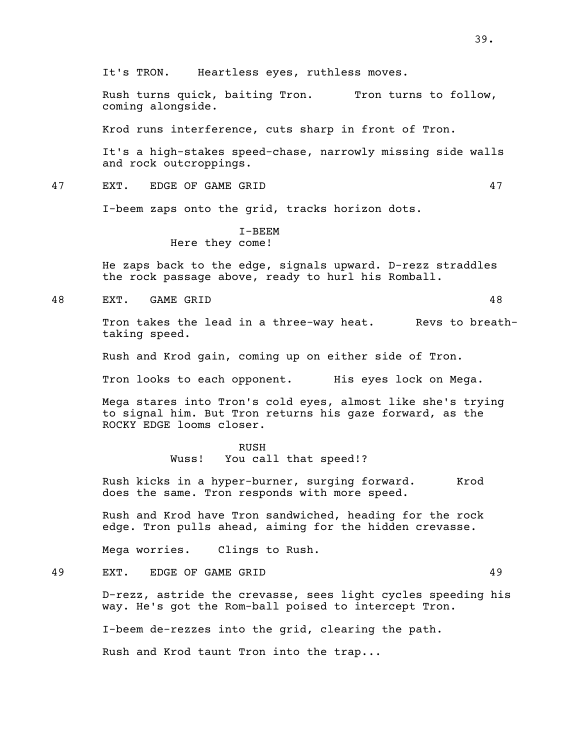It's TRON. Heartless eyes, ruthless moves.

Rush turns quick, baiting Tron. Tron turns to follow, coming alongside.

Krod runs interference, cuts sharp in front of Tron.

It's a high-stakes speed-chase, narrowly missing side walls and rock outcroppings.

47 EXT. EDGE OF GAME GRID 47

I-beem zaps onto the grid, tracks horizon dots.

I-BEEM
Here they come!

He zaps back to the edge, signals upward. D-rezz straddles the rock passage above, ready to hurl his Romball.

48 EXT. GAME GRID 48

Tron takes the lead in a three-way heat. Revs to breath-taking speed.

Rush and Krod gain, coming up on either side of Tron.

Tron looks to each opponent. His eyes lock on Mega.

Mega stares into Tron's cold eyes, almost like she's trying to signal him. But Tron returns his gaze forward, as the ROCKY EDGE looms closer.

RUSH
Wuss! You call that speed!?

Rush kicks in a hyper-burner, surging forward. Krod does the same. Tron responds with more speed.

Rush and Krod have Tron sandwiched, heading for the rock edge. Tron pulls ahead, aiming for the hidden crevasse.

Mega worries. Clings to Rush.

49 EXT. EDGE OF GAME GRID 49

D-rezz, astride the crevasse, sees light cycles speeding his way. He's got the Rom-ball poised to intercept Tron.

I-beem de-rezzes into the grid, clearing the path.

Rush and Krod taunt Tron into the trap...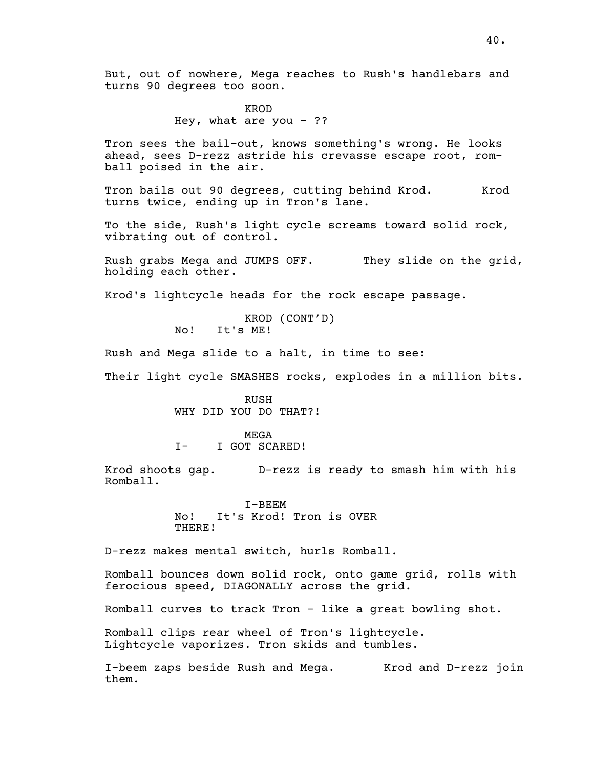But, out of nowhere, Mega reaches to Rush's handlebars and turns 90 degrees too soon.

KROD
Hey, what are you - ??

Tron sees the bail-out, knows something's wrong. He looks ahead, sees D-rezz astride his crevasse escape root, rom-ball poised in the air.

Tron bails out 90 degrees, cutting behind Krod. Krod turns twice, ending up in Tron's lane.

To the side, Rush's light cycle screams toward solid rock, vibrating out of control.

Rush grabs Mega and JUMPS OFF. They slide on the grid, holding each other.

Krod's lightcycle heads for the rock escape passage.

KROD (CONT'D)
No! It's ME!

Rush and Mega slide to a halt, in time to see:

Their light cycle SMASHES rocks, explodes in a million bits.

RUSH
WHY DID YOU DO THAT?!

MEGA
I- I GOT SCARED!

Krod shoots gap. D-rezz is ready to smash him with his Romball.

I-BEEM
No! It's Krod! Tron is OVER THERE!

D-rezz makes mental switch, hurls Romball.

Romball bounces down solid rock, onto game grid, rolls with ferocious speed, DIAGONALLY across the grid.

Romball curves to track Tron - like a great bowling shot.

Romball clips rear wheel of Tron's lightcycle. Lightcycle vaporizes. Tron skids and tumbles.

I-beem zaps beside Rush and Mega. Krod and D-rezz join them.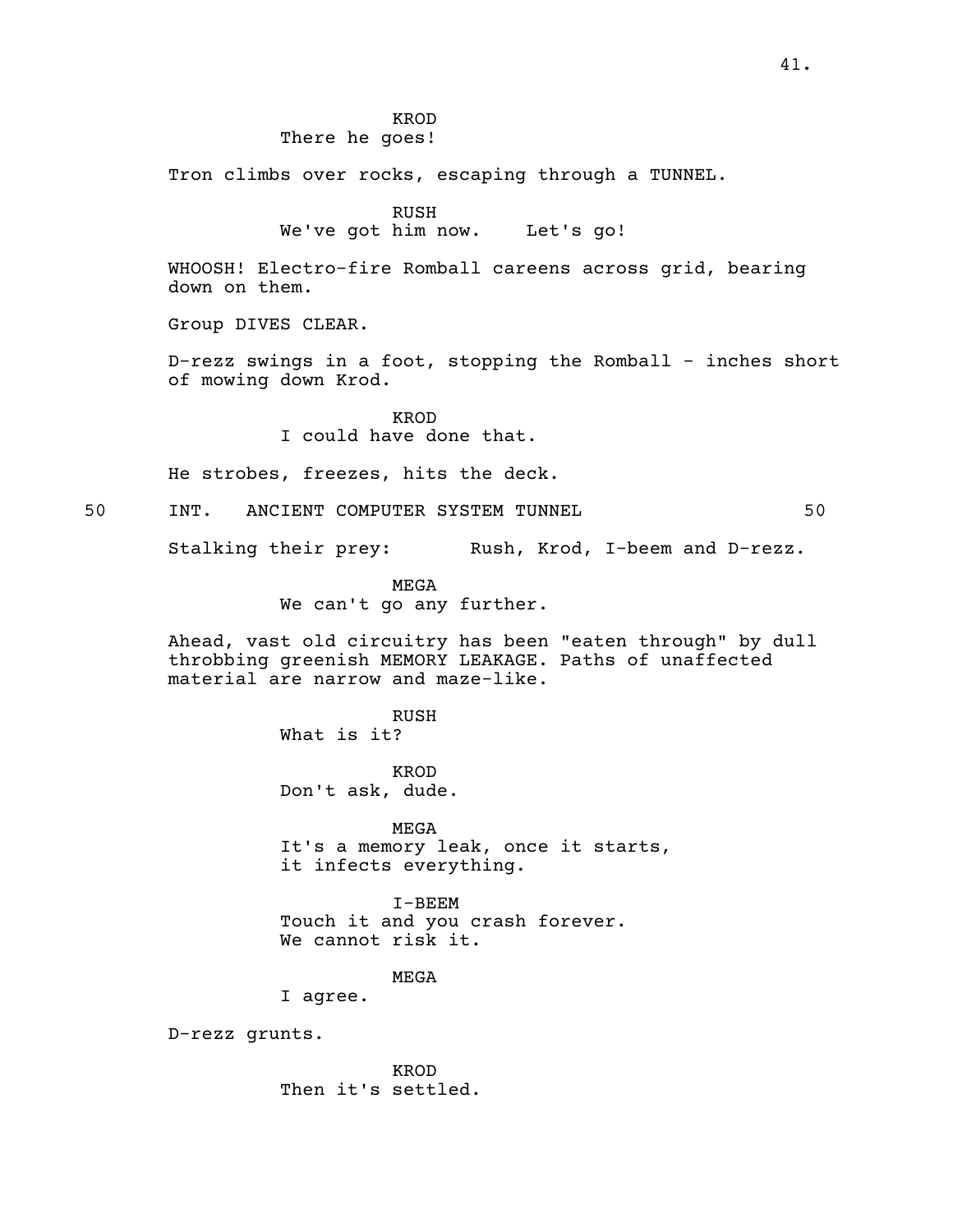KROD
There he goes!

Tron climbs over rocks, escaping through a TUNNEL.

RUSH
We've got him now.    Let's go!

WHOOSH! Electro-fire Romball careens across grid, bearing down on them.

Group DIVES CLEAR.

D-rezz swings in a foot, stopping the Romball - inches short of mowing down Krod.

KROD
I could have done that.

He strobes, freezes, hits the deck.

50    INT.    ANCIENT COMPUTER SYSTEM TUNNEL    50

Stalking their prey:       Rush, Krod, I-beem and D-rezz.

MEGA
We can't go any further.

Ahead, vast old circuitry has been "eaten through" by dull throbbing greenish MEMORY LEAKAGE. Paths of unaffected material are narrow and maze-like.

RUSH
What is it?

KROD
Don't ask, dude.

MEGA
It's a memory leak, once it starts, it infects everything.

I-BEEM
Touch it and you crash forever.
We cannot risk it.

MEGA
I agree.

D-rezz grunts.

KROD
Then it's settled.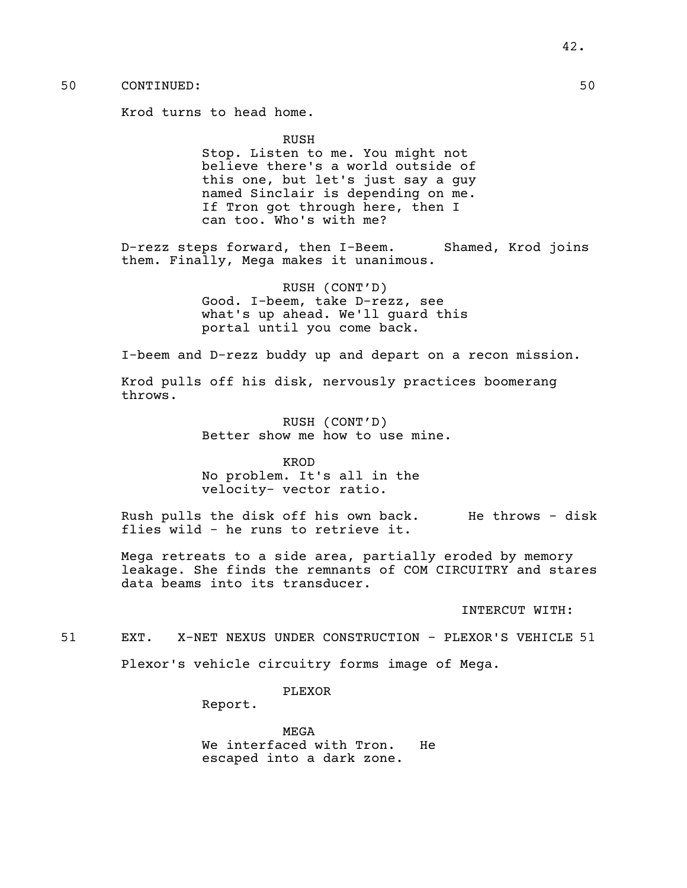50 CONTINUED: 50

Krod turns to head home.

RUSH
Stop. Listen to me. You might not believe there's a world outside of this one, but let's just say a guy named Sinclair is depending on me. If Tron got through here, then I can too. Who's with me?

D-rezz steps forward, then I-Beem. Shamed, Krod joins them. Finally, Mega makes it unanimous.

RUSH (CONT'D)
Good. I-beem, take D-rezz, see what's up ahead. We'll guard this portal until you come back.

I-beem and D-rezz buddy up and depart on a recon mission.

Krod pulls off his disk, nervously practices boomerang throws.

RUSH (CONT'D)
Better show me how to use mine.

KROD
No problem. It's all in the velocity- vector ratio.

Rush pulls the disk off his own back. He throws - disk flies wild - he runs to retrieve it.

Mega retreats to a side area, partially eroded by memory leakage. She finds the remnants of COM CIRCUITRY and stares data beams into its transducer.

INTERCUT WITH:

51 EXT. X-NET NEXUS UNDER CONSTRUCTION - PLEXOR'S VEHICLE 51

Plexor's vehicle circuitry forms image of Mega.

PLEXOR
Report.

MEGA
We interfaced with Tron. He escaped into a dark zone.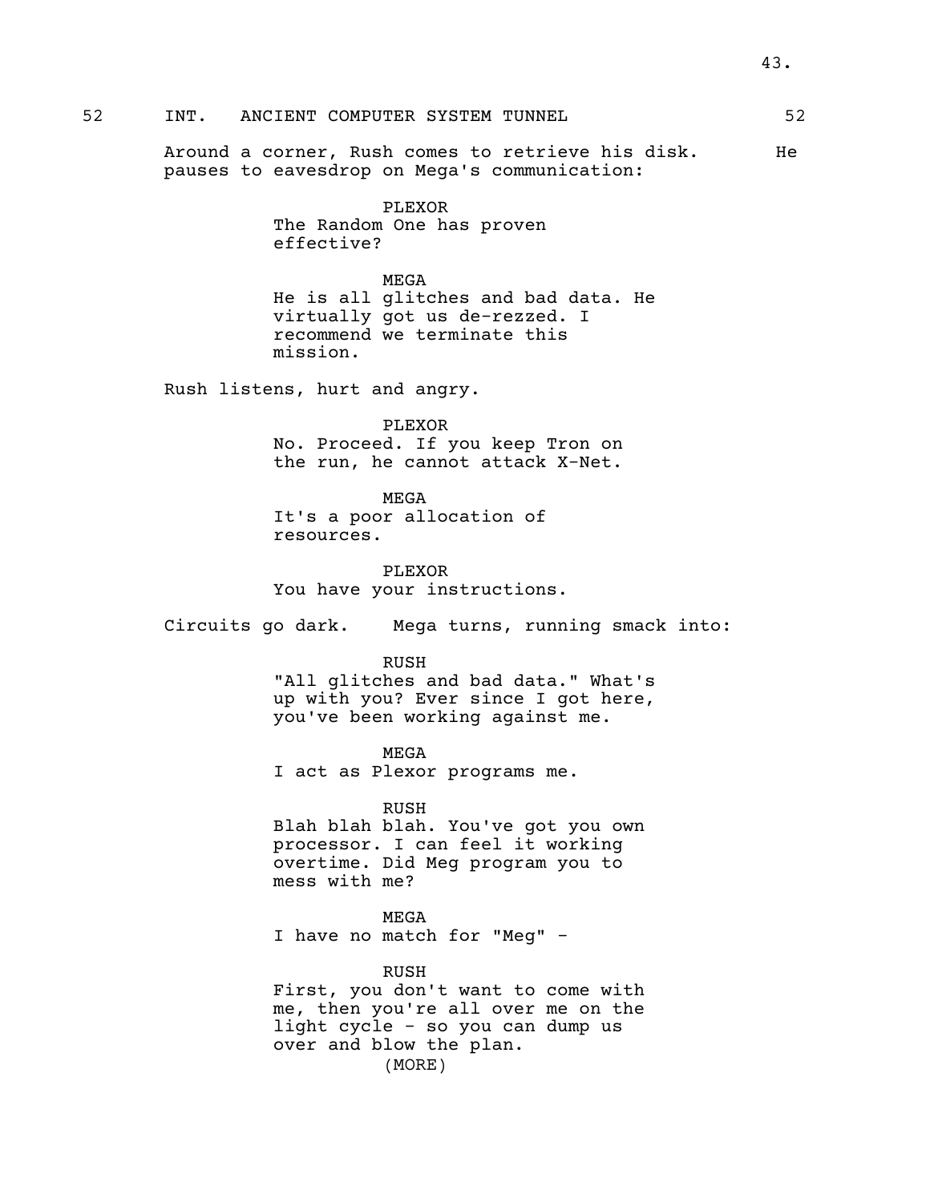52 INT. ANCIENT COMPUTER SYSTEM TUNNEL 52

Around a corner, Rush comes to retrieve his disk. He pauses to eavesdrop on Mega's communication:

PLEXOR
The Random One has proven effective?

MEGA
He is all glitches and bad data. He virtually got us de-rezzed. I recommend we terminate this mission.

Rush listens, hurt and angry.

PLEXOR
No. Proceed. If you keep Tron on the run, he cannot attack X-Net.

MEGA
It's a poor allocation of resources.

PLEXOR
You have your instructions.

Circuits go dark. Mega turns, running smack into:

RUSH
"All glitches and bad data." What's up with you? Ever since I got here, you've been working against me.

MEGA
I act as Plexor programs me.

RUSH
Blah blah blah. You've got you own processor. I can feel it working overtime. Did Meg program you to mess with me?

MEGA
I have no match for "Meg" -

RUSH
First, you don't want to come with me, then you're all over me on the light cycle - so you can dump us over and blow the plan.
(MORE)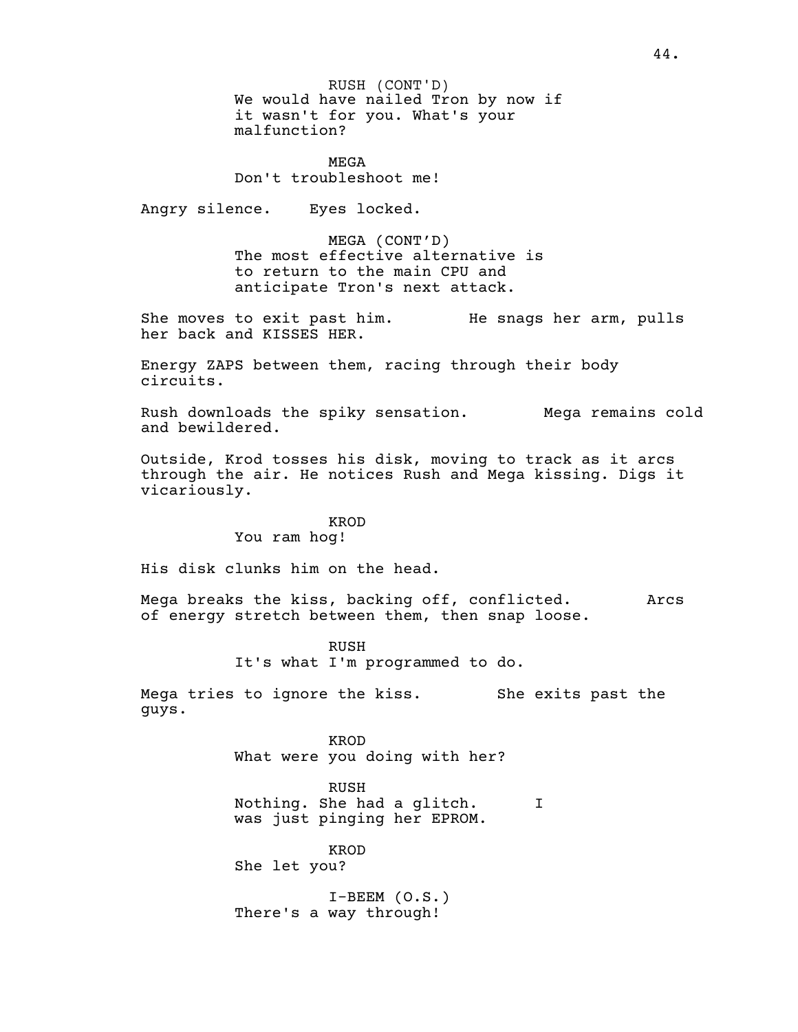RUSH (CONT'D)
We would have nailed Tron by now if it wasn't for you. What's your malfunction?

MEGA
Don't troubleshoot me!

Angry silence. Eyes locked.

MEGA (CONT'D)
The most effective alternative is to return to the main CPU and anticipate Tron's next attack.

She moves to exit past him. He snags her arm, pulls her back and KISSES HER.

Energy ZAPS between them, racing through their body circuits.

Rush downloads the spiky sensation. Mega remains cold and bewildered.

Outside, Krod tosses his disk, moving to track as it arcs through the air. He notices Rush and Mega kissing. Digs it vicariously.

KROD
You ram hog!

His disk clunks him on the head.

Mega breaks the kiss, backing off, conflicted. Arcs of energy stretch between them, then snap loose.

RUSH
It's what I'm programmed to do.

Mega tries to ignore the kiss. She exits past the guys.

KROD
What were you doing with her?

RUSH
Nothing. She had a glitch. I was just pinging her EPROM.

KROD
She let you?

I-BEEM (O.S.)
There's a way through!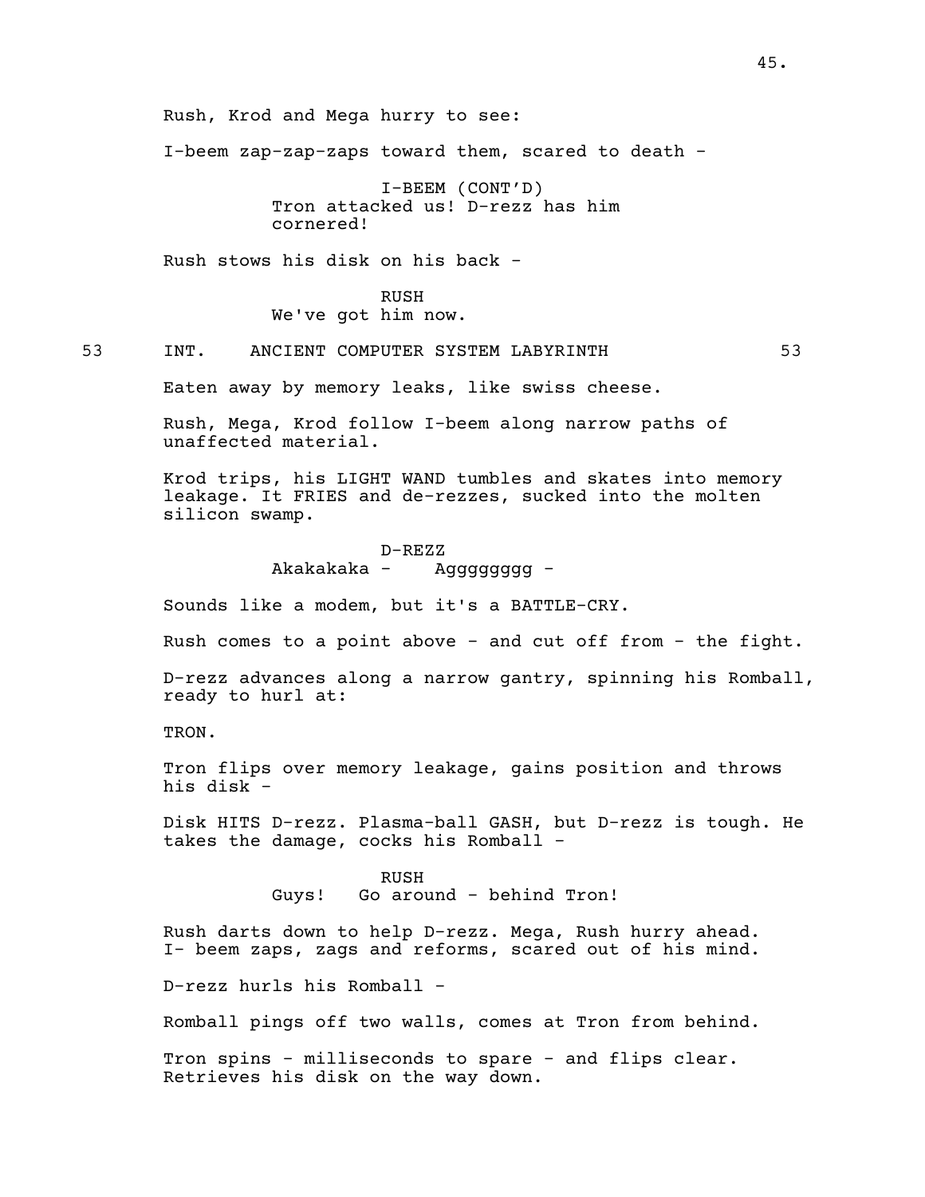Rush, Krod and Mega hurry to see:

I-beem zap-zap-zaps toward them, scared to death -

I-BEEM (CONT'D)
Tron attacked us! D-rezz has him cornered!

Rush stows his disk on his back -

RUSH
We've got him now.

53 INT. ANCIENT COMPUTER SYSTEM LABYRINTH 53

Eaten away by memory leaks, like swiss cheese.

Rush, Mega, Krod follow I-beem along narrow paths of unaffected material.

Krod trips, his LIGHT WAND tumbles and skates into memory leakage. It FRIES and de-rezzes, sucked into the molten silicon swamp.

D-REZZ
Akakakaka - Aggggggggg -

Sounds like a modem, but it's a BATTLE-CRY.

Rush comes to a point above - and cut off from - the fight.

D-rezz advances along a narrow gantry, spinning his Romball, ready to hurl at:

TRON.

Tron flips over memory leakage, gains position and throws his disk -

Disk HITS D-rezz. Plasma-ball GASH, but D-rezz is tough. He takes the damage, cocks his Romball -

RUSH
Guys! Go around - behind Tron!

Rush darts down to help D-rezz. Mega, Rush hurry ahead. I- beem zaps, zags and reforms, scared out of his mind.

D-rezz hurls his Romball -

Romball pings off two walls, comes at Tron from behind.

Tron spins - milliseconds to spare - and flips clear. Retrieves his disk on the way down.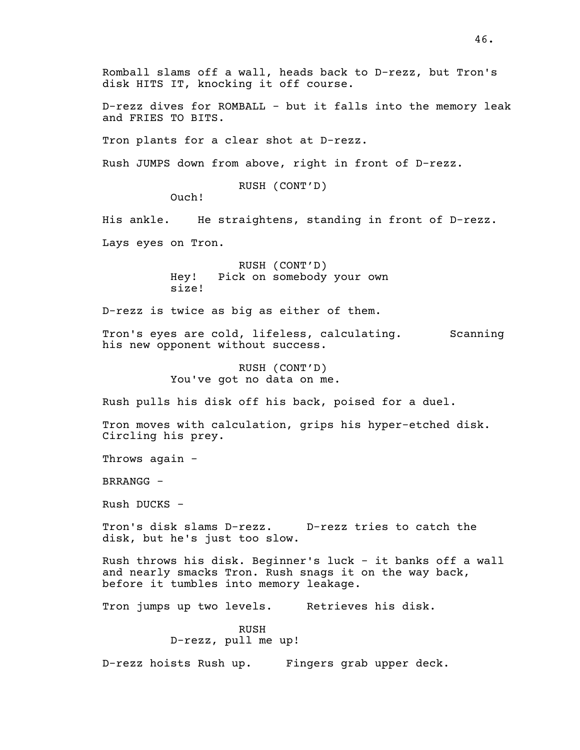Romball slams off a wall, heads back to D-rezz, but Tron's disk HITS IT, knocking it off course.

D-rezz dives for ROMBALL - but it falls into the memory leak and FRIES TO BITS.

Tron plants for a clear shot at D-rezz.

Rush JUMPS down from above, right in front of D-rezz.

RUSH (CONT'D)
Ouch!

His ankle. He straightens, standing in front of D-rezz.

Lays eyes on Tron.

RUSH (CONT'D)
Hey! Pick on somebody your own size!

D-rezz is twice as big as either of them.

Tron's eyes are cold, lifeless, calculating. Scanning his new opponent without success.

RUSH (CONT'D)
You've got no data on me.

Rush pulls his disk off his back, poised for a duel.

Tron moves with calculation, grips his hyper-etched disk. Circling his prey.

Throws again -

BRRANGG -

Rush DUCKS -

Tron's disk slams D-rezz. D-rezz tries to catch the disk, but he's just too slow.

Rush throws his disk. Beginner's luck - it banks off a wall and nearly smacks Tron. Rush snags it on the way back, before it tumbles into memory leakage.

Tron jumps up two levels. Retrieves his disk.

RUSH
D-rezz, pull me up!

D-rezz hoists Rush up. Fingers grab upper deck.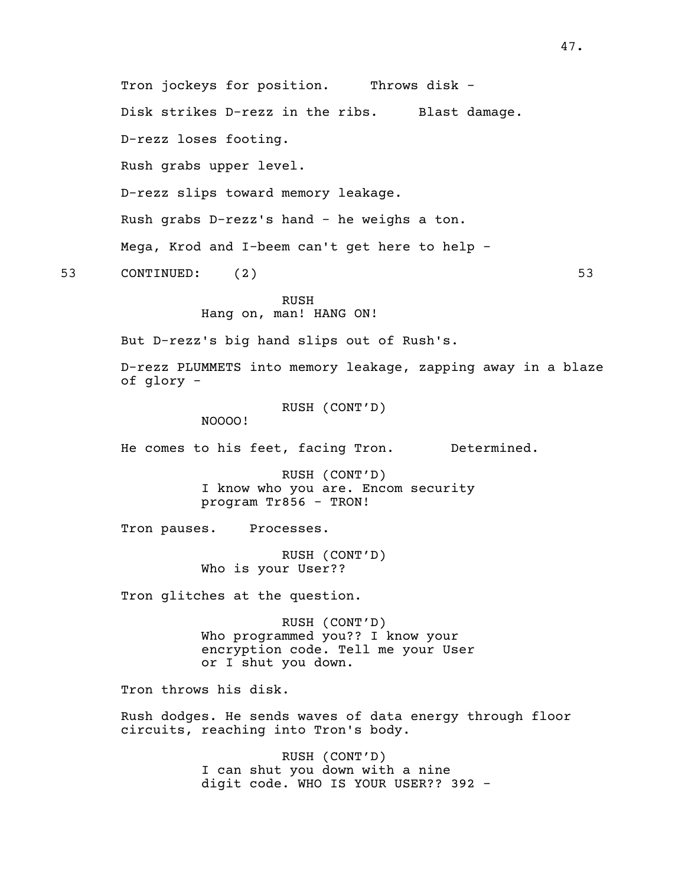Tron jockeys for position. Throws disk -

Disk strikes D-rezz in the ribs. Blast damage.

D-rezz loses footing.

Rush grabs upper level.

D-rezz slips toward memory leakage.

Rush grabs D-rezz's hand - he weighs a ton.

Mega, Krod and I-beem can't get here to help -

53 CONTINUED: (2) 53

RUSH
Hang on, man! HANG ON!

But D-rezz's big hand slips out of Rush's.

D-rezz PLUMMETS into memory leakage, zapping away in a blaze of glory -

RUSH (CONT'D)
NOOOO!

He comes to his feet, facing Tron. Determined.

RUSH (CONT'D)
I know who you are. Encom security program Tr856 - TRON!

Tron pauses. Processes.

RUSH (CONT'D)
Who is your User??

Tron glitches at the question.

RUSH (CONT'D)
Who programmed you?? I know your encryption code. Tell me your User or I shut you down.

Tron throws his disk.

Rush dodges. He sends waves of data energy through floor circuits, reaching into Tron's body.

RUSH (CONT'D)
I can shut you down with a nine digit code. WHO IS YOUR USER?? 392 -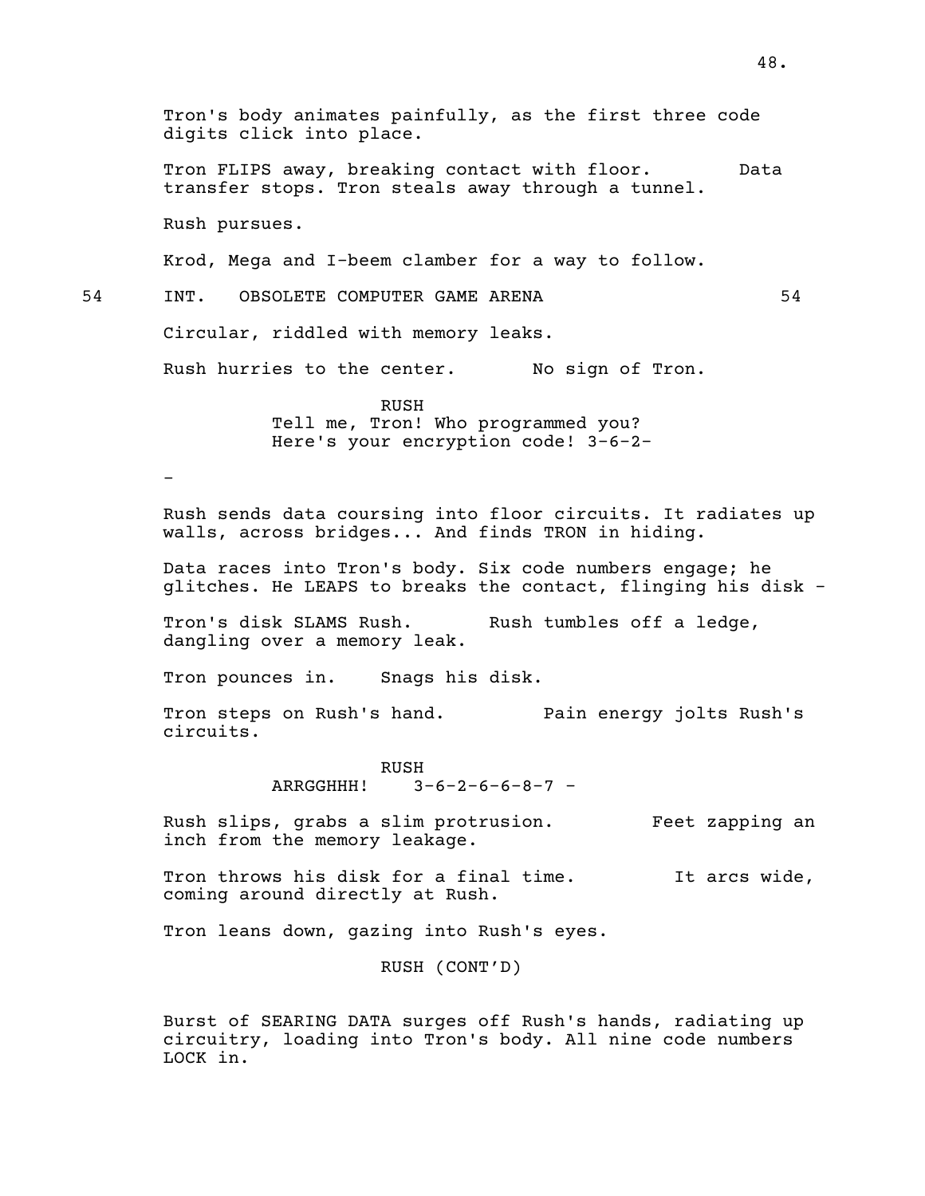Tron's body animates painfully, as the first three code digits click into place.

Tron FLIPS away, breaking contact with floor. Data transfer stops. Tron steals away through a tunnel.

Rush pursues.

Krod, Mega and I-beem clamber for a way to follow.

54 INT. OBSOLETE COMPUTER GAME ARENA 54

Circular, riddled with memory leaks.

Rush hurries to the center. No sign of Tron.

RUSH
Tell me, Tron! Who programmed you? Here's your encryption code! 3-6-2-

-

Rush sends data coursing into floor circuits. It radiates up walls, across bridges... And finds TRON in hiding.

Data races into Tron's body. Six code numbers engage; he glitches. He LEAPS to breaks the contact, flinging his disk -

Tron's disk SLAMS Rush. Rush tumbles off a ledge, dangling over a memory leak.

Tron pounces in. Snags his disk.

Tron steps on Rush's hand. Pain energy jolts Rush's circuits.

RUSH
ARRGGHHH! 3-6-2-6-6-8-7 -

Rush slips, grabs a slim protrusion. Feet zapping an inch from the memory leakage.

Tron throws his disk for a final time. It arcs wide, coming around directly at Rush.

Tron leans down, gazing into Rush's eyes.

RUSH (CONT'D)

Burst of SEARING DATA surges off Rush's hands, radiating up circuitry, loading into Tron's body. All nine code numbers LOCK in.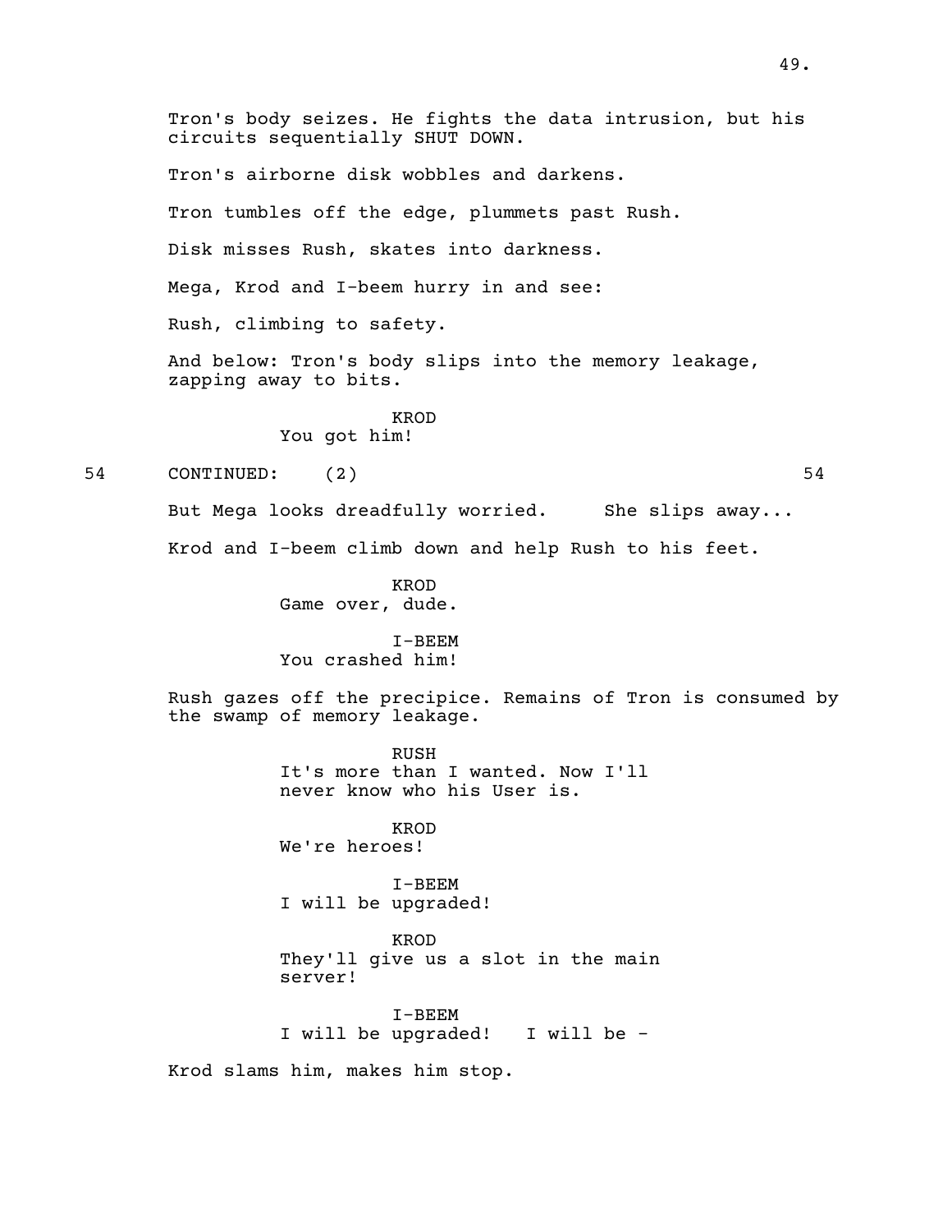Tron's body seizes. He fights the data intrusion, but his circuits sequentially SHUT DOWN.

Tron's airborne disk wobbles and darkens.

Tron tumbles off the edge, plummets past Rush.

Disk misses Rush, skates into darkness.

Mega, Krod and I-beem hurry in and see:

Rush, climbing to safety.

And below: Tron's body slips into the memory leakage, zapping away to bits.

KROD
You got him!

54 CONTINUED: (2) 54

But Mega looks dreadfully worried. She slips away...

Krod and I-beem climb down and help Rush to his feet.

KROD
Game over, dude.

I-BEEM
You crashed him!

Rush gazes off the precipice. Remains of Tron is consumed by the swamp of memory leakage.

RUSH
It's more than I wanted. Now I'll never know who his User is.

KROD
We're heroes!

I-BEEM
I will be upgraded!

KROD
They'll give us a slot in the main server!

I-BEEM
I will be upgraded! I will be -

Krod slams him, makes him stop.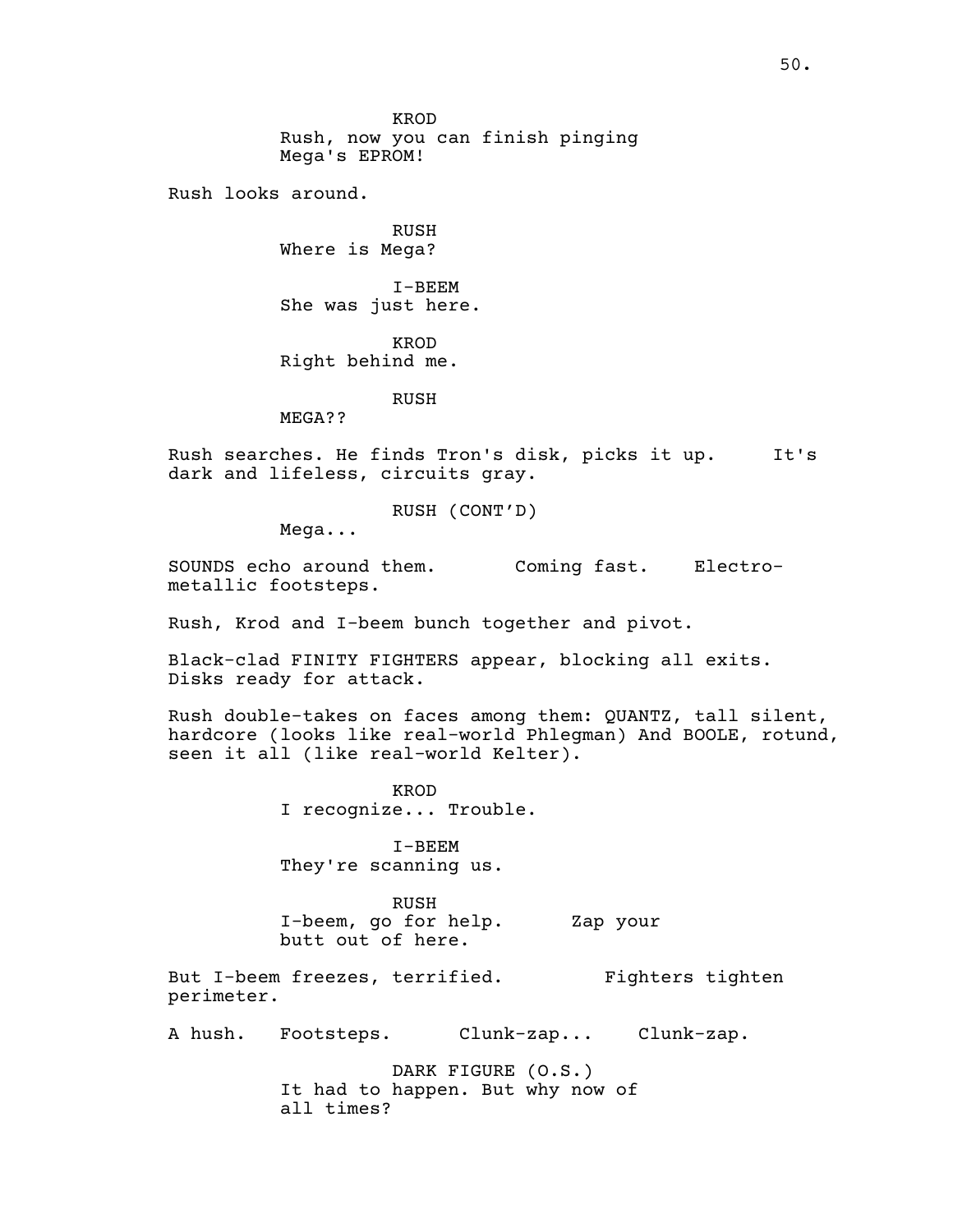KROD
Rush, now you can finish pinging Mega's EPROM!

Rush looks around.

RUSH
Where is Mega?

I-BEEM
She was just here.

KROD
Right behind me.

RUSH
MEGA??

Rush searches. He finds Tron's disk, picks it up. It's dark and lifeless, circuits gray.

RUSH (CONT'D)
Mega...

SOUNDS echo around them. Coming fast. Electro-metallic footsteps.

Rush, Krod and I-beem bunch together and pivot.

Black-clad FINITY FIGHTERS appear, blocking all exits. Disks ready for attack.

Rush double-takes on faces among them: QUANTZ, tall silent, hardcore (looks like real-world Phlegman) And BOOLE, rotund, seen it all (like real-world Kelter).

KROD
I recognize... Trouble.

I-BEEM
They're scanning us.

RUSH
I-beem, go for help. Zap your butt out of here.

But I-beem freezes, terrified. Fighters tighten perimeter.

A hush. Footsteps. Clunk-zap... Clunk-zap.

DARK FIGURE (O.S.)
It had to happen. But why now of all times?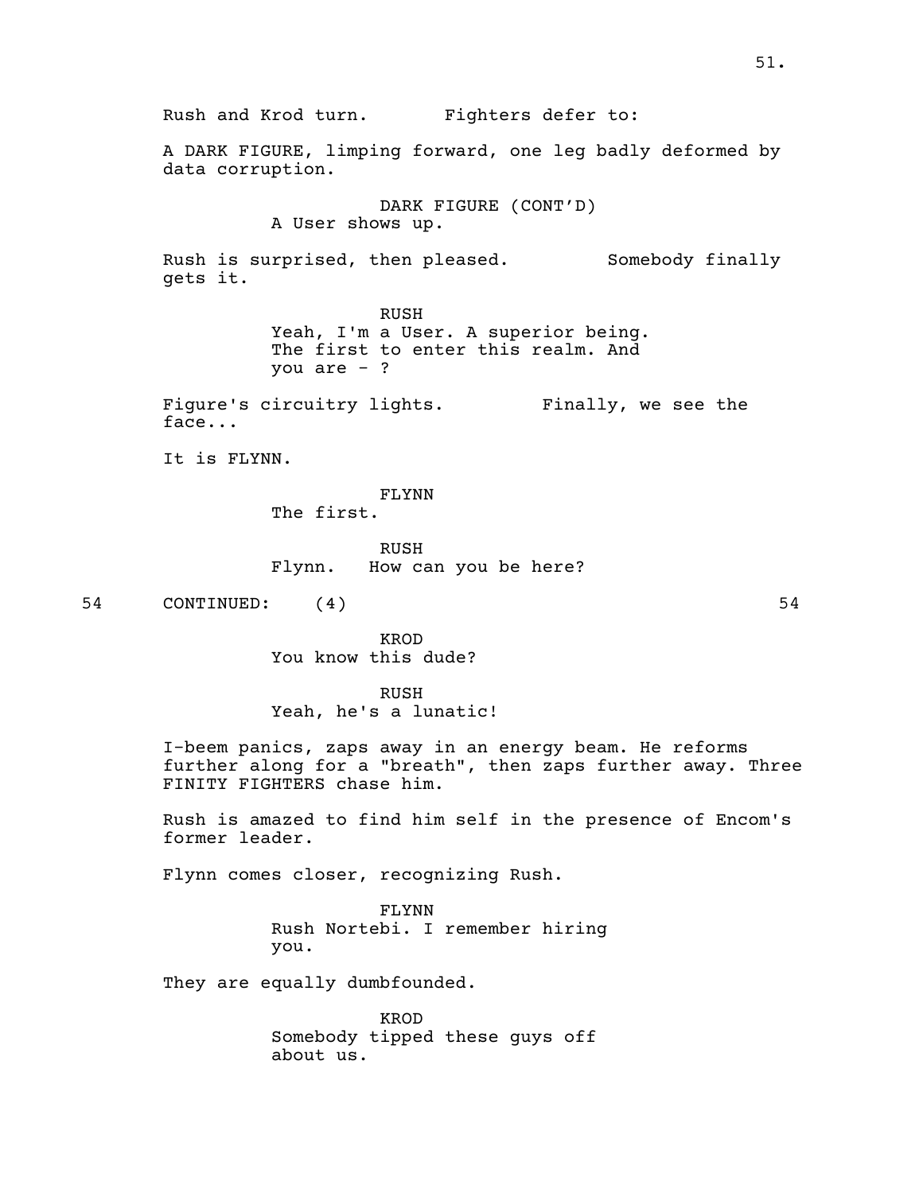Rush and Krod turn. Fighters defer to:

A DARK FIGURE, limping forward, one leg badly deformed by data corruption.

DARK FIGURE (CONT'D)
A User shows up.

Rush is surprised, then pleased. Somebody finally gets it.

RUSH
Yeah, I'm a User. A superior being. The first to enter this realm. And you are - ?

Figure's circuitry lights. Finally, we see the face...

It is FLYNN.

FLYNN
The first.

RUSH
Flynn. How can you be here?

54 CONTINUED: (4) 54

KROD
You know this dude?

RUSH
Yeah, he's a lunatic!

I-beem panics, zaps away in an energy beam. He reforms further along for a "breath", then zaps further away. Three FINITY FIGHTERS chase him.

Rush is amazed to find him self in the presence of Encom's former leader.

Flynn comes closer, recognizing Rush.

FLYNN
Rush Nortebi. I remember hiring you.

They are equally dumbfounded.

KROD
Somebody tipped these guys off about us.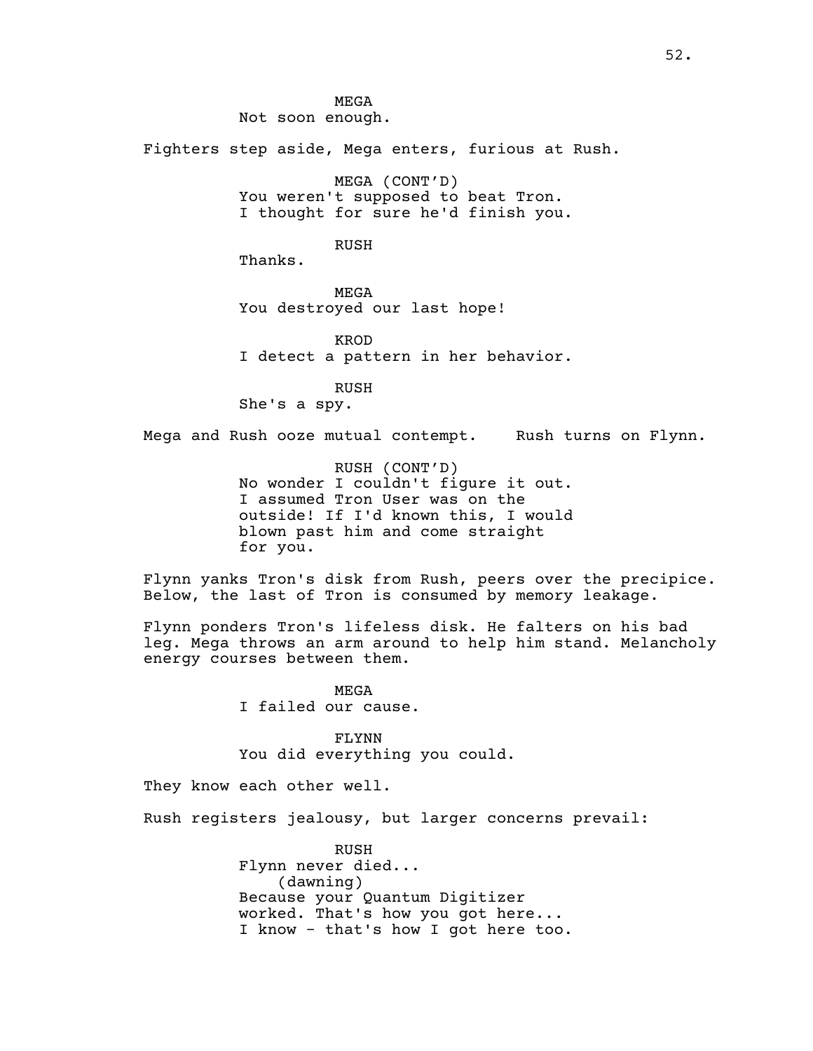MEGA
Not soon enough.

Fighters step aside, Mega enters, furious at Rush.

MEGA (CONT'D)
You weren't supposed to beat Tron.
I thought for sure he'd finish you.

RUSH
Thanks.

MEGA
You destroyed our last hope!

KROD
I detect a pattern in her behavior.

RUSH
She's a spy.

Mega and Rush ooze mutual contempt. Rush turns on Flynn.

RUSH (CONT'D)
No wonder I couldn't figure it out.
I assumed Tron User was on the
outside! If I'd known this, I would
blown past him and come straight
for you.

Flynn yanks Tron's disk from Rush, peers over the precipice. Below, the last of Tron is consumed by memory leakage.

Flynn ponders Tron's lifeless disk. He falters on his bad leg. Mega throws an arm around to help him stand. Melancholy energy courses between them.

MEGA
I failed our cause.

FLYNN
You did everything you could.

They know each other well.

Rush registers jealousy, but larger concerns prevail:

RUSH
Flynn never died...
(dawning)
Because your Quantum Digitizer
worked. That's how you got here...
I know - that's how I got here too.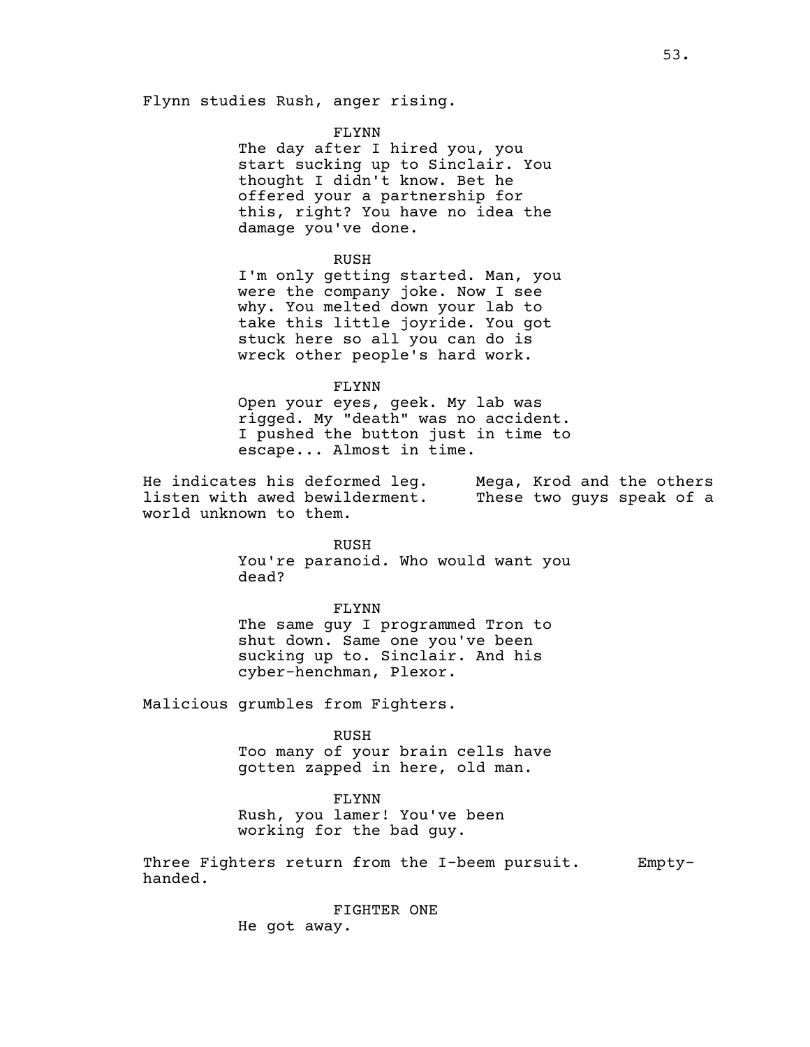Flynn studies Rush, anger rising.

FLYNN
The day after I hired you, you start sucking up to Sinclair. You thought I didn't know. Bet he offered your a partnership for this, right? You have no idea the damage you've done.

RUSH
I'm only getting started. Man, you were the company joke. Now I see why. You melted down your lab to take this little joyride. You got stuck here so all you can do is wreck other people's hard work.

FLYNN
Open your eyes, geek. My lab was rigged. My "death" was no accident. I pushed the button just in time to escape... Almost in time.

He indicates his deformed leg. Mega, Krod and the others listen with awed bewilderment. These two guys speak of a world unknown to them.

RUSH
You're paranoid. Who would want you dead?

FLYNN
The same guy I programmed Tron to shut down. Same one you've been sucking up to. Sinclair. And his cyber-henchman, Plexor.

Malicious grumbles from Fighters.

RUSH
Too many of your brain cells have gotten zapped in here, old man.

FLYNN
Rush, you lamer! You've been working for the bad guy.

Three Fighters return from the I-beem pursuit. Empty-handed.

FIGHTER ONE
He got away.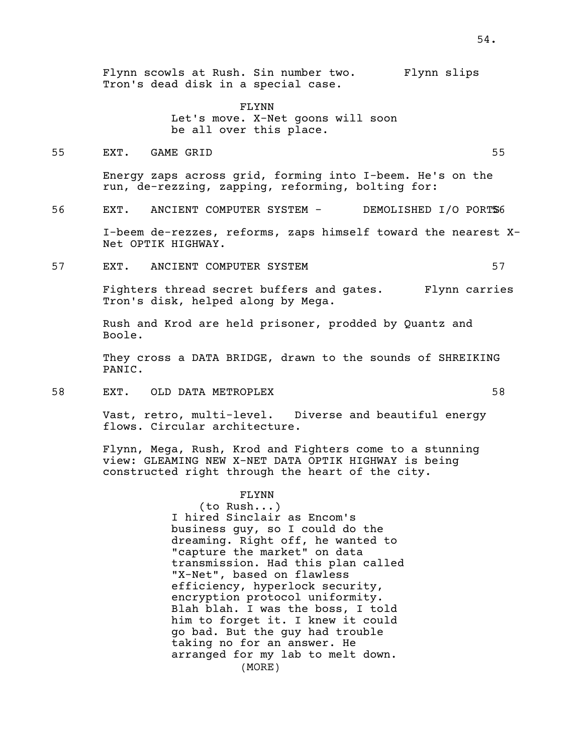Flynn scowls at Rush. Sin number two. Flynn slips Tron's dead disk in a special case.

FLYNN
Let's move. X-Net goons will soon be all over this place.

55 EXT. GAME GRID 55

Energy zaps across grid, forming into I-beem. He's on the run, de-rezzing, zapping, reforming, bolting for:

56 EXT. ANCIENT COMPUTER SYSTEM - DEMOLISHED I/O PORTS 56

I-beem de-rezzes, reforms, zaps himself toward the nearest X-Net OPTIK HIGHWAY.

57 EXT. ANCIENT COMPUTER SYSTEM 57

Fighters thread secret buffers and gates. Flynn carries Tron's disk, helped along by Mega.

Rush and Krod are held prisoner, prodded by Quantz and Boole.

They cross a DATA BRIDGE, drawn to the sounds of SHREIKING PANIC.

58 EXT. OLD DATA METROPLEX 58

Vast, retro, multi-level. Diverse and beautiful energy flows. Circular architecture.

Flynn, Mega, Rush, Krod and Fighters come to a stunning view: GLEAMING NEW X-NET DATA OPTIK HIGHWAY is being constructed right through the heart of the city.

FLYNN
(to Rush...)
I hired Sinclair as Encom's business guy, so I could do the dreaming. Right off, he wanted to "capture the market" on data transmission. Had this plan called "X-Net", based on flawless efficiency, hyperlock security, encryption protocol uniformity. Blah blah. I was the boss, I told him to forget it. I knew it could go bad. But the guy had trouble taking no for an answer. He arranged for my lab to melt down.
(MORE)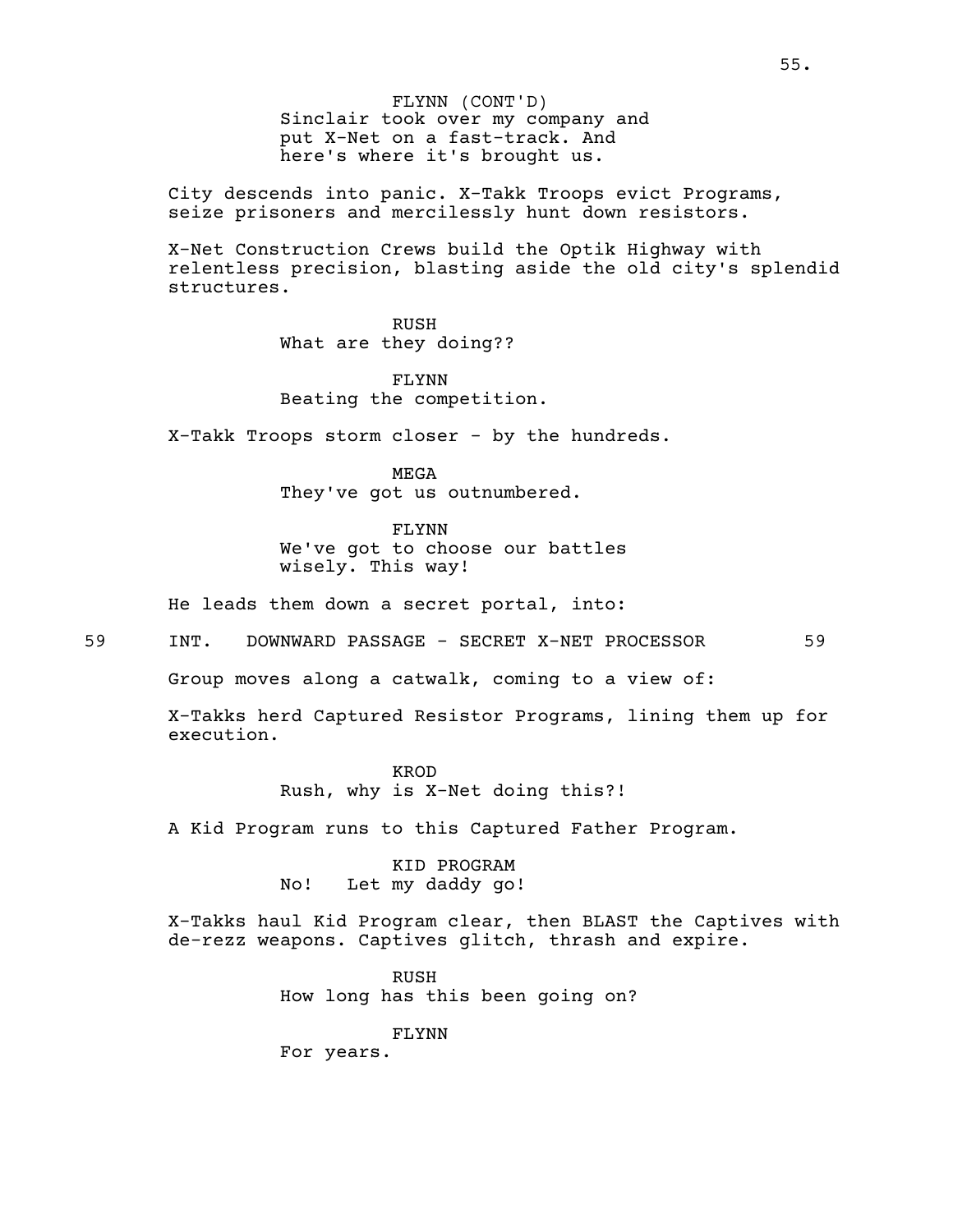FLYNN (CONT'D)
Sinclair took over my company and put X-Net on a fast-track. And here's where it's brought us.

City descends into panic. X-Takk Troops evict Programs, seize prisoners and mercilessly hunt down resistors.

X-Net Construction Crews build the Optik Highway with relentless precision, blasting aside the old city's splendid structures.

RUSH
What are they doing??

FLYNN
Beating the competition.

X-Takk Troops storm closer - by the hundreds.

MEGA
They've got us outnumbered.

FLYNN
We've got to choose our battles wisely. This way!

He leads them down a secret portal, into:

59 INT. DOWNWARD PASSAGE - SECRET X-NET PROCESSOR 59

Group moves along a catwalk, coming to a view of:

X-Takks herd Captured Resistor Programs, lining them up for execution.

KROD
Rush, why is X-Net doing this?!

A Kid Program runs to this Captured Father Program.

KID PROGRAM
No! Let my daddy go!

X-Takks haul Kid Program clear, then BLAST the Captives with de-rezz weapons. Captives glitch, thrash and expire.

RUSH
How long has this been going on?

FLYNN
For years.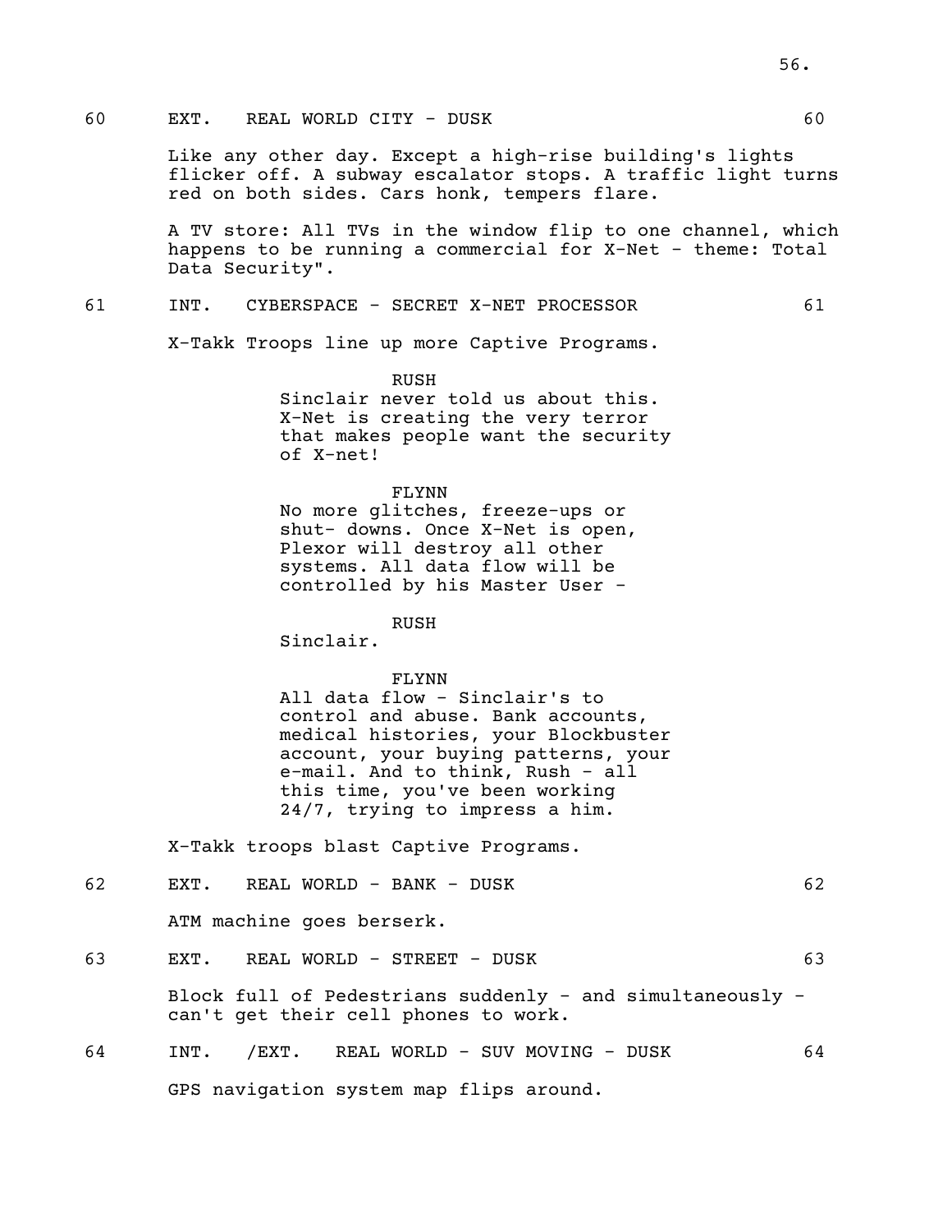60 EXT. REAL WORLD CITY - DUSK 60

Like any other day. Except a high-rise building's lights flicker off. A subway escalator stops. A traffic light turns red on both sides. Cars honk, tempers flare.

A TV store: All TVs in the window flip to one channel, which happens to be running a commercial for X-Net - theme: Total Data Security".

61 INT. CYBERSPACE - SECRET X-NET PROCESSOR 61

X-Takk Troops line up more Captive Programs.

RUSH
Sinclair never told us about this. X-Net is creating the very terror that makes people want the security of X-net!

FLYNN
No more glitches, freeze-ups or shut- downs. Once X-Net is open, Plexor will destroy all other systems. All data flow will be controlled by his Master User -

RUSH
Sinclair.

FLYNN
All data flow - Sinclair's to control and abuse. Bank accounts, medical histories, your Blockbuster account, your buying patterns, your e-mail. And to think, Rush - all this time, you've been working 24/7, trying to impress a him.

X-Takk troops blast Captive Programs.

62 EXT. REAL WORLD - BANK - DUSK 62

ATM machine goes berserk.

63 EXT. REAL WORLD - STREET - DUSK 63

Block full of Pedestrians suddenly - and simultaneously - can't get their cell phones to work.

64 INT. /EXT. REAL WORLD - SUV MOVING - DUSK 64

GPS navigation system map flips around.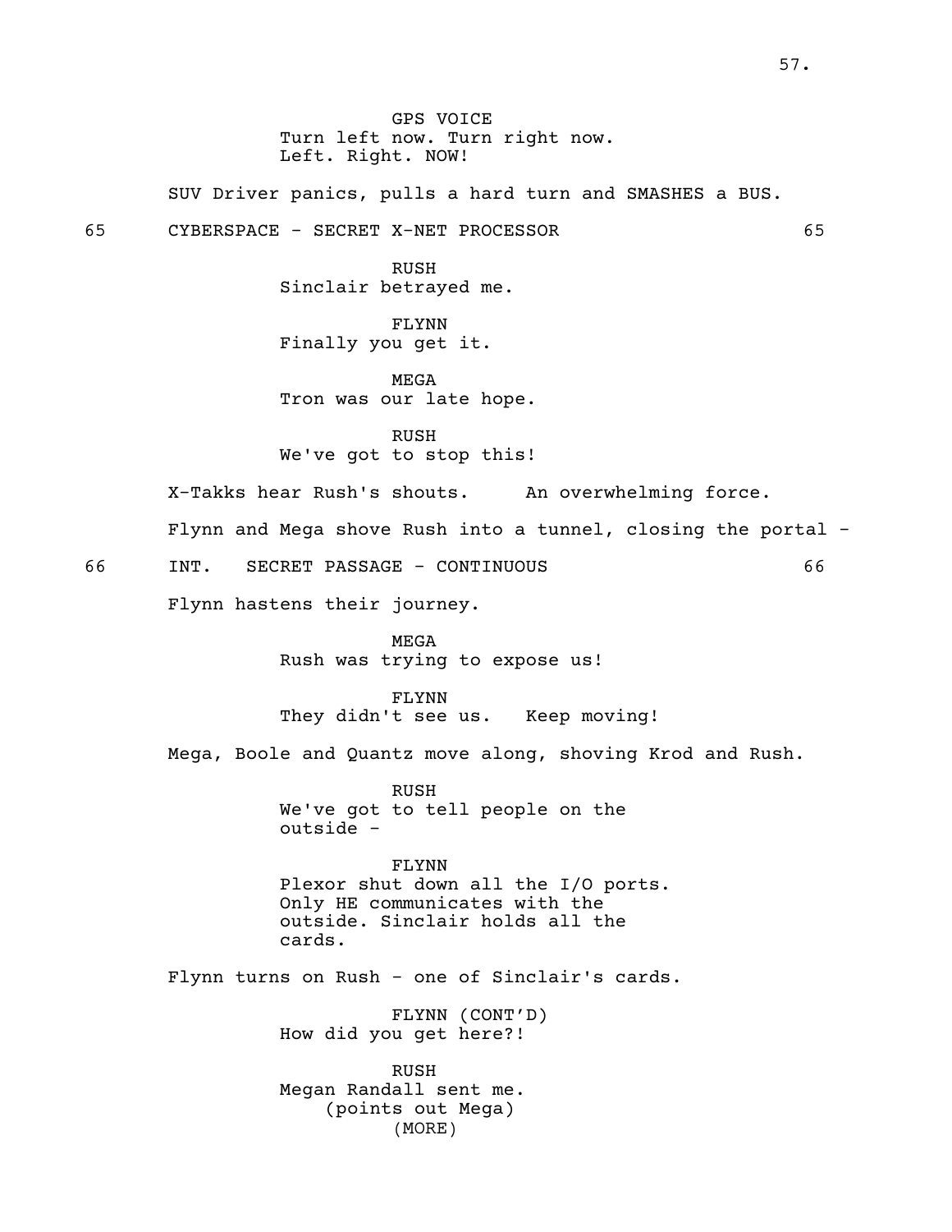GPS VOICE
Turn left now. Turn right now.
Left. Right. NOW!

SUV Driver panics, pulls a hard turn and SMASHES a BUS.

65 CYBERSPACE - SECRET X-NET PROCESSOR 65

RUSH
Sinclair betrayed me.

FLYNN
Finally you get it.

MEGA
Tron was our late hope.

RUSH
We've got to stop this!

X-Takks hear Rush's shouts. An overwhelming force.

Flynn and Mega shove Rush into a tunnel, closing the portal -

66 INT. SECRET PASSAGE - CONTINUOUS 66

Flynn hastens their journey.

MEGA
Rush was trying to expose us!

FLYNN
They didn't see us. Keep moving!

Mega, Boole and Quantz move along, shoving Krod and Rush.

RUSH
We've got to tell people on the
outside -

FLYNN
Plexor shut down all the I/O ports.
Only HE communicates with the
outside. Sinclair holds all the
cards.

Flynn turns on Rush - one of Sinclair's cards.

FLYNN (CONT'D)
How did you get here?!

RUSH
Megan Randall sent me.
(points out Mega)
(MORE)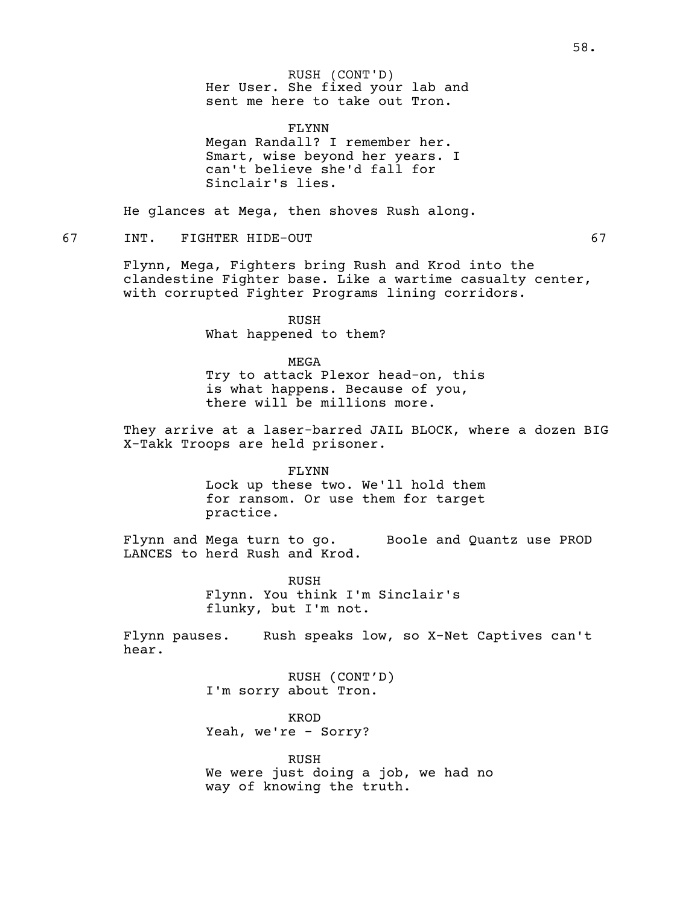RUSH (CONT'D)
Her User. She fixed your lab and sent me here to take out Tron.

FLYNN
Megan Randall? I remember her. Smart, wise beyond her years. I can't believe she'd fall for Sinclair's lies.

He glances at Mega, then shoves Rush along.

67 INT. FIGHTER HIDE-OUT 67

Flynn, Mega, Fighters bring Rush and Krod into the clandestine Fighter base. Like a wartime casualty center, with corrupted Fighter Programs lining corridors.

RUSH
What happened to them?

MEGA
Try to attack Plexor head-on, this is what happens. Because of you, there will be millions more.

They arrive at a laser-barred JAIL BLOCK, where a dozen BIG X-Takk Troops are held prisoner.

FLYNN
Lock up these two. We'll hold them for ransom. Or use them for target practice.

Flynn and Mega turn to go. Boole and Quantz use PROD LANCES to herd Rush and Krod.

RUSH
Flynn. You think I'm Sinclair's flunky, but I'm not.

Flynn pauses. Rush speaks low, so X-Net Captives can't hear.

RUSH (CONT'D)
I'm sorry about Tron.

KROD
Yeah, we're - Sorry?

RUSH
We were just doing a job, we had no way of knowing the truth.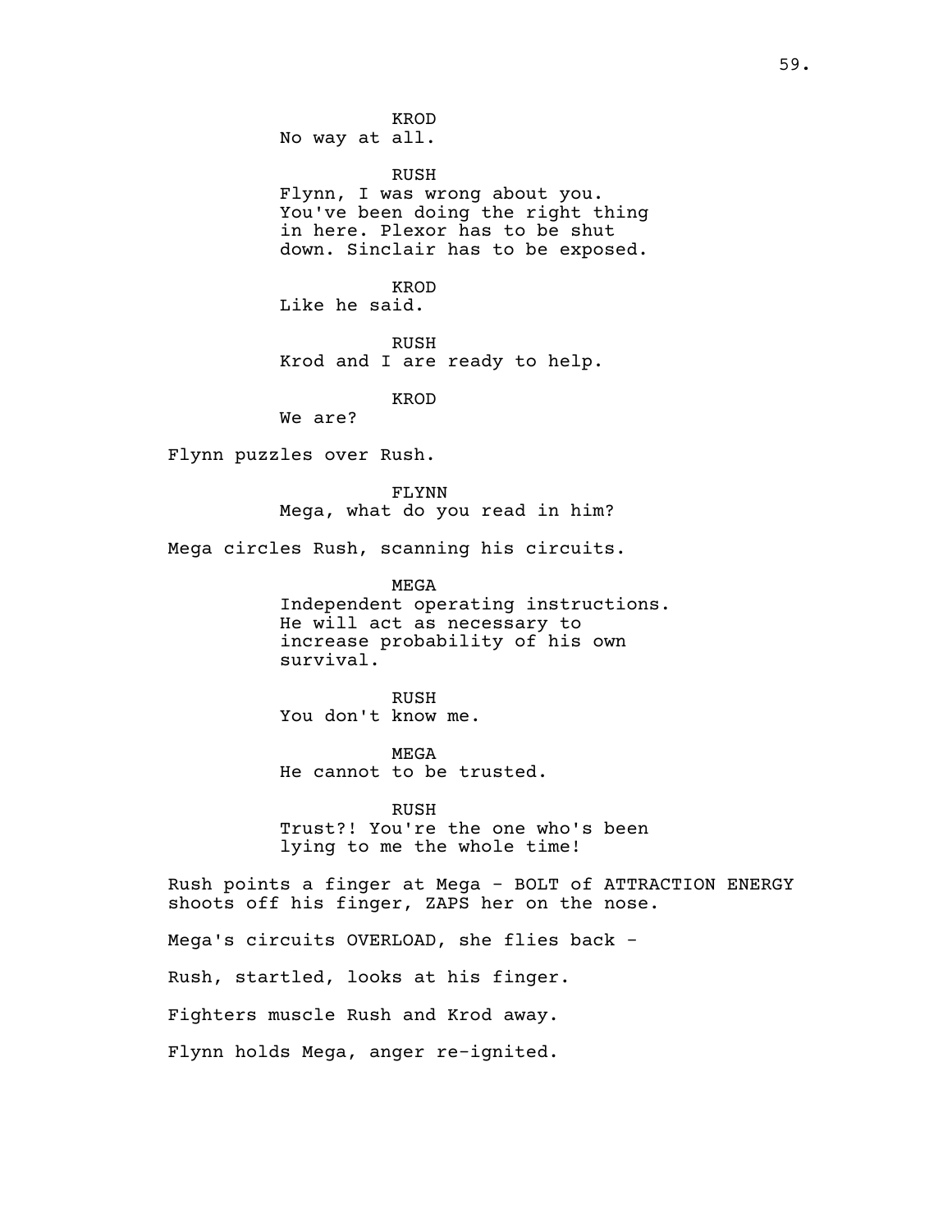KROD
No way at all.

RUSH
Flynn, I was wrong about you. You've been doing the right thing in here. Plexor has to be shut down. Sinclair has to be exposed.

KROD
Like he said.

RUSH
Krod and I are ready to help.

KROD
We are?

Flynn puzzles over Rush.

FLYNN
Mega, what do you read in him?

Mega circles Rush, scanning his circuits.

MEGA
Independent operating instructions. He will act as necessary to increase probability of his own survival.

RUSH
You don't know me.

MEGA
He cannot to be trusted.

RUSH
Trust?! You're the one who's been lying to me the whole time!

Rush points a finger at Mega - BOLT of ATTRACTION ENERGY shoots off his finger, ZAPS her on the nose.

Mega's circuits OVERLOAD, she flies back -

Rush, startled, looks at his finger.

Fighters muscle Rush and Krod away.

Flynn holds Mega, anger re-ignited.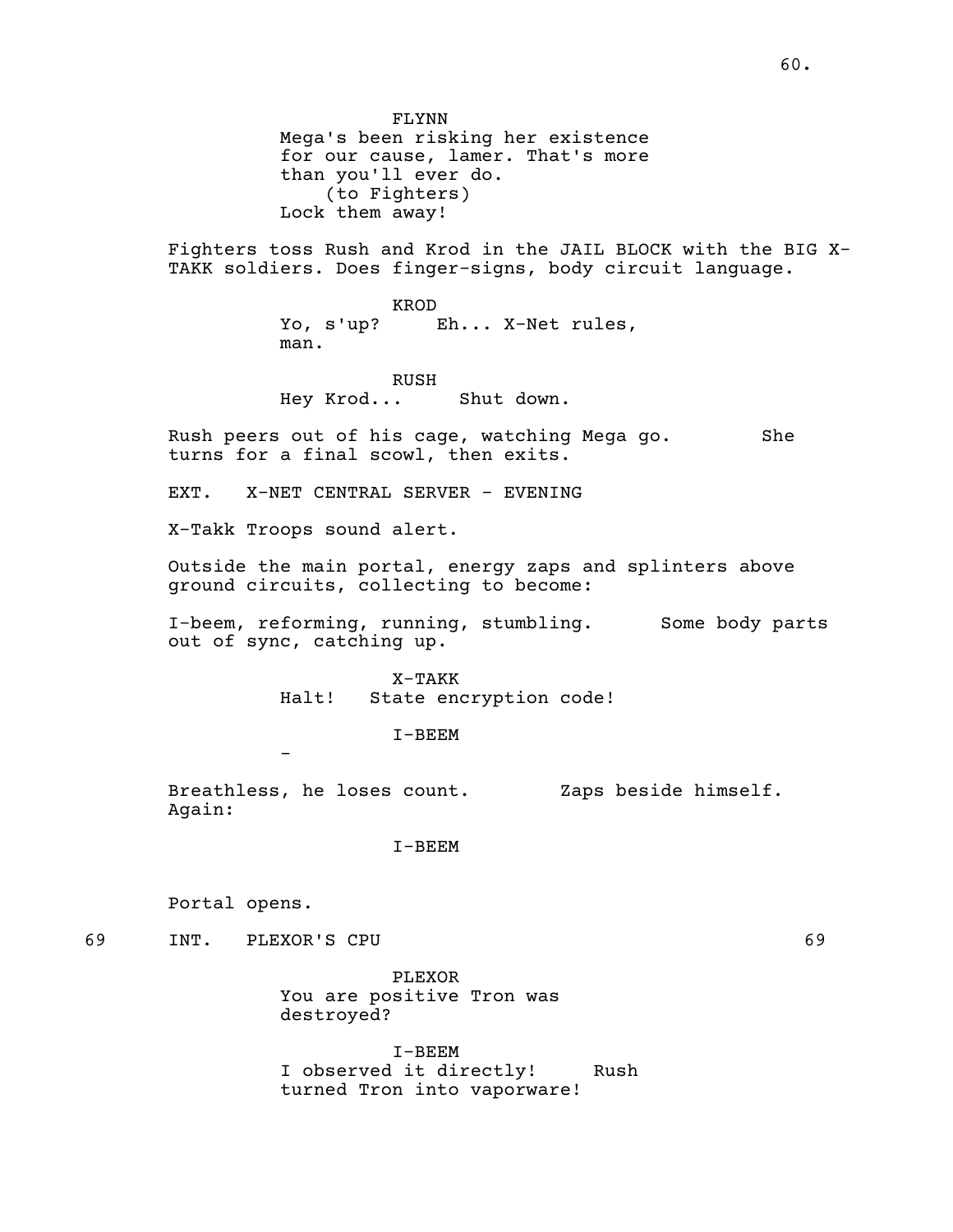FLYNN
Mega's been risking her existence for our cause, lamer. That's more than you'll ever do.
(to Fighters)
Lock them away!

Fighters toss Rush and Krod in the JAIL BLOCK with the BIG X-TAKK soldiers. Does finger-signs, body circuit language.

KROD
Yo, s'up? Eh... X-Net rules, man.

RUSH
Hey Krod... Shut down.

Rush peers out of his cage, watching Mega go. She turns for a final scowl, then exits.

EXT. X-NET CENTRAL SERVER - EVENING

X-Takk Troops sound alert.

Outside the main portal, energy zaps and splinters above ground circuits, collecting to become:

I-beem, reforming, running, stumbling. Some body parts out of sync, catching up.

X-TAKK
Halt! State encryption code!

I-BEEM
-

Breathless, he loses count. Zaps beside himself. Again:

I-BEEM

Portal opens.

69 INT. PLEXOR'S CPU 69

PLEXOR
You are positive Tron was destroyed?

I-BEEM
I observed it directly! Rush turned Tron into vaporware!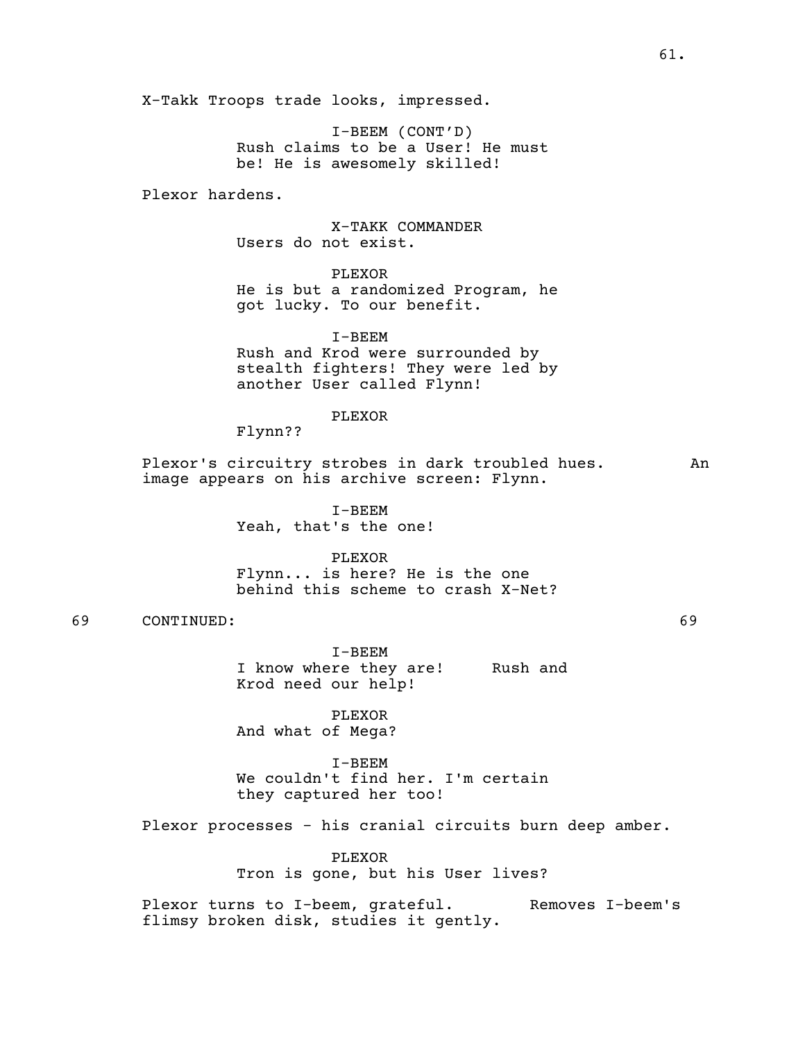X-Takk Troops trade looks, impressed.

I-BEEM (CONT'D)
Rush claims to be a User! He must be! He is awesomely skilled!

Plexor hardens.

X-TAKK COMMANDER
Users do not exist.

PLEXOR
He is but a randomized Program, he got lucky. To our benefit.

I-BEEM
Rush and Krod were surrounded by stealth fighters! They were led by another User called Flynn!

PLEXOR
Flynn??

Plexor's circuitry strobes in dark troubled hues. An image appears on his archive screen: Flynn.

I-BEEM
Yeah, that's the one!

PLEXOR
Flynn... is here? He is the one behind this scheme to crash X-Net?

69 CONTINUED: 69

I-BEEM
I know where they are! Rush and Krod need our help!

PLEXOR
And what of Mega?

I-BEEM
We couldn't find her. I'm certain they captured her too!

Plexor processes - his cranial circuits burn deep amber.

PLEXOR
Tron is gone, but his User lives?

Plexor turns to I-beem, grateful. Removes I-beem's flimsy broken disk, studies it gently.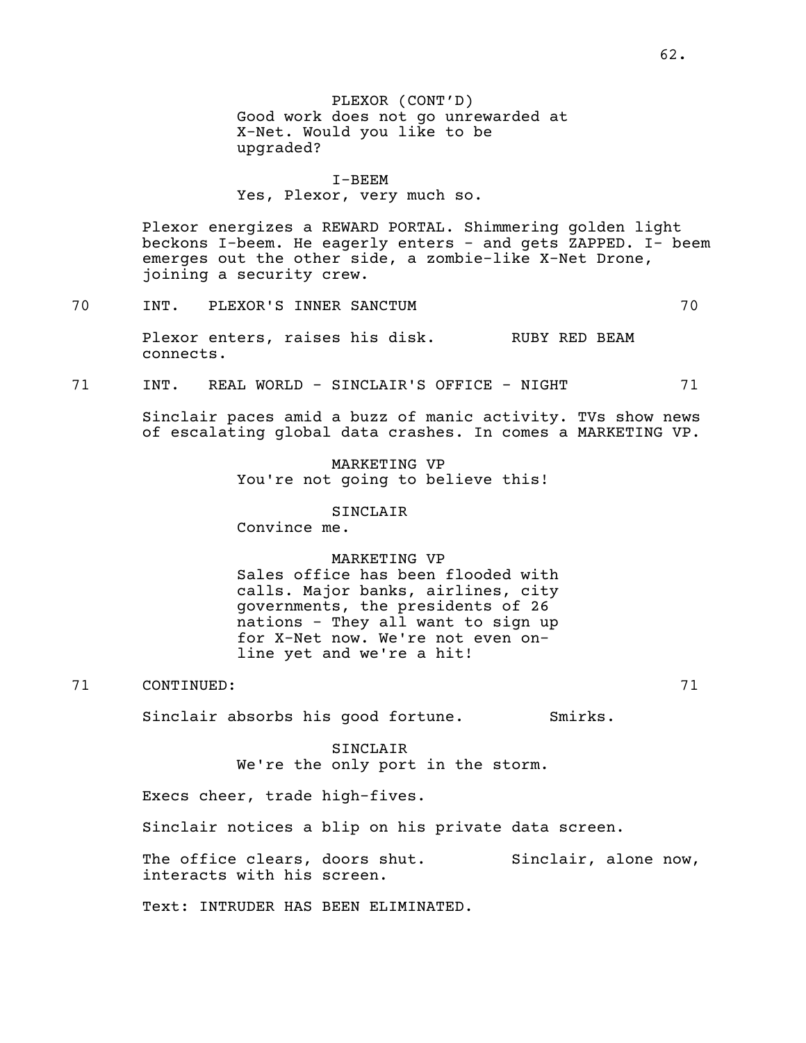PLEXOR (CONT'D)
Good work does not go unrewarded at X-Net. Would you like to be upgraded?

I-BEEM
Yes, Plexor, very much so.

Plexor energizes a REWARD PORTAL. Shimmering golden light beckons I-beem. He eagerly enters - and gets ZAPPED. I- beem emerges out the other side, a zombie-like X-Net Drone, joining a security crew.

70 INT. PLEXOR'S INNER SANCTUM 70

Plexor enters, raises his disk. RUBY RED BEAM connects.

71 INT. REAL WORLD - SINCLAIR'S OFFICE - NIGHT 71

Sinclair paces amid a buzz of manic activity. TVs show news of escalating global data crashes. In comes a MARKETING VP.

MARKETING VP
You're not going to believe this!

SINCLAIR
Convince me.

MARKETING VP
Sales office has been flooded with calls. Major banks, airlines, city governments, the presidents of 26 nations - They all want to sign up for X-Net now. We're not even on-line yet and we're a hit!

71 CONTINUED: 71

Sinclair absorbs his good fortune. Smirks.

SINCLAIR
We're the only port in the storm.

Execs cheer, trade high-fives.

Sinclair notices a blip on his private data screen.

The office clears, doors shut. Sinclair, alone now, interacts with his screen.

Text: INTRUDER HAS BEEN ELIMINATED.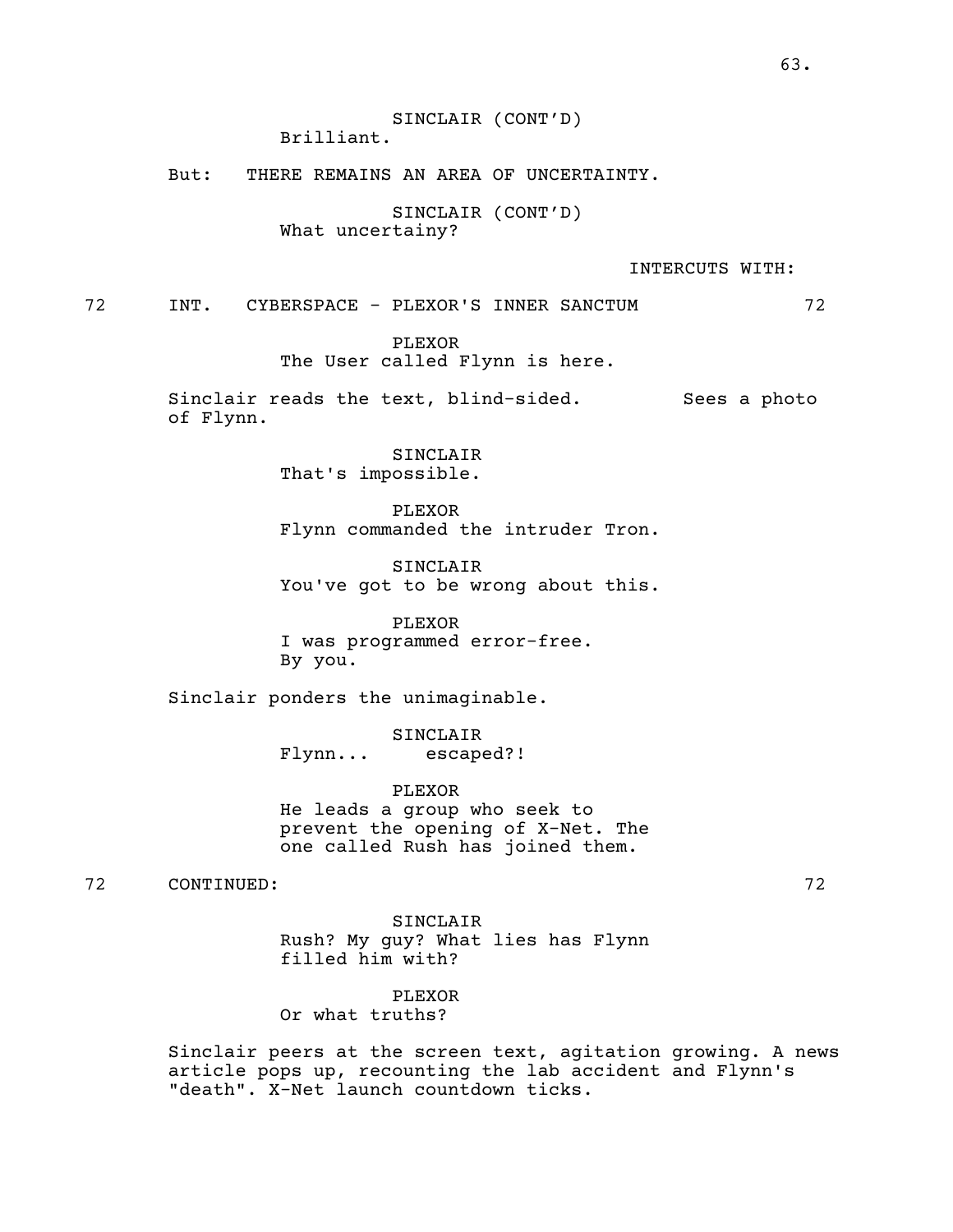SINCLAIR (CONT'D)
Brilliant.

But: THERE REMAINS AN AREA OF UNCERTAINTY.

SINCLAIR (CONT'D)
What uncertainy?

INTERCUTS WITH:

72 INT. CYBERSPACE - PLEXOR'S INNER SANCTUM 72

PLEXOR
The User called Flynn is here.

Sinclair reads the text, blind-sided. Sees a photo of Flynn.

SINCLAIR
That's impossible.

PLEXOR
Flynn commanded the intruder Tron.

SINCLAIR
You've got to be wrong about this.

PLEXOR
I was programmed error-free.
By you.

Sinclair ponders the unimaginable.

SINCLAIR
Flynn... escaped?!

PLEXOR
He leads a group who seek to prevent the opening of X-Net. The one called Rush has joined them.

72 CONTINUED: 72

SINCLAIR
Rush? My guy? What lies has Flynn filled him with?

PLEXOR
Or what truths?

Sinclair peers at the screen text, agitation growing. A news article pops up, recounting the lab accident and Flynn's "death". X-Net launch countdown ticks.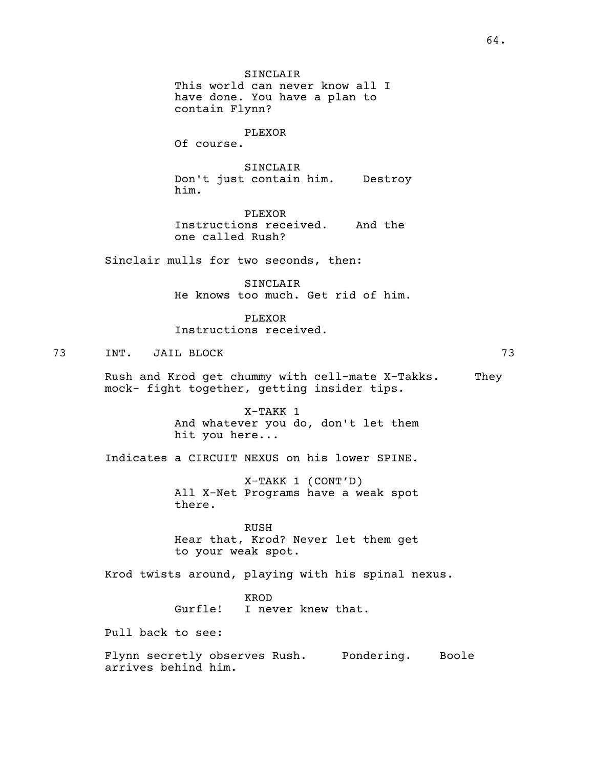SINCLAIR
This world can never know all I have done. You have a plan to contain Flynn?

PLEXOR
Of course.

SINCLAIR
Don't just contain him.    Destroy him.

PLEXOR
Instructions received.    And the one called Rush?

Sinclair mulls for two seconds, then:

SINCLAIR
He knows too much. Get rid of him.

PLEXOR
Instructions received.

73    INT.   JAIL BLOCK    73

Rush and Krod get chummy with cell-mate X-Takks.    They mock- fight together, getting insider tips.

X-TAKK 1
And whatever you do, don't let them hit you here...

Indicates a CIRCUIT NEXUS on his lower SPINE.

X-TAKK 1 (CONT'D)
All X-Net Programs have a weak spot there.

RUSH
Hear that, Krod? Never let them get to your weak spot.

Krod twists around, playing with his spinal nexus.

KROD
Gurfle!   I never knew that.

Pull back to see:

Flynn secretly observes Rush.    Pondering.    Boole arrives behind him.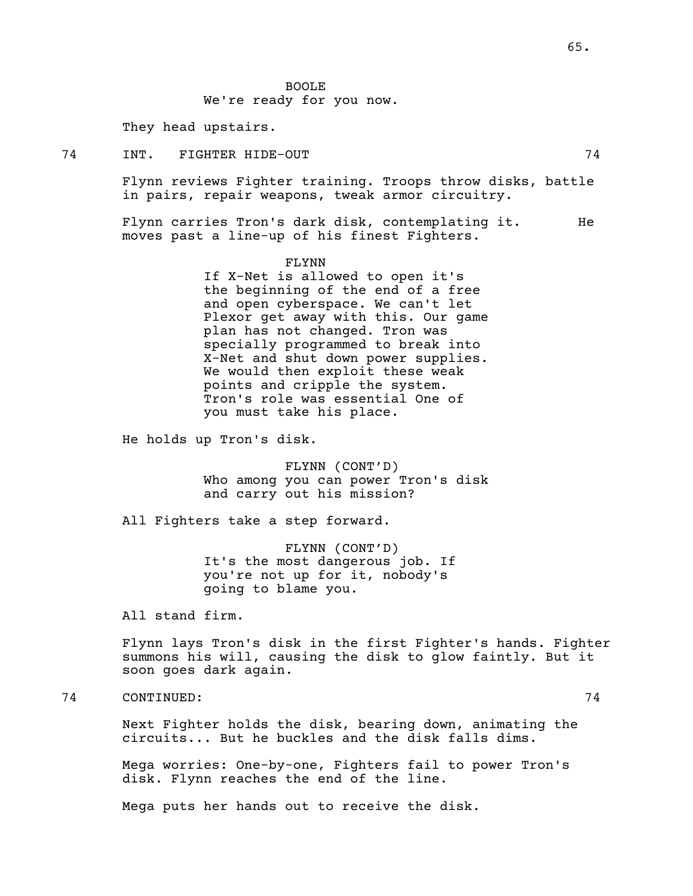BOOLE
We're ready for you now.

They head upstairs.

74 INT. FIGHTER HIDE-OUT 74

Flynn reviews Fighter training. Troops throw disks, battle in pairs, repair weapons, tweak armor circuitry.

Flynn carries Tron's dark disk, contemplating it. He moves past a line-up of his finest Fighters.

FLYNN
If X-Net is allowed to open it's the beginning of the end of a free and open cyberspace. We can't let Plexor get away with this. Our game plan has not changed. Tron was specially programmed to break into X-Net and shut down power supplies. We would then exploit these weak points and cripple the system. Tron's role was essential One of you must take his place.

He holds up Tron's disk.

FLYNN (CONT'D)
Who among you can power Tron's disk and carry out his mission?

All Fighters take a step forward.

FLYNN (CONT'D)
It's the most dangerous job. If you're not up for it, nobody's going to blame you.

All stand firm.

Flynn lays Tron's disk in the first Fighter's hands. Fighter summons his will, causing the disk to glow faintly. But it soon goes dark again.

74 CONTINUED: 74

Next Fighter holds the disk, bearing down, animating the circuits... But he buckles and the disk falls dims.

Mega worries: One-by-one, Fighters fail to power Tron's disk. Flynn reaches the end of the line.

Mega puts her hands out to receive the disk.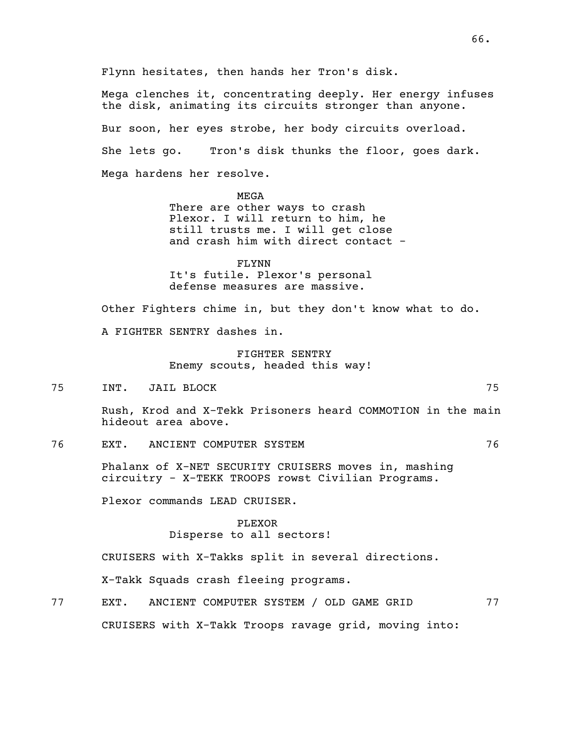Flynn hesitates, then hands her Tron's disk.

Mega clenches it, concentrating deeply. Her energy infuses the disk, animating its circuits stronger than anyone.

Bur soon, her eyes strobe, her body circuits overload.

She lets go. Tron's disk thunks the floor, goes dark.

Mega hardens her resolve.

MEGA
There are other ways to crash Plexor. I will return to him, he still trusts me. I will get close and crash him with direct contact -

FLYNN
It's futile. Plexor's personal defense measures are massive.

Other Fighters chime in, but they don't know what to do.

A FIGHTER SENTRY dashes in.

FIGHTER SENTRY
Enemy scouts, headed this way!

75 INT. JAIL BLOCK 75

Rush, Krod and X-Tekk Prisoners heard COMMOTION in the main hideout area above.

76 EXT. ANCIENT COMPUTER SYSTEM 76

Phalanx of X-NET SECURITY CRUISERS moves in, mashing circuitry - X-TEKK TROOPS rowst Civilian Programs.

Plexor commands LEAD CRUISER.

PLEXOR
Disperse to all sectors!

CRUISERS with X-Takks split in several directions.

X-Takk Squads crash fleeing programs.

77 EXT. ANCIENT COMPUTER SYSTEM / OLD GAME GRID 77

CRUISERS with X-Takk Troops ravage grid, moving into: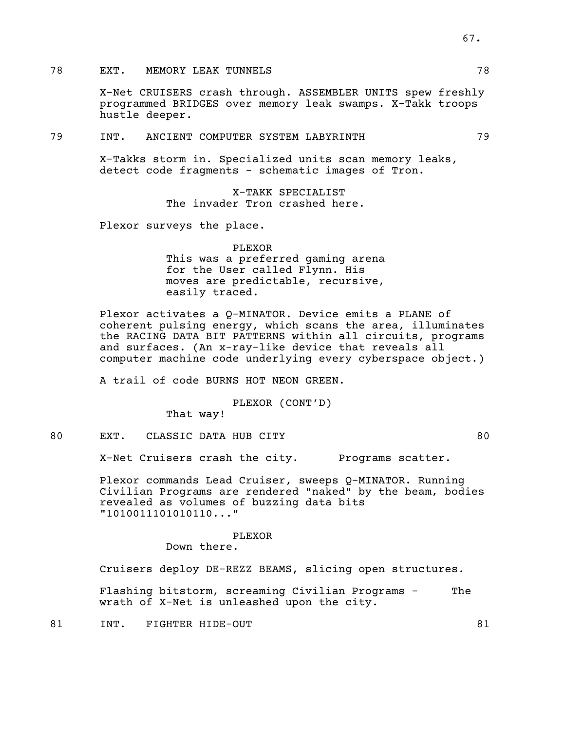78 EXT. MEMORY LEAK TUNNELS 78

X-Net CRUISERS crash through. ASSEMBLER UNITS spew freshly programmed BRIDGES over memory leak swamps. X-Takk troops hustle deeper.

79 INT. ANCIENT COMPUTER SYSTEM LABYRINTH 79

X-Takks storm in. Specialized units scan memory leaks, detect code fragments - schematic images of Tron.

X-TAKK SPECIALIST
The invader Tron crashed here.

Plexor surveys the place.

PLEXOR
This was a preferred gaming arena for the User called Flynn. His moves are predictable, recursive, easily traced.

Plexor activates a Q-MINATOR. Device emits a PLANE of coherent pulsing energy, which scans the area, illuminates the RACING DATA BIT PATTERNS within all circuits, programs and surfaces. (An x-ray-like device that reveals all computer machine code underlying every cyberspace object.)

A trail of code BURNS HOT NEON GREEN.

PLEXOR (CONT'D)
That way!

80 EXT. CLASSIC DATA HUB CITY 80

X-Net Cruisers crash the city. Programs scatter.

Plexor commands Lead Cruiser, sweeps Q-MINATOR. Running Civilian Programs are rendered "naked" by the beam, bodies revealed as volumes of buzzing data bits "1010011101010110..."

PLEXOR
Down there.

Cruisers deploy DE-REZZ BEAMS, slicing open structures.

Flashing bitstorm, screaming Civilian Programs - The wrath of X-Net is unleashed upon the city.

81 INT. FIGHTER HIDE-OUT 81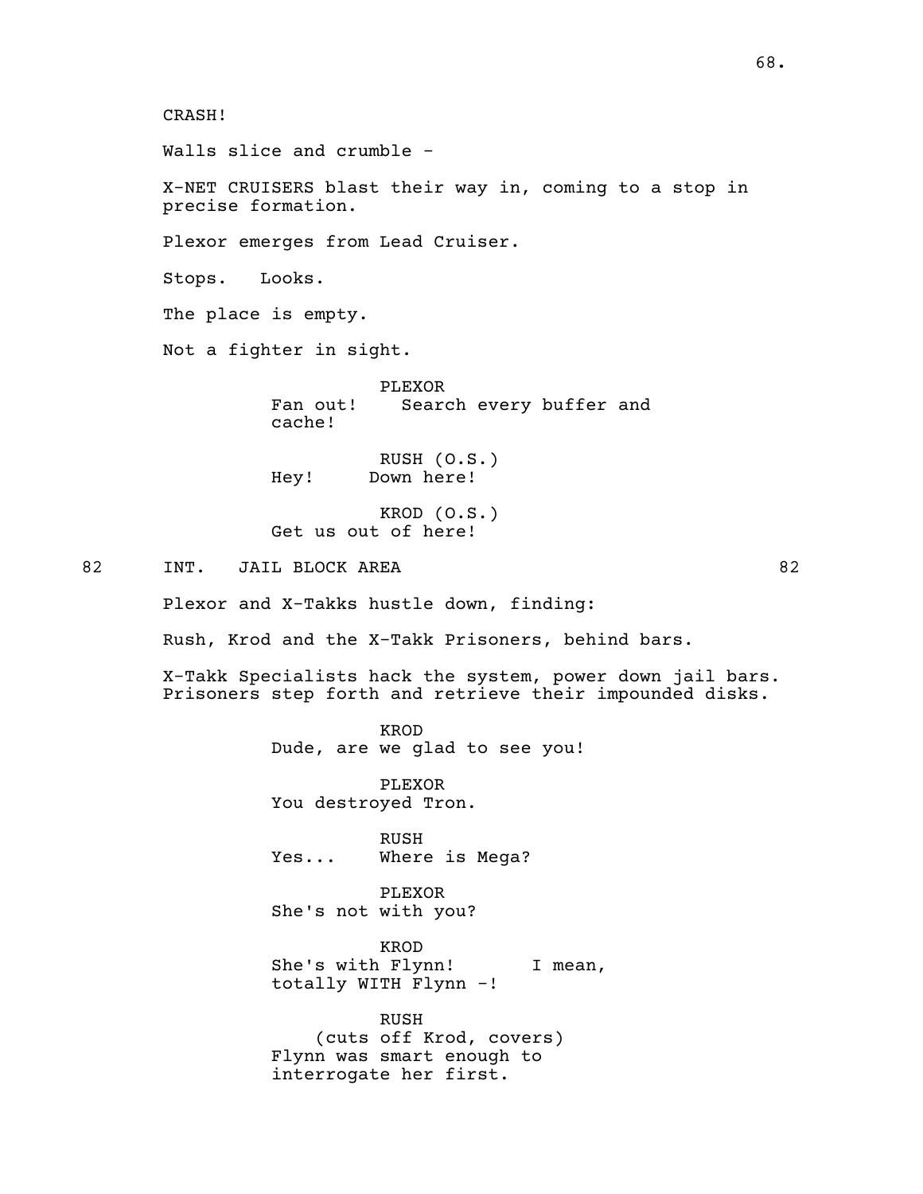CRASH!

Walls slice and crumble -

X-NET CRUISERS blast their way in, coming to a stop in precise formation.

Plexor emerges from Lead Cruiser.

Stops. Looks.

The place is empty.

Not a fighter in sight.

PLEXOR
Fan out! Search every buffer and cache!

RUSH (O.S.)
Hey! Down here!

KROD (O.S.)
Get us out of here!

82 INT. JAIL BLOCK AREA 82

Plexor and X-Takks hustle down, finding:

Rush, Krod and the X-Takk Prisoners, behind bars.

X-Takk Specialists hack the system, power down jail bars. Prisoners step forth and retrieve their impounded disks.

KROD
Dude, are we glad to see you!

PLEXOR
You destroyed Tron.

RUSH
Yes... Where is Mega?

PLEXOR
She's not with you?

KROD
She's with Flynn! I mean, totally WITH Flynn -!

RUSH
(cuts off Krod, covers)
Flynn was smart enough to interrogate her first.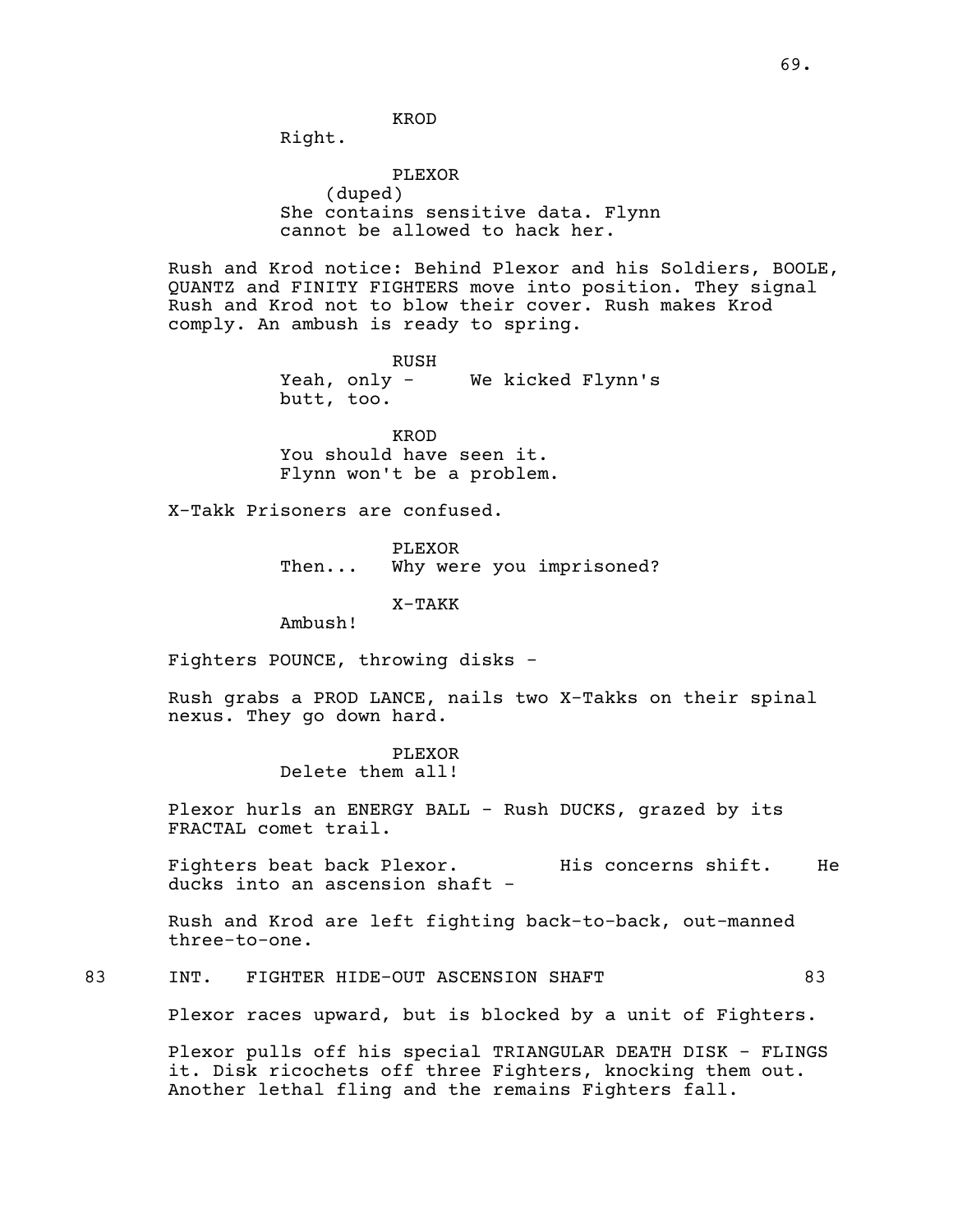KROD
Right.

PLEXOR
(duped)
She contains sensitive data. Flynn cannot be allowed to hack her.

Rush and Krod notice: Behind Plexor and his Soldiers, BOOLE, QUANTZ and FINITY FIGHTERS move into position. They signal Rush and Krod not to blow their cover. Rush makes Krod comply. An ambush is ready to spring.

RUSH
Yeah, only - We kicked Flynn's butt, too.

KROD
You should have seen it.
Flynn won't be a problem.

X-Takk Prisoners are confused.

PLEXOR
Then... Why were you imprisoned?

X-TAKK
Ambush!

Fighters POUNCE, throwing disks -

Rush grabs a PROD LANCE, nails two X-Takks on their spinal nexus. They go down hard.

PLEXOR
Delete them all!

Plexor hurls an ENERGY BALL - Rush DUCKS, grazed by its FRACTAL comet trail.

Fighters beat back Plexor. His concerns shift. He ducks into an ascension shaft -

Rush and Krod are left fighting back-to-back, out-manned three-to-one.

83 INT. FIGHTER HIDE-OUT ASCENSION SHAFT 83

Plexor races upward, but is blocked by a unit of Fighters.

Plexor pulls off his special TRIANGULAR DEATH DISK - FLINGS it. Disk ricochets off three Fighters, knocking them out. Another lethal fling and the remains Fighters fall.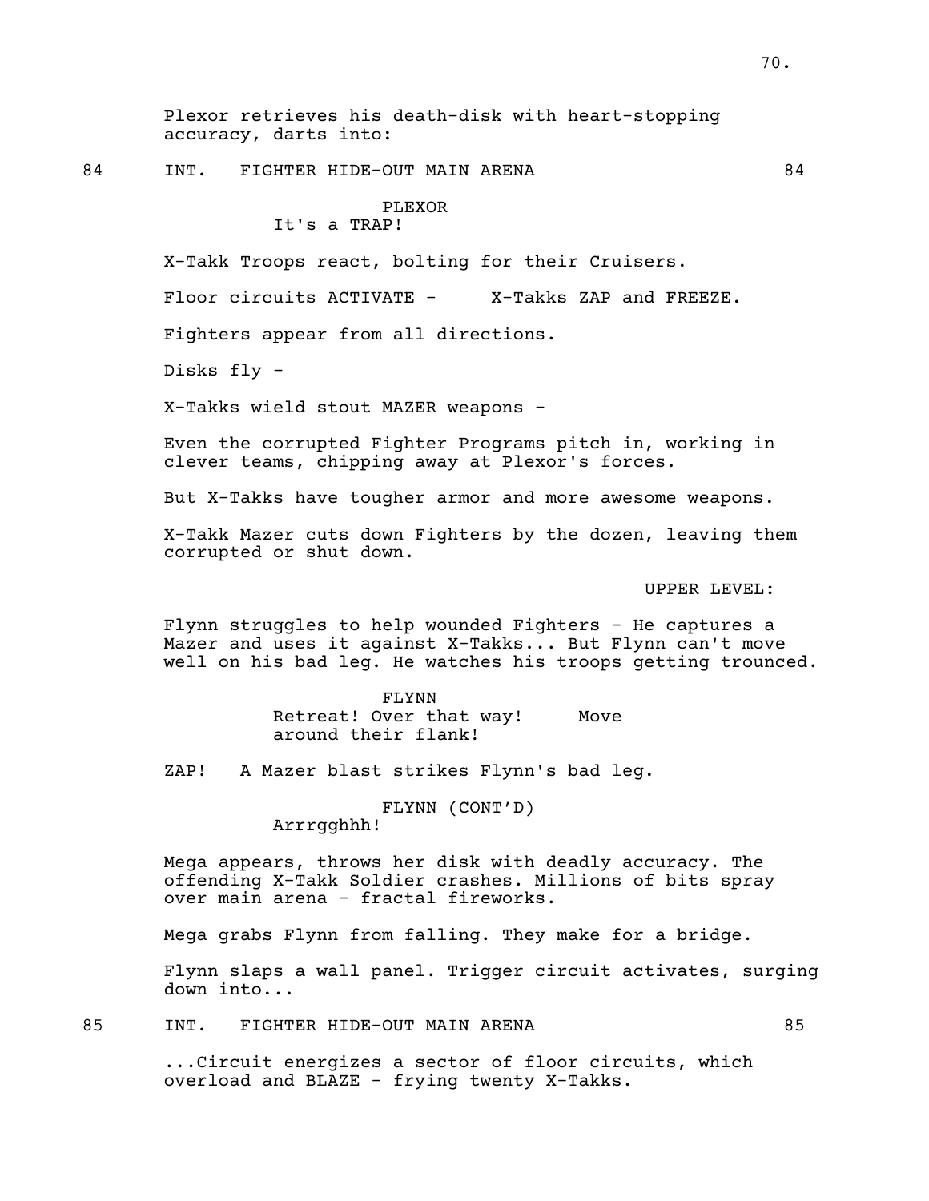Plexor retrieves his death-disk with heart-stopping accuracy, darts into:

84 INT. FIGHTER HIDE-OUT MAIN ARENA 84

PLEXOR
It's a TRAP!

X-Takk Troops react, bolting for their Cruisers.

Floor circuits ACTIVATE - X-Takks ZAP and FREEZE.

Fighters appear from all directions.

Disks fly -

X-Takks wield stout MAZER weapons -

Even the corrupted Fighter Programs pitch in, working in clever teams, chipping away at Plexor's forces.

But X-Takks have tougher armor and more awesome weapons.

X-Takk Mazer cuts down Fighters by the dozen, leaving them corrupted or shut down.

UPPER LEVEL:

Flynn struggles to help wounded Fighters - He captures a Mazer and uses it against X-Takks... But Flynn can't move well on his bad leg. He watches his troops getting trounced.

FLYNN
Retreat! Over that way! Move around their flank!

ZAP! A Mazer blast strikes Flynn's bad leg.

FLYNN (CONT'D)
Arrrgghhh!

Mega appears, throws her disk with deadly accuracy. The offending X-Takk Soldier crashes. Millions of bits spray over main arena - fractal fireworks.

Mega grabs Flynn from falling. They make for a bridge.

Flynn slaps a wall panel. Trigger circuit activates, surging down into...

85 INT. FIGHTER HIDE-OUT MAIN ARENA 85

...Circuit energizes a sector of floor circuits, which overload and BLAZE - frying twenty X-Takks.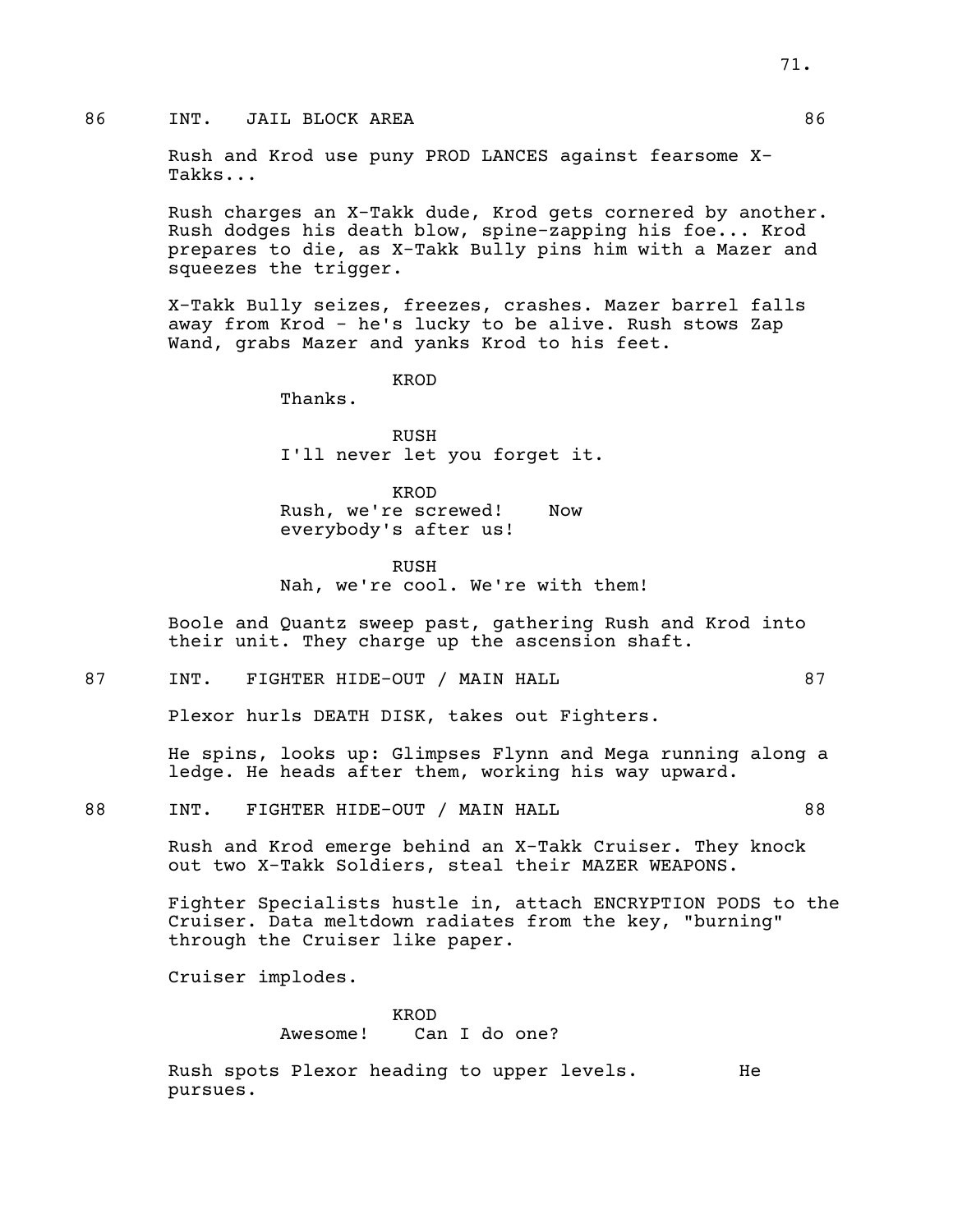86 INT. JAIL BLOCK AREA 86

Rush and Krod use puny PROD LANCES against fearsome X-Takks...

Rush charges an X-Takk dude, Krod gets cornered by another. Rush dodges his death blow, spine-zapping his foe... Krod prepares to die, as X-Takk Bully pins him with a Mazer and squeezes the trigger.

X-Takk Bully seizes, freezes, crashes. Mazer barrel falls away from Krod - he's lucky to be alive. Rush stows Zap Wand, grabs Mazer and yanks Krod to his feet.

KROD
Thanks.

RUSH
I'll never let you forget it.

KROD
Rush, we're screwed! Now everybody's after us!

RUSH
Nah, we're cool. We're with them!

Boole and Quantz sweep past, gathering Rush and Krod into their unit. They charge up the ascension shaft.

87 INT. FIGHTER HIDE-OUT / MAIN HALL 87

Plexor hurls DEATH DISK, takes out Fighters.

He spins, looks up: Glimpses Flynn and Mega running along a ledge. He heads after them, working his way upward.

88 INT. FIGHTER HIDE-OUT / MAIN HALL 88

Rush and Krod emerge behind an X-Takk Cruiser. They knock out two X-Takk Soldiers, steal their MAZER WEAPONS.

Fighter Specialists hustle in, attach ENCRYPTION PODS to the Cruiser. Data meltdown radiates from the key, "burning" through the Cruiser like paper.

Cruiser implodes.

KROD
Awesome! Can I do one?

Rush spots Plexor heading to upper levels. He pursues.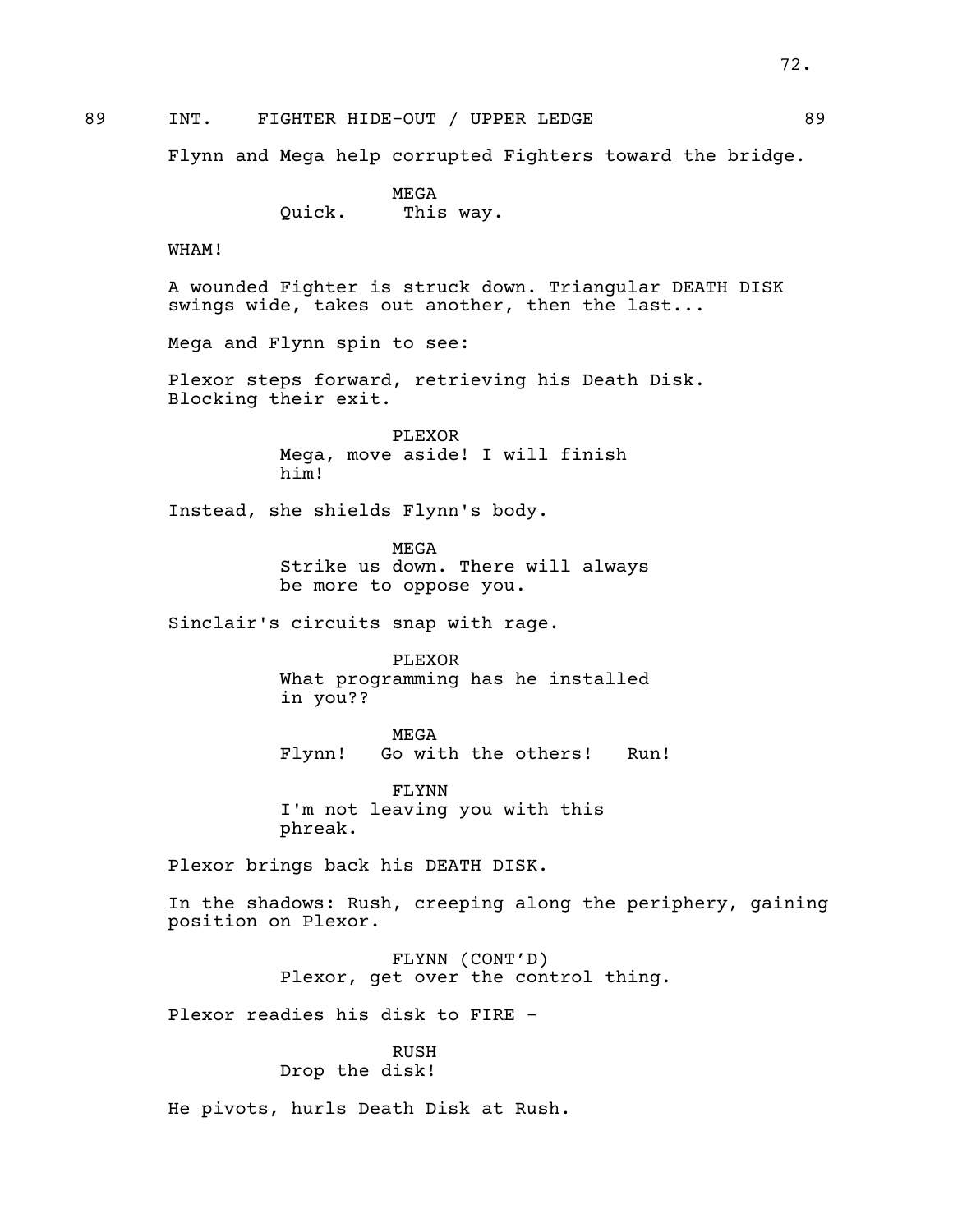89 INT. FIGHTER HIDE-OUT / UPPER LEDGE 89

Flynn and Mega help corrupted Fighters toward the bridge.

MEGA
Quick. This way.

WHAM!

A wounded Fighter is struck down. Triangular DEATH DISK swings wide, takes out another, then the last...

Mega and Flynn spin to see:

Plexor steps forward, retrieving his Death Disk. Blocking their exit.

PLEXOR
Mega, move aside! I will finish him!

Instead, she shields Flynn's body.

MEGA
Strike us down. There will always be more to oppose you.

Sinclair's circuits snap with rage.

PLEXOR
What programming has he installed in you??

MEGA
Flynn! Go with the others! Run!

FLYNN
I'm not leaving you with this phreak.

Plexor brings back his DEATH DISK.

In the shadows: Rush, creeping along the periphery, gaining position on Plexor.

FLYNN (CONT'D)
Plexor, get over the control thing.

Plexor readies his disk to FIRE -

RUSH
Drop the disk!

He pivots, hurls Death Disk at Rush.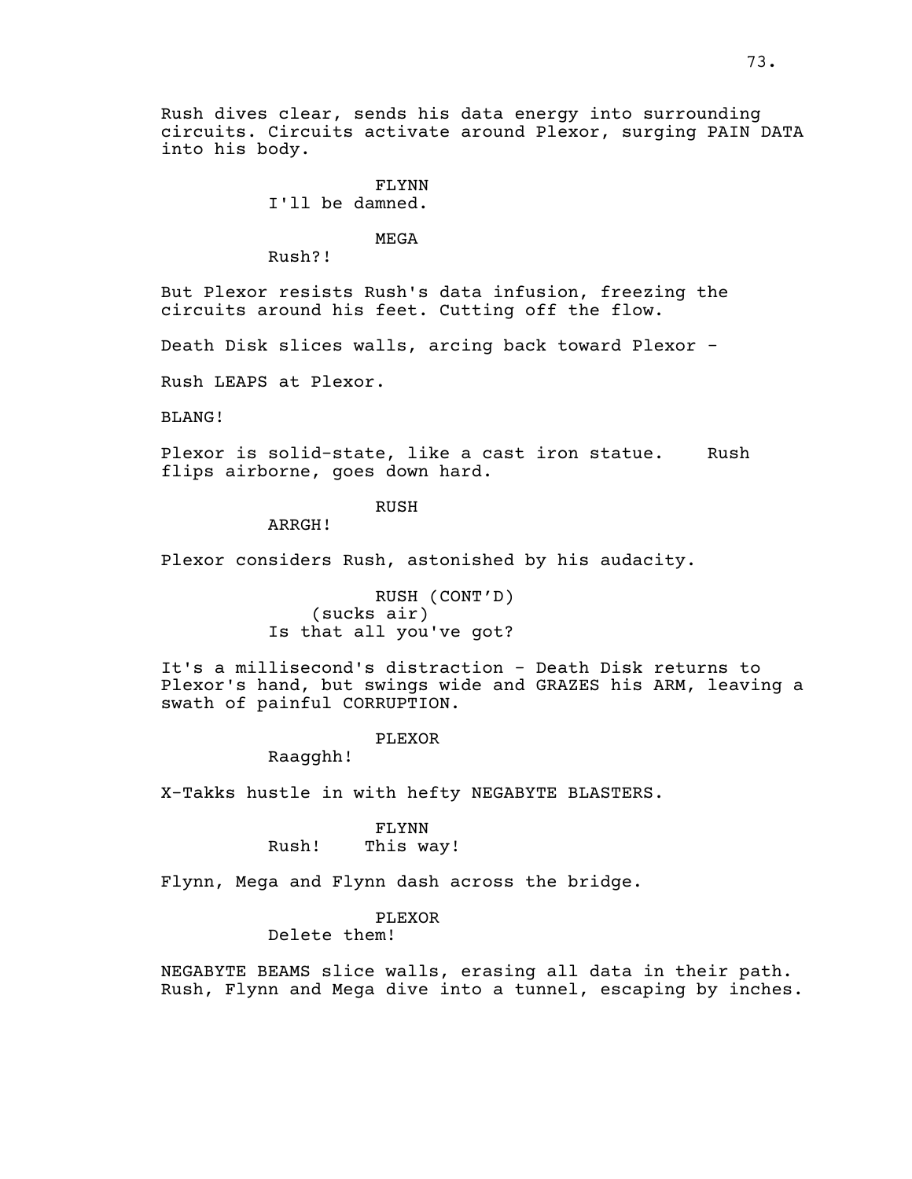Rush dives clear, sends his data energy into surrounding circuits. Circuits activate around Plexor, surging PAIN DATA into his body.

FLYNN
I'll be damned.

MEGA
Rush?!

But Plexor resists Rush's data infusion, freezing the circuits around his feet. Cutting off the flow.

Death Disk slices walls, arcing back toward Plexor -

Rush LEAPS at Plexor.

BLANG!

Plexor is solid-state, like a cast iron statue. Rush flips airborne, goes down hard.

RUSH
ARRGH!

Plexor considers Rush, astonished by his audacity.

RUSH (CONT'D)
(sucks air)
Is that all you've got?

It's a millisecond's distraction - Death Disk returns to Plexor's hand, but swings wide and GRAZES his ARM, leaving a swath of painful CORRUPTION.

PLEXOR
Raagghh!

X-Takks hustle in with hefty NEGABYTE BLASTERS.

FLYNN
Rush! This way!

Flynn, Mega and Flynn dash across the bridge.

PLEXOR
Delete them!

NEGABYTE BEAMS slice walls, erasing all data in their path. Rush, Flynn and Mega dive into a tunnel, escaping by inches.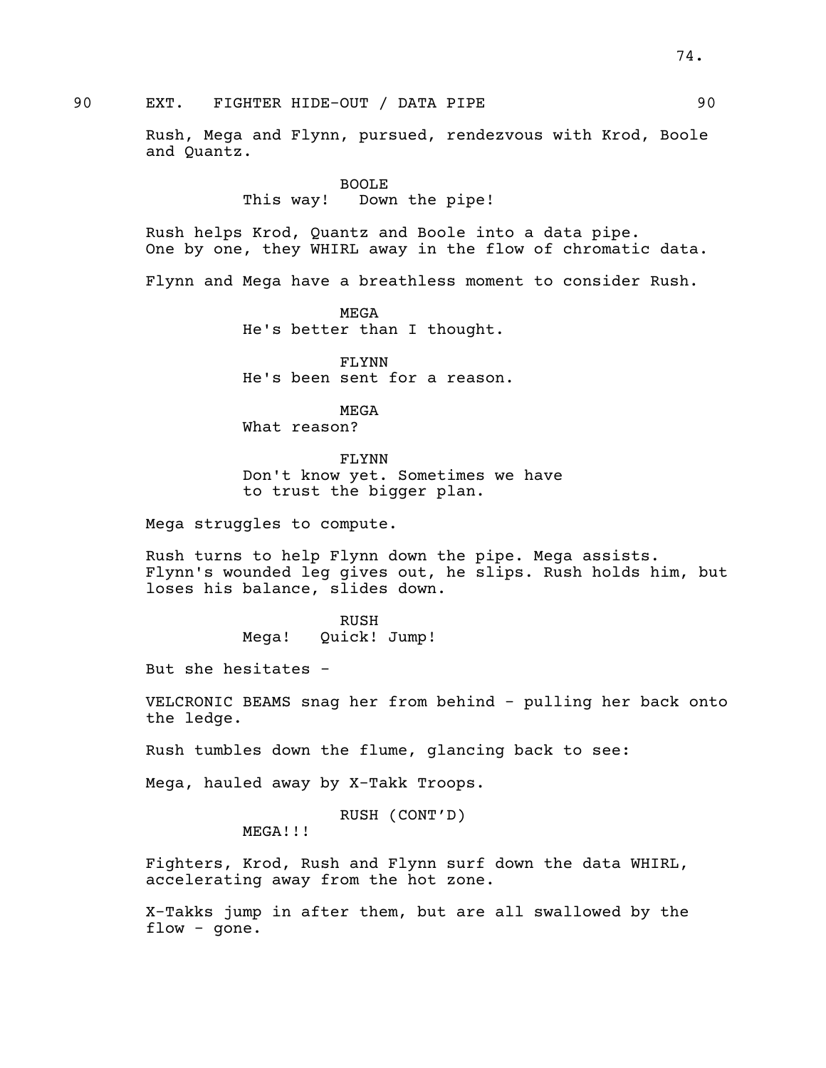90 EXT. FIGHTER HIDE-OUT / DATA PIPE 90

Rush, Mega and Flynn, pursued, rendezvous with Krod, Boole and Quantz.

BOOLE
This way! Down the pipe!

Rush helps Krod, Quantz and Boole into a data pipe. One by one, they WHIRL away in the flow of chromatic data.

Flynn and Mega have a breathless moment to consider Rush.

MEGA
He's better than I thought.

FLYNN
He's been sent for a reason.

MEGA
What reason?

FLYNN
Don't know yet. Sometimes we have to trust the bigger plan.

Mega struggles to compute.

Rush turns to help Flynn down the pipe. Mega assists. Flynn's wounded leg gives out, he slips. Rush holds him, but loses his balance, slides down.

RUSH
Mega! Quick! Jump!

But she hesitates -

VELCRONIC BEAMS snag her from behind - pulling her back onto the ledge.

Rush tumbles down the flume, glancing back to see:

Mega, hauled away by X-Takk Troops.

RUSH (CONT'D)
MEGA!!!

Fighters, Krod, Rush and Flynn surf down the data WHIRL, accelerating away from the hot zone.

X-Takks jump in after them, but are all swallowed by the flow - gone.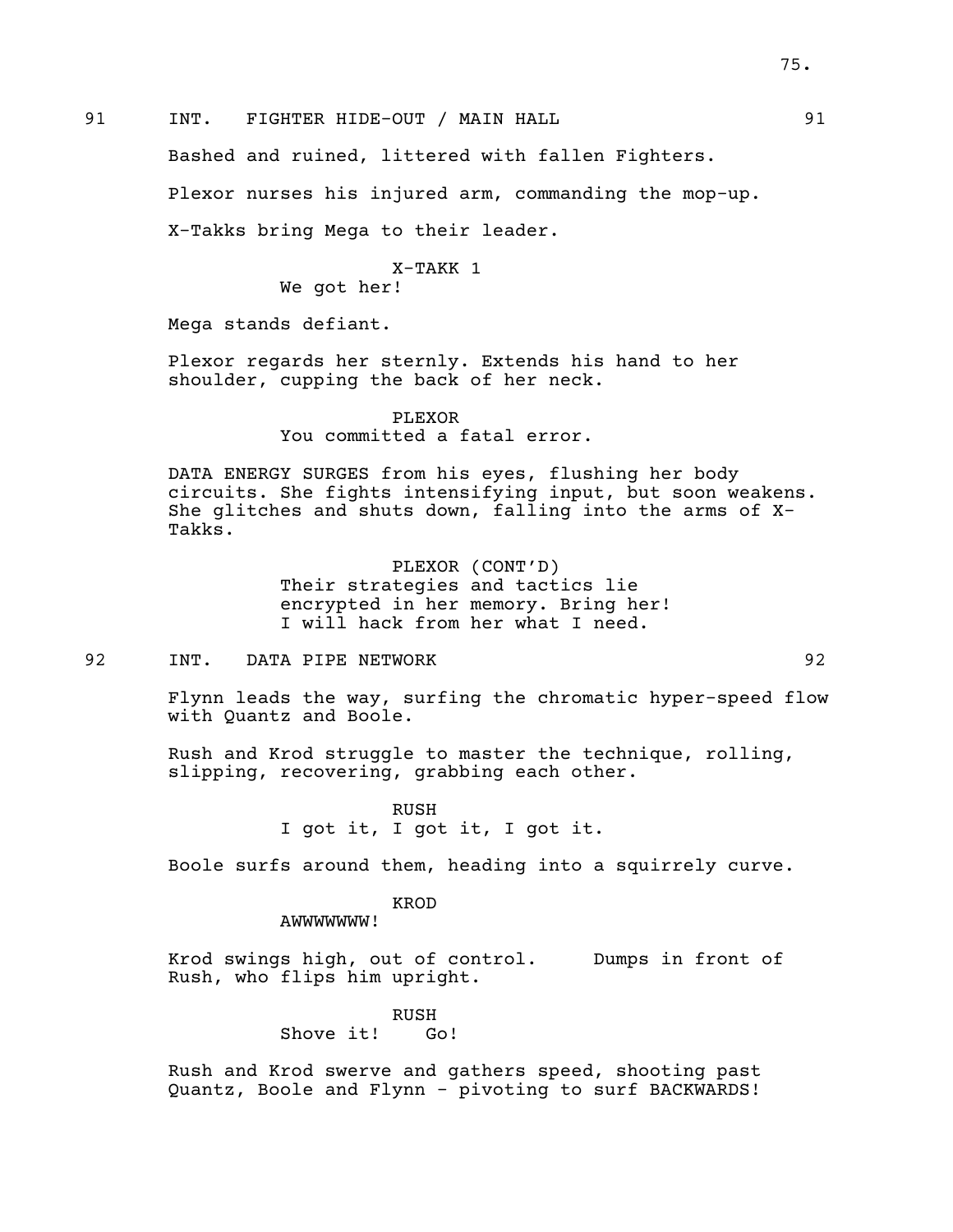91 INT. FIGHTER HIDE-OUT / MAIN HALL 91

Bashed and ruined, littered with fallen Fighters.

Plexor nurses his injured arm, commanding the mop-up.

X-Takks bring Mega to their leader.

X-TAKK 1
We got her!

Mega stands defiant.

Plexor regards her sternly. Extends his hand to her shoulder, cupping the back of her neck.

PLEXOR
You committed a fatal error.

DATA ENERGY SURGES from his eyes, flushing her body circuits. She fights intensifying input, but soon weakens. She glitches and shuts down, falling into the arms of X-Takks.

PLEXOR (CONT'D)
Their strategies and tactics lie encrypted in her memory. Bring her! I will hack from her what I need.

92 INT. DATA PIPE NETWORK 92

Flynn leads the way, surfing the chromatic hyper-speed flow with Quantz and Boole.

Rush and Krod struggle to master the technique, rolling, slipping, recovering, grabbing each other.

RUSH
I got it, I got it, I got it.

Boole surfs around them, heading into a squirrely curve.

KROD
AWWWWWWW!

Krod swings high, out of control. Dumps in front of Rush, who flips him upright.

RUSH
Shove it! Go!

Rush and Krod swerve and gathers speed, shooting past Quantz, Boole and Flynn - pivoting to surf BACKWARDS!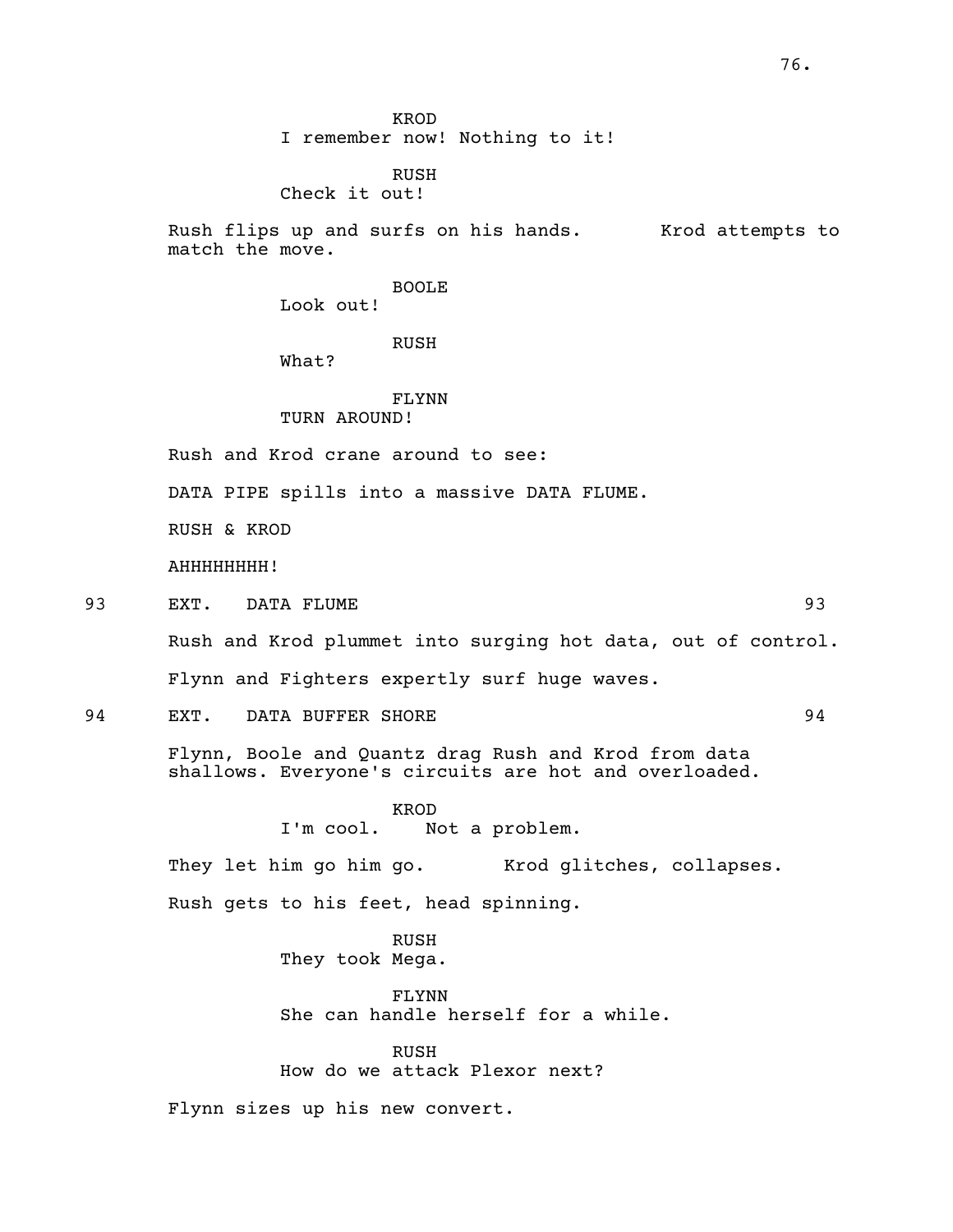KROD
I remember now! Nothing to it!

RUSH
Check it out!

Rush flips up and surfs on his hands. Krod attempts to match the move.

BOOLE
Look out!

RUSH
What?

FLYNN
TURN AROUND!

Rush and Krod crane around to see:

DATA PIPE spills into a massive DATA FLUME.

RUSH & KROD

AHHHHHHHH!

93 EXT. DATA FLUME 93

Rush and Krod plummet into surging hot data, out of control.

Flynn and Fighters expertly surf huge waves.

94 EXT. DATA BUFFER SHORE 94

Flynn, Boole and Quantz drag Rush and Krod from data shallows. Everyone's circuits are hot and overloaded.

KROD
I'm cool. Not a problem.

They let him go him go. Krod glitches, collapses.

Rush gets to his feet, head spinning.

RUSH
They took Mega.

FLYNN
She can handle herself for a while.

RUSH
How do we attack Plexor next?

Flynn sizes up his new convert.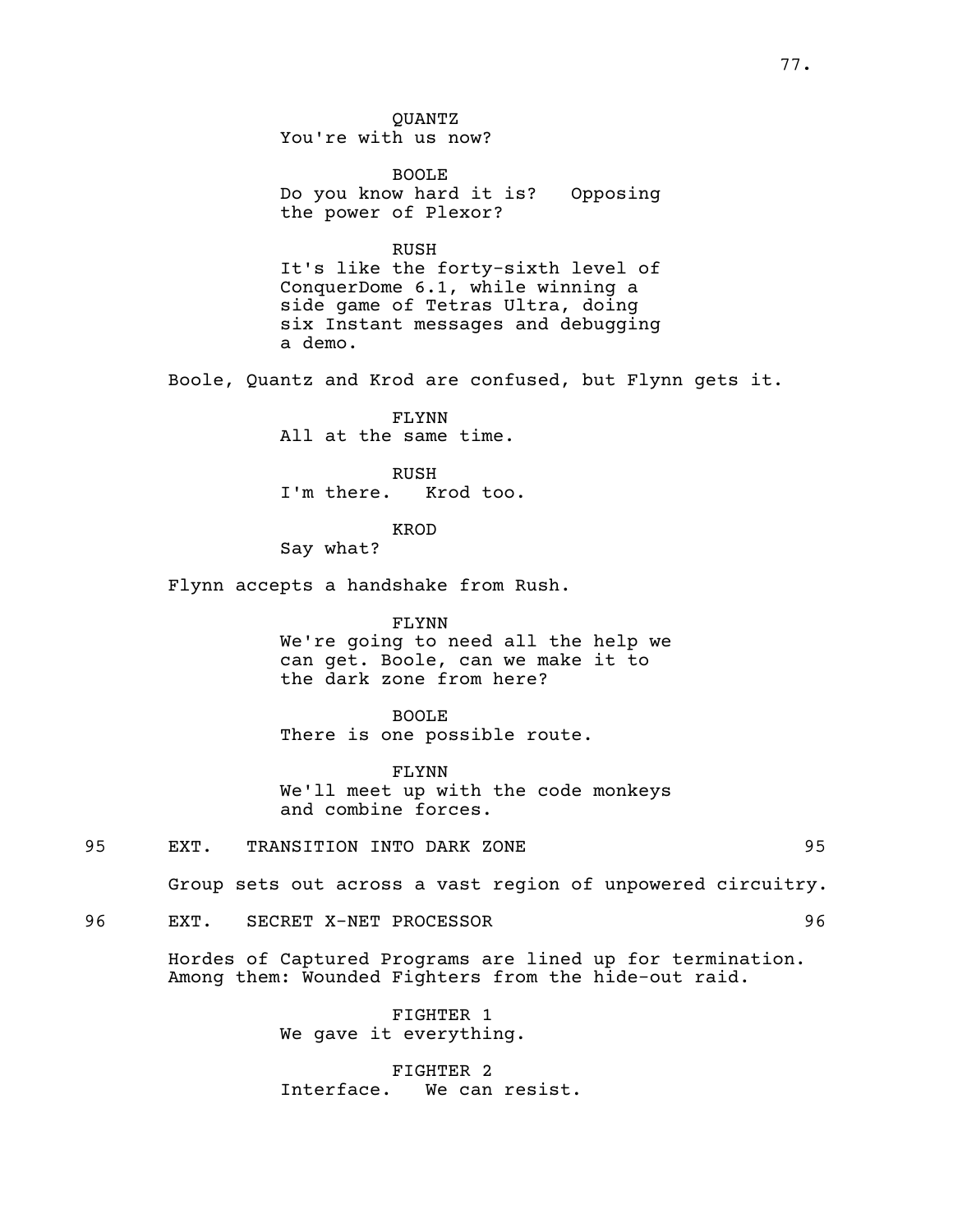QUANTZ
You're with us now?

BOOLE
Do you know hard it is?   Opposing the power of Plexor?

RUSH
It's like the forty-sixth level of ConquerDome 6.1, while winning a side game of Tetras Ultra, doing six Instant messages and debugging a demo.

Boole, Quantz and Krod are confused, but Flynn gets it.

FLYNN
All at the same time.

RUSH
I'm there.   Krod too.

KROD
Say what?

Flynn accepts a handshake from Rush.

FLYNN
We're going to need all the help we can get. Boole, can we make it to the dark zone from here?

BOOLE
There is one possible route.

FLYNN
We'll meet up with the code monkeys and combine forces.

95 EXT. TRANSITION INTO DARK ZONE 95

Group sets out across a vast region of unpowered circuitry.

96 EXT. SECRET X-NET PROCESSOR 96

Hordes of Captured Programs are lined up for termination. Among them: Wounded Fighters from the hide-out raid.

FIGHTER 1
We gave it everything.

FIGHTER 2
Interface.   We can resist.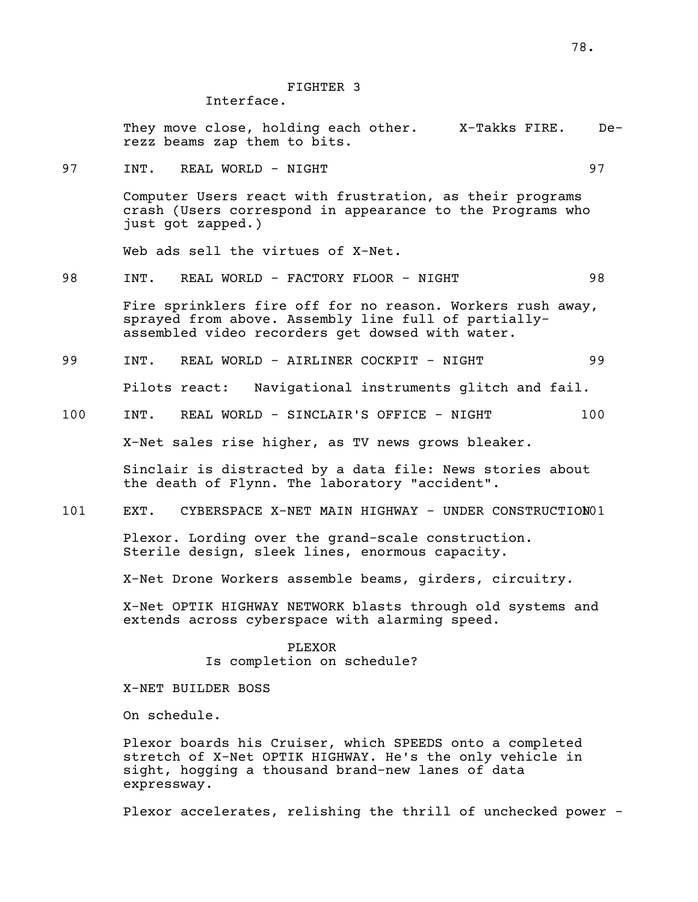FIGHTER 3
Interface.

They move close, holding each other. X-Takks FIRE. De-rezz beams zap them to bits.

97 INT. REAL WORLD - NIGHT 97

Computer Users react with frustration, as their programs crash (Users correspond in appearance to the Programs who just got zapped.)

Web ads sell the virtues of X-Net.

98 INT. REAL WORLD - FACTORY FLOOR - NIGHT 98

Fire sprinklers fire off for no reason. Workers rush away, sprayed from above. Assembly line full of partially-assembled video recorders get dowsed with water.

99 INT. REAL WORLD - AIRLINER COCKPIT - NIGHT 99

Pilots react: Navigational instruments glitch and fail.

100 INT. REAL WORLD - SINCLAIR'S OFFICE - NIGHT 100

X-Net sales rise higher, as TV news grows bleaker.

Sinclair is distracted by a data file: News stories about the death of Flynn. The laboratory "accident".

101 EXT. CYBERSPACE X-NET MAIN HIGHWAY - UNDER CONSTRUCTION 101

Plexor. Lording over the grand-scale construction. Sterile design, sleek lines, enormous capacity.

X-Net Drone Workers assemble beams, girders, circuitry.

X-Net OPTIK HIGHWAY NETWORK blasts through old systems and extends across cyberspace with alarming speed.

PLEXOR
Is completion on schedule?

X-NET BUILDER BOSS

On schedule.

Plexor boards his Cruiser, which SPEEDS onto a completed stretch of X-Net OPTIK HIGHWAY. He's the only vehicle in sight, hogging a thousand brand-new lanes of data expressway.

Plexor accelerates, relishing the thrill of unchecked power -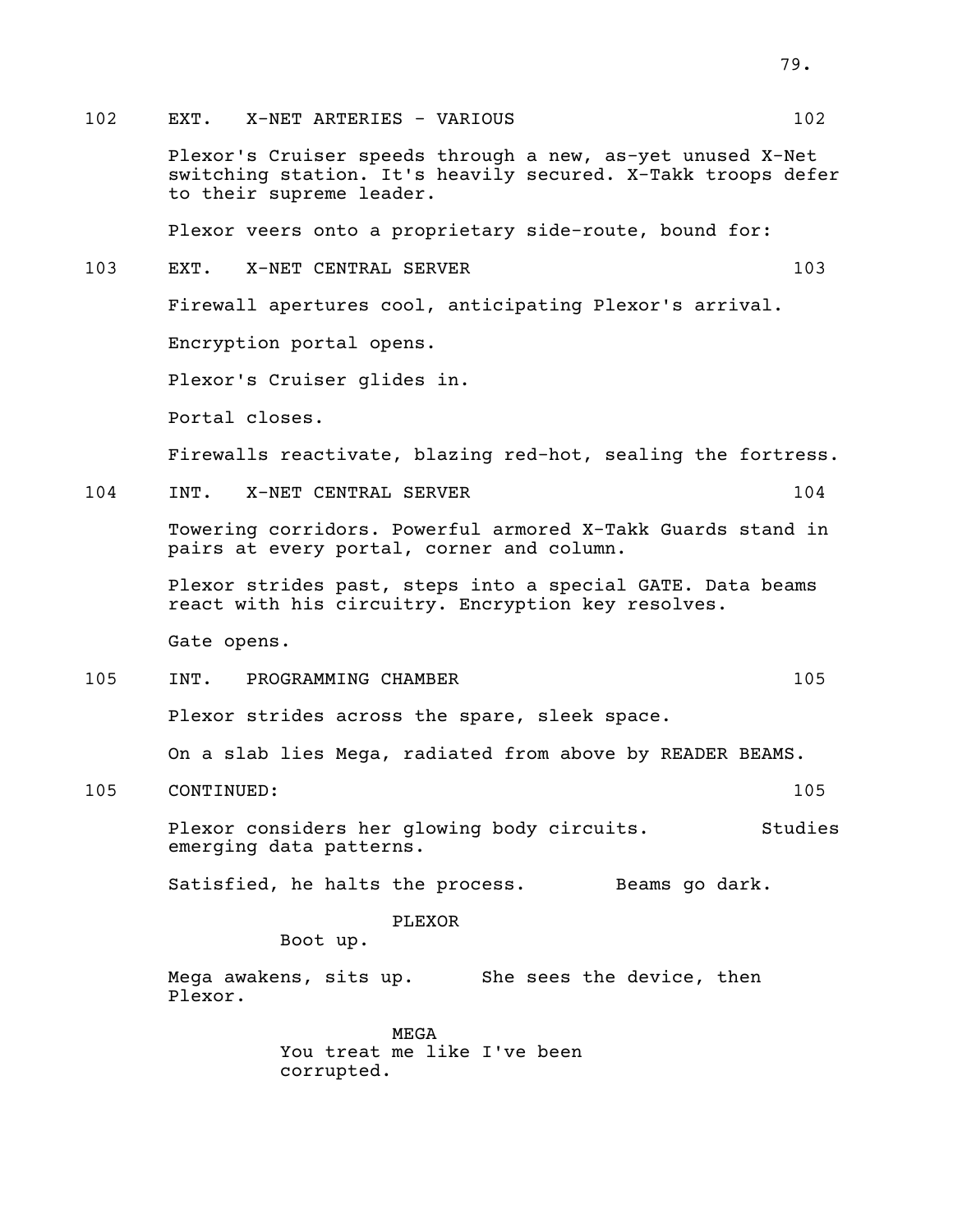102 EXT. X-NET ARTERIES - VARIOUS 102

Plexor's Cruiser speeds through a new, as-yet unused X-Net switching station. It's heavily secured. X-Takk troops defer to their supreme leader.

Plexor veers onto a proprietary side-route, bound for:

103 EXT. X-NET CENTRAL SERVER 103

Firewall apertures cool, anticipating Plexor's arrival.

Encryption portal opens.

Plexor's Cruiser glides in.

Portal closes.

Firewalls reactivate, blazing red-hot, sealing the fortress.

104 INT. X-NET CENTRAL SERVER 104

Towering corridors. Powerful armored X-Takk Guards stand in pairs at every portal, corner and column.

Plexor strides past, steps into a special GATE. Data beams react with his circuitry. Encryption key resolves.

Gate opens.

105 INT. PROGRAMMING CHAMBER 105

Plexor strides across the spare, sleek space.

On a slab lies Mega, radiated from above by READER BEAMS.

105 CONTINUED: 105

Plexor considers her glowing body circuits. Studies emerging data patterns.

Satisfied, he halts the process. Beams go dark.

PLEXOR
Boot up.

Mega awakens, sits up. She sees the device, then Plexor.

MEGA
You treat me like I've been corrupted.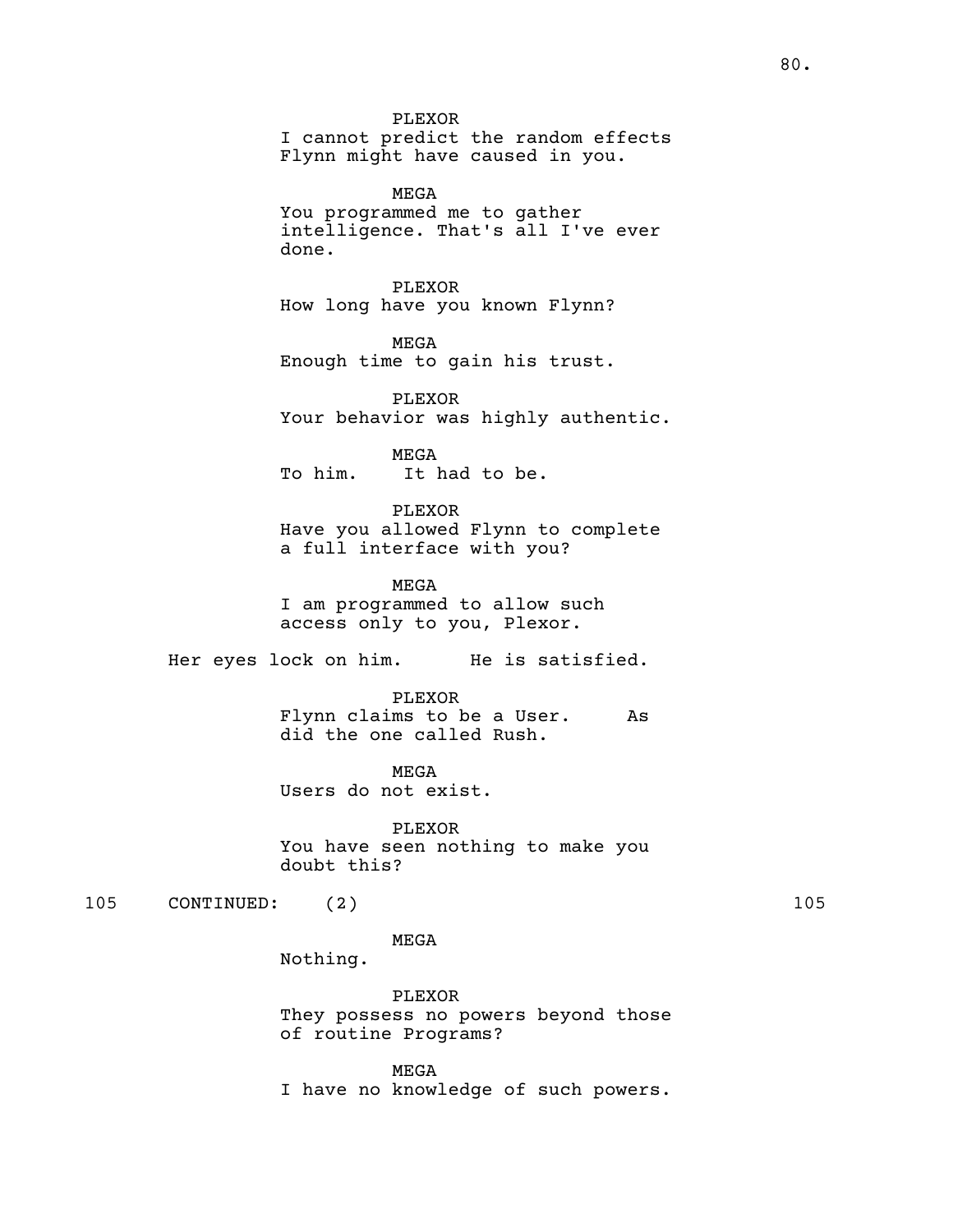PLEXOR
I cannot predict the random effects Flynn might have caused in you.

MEGA
You programmed me to gather intelligence. That's all I've ever done.

PLEXOR
How long have you known Flynn?

MEGA
Enough time to gain his trust.

PLEXOR
Your behavior was highly authentic.

MEGA
To him. It had to be.

PLEXOR
Have you allowed Flynn to complete a full interface with you?

MEGA
I am programmed to allow such access only to you, Plexor.

Her eyes lock on him. He is satisfied.

PLEXOR
Flynn claims to be a User. As did the one called Rush.

MEGA
Users do not exist.

PLEXOR
You have seen nothing to make you doubt this?

105 CONTINUED: (2) 105

MEGA
Nothing.

PLEXOR
They possess no powers beyond those of routine Programs?

MEGA
I have no knowledge of such powers.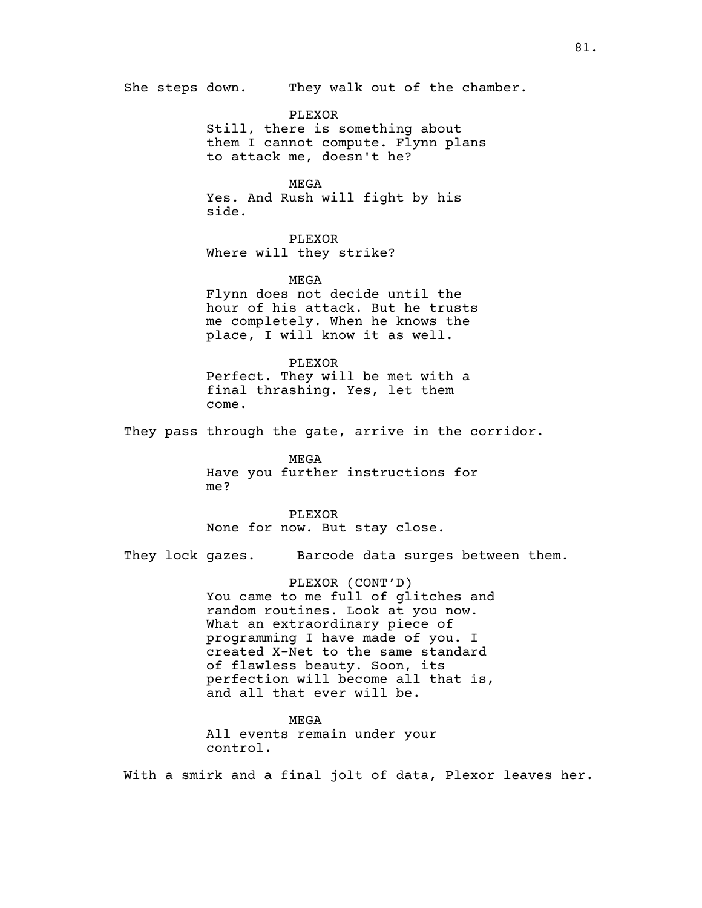She steps down. They walk out of the chamber.

PLEXOR
Still, there is something about them I cannot compute. Flynn plans to attack me, doesn't he?

MEGA
Yes. And Rush will fight by his side.

PLEXOR
Where will they strike?

MEGA
Flynn does not decide until the hour of his attack. But he trusts me completely. When he knows the place, I will know it as well.

PLEXOR
Perfect. They will be met with a final thrashing. Yes, let them come.

They pass through the gate, arrive in the corridor.

MEGA
Have you further instructions for me?

PLEXOR
None for now. But stay close.

They lock gazes. Barcode data surges between them.

PLEXOR (CONT'D)
You came to me full of glitches and random routines. Look at you now. What an extraordinary piece of programming I have made of you. I created X-Net to the same standard of flawless beauty. Soon, its perfection will become all that is, and all that ever will be.

MEGA
All events remain under your control.

With a smirk and a final jolt of data, Plexor leaves her.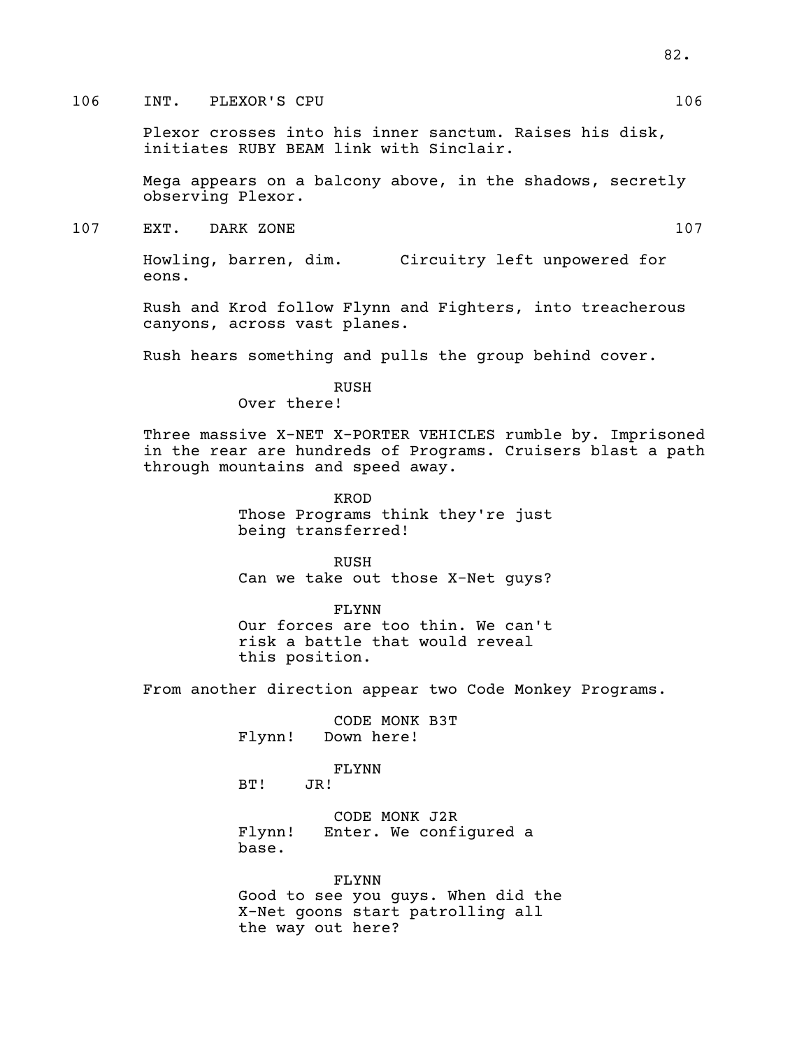106 INT. PLEXOR'S CPU 106

Plexor crosses into his inner sanctum. Raises his disk, initiates RUBY BEAM link with Sinclair.

Mega appears on a balcony above, in the shadows, secretly observing Plexor.

107 EXT. DARK ZONE 107

Howling, barren, dim. Circuitry left unpowered for eons.

Rush and Krod follow Flynn and Fighters, into treacherous canyons, across vast planes.

Rush hears something and pulls the group behind cover.

RUSH
Over there!

Three massive X-NET X-PORTER VEHICLES rumble by. Imprisoned in the rear are hundreds of Programs. Cruisers blast a path through mountains and speed away.

KROD
Those Programs think they're just being transferred!

RUSH
Can we take out those X-Net guys?

FLYNN
Our forces are too thin. We can't risk a battle that would reveal this position.

From another direction appear two Code Monkey Programs.

CODE MONK B3T
Flynn! Down here!

FLYNN
BT! JR!

CODE MONK J2R
Flynn! Enter. We configured a base.

FLYNN
Good to see you guys. When did the X-Net goons start patrolling all the way out here?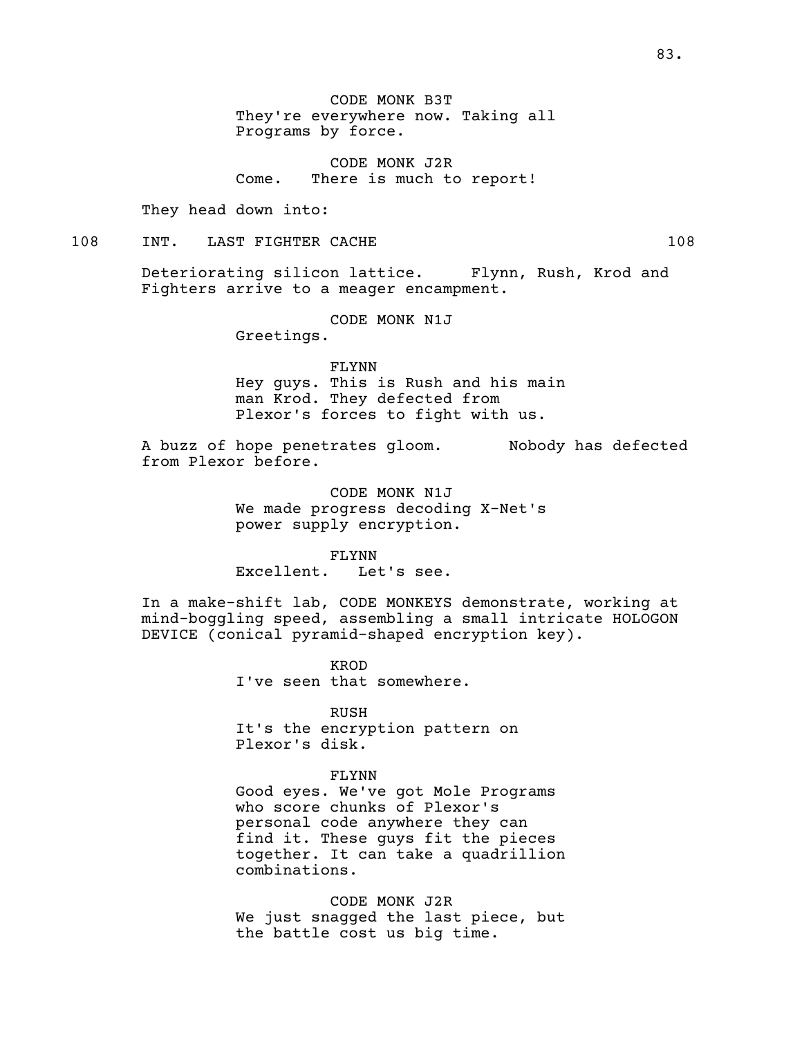CODE MONK B3T
They're everywhere now. Taking all Programs by force.

CODE MONK J2R
Come. There is much to report!

They head down into:

108 INT. LAST FIGHTER CACHE 108

Deteriorating silicon lattice. Flynn, Rush, Krod and Fighters arrive to a meager encampment.

CODE MONK N1J
Greetings.

FLYNN
Hey guys. This is Rush and his main man Krod. They defected from Plexor's forces to fight with us.

A buzz of hope penetrates gloom. Nobody has defected from Plexor before.

CODE MONK N1J
We made progress decoding X-Net's power supply encryption.

FLYNN
Excellent. Let's see.

In a make-shift lab, CODE MONKEYS demonstrate, working at mind-boggling speed, assembling a small intricate HOLOGON DEVICE (conical pyramid-shaped encryption key).

KROD
I've seen that somewhere.

RUSH
It's the encryption pattern on Plexor's disk.

FLYNN
Good eyes. We've got Mole Programs who score chunks of Plexor's personal code anywhere they can find it. These guys fit the pieces together. It can take a quadrillion combinations.

CODE MONK J2R
We just snagged the last piece, but the battle cost us big time.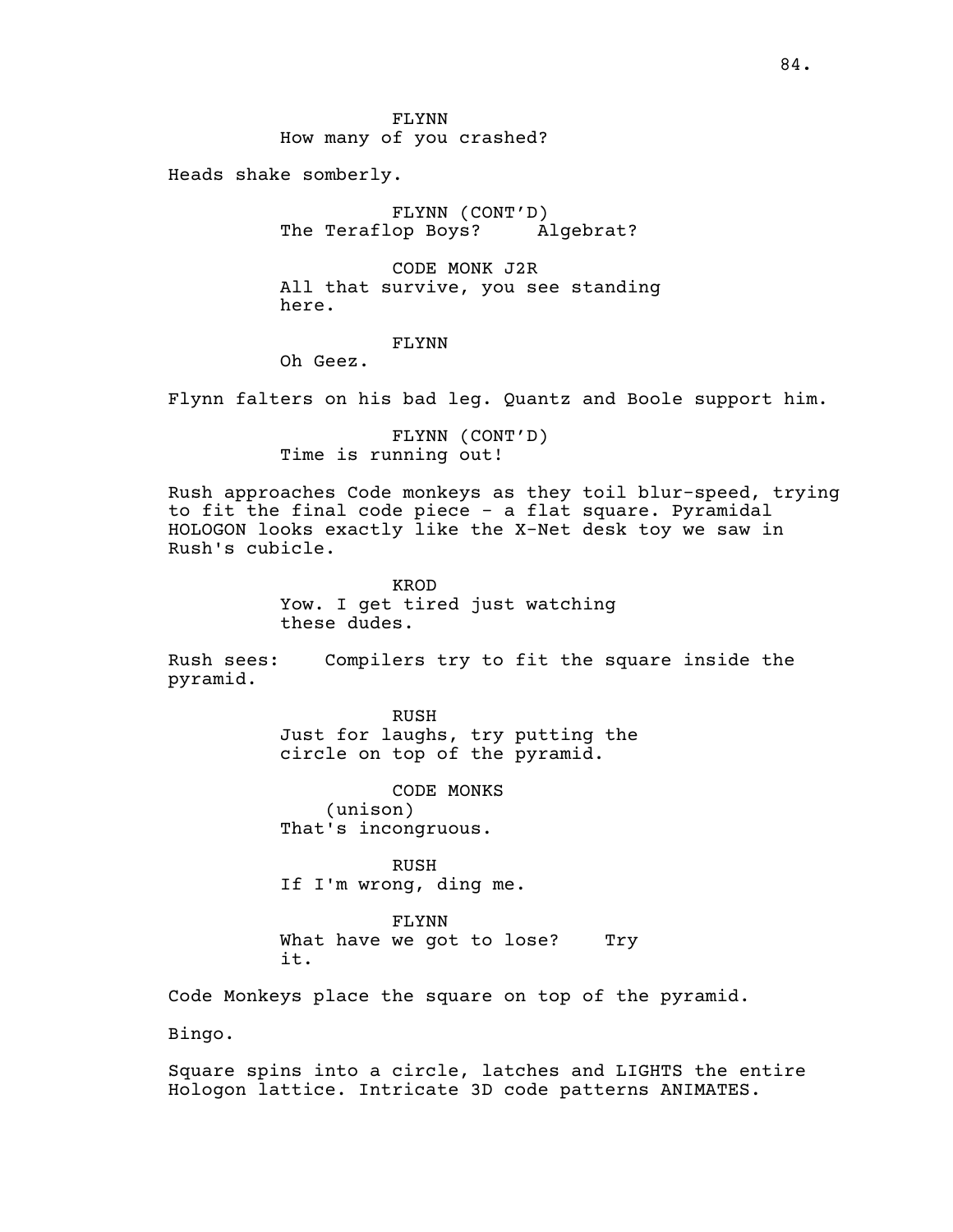FLYNN
How many of you crashed?

Heads shake somberly.

FLYNN (CONT'D)
The Teraflop Boys? Algebrat?

CODE MONK J2R
All that survive, you see standing here.

FLYNN
Oh Geez.

Flynn falters on his bad leg. Quantz and Boole support him.

FLYNN (CONT'D)
Time is running out!

Rush approaches Code monkeys as they toil blur-speed, trying to fit the final code piece - a flat square. Pyramidal HOLOGON looks exactly like the X-Net desk toy we saw in Rush's cubicle.

KROD
Yow. I get tired just watching these dudes.

Rush sees: Compilers try to fit the square inside the pyramid.

RUSH
Just for laughs, try putting the circle on top of the pyramid.

CODE MONKS
(unison)
That's incongruous.

RUSH
If I'm wrong, ding me.

FLYNN
What have we got to lose? Try it.

Code Monkeys place the square on top of the pyramid.

Bingo.

Square spins into a circle, latches and LIGHTS the entire Hologon lattice. Intricate 3D code patterns ANIMATES.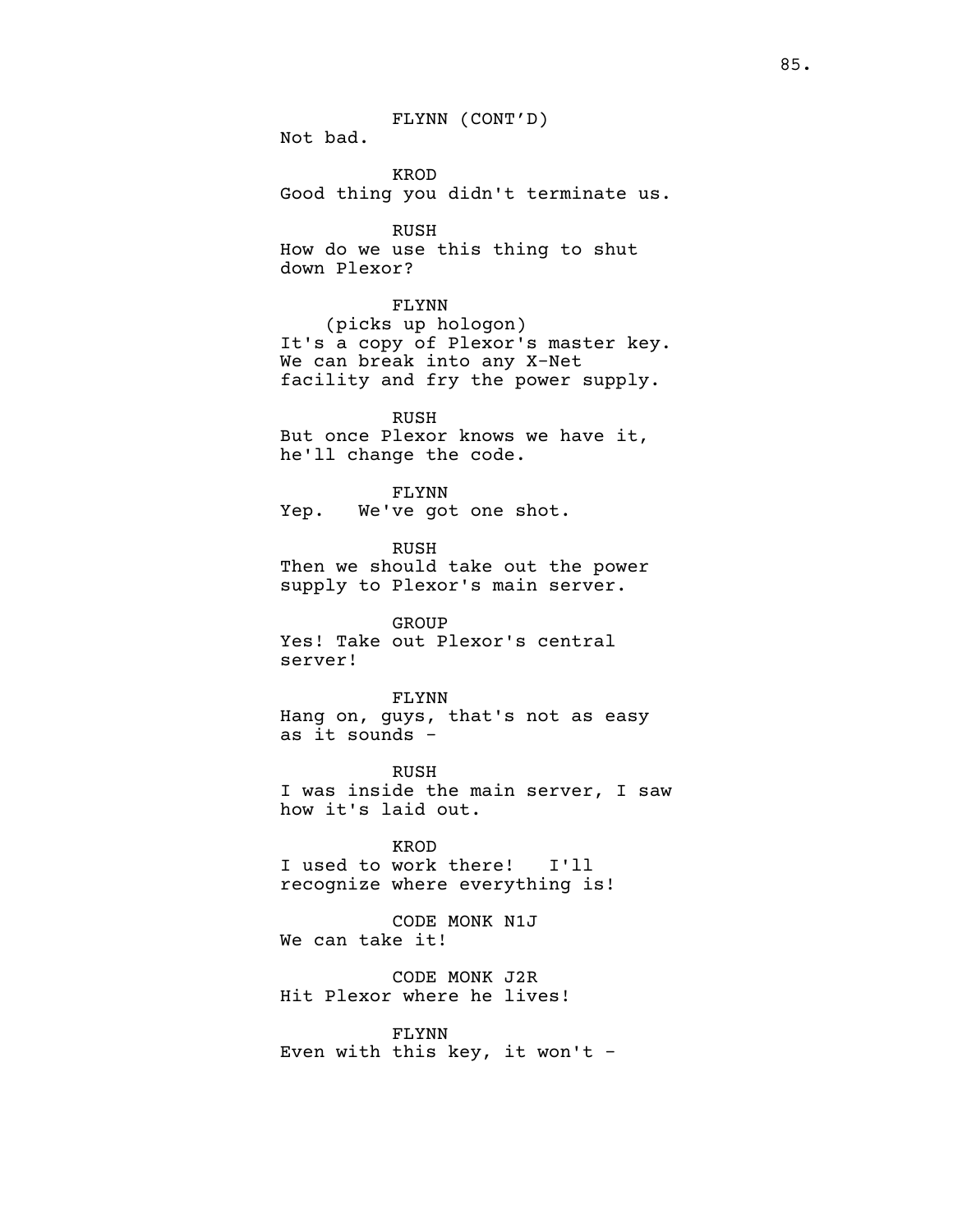FLYNN (CONT'D)
Not bad.

KROD
Good thing you didn't terminate us.

RUSH
How do we use this thing to shut down Plexor?

FLYNN
(picks up hologon)
It's a copy of Plexor's master key. We can break into any X-Net facility and fry the power supply.

RUSH
But once Plexor knows we have it, he'll change the code.

FLYNN
Yep. We've got one shot.

RUSH
Then we should take out the power supply to Plexor's main server.

GROUP
Yes! Take out Plexor's central server!

FLYNN
Hang on, guys, that's not as easy as it sounds -

RUSH
I was inside the main server, I saw how it's laid out.

KROD
I used to work there! I'll recognize where everything is!

CODE MONK N1J
We can take it!

CODE MONK J2R
Hit Plexor where he lives!

FLYNN
Even with this key, it won't -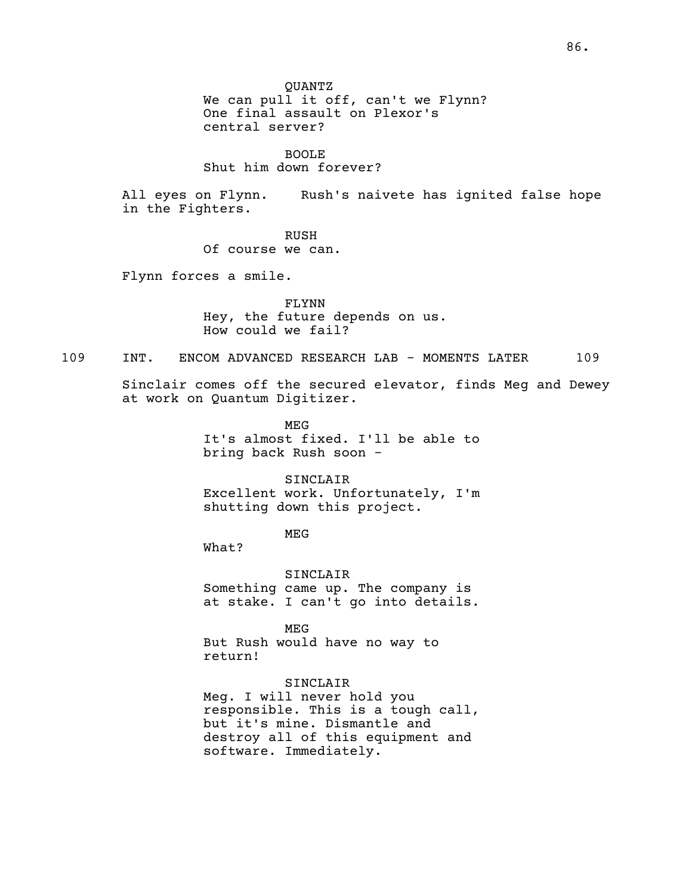QUANTZ
We can pull it off, can't we Flynn? One final assault on Plexor's central server?

BOOLE
Shut him down forever?

All eyes on Flynn. Rush's naivete has ignited false hope in the Fighters.

RUSH
Of course we can.

Flynn forces a smile.

FLYNN
Hey, the future depends on us. How could we fail?

109 INT. ENCOM ADVANCED RESEARCH LAB - MOMENTS LATER 109

Sinclair comes off the secured elevator, finds Meg and Dewey at work on Quantum Digitizer.

MEG
It's almost fixed. I'll be able to bring back Rush soon -

SINCLAIR
Excellent work. Unfortunately, I'm shutting down this project.

MEG
What?

SINCLAIR
Something came up. The company is at stake. I can't go into details.

MEG
But Rush would have no way to return!

SINCLAIR
Meg. I will never hold you responsible. This is a tough call, but it's mine. Dismantle and destroy all of this equipment and software. Immediately.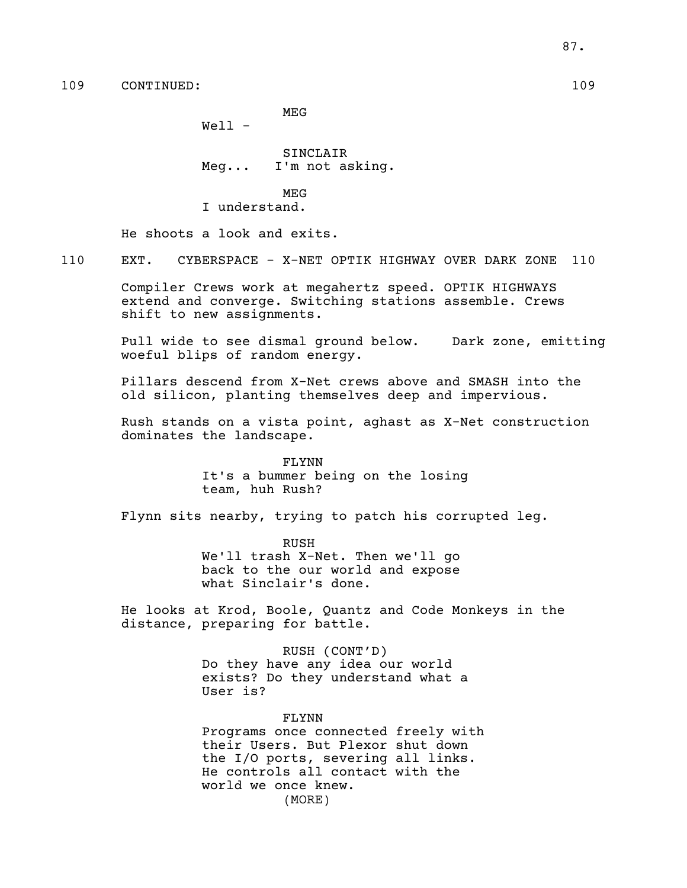109 CONTINUED: 109

MEG
Well -

SINCLAIR
Meg... I'm not asking.

MEG
I understand.

He shoots a look and exits.

110 EXT. CYBERSPACE - X-NET OPTIK HIGHWAY OVER DARK ZONE 110

Compiler Crews work at megahertz speed. OPTIK HIGHWAYS extend and converge. Switching stations assemble. Crews shift to new assignments.

Pull wide to see dismal ground below. Dark zone, emitting woeful blips of random energy.

Pillars descend from X-Net crews above and SMASH into the old silicon, planting themselves deep and impervious.

Rush stands on a vista point, aghast as X-Net construction dominates the landscape.

FLYNN
It's a bummer being on the losing team, huh Rush?

Flynn sits nearby, trying to patch his corrupted leg.

RUSH
We'll trash X-Net. Then we'll go back to the our world and expose what Sinclair's done.

He looks at Krod, Boole, Quantz and Code Monkeys in the distance, preparing for battle.

RUSH (CONT'D)
Do they have any idea our world exists? Do they understand what a User is?

FLYNN
Programs once connected freely with their Users. But Plexor shut down the I/O ports, severing all links. He controls all contact with the world we once knew.
(MORE)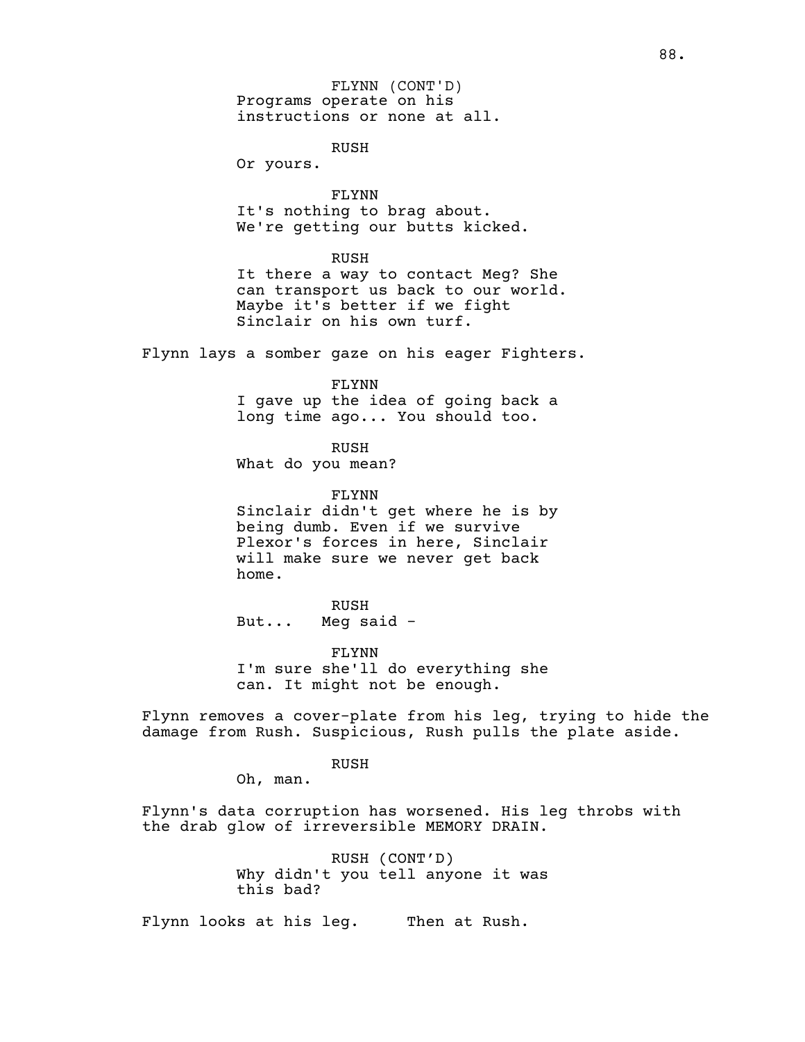FLYNN (CONT'D)
Programs operate on his instructions or none at all.

RUSH
Or yours.

FLYNN
It's nothing to brag about. We're getting our butts kicked.

RUSH
It there a way to contact Meg? She can transport us back to our world. Maybe it's better if we fight Sinclair on his own turf.

Flynn lays a somber gaze on his eager Fighters.

FLYNN
I gave up the idea of going back a long time ago... You should too.

RUSH
What do you mean?

FLYNN
Sinclair didn't get where he is by being dumb. Even if we survive Plexor's forces in here, Sinclair will make sure we never get back home.

RUSH
But... Meg said -

FLYNN
I'm sure she'll do everything she can. It might not be enough.

Flynn removes a cover-plate from his leg, trying to hide the damage from Rush. Suspicious, Rush pulls the plate aside.

RUSH
Oh, man.

Flynn's data corruption has worsened. His leg throbs with the drab glow of irreversible MEMORY DRAIN.

RUSH (CONT'D)
Why didn't you tell anyone it was this bad?

Flynn looks at his leg. Then at Rush.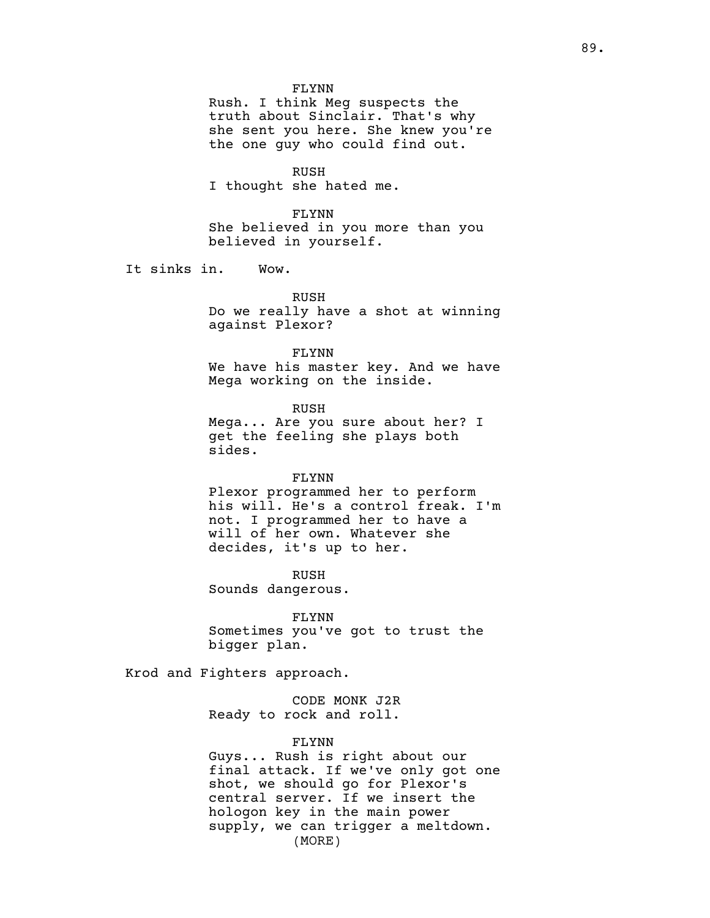FLYNN
Rush. I think Meg suspects the truth about Sinclair. That's why she sent you here. She knew you're the one guy who could find out.

RUSH
I thought she hated me.

FLYNN
She believed in you more than you believed in yourself.

It sinks in. Wow.

RUSH
Do we really have a shot at winning against Plexor?

FLYNN
We have his master key. And we have Mega working on the inside.

RUSH
Mega... Are you sure about her? I get the feeling she plays both sides.

FLYNN
Plexor programmed her to perform his will. He's a control freak. I'm not. I programmed her to have a will of her own. Whatever she decides, it's up to her.

RUSH
Sounds dangerous.

FLYNN
Sometimes you've got to trust the bigger plan.

Krod and Fighters approach.

CODE MONK J2R
Ready to rock and roll.

FLYNN
Guys... Rush is right about our final attack. If we've only got one shot, we should go for Plexor's central server. If we insert the hologon key in the main power supply, we can trigger a meltdown.
(MORE)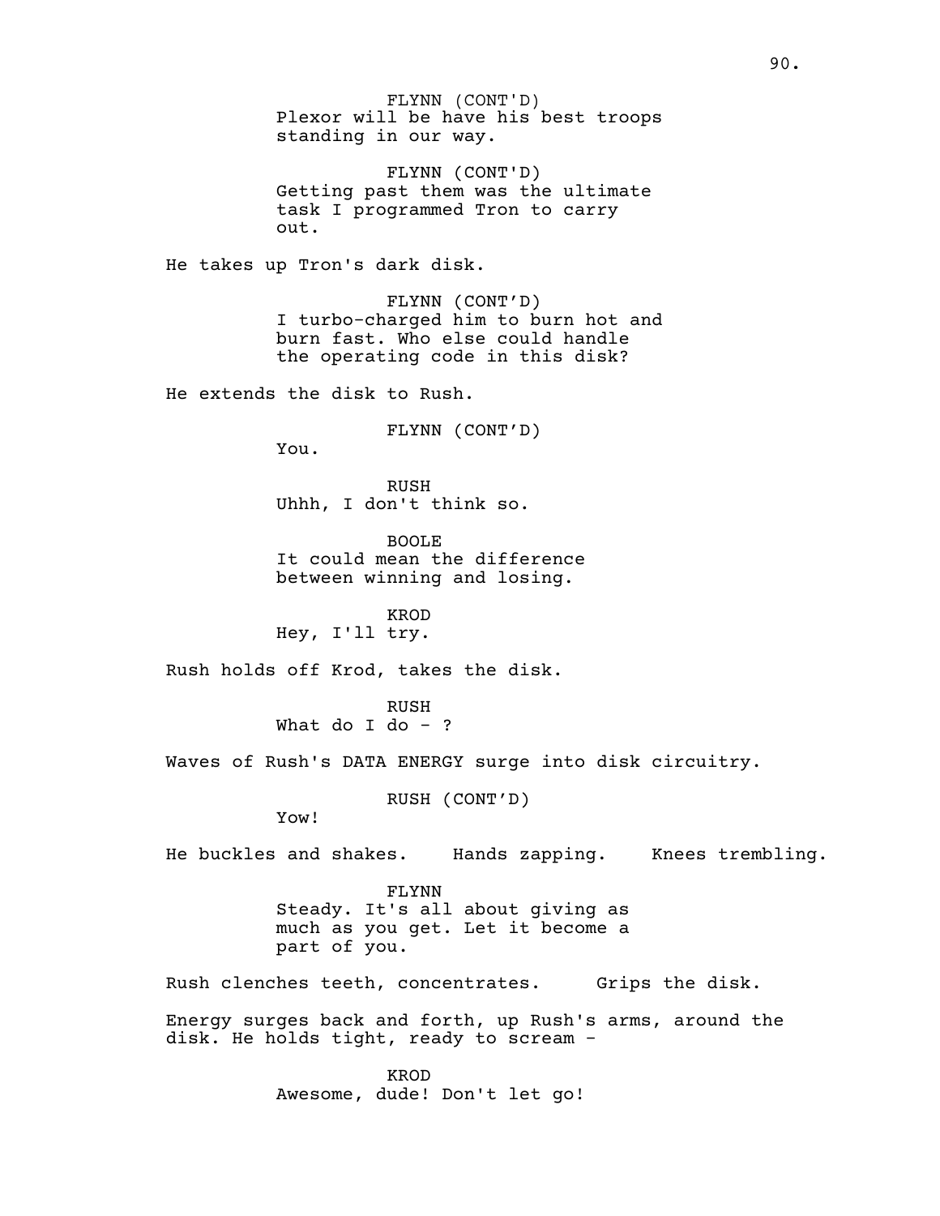FLYNN (CONT'D)
Plexor will be have his best troops standing in our way.

FLYNN (CONT'D)
Getting past them was the ultimate task I programmed Tron to carry out.

He takes up Tron's dark disk.

FLYNN (CONT'D)
I turbo-charged him to burn hot and burn fast. Who else could handle the operating code in this disk?

He extends the disk to Rush.

FLYNN (CONT'D)
You.

RUSH
Uhhh, I don't think so.

BOOLE
It could mean the difference between winning and losing.

KROD
Hey, I'll try.

Rush holds off Krod, takes the disk.

RUSH
What do I do - ?

Waves of Rush's DATA ENERGY surge into disk circuitry.

RUSH (CONT'D)
Yow!

He buckles and shakes. Hands zapping. Knees trembling.

FLYNN
Steady. It's all about giving as much as you get. Let it become a part of you.

Rush clenches teeth, concentrates. Grips the disk.

Energy surges back and forth, up Rush's arms, around the disk. He holds tight, ready to scream -

KROD
Awesome, dude! Don't let go!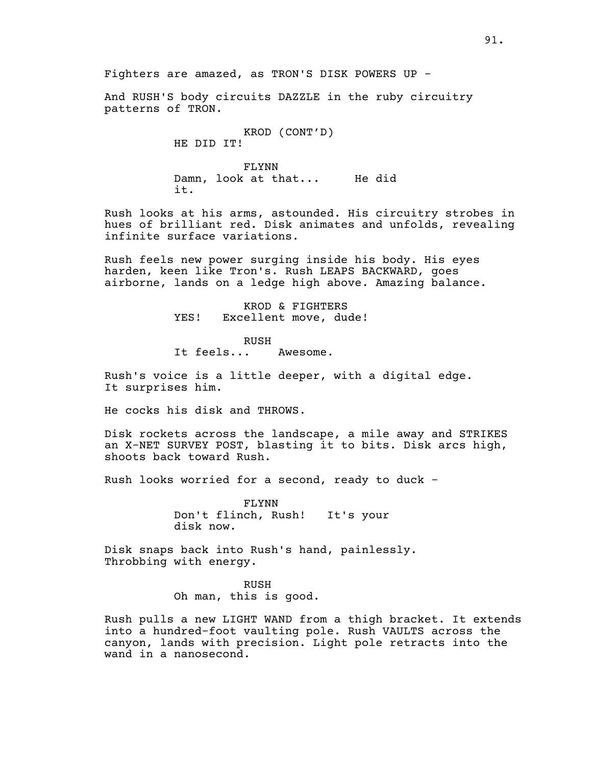Fighters are amazed, as TRON'S DISK POWERS UP -

And RUSH'S body circuits DAZZLE in the ruby circuitry patterns of TRON.

KROD (CONT'D)
HE DID IT!

FLYNN
Damn, look at that... He did it.

Rush looks at his arms, astounded. His circuitry strobes in hues of brilliant red. Disk animates and unfolds, revealing infinite surface variations.

Rush feels new power surging inside his body. His eyes harden, keen like Tron's. Rush LEAPS BACKWARD, goes airborne, lands on a ledge high above. Amazing balance.

KROD & FIGHTERS
YES! Excellent move, dude!

RUSH
It feels... Awesome.

Rush's voice is a little deeper, with a digital edge. It surprises him.

He cocks his disk and THROWS.

Disk rockets across the landscape, a mile away and STRIKES an X-NET SURVEY POST, blasting it to bits. Disk arcs high, shoots back toward Rush.

Rush looks worried for a second, ready to duck -

FLYNN
Don't flinch, Rush! It's your disk now.

Disk snaps back into Rush's hand, painlessly. Throbbing with energy.

RUSH
Oh man, this is good.

Rush pulls a new LIGHT WAND from a thigh bracket. It extends into a hundred-foot vaulting pole. Rush VAULTS across the canyon, lands with precision. Light pole retracts into the wand in a nanosecond.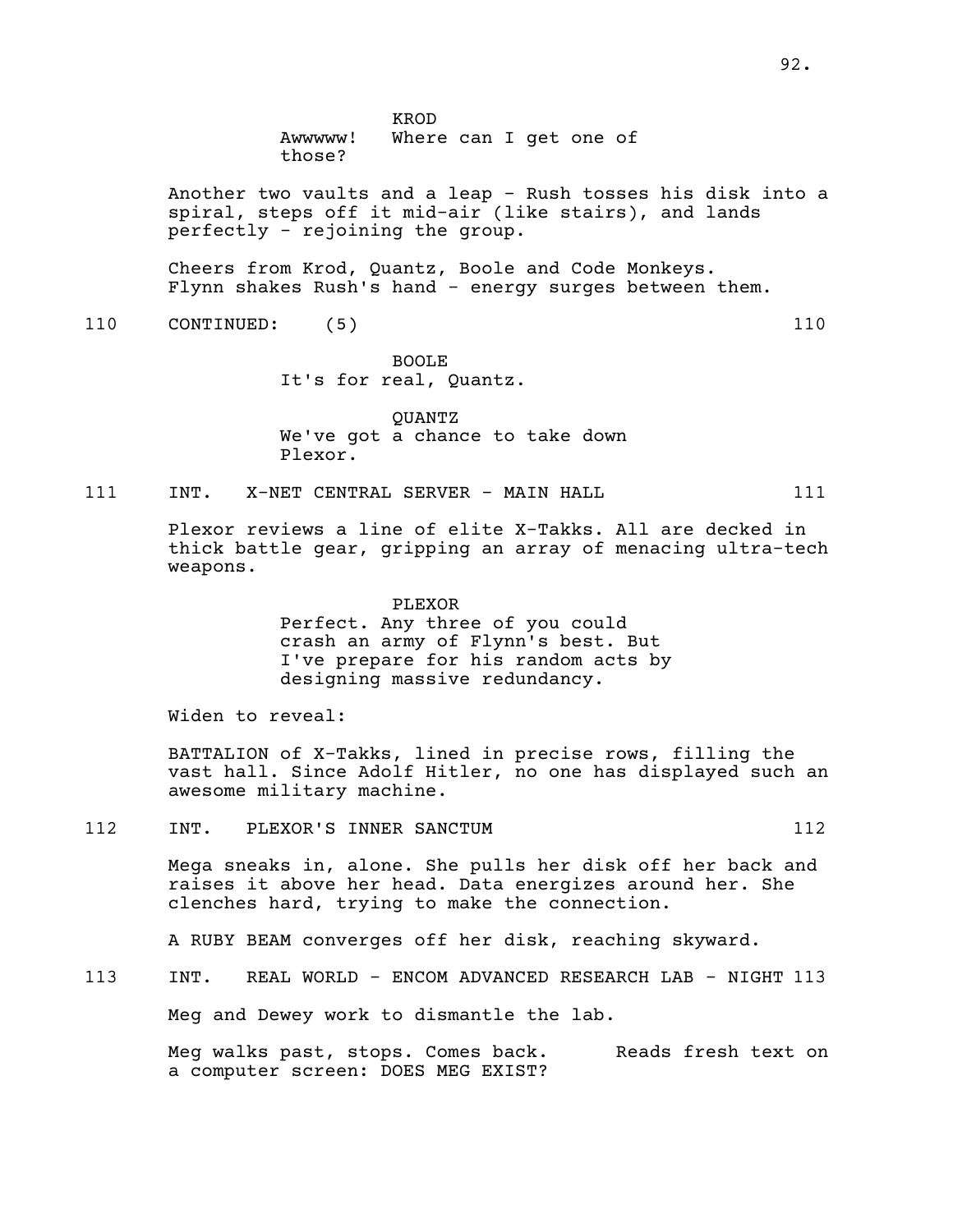KROD
Awwwww! Where can I get one of those?

Another two vaults and a leap - Rush tosses his disk into a spiral, steps off it mid-air (like stairs), and lands perfectly - rejoining the group.

Cheers from Krod, Quantz, Boole and Code Monkeys. Flynn shakes Rush's hand - energy surges between them.

110 CONTINUED: (5) 110

BOOLE
It's for real, Quantz.

QUANTZ
We've got a chance to take down Plexor.

111 INT. X-NET CENTRAL SERVER - MAIN HALL 111

Plexor reviews a line of elite X-Takks. All are decked in thick battle gear, gripping an array of menacing ultra-tech weapons.

PLEXOR
Perfect. Any three of you could crash an army of Flynn's best. But I've prepare for his random acts by designing massive redundancy.

Widen to reveal:

BATTALION of X-Takks, lined in precise rows, filling the vast hall. Since Adolf Hitler, no one has displayed such an awesome military machine.

112 INT. PLEXOR'S INNER SANCTUM 112

Mega sneaks in, alone. She pulls her disk off her back and raises it above her head. Data energizes around her. She clenches hard, trying to make the connection.

A RUBY BEAM converges off her disk, reaching skyward.

113 INT. REAL WORLD - ENCOM ADVANCED RESEARCH LAB - NIGHT 113

Meg and Dewey work to dismantle the lab.

Meg walks past, stops. Comes back. Reads fresh text on a computer screen: DOES MEG EXIST?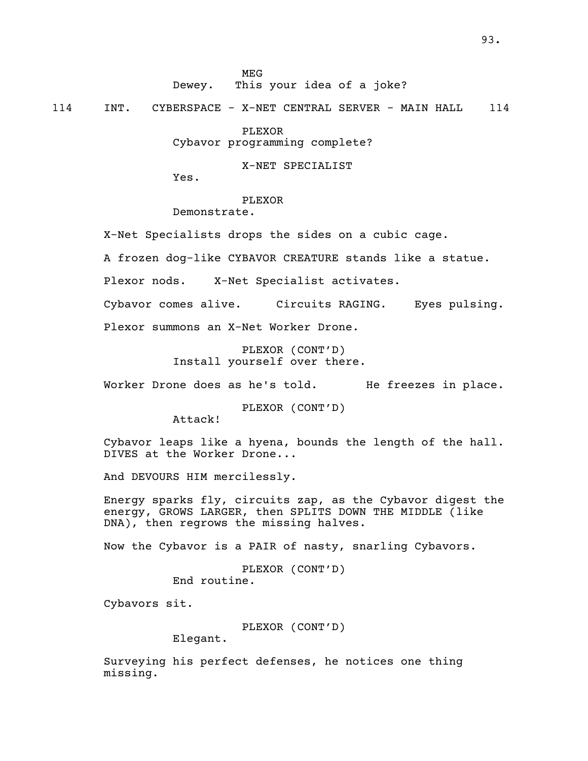MEG
Dewey. This your idea of a joke?

114 INT. CYBERSPACE - X-NET CENTRAL SERVER - MAIN HALL 114

PLEXOR
Cybavor programming complete?

X-NET SPECIALIST
Yes.

PLEXOR
Demonstrate.

X-Net Specialists drops the sides on a cubic cage.

A frozen dog-like CYBAVOR CREATURE stands like a statue.

Plexor nods. X-Net Specialist activates.

Cybavor comes alive. Circuits RAGING. Eyes pulsing.

Plexor summons an X-Net Worker Drone.

PLEXOR (CONT'D)
Install yourself over there.

Worker Drone does as he's told. He freezes in place.

PLEXOR (CONT'D)
Attack!

Cybavor leaps like a hyena, bounds the length of the hall. DIVES at the Worker Drone...

And DEVOURS HIM mercilessly.

Energy sparks fly, circuits zap, as the Cybavor digest the energy, GROWS LARGER, then SPLITS DOWN THE MIDDLE (like DNA), then regrows the missing halves.

Now the Cybavor is a PAIR of nasty, snarling Cybavors.

PLEXOR (CONT'D)
End routine.

Cybavors sit.

PLEXOR (CONT'D)
Elegant.

Surveying his perfect defenses, he notices one thing missing.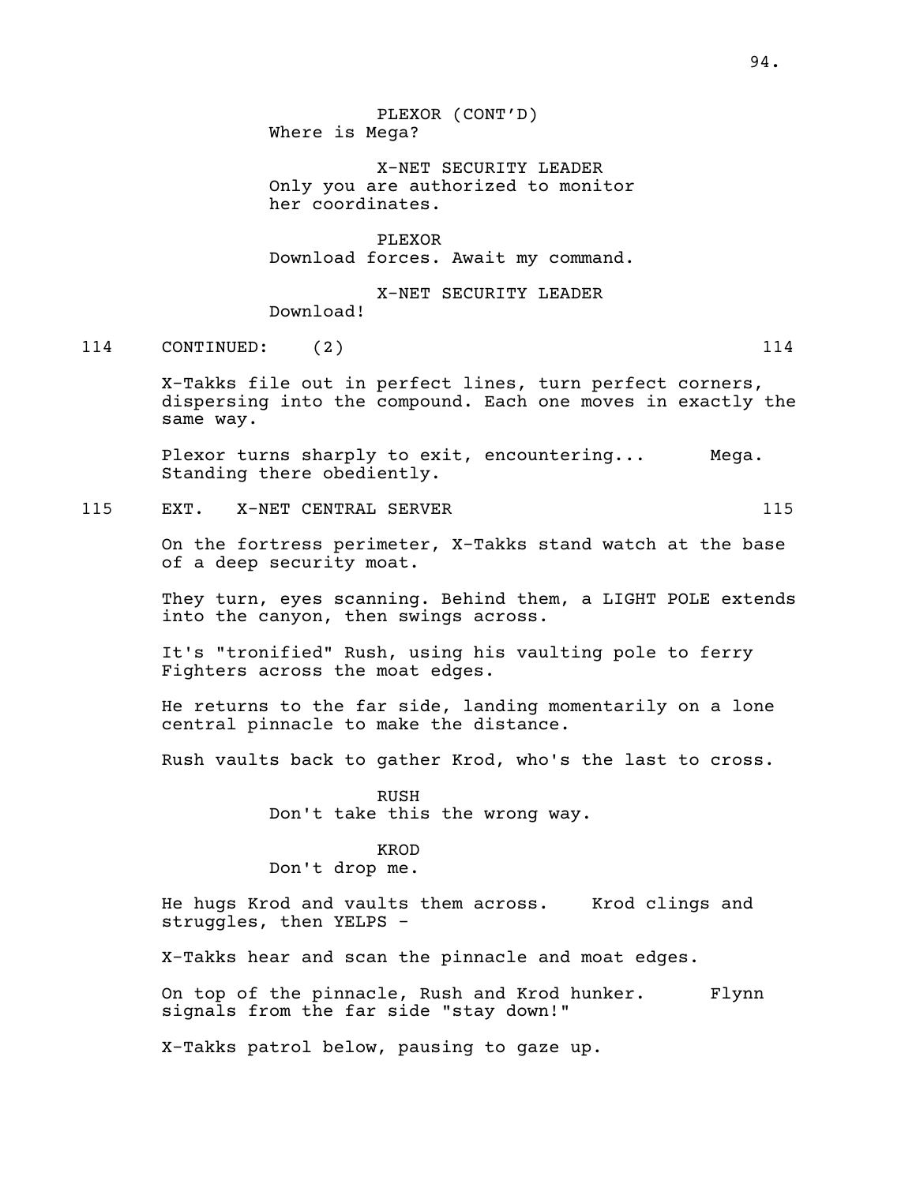PLEXOR (CONT'D)
Where is Mega?

X-NET SECURITY LEADER
Only you are authorized to monitor her coordinates.

PLEXOR
Download forces. Await my command.

X-NET SECURITY LEADER
Download!

114 CONTINUED: (2) 114

X-Takks file out in perfect lines, turn perfect corners, dispersing into the compound. Each one moves in exactly the same way.

Plexor turns sharply to exit, encountering... Mega. Standing there obediently.

115 EXT. X-NET CENTRAL SERVER 115

On the fortress perimeter, X-Takks stand watch at the base of a deep security moat.

They turn, eyes scanning. Behind them, a LIGHT POLE extends into the canyon, then swings across.

It's "tronified" Rush, using his vaulting pole to ferry Fighters across the moat edges.

He returns to the far side, landing momentarily on a lone central pinnacle to make the distance.

Rush vaults back to gather Krod, who's the last to cross.

RUSH
Don't take this the wrong way.

KROD
Don't drop me.

He hugs Krod and vaults them across. Krod clings and struggles, then YELPS -

X-Takks hear and scan the pinnacle and moat edges.

On top of the pinnacle, Rush and Krod hunker. Flynn signals from the far side "stay down!"

X-Takks patrol below, pausing to gaze up.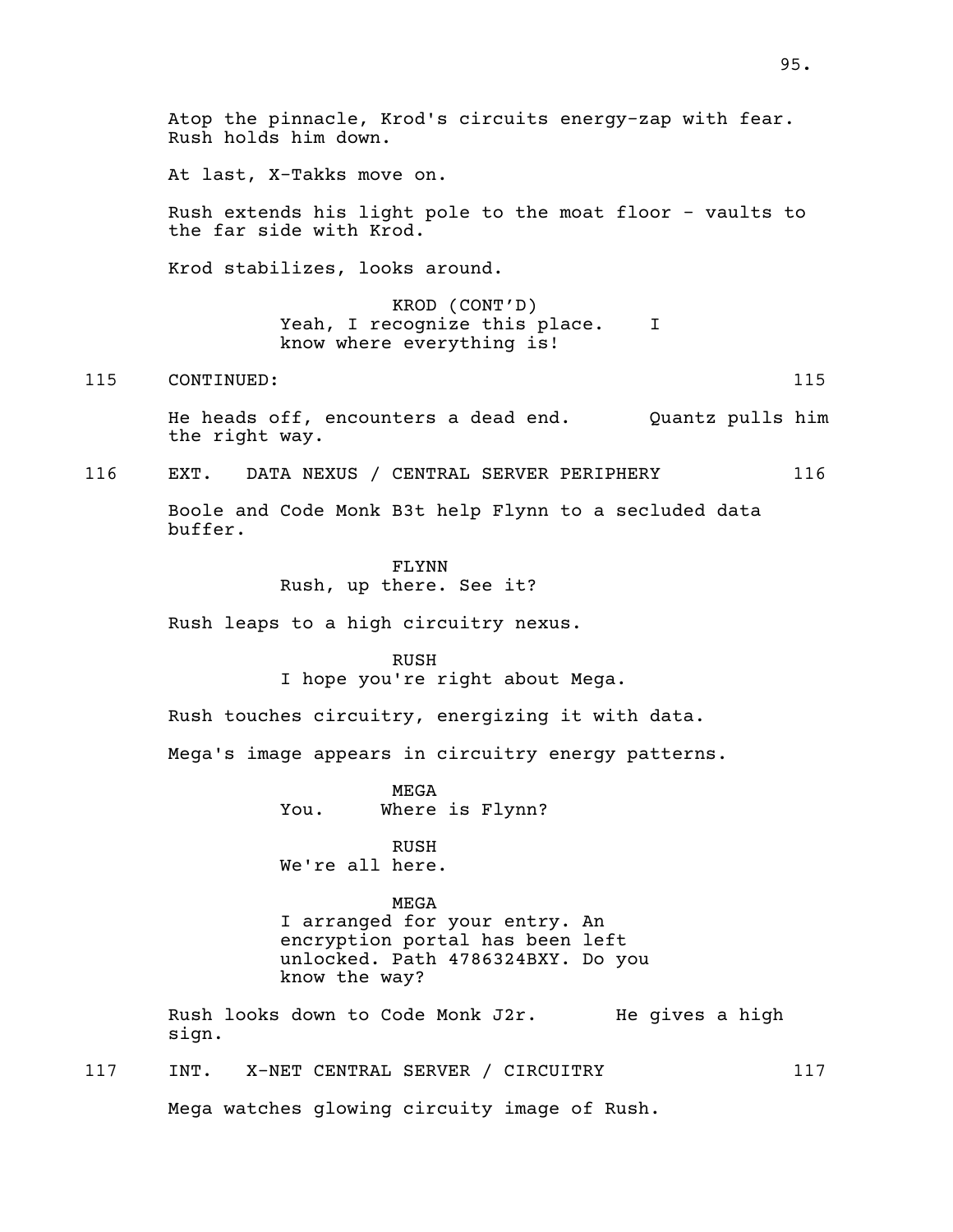Atop the pinnacle, Krod's circuits energy-zap with fear. Rush holds him down.

At last, X-Takks move on.

Rush extends his light pole to the moat floor - vaults to the far side with Krod.

Krod stabilizes, looks around.

KROD (CONT'D)
Yeah, I recognize this place. I know where everything is!

115 CONTINUED: 115

He heads off, encounters a dead end. Quantz pulls him the right way.

116 EXT. DATA NEXUS / CENTRAL SERVER PERIPHERY 116

Boole and Code Monk B3t help Flynn to a secluded data buffer.

FLYNN
Rush, up there. See it?

Rush leaps to a high circuitry nexus.

RUSH
I hope you're right about Mega.

Rush touches circuitry, energizing it with data.

Mega's image appears in circuitry energy patterns.

MEGA
You. Where is Flynn?

RUSH
We're all here.

MEGA
I arranged for your entry. An encryption portal has been left unlocked. Path 4786324BXY. Do you know the way?

Rush looks down to Code Monk J2r. He gives a high sign.

117 INT. X-NET CENTRAL SERVER / CIRCUITRY 117

Mega watches glowing circuity image of Rush.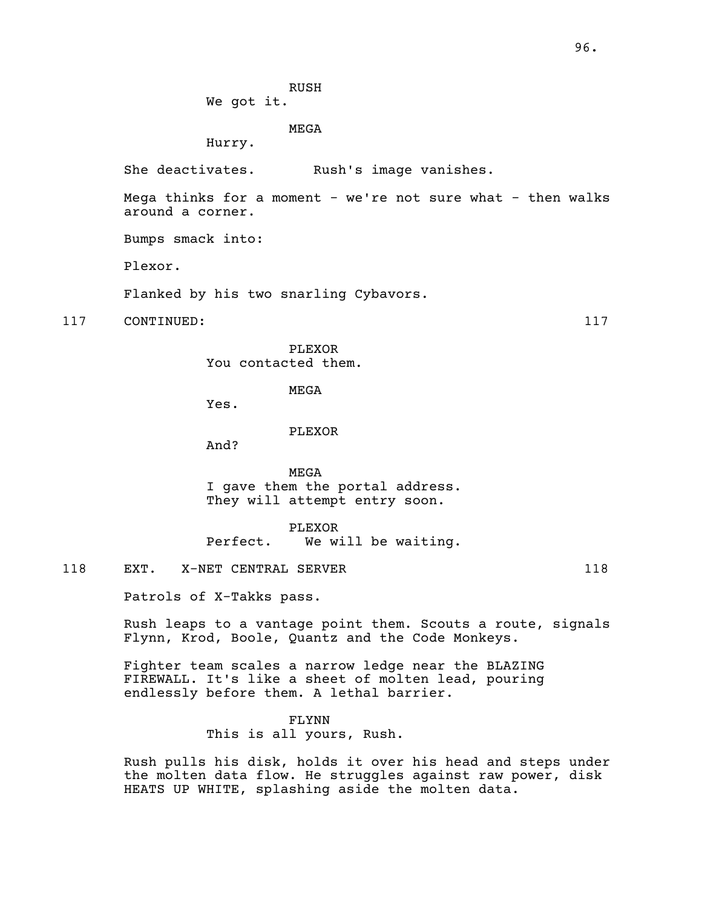RUSH
We got it.

MEGA
Hurry.

She deactivates.       Rush's image vanishes.

Mega thinks for a moment - we're not sure what - then walks around a corner.

Bumps smack into:

Plexor.

Flanked by his two snarling Cybavors.

117    CONTINUED:    117

PLEXOR
You contacted them.

MEGA
Yes.

PLEXOR
And?

MEGA
I gave them the portal address.
They will attempt entry soon.

PLEXOR
Perfect.    We will be waiting.

118    EXT.   X-NET CENTRAL SERVER    118

Patrols of X-Takks pass.

Rush leaps to a vantage point them. Scouts a route, signals Flynn, Krod, Boole, Quantz and the Code Monkeys.

Fighter team scales a narrow ledge near the BLAZING FIREWALL. It's like a sheet of molten lead, pouring endlessly before them. A lethal barrier.

FLYNN
This is all yours, Rush.

Rush pulls his disk, holds it over his head and steps under the molten data flow. He struggles against raw power, disk HEATS UP WHITE, splashing aside the molten data.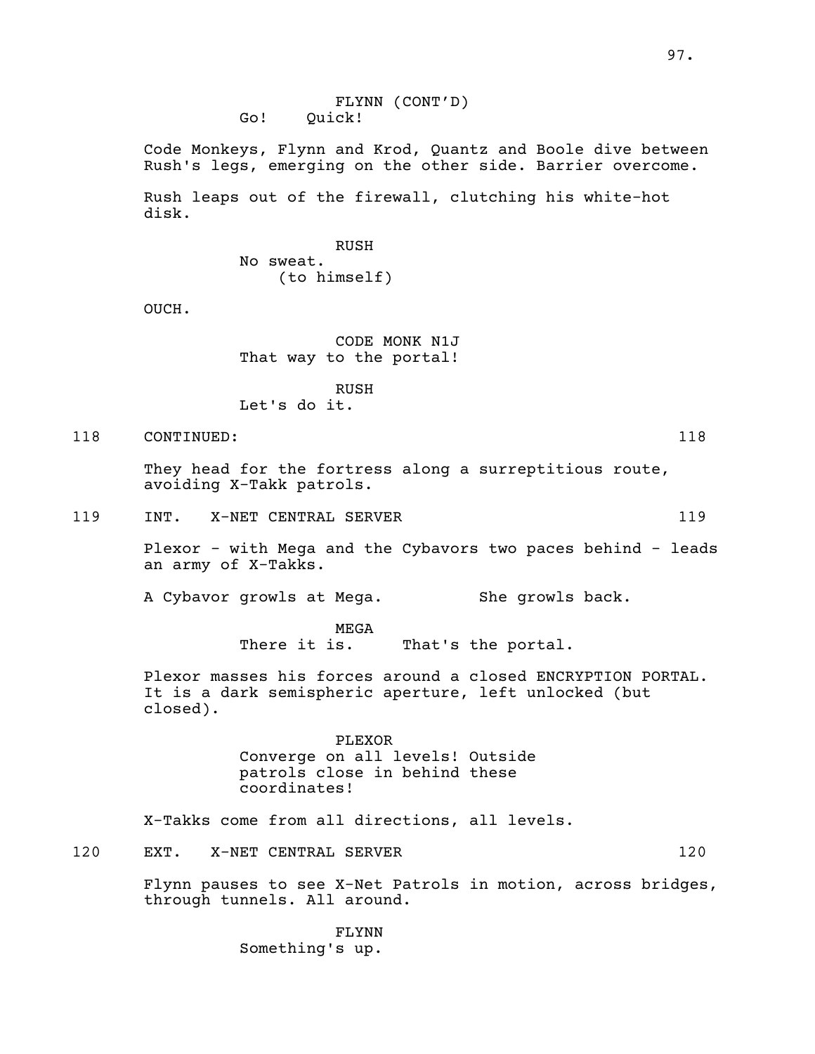FLYNN (CONT'D)
Go! Quick!

Code Monkeys, Flynn and Krod, Quantz and Boole dive between Rush's legs, emerging on the other side. Barrier overcome.

Rush leaps out of the firewall, clutching his white-hot disk.

RUSH
No sweat.
(to himself)

OUCH.

CODE MONK N1J
That way to the portal!

RUSH
Let's do it.

118 CONTINUED: 118

They head for the fortress along a surreptitious route, avoiding X-Takk patrols.

119 INT. X-NET CENTRAL SERVER 119

Plexor - with Mega and the Cybavors two paces behind - leads an army of X-Takks.

A Cybavor growls at Mega. She growls back.

MEGA
There it is. That's the portal.

Plexor masses his forces around a closed ENCRYPTION PORTAL. It is a dark semispheric aperture, left unlocked (but closed).

PLEXOR
Converge on all levels! Outside patrols close in behind these coordinates!

X-Takks come from all directions, all levels.

120 EXT. X-NET CENTRAL SERVER 120

Flynn pauses to see X-Net Patrols in motion, across bridges, through tunnels. All around.

FLYNN
Something's up.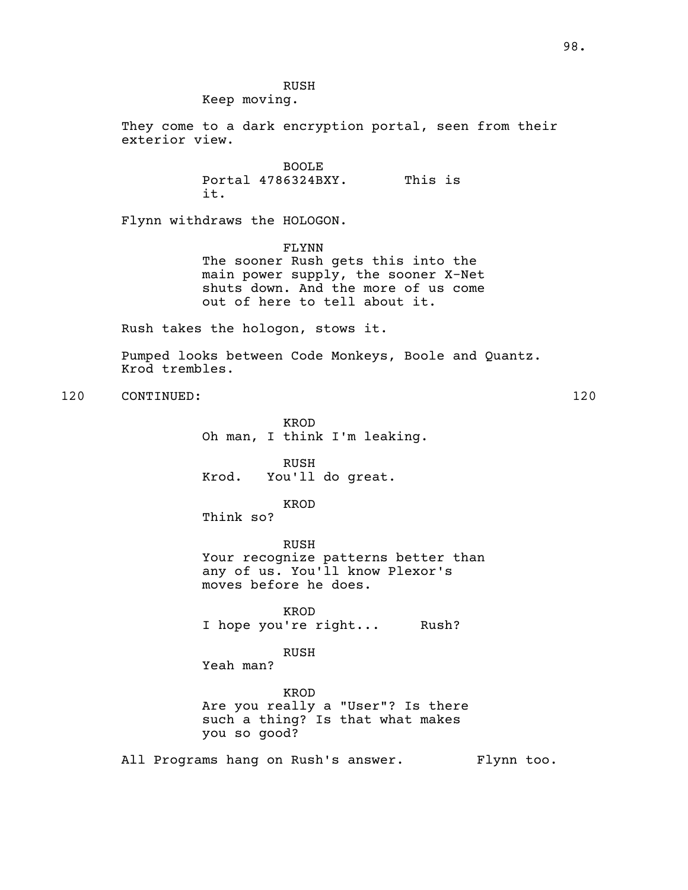RUSH
Keep moving.

They come to a dark encryption portal, seen from their exterior view.

BOOLE
Portal 4786324BXY. This is it.

Flynn withdraws the HOLOGON.

FLYNN
The sooner Rush gets this into the main power supply, the sooner X-Net shuts down. And the more of us come out of here to tell about it.

Rush takes the hologon, stows it.

Pumped looks between Code Monkeys, Boole and Quantz. Krod trembles.

120 CONTINUED: 120

KROD
Oh man, I think I'm leaking.

RUSH
Krod. You'll do great.

KROD
Think so?

RUSH
Your recognize patterns better than any of us. You'll know Plexor's moves before he does.

KROD
I hope you're right... Rush?

RUSH
Yeah man?

KROD
Are you really a "User"? Is there such a thing? Is that what makes you so good?

All Programs hang on Rush's answer. Flynn too.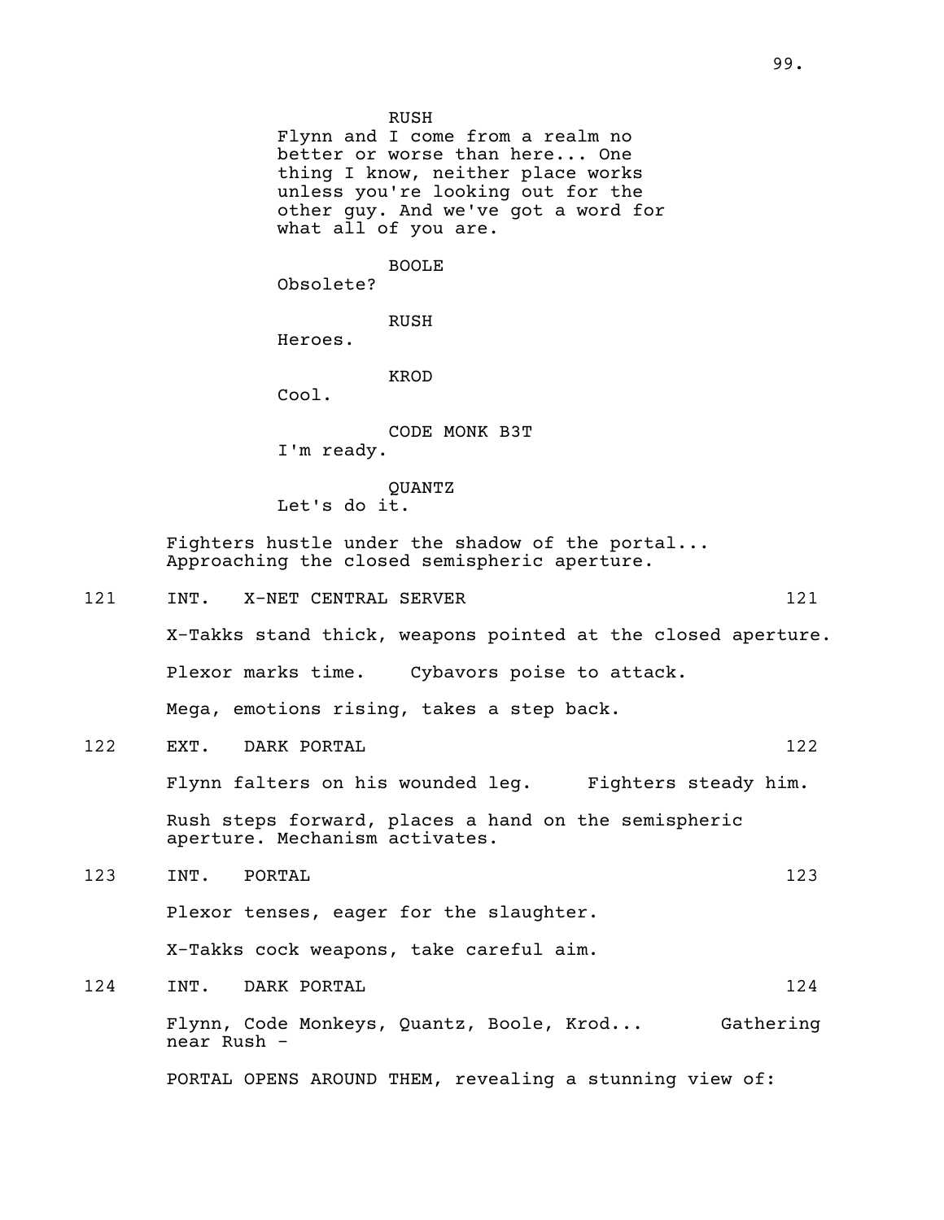RUSH
Flynn and I come from a realm no better or worse than here... One thing I know, neither place works unless you're looking out for the other guy. And we've got a word for what all of you are.

BOOLE
Obsolete?

RUSH
Heroes.

KROD
Cool.

CODE MONK B3T
I'm ready.

QUANTZ
Let's do it.

Fighters hustle under the shadow of the portal... Approaching the closed semispheric aperture.

121 INT. X-NET CENTRAL SERVER 121

X-Takks stand thick, weapons pointed at the closed aperture.

Plexor marks time. Cybavors poise to attack.

Mega, emotions rising, takes a step back.

122 EXT. DARK PORTAL 122

Flynn falters on his wounded leg. Fighters steady him.

Rush steps forward, places a hand on the semispheric aperture. Mechanism activates.

123 INT. PORTAL 123

Plexor tenses, eager for the slaughter.

X-Takks cock weapons, take careful aim.

124 INT. DARK PORTAL 124

Flynn, Code Monkeys, Quantz, Boole, Krod... Gathering near Rush -

PORTAL OPENS AROUND THEM, revealing a stunning view of: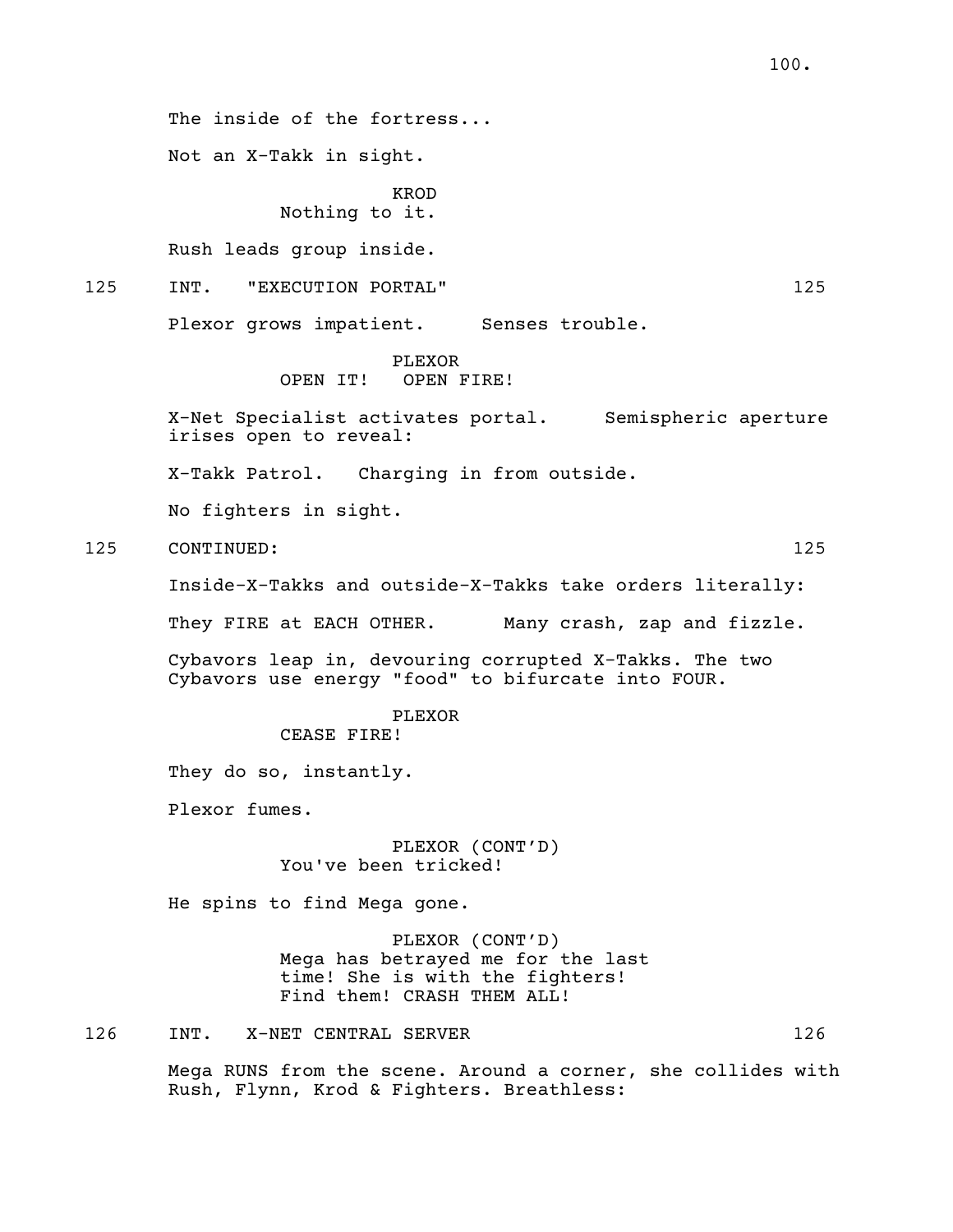The inside of the fortress...

Not an X-Takk in sight.

KROD
Nothing to it.

Rush leads group inside.

125 INT. "EXECUTION PORTAL" 125

Plexor grows impatient. Senses trouble.

PLEXOR
OPEN IT! OPEN FIRE!

X-Net Specialist activates portal. Semispheric aperture irises open to reveal:

X-Takk Patrol. Charging in from outside.

No fighters in sight.

125 CONTINUED: 125

Inside-X-Takks and outside-X-Takks take orders literally:

They FIRE at EACH OTHER. Many crash, zap and fizzle.

Cybavors leap in, devouring corrupted X-Takks. The two Cybavors use energy "food" to bifurcate into FOUR.

PLEXOR
CEASE FIRE!

They do so, instantly.

Plexor fumes.

PLEXOR (CONT'D)
You've been tricked!

He spins to find Mega gone.

PLEXOR (CONT'D)
Mega has betrayed me for the last time! She is with the fighters! Find them! CRASH THEM ALL!

126 INT. X-NET CENTRAL SERVER 126

Mega RUNS from the scene. Around a corner, she collides with Rush, Flynn, Krod & Fighters. Breathless: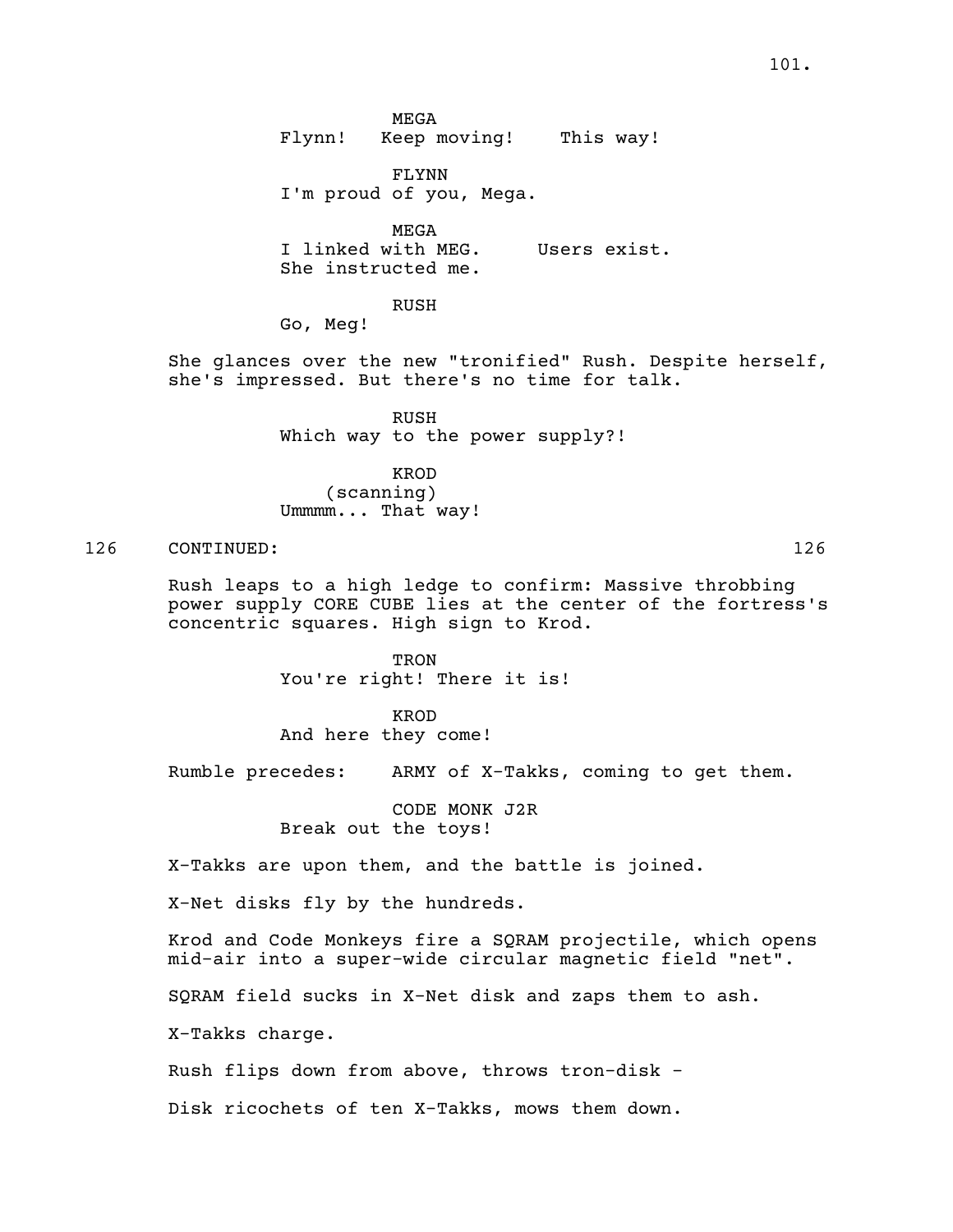MEGA
Flynn!   Keep moving!    This way!

FLYNN
I'm proud of you, Mega.

MEGA
I linked with MEG.     Users exist.
She instructed me.

RUSH
Go, Meg!

She glances over the new "tronified" Rush. Despite herself, she's impressed. But there's no time for talk.

RUSH
Which way to the power supply?!

KROD
(scanning)
Ummmm... That way!

126    CONTINUED:    126

Rush leaps to a high ledge to confirm: Massive throbbing power supply CORE CUBE lies at the center of the fortress's concentric squares. High sign to Krod.

TRON
You're right! There it is!

KROD
And here they come!

Rumble precedes:    ARMY of X-Takks, coming to get them.

CODE MONK J2R
Break out the toys!

X-Takks are upon them, and the battle is joined.

X-Net disks fly by the hundreds.

Krod and Code Monkeys fire a SQRAM projectile, which opens mid-air into a super-wide circular magnetic field "net".

SQRAM field sucks in X-Net disk and zaps them to ash.

X-Takks charge.

Rush flips down from above, throws tron-disk -

Disk ricochets of ten X-Takks, mows them down.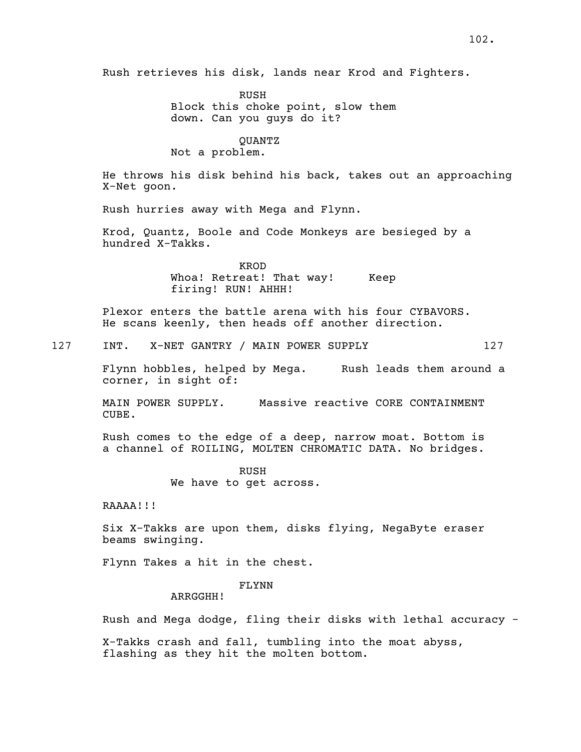Rush retrieves his disk, lands near Krod and Fighters.

RUSH
Block this choke point, slow them down. Can you guys do it?

QUANTZ
Not a problem.

He throws his disk behind his back, takes out an approaching X-Net goon.

Rush hurries away with Mega and Flynn.

Krod, Quantz, Boole and Code Monkeys are besieged by a hundred X-Takks.

KROD
Whoa! Retreat! That way!     Keep firing! RUN! AHHH!

Plexor enters the battle arena with his four CYBAVORS. He scans keenly, then heads off another direction.

127 INT. X-NET GANTRY / MAIN POWER SUPPLY 127

Flynn hobbles, helped by Mega.     Rush leads them around a corner, in sight of:

MAIN POWER SUPPLY.     Massive reactive CORE CONTAINMENT CUBE.

Rush comes to the edge of a deep, narrow moat. Bottom is a channel of ROILING, MOLTEN CHROMATIC DATA. No bridges.

RUSH
We have to get across.

RAAAA!!!

Six X-Takks are upon them, disks flying, NegaByte eraser beams swinging.

Flynn Takes a hit in the chest.

FLYNN
ARRGGHH!

Rush and Mega dodge, fling their disks with lethal accuracy -

X-Takks crash and fall, tumbling into the moat abyss, flashing as they hit the molten bottom.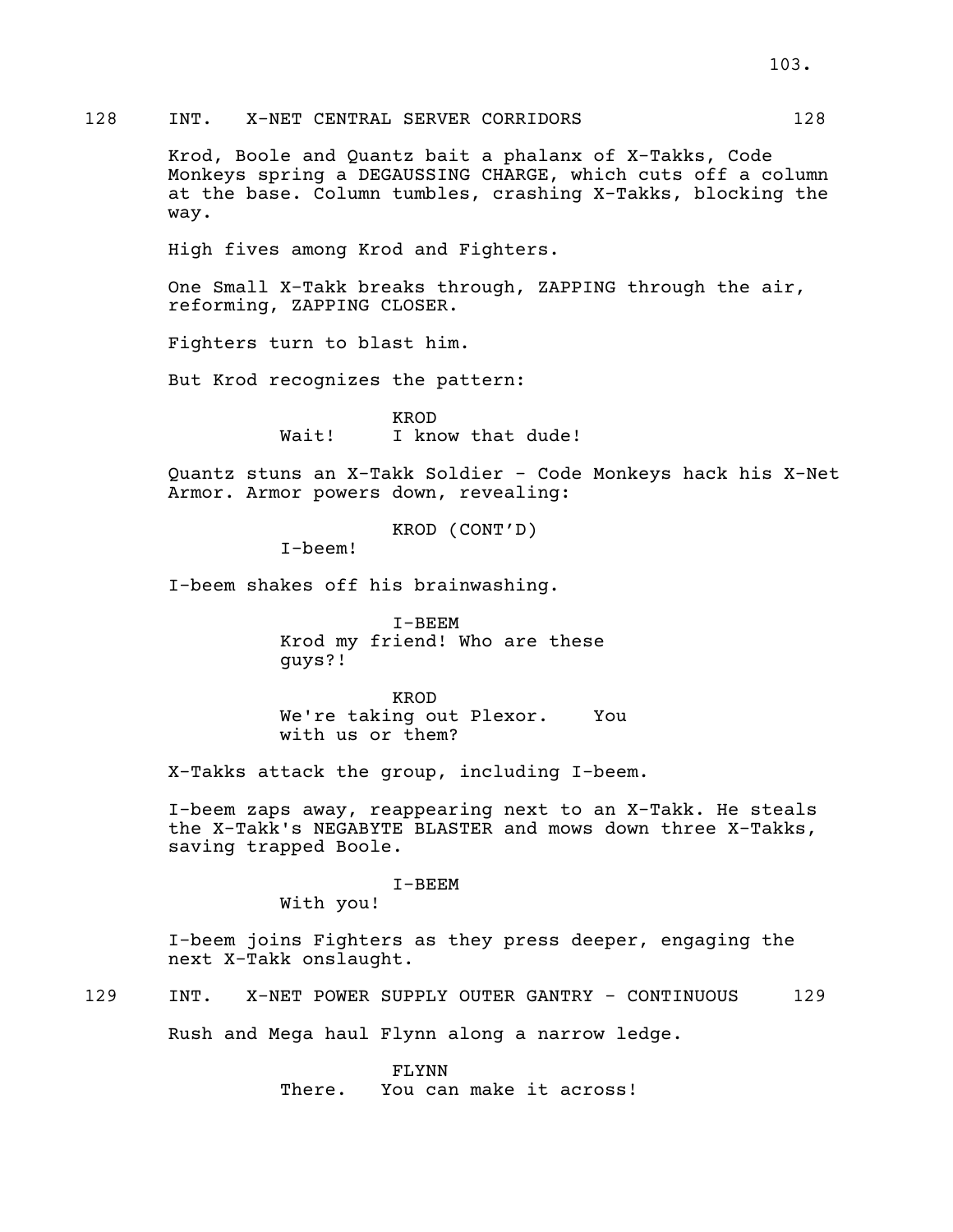128 INT. X-NET CENTRAL SERVER CORRIDORS 128

Krod, Boole and Quantz bait a phalanx of X-Takks, Code Monkeys spring a DEGAUSSING CHARGE, which cuts off a column at the base. Column tumbles, crashing X-Takks, blocking the way.

High fives among Krod and Fighters.

One Small X-Takk breaks through, ZAPPING through the air, reforming, ZAPPING CLOSER.

Fighters turn to blast him.

But Krod recognizes the pattern:

KROD
Wait! I know that dude!

Quantz stuns an X-Takk Soldier - Code Monkeys hack his X-Net Armor. Armor powers down, revealing:

KROD (CONT'D)
I-beem!

I-beem shakes off his brainwashing.

I-BEEM
Krod my friend! Who are these guys?!

KROD
We're taking out Plexor. You with us or them?

X-Takks attack the group, including I-beem.

I-beem zaps away, reappearing next to an X-Takk. He steals the X-Takk's NEGABYTE BLASTER and mows down three X-Takks, saving trapped Boole.

I-BEEM
With you!

I-beem joins Fighters as they press deeper, engaging the next X-Takk onslaught.

129 INT. X-NET POWER SUPPLY OUTER GANTRY - CONTINUOUS 129

Rush and Mega haul Flynn along a narrow ledge.

FLYNN
There. You can make it across!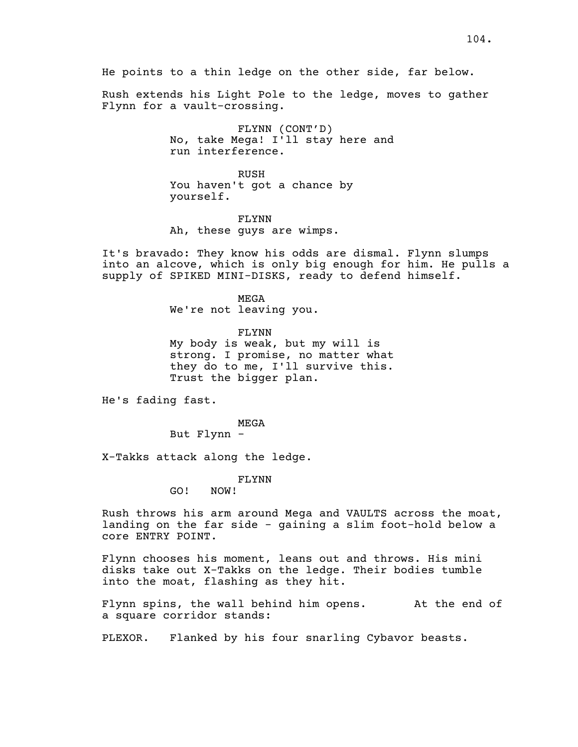He points to a thin ledge on the other side, far below.

Rush extends his Light Pole to the ledge, moves to gather Flynn for a vault-crossing.

FLYNN (CONT'D)
No, take Mega! I'll stay here and run interference.

RUSH
You haven't got a chance by yourself.

FLYNN
Ah, these guys are wimps.

It's bravado: They know his odds are dismal. Flynn slumps into an alcove, which is only big enough for him. He pulls a supply of SPIKED MINI-DISKS, ready to defend himself.

MEGA
We're not leaving you.

FLYNN
My body is weak, but my will is strong. I promise, no matter what they do to me, I'll survive this. Trust the bigger plan.

He's fading fast.

MEGA
But Flynn -

X-Takks attack along the ledge.

FLYNN
GO! NOW!

Rush throws his arm around Mega and VAULTS across the moat, landing on the far side - gaining a slim foot-hold below a core ENTRY POINT.

Flynn chooses his moment, leans out and throws. His mini disks take out X-Takks on the ledge. Their bodies tumble into the moat, flashing as they hit.

Flynn spins, the wall behind him opens. At the end of a square corridor stands:

PLEXOR. Flanked by his four snarling Cybavor beasts.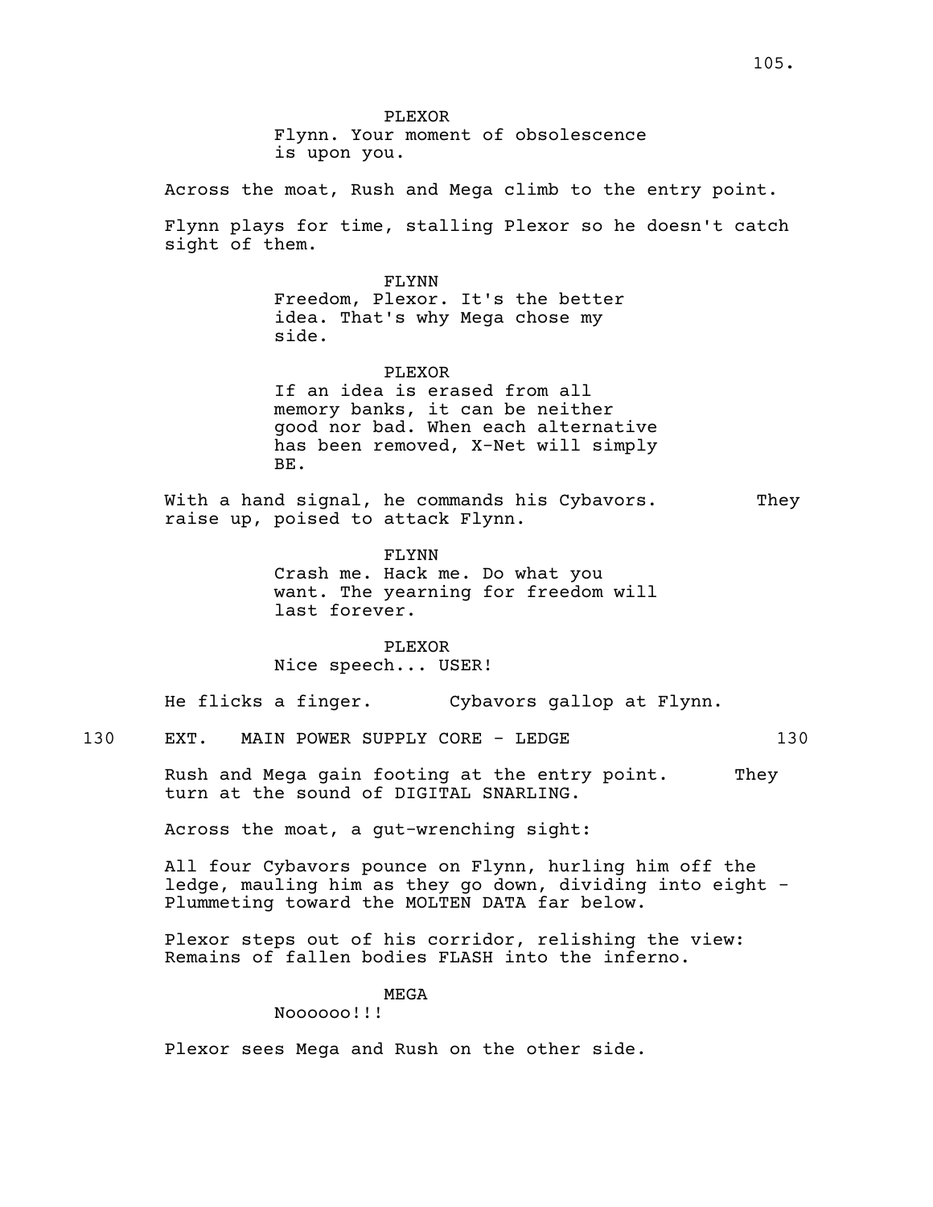PLEXOR
Flynn. Your moment of obsolescence is upon you.

Across the moat, Rush and Mega climb to the entry point.

Flynn plays for time, stalling Plexor so he doesn't catch sight of them.

FLYNN
Freedom, Plexor. It's the better idea. That's why Mega chose my side.

PLEXOR
If an idea is erased from all memory banks, it can be neither good nor bad. When each alternative has been removed, X-Net will simply BE.

With a hand signal, he commands his Cybavors. They raise up, poised to attack Flynn.

FLYNN
Crash me. Hack me. Do what you want. The yearning for freedom will last forever.

PLEXOR
Nice speech... USER!

He flicks a finger. Cybavors gallop at Flynn.

130 EXT. MAIN POWER SUPPLY CORE - LEDGE 130

Rush and Mega gain footing at the entry point. They turn at the sound of DIGITAL SNARLING.

Across the moat, a gut-wrenching sight:

All four Cybavors pounce on Flynn, hurling him off the ledge, mauling him as they go down, dividing into eight - Plummeting toward the MOLTEN DATA far below.

Plexor steps out of his corridor, relishing the view: Remains of fallen bodies FLASH into the inferno.

MEGA
Noooooo!!!

Plexor sees Mega and Rush on the other side.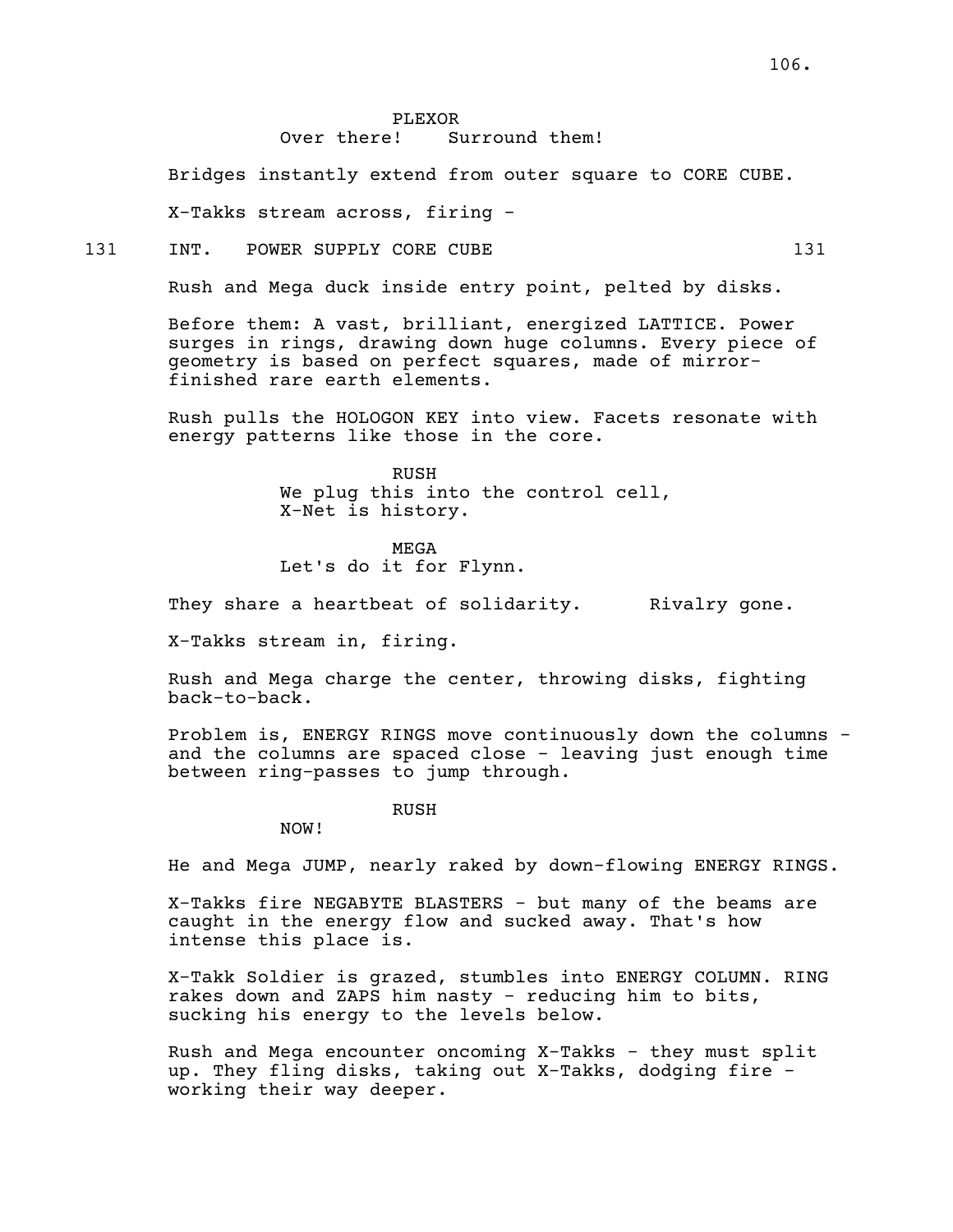PLEXOR
Over there! Surround them!

Bridges instantly extend from outer square to CORE CUBE.

X-Takks stream across, firing -

131 INT. POWER SUPPLY CORE CUBE 131

Rush and Mega duck inside entry point, pelted by disks.

Before them: A vast, brilliant, energized LATTICE. Power surges in rings, drawing down huge columns. Every piece of geometry is based on perfect squares, made of mirror-finished rare earth elements.

Rush pulls the HOLOGON KEY into view. Facets resonate with energy patterns like those in the core.

RUSH
We plug this into the control cell, X-Net is history.

MEGA
Let's do it for Flynn.

They share a heartbeat of solidarity. Rivalry gone.

X-Takks stream in, firing.

Rush and Mega charge the center, throwing disks, fighting back-to-back.

Problem is, ENERGY RINGS move continuously down the columns - and the columns are spaced close - leaving just enough time between ring-passes to jump through.

RUSH
NOW!

He and Mega JUMP, nearly raked by down-flowing ENERGY RINGS.

X-Takks fire NEGABYTE BLASTERS - but many of the beams are caught in the energy flow and sucked away. That's how intense this place is.

X-Takk Soldier is grazed, stumbles into ENERGY COLUMN. RING rakes down and ZAPS him nasty - reducing him to bits, sucking his energy to the levels below.

Rush and Mega encounter oncoming X-Takks - they must split up. They fling disks, taking out X-Takks, dodging fire - working their way deeper.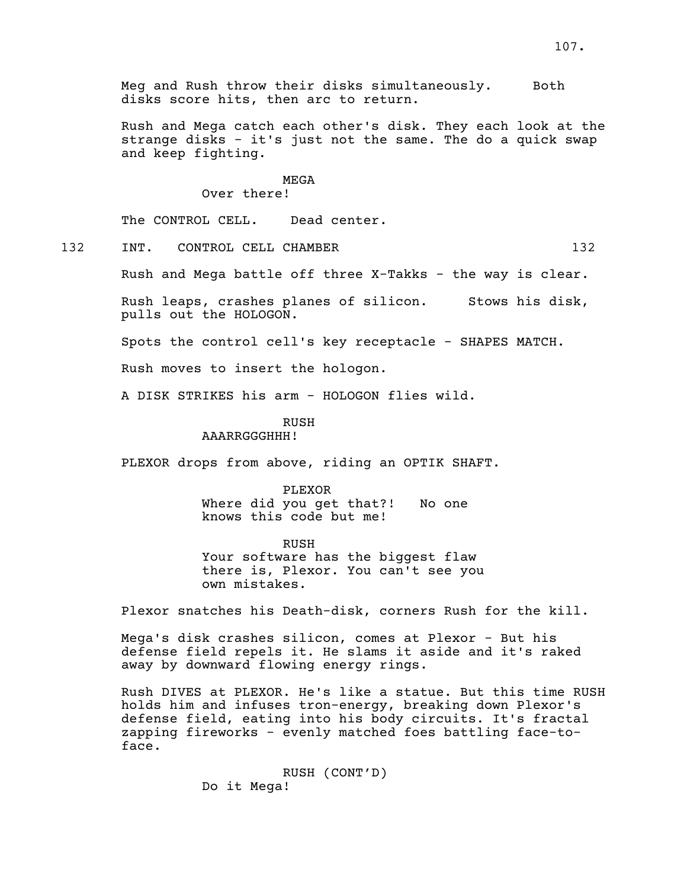Meg and Rush throw their disks simultaneously. Both disks score hits, then arc to return.

Rush and Mega catch each other's disk. They each look at the strange disks - it's just not the same. The do a quick swap and keep fighting.

MEGA
Over there!

The CONTROL CELL. Dead center.

132 INT. CONTROL CELL CHAMBER 132

Rush and Mega battle off three X-Takks - the way is clear.

Rush leaps, crashes planes of silicon. Stows his disk, pulls out the HOLOGON.

Spots the control cell's key receptacle - SHAPES MATCH.

Rush moves to insert the hologon.

A DISK STRIKES his arm - HOLOGON flies wild.

RUSH
AAARRGGGHHH!

PLEXOR drops from above, riding an OPTIK SHAFT.

PLEXOR
Where did you get that?! No one knows this code but me!

RUSH
Your software has the biggest flaw there is, Plexor. You can't see you own mistakes.

Plexor snatches his Death-disk, corners Rush for the kill.

Mega's disk crashes silicon, comes at Plexor - But his defense field repels it. He slams it aside and it's raked away by downward flowing energy rings.

Rush DIVES at PLEXOR. He's like a statue. But this time RUSH holds him and infuses tron-energy, breaking down Plexor's defense field, eating into his body circuits. It's fractal zapping fireworks - evenly matched foes battling face-to-face.

RUSH (CONT'D)
Do it Mega!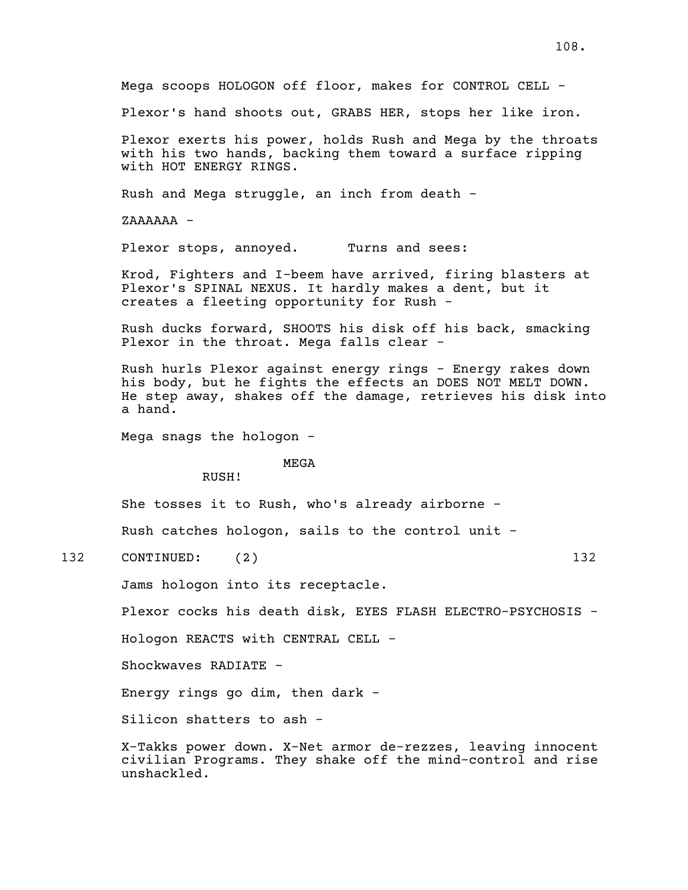Mega scoops HOLOGON off floor, makes for CONTROL CELL -

Plexor's hand shoots out, GRABS HER, stops her like iron.

Plexor exerts his power, holds Rush and Mega by the throats with his two hands, backing them toward a surface ripping with HOT ENERGY RINGS.

Rush and Mega struggle, an inch from death -

ZAAAAAA -

Plexor stops, annoyed. Turns and sees:

Krod, Fighters and I-beem have arrived, firing blasters at Plexor's SPINAL NEXUS. It hardly makes a dent, but it creates a fleeting opportunity for Rush -

Rush ducks forward, SHOOTS his disk off his back, smacking Plexor in the throat. Mega falls clear -

Rush hurls Plexor against energy rings - Energy rakes down his body, but he fights the effects an DOES NOT MELT DOWN. He step away, shakes off the damage, retrieves his disk into a hand.

Mega snags the hologon -

MEGA
RUSH!

She tosses it to Rush, who's already airborne -

Rush catches hologon, sails to the control unit -

132 CONTINUED: (2) 132

Jams hologon into its receptacle.

Plexor cocks his death disk, EYES FLASH ELECTRO-PSYCHOSIS -

Hologon REACTS with CENTRAL CELL -

Shockwaves RADIATE -

Energy rings go dim, then dark -

Silicon shatters to ash -

X-Takks power down. X-Net armor de-rezzes, leaving innocent civilian Programs. They shake off the mind-control and rise unshackled.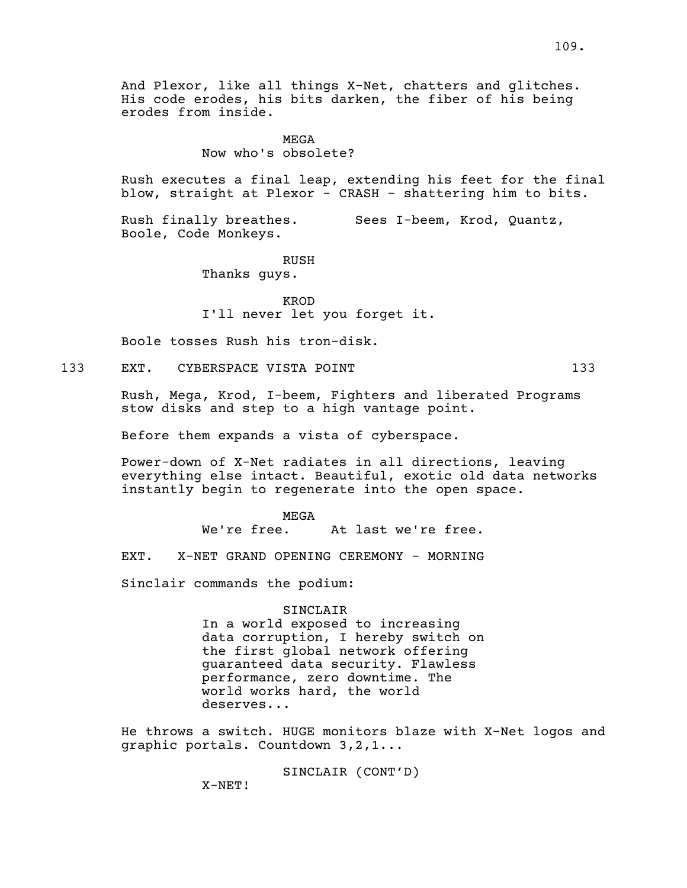And Plexor, like all things X-Net, chatters and glitches. His code erodes, his bits darken, the fiber of his being erodes from inside.

MEGA
Now who's obsolete?

Rush executes a final leap, extending his feet for the final blow, straight at Plexor - CRASH - shattering him to bits.

Rush finally breathes. Sees I-beem, Krod, Quantz, Boole, Code Monkeys.

RUSH
Thanks guys.

KROD
I'll never let you forget it.

Boole tosses Rush his tron-disk.

133 EXT. CYBERSPACE VISTA POINT 133

Rush, Mega, Krod, I-beem, Fighters and liberated Programs stow disks and step to a high vantage point.

Before them expands a vista of cyberspace.

Power-down of X-Net radiates in all directions, leaving everything else intact. Beautiful, exotic old data networks instantly begin to regenerate into the open space.

MEGA
We're free. At last we're free.

EXT. X-NET GRAND OPENING CEREMONY - MORNING

Sinclair commands the podium:

SINCLAIR
In a world exposed to increasing data corruption, I hereby switch on the first global network offering guaranteed data security. Flawless performance, zero downtime. The world works hard, the world deserves...

He throws a switch. HUGE monitors blaze with X-Net logos and graphic portals. Countdown 3,2,1...

SINCLAIR (CONT'D)
X-NET!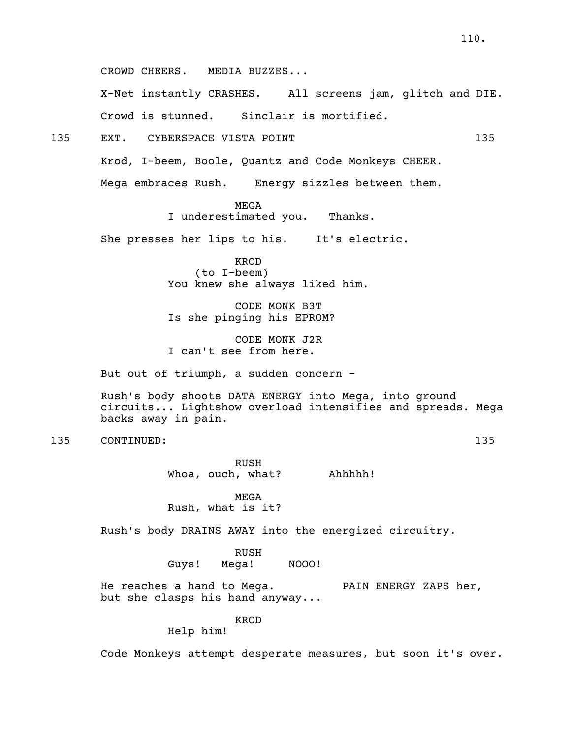CROWD CHEERS. MEDIA BUZZES...

X-Net instantly CRASHES. All screens jam, glitch and DIE.

Crowd is stunned. Sinclair is mortified.

135 EXT. CYBERSPACE VISTA POINT 135

Krod, I-beem, Boole, Quantz and Code Monkeys CHEER.

Mega embraces Rush. Energy sizzles between them.

MEGA
I underestimated you. Thanks.

She presses her lips to his. It's electric.

KROD
(to I-beem)
You knew she always liked him.

CODE MONK B3T
Is she pinging his EPROM?

CODE MONK J2R
I can't see from here.

But out of triumph, a sudden concern -

Rush's body shoots DATA ENERGY into Mega, into ground circuits... Lightshow overload intensifies and spreads. Mega backs away in pain.

135 CONTINUED: 135

RUSH
Whoa, ouch, what? Ahhhhh!

MEGA
Rush, what is it?

Rush's body DRAINS AWAY into the energized circuitry.

RUSH
Guys! Mega! NOOO!

He reaches a hand to Mega. PAIN ENERGY ZAPS her, but she clasps his hand anyway...

KROD
Help him!

Code Monkeys attempt desperate measures, but soon it's over.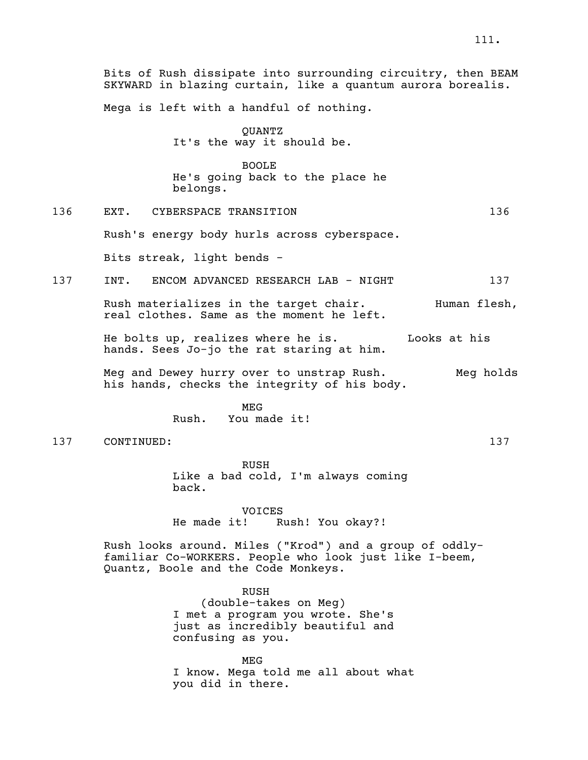Bits of Rush dissipate into surrounding circuitry, then BEAM SKYWARD in blazing curtain, like a quantum aurora borealis.

Mega is left with a handful of nothing.

QUANTZ
It's the way it should be.

BOOLE
He's going back to the place he belongs.

136 EXT. CYBERSPACE TRANSITION 136

Rush's energy body hurls across cyberspace.

Bits streak, light bends -

137 INT. ENCOM ADVANCED RESEARCH LAB - NIGHT 137

Rush materializes in the target chair. Human flesh, real clothes. Same as the moment he left.

He bolts up, realizes where he is. Looks at his hands. Sees Jo-jo the rat staring at him.

Meg and Dewey hurry over to unstrap Rush. Meg holds his hands, checks the integrity of his body.

MEG
Rush. You made it!

137 CONTINUED: 137

RUSH
Like a bad cold, I'm always coming back.

VOICES
He made it! Rush! You okay?!

Rush looks around. Miles ("Krod") and a group of oddly-familiar Co-WORKERS. People who look just like I-beem, Quantz, Boole and the Code Monkeys.

RUSH
(double-takes on Meg)
I met a program you wrote. She's just as incredibly beautiful and confusing as you.

MEG
I know. Mega told me all about what you did in there.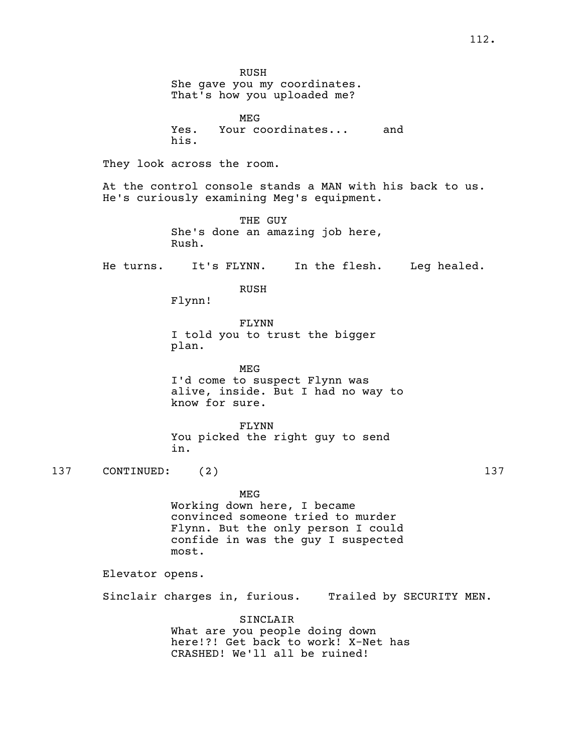RUSH
She gave you my coordinates.
That's how you uploaded me?

MEG
Yes. Your coordinates... and
his.

They look across the room.

At the control console stands a MAN with his back to us.
He's curiously examining Meg's equipment.

THE GUY
She's done an amazing job here,
Rush.

He turns. It's FLYNN. In the flesh. Leg healed.

RUSH
Flynn!

FLYNN
I told you to trust the bigger
plan.

MEG
I'd come to suspect Flynn was
alive, inside. But I had no way to
know for sure.

FLYNN
You picked the right guy to send
in.

137 CONTINUED: (2) 137

MEG
Working down here, I became
convinced someone tried to murder
Flynn. But the only person I could
confide in was the guy I suspected
most.

Elevator opens.

Sinclair charges in, furious. Trailed by SECURITY MEN.

SINCLAIR
What are you people doing down
here!?! Get back to work! X-Net has
CRASHED! We'll all be ruined!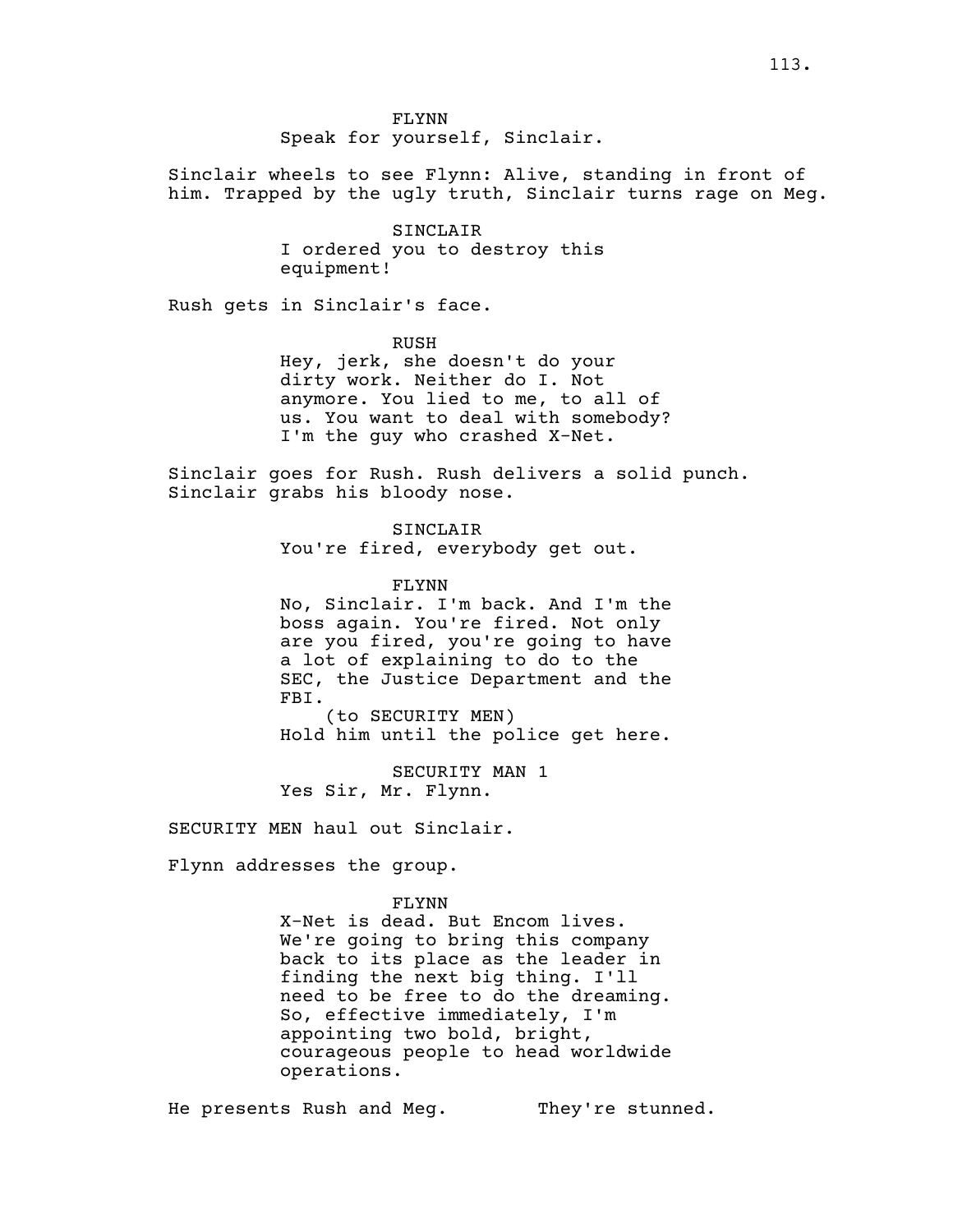FLYNN
Speak for yourself, Sinclair.

Sinclair wheels to see Flynn: Alive, standing in front of him. Trapped by the ugly truth, Sinclair turns rage on Meg.

SINCLAIR
I ordered you to destroy this equipment!

Rush gets in Sinclair's face.

RUSH
Hey, jerk, she doesn't do your dirty work. Neither do I. Not anymore. You lied to me, to all of us. You want to deal with somebody? I'm the guy who crashed X-Net.

Sinclair goes for Rush. Rush delivers a solid punch. Sinclair grabs his bloody nose.

SINCLAIR
You're fired, everybody get out.

FLYNN
No, Sinclair. I'm back. And I'm the boss again. You're fired. Not only are you fired, you're going to have a lot of explaining to do to the SEC, the Justice Department and the FBI.
(to SECURITY MEN)
Hold him until the police get here.

SECURITY MAN 1
Yes Sir, Mr. Flynn.

SECURITY MEN haul out Sinclair.

Flynn addresses the group.

FLYNN
X-Net is dead. But Encom lives. We're going to bring this company back to its place as the leader in finding the next big thing. I'll need to be free to do the dreaming. So, effective immediately, I'm appointing two bold, bright, courageous people to head worldwide operations.

He presents Rush and Meg. They're stunned.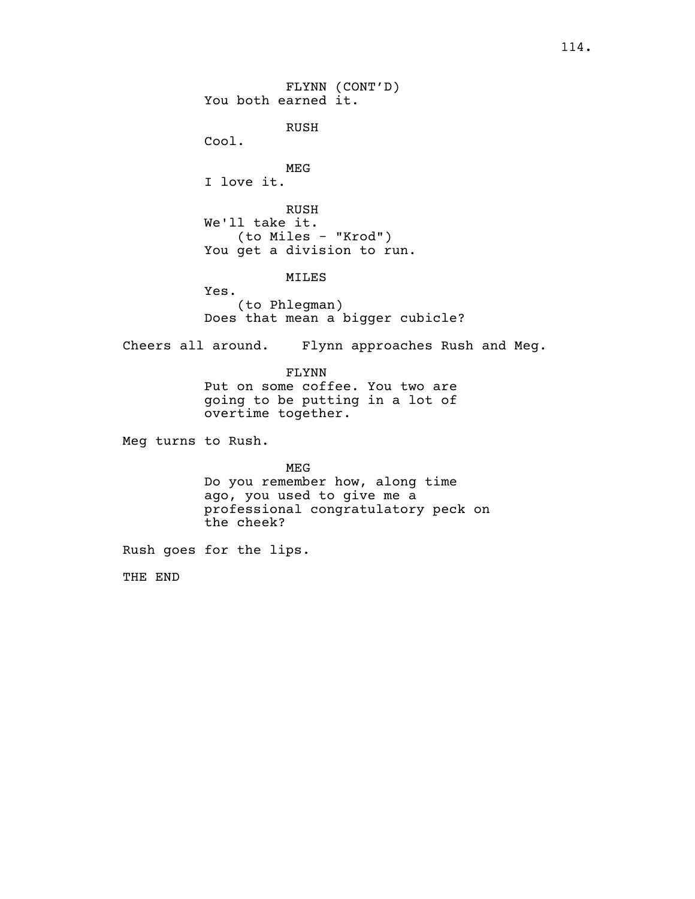FLYNN (CONT'D)
You both earned it.

RUSH
Cool.

MEG
I love it.

RUSH
We'll take it.
(to Miles - "Krod")
You get a division to run.

MILES
Yes.
(to Phlegman)
Does that mean a bigger cubicle?

Cheers all around. Flynn approaches Rush and Meg.

FLYNN
Put on some coffee. You two are going to be putting in a lot of overtime together.

Meg turns to Rush.

MEG
Do you remember how, along time ago, you used to give me a professional congratulatory peck on the cheek?

Rush goes for the lips.

THE END